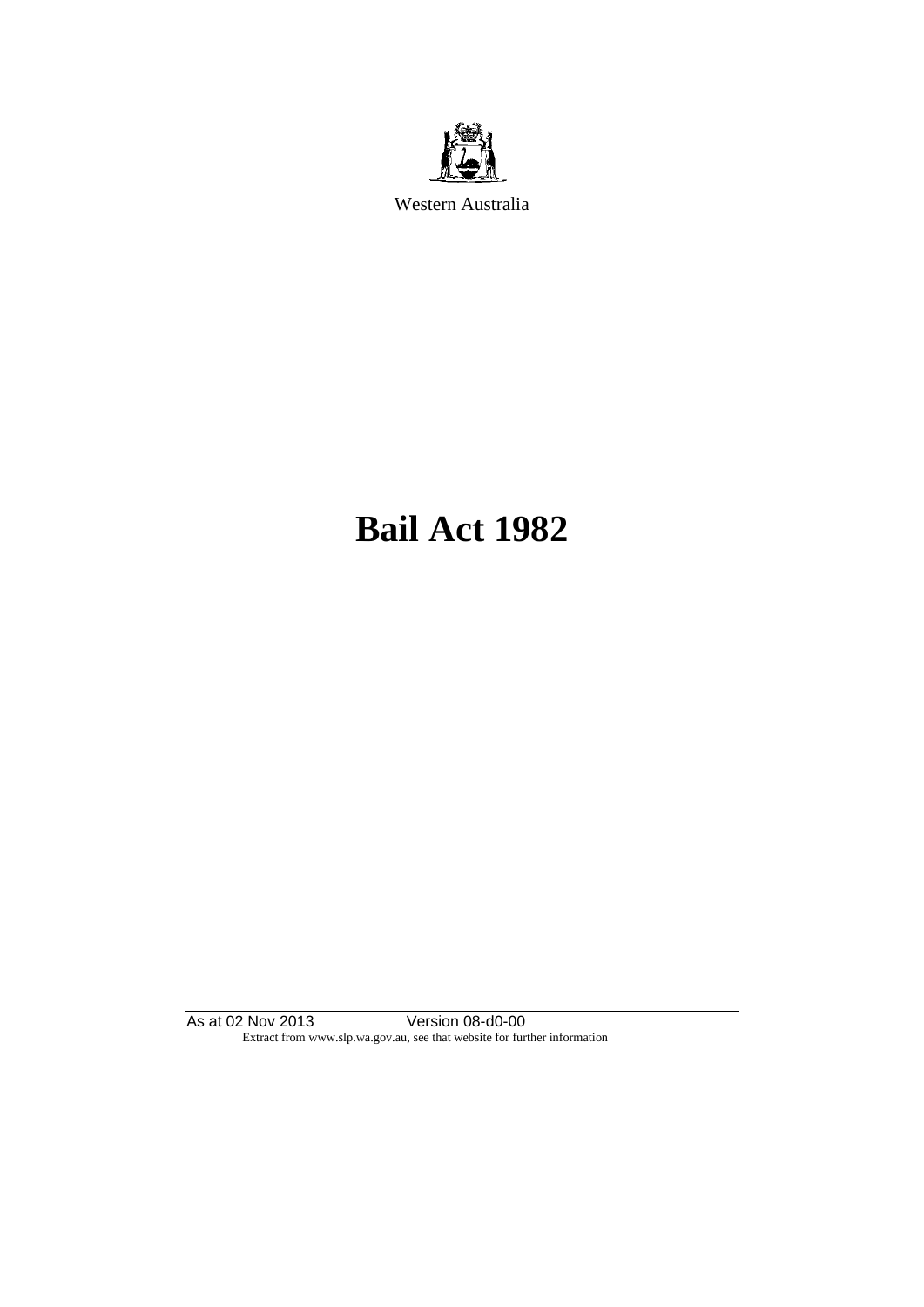Western Australia

# Bail Act 1982

As at 02 Nov 2013 Version 08-d0-00
Extract from www.slp.wa.gov.au, see that website for further information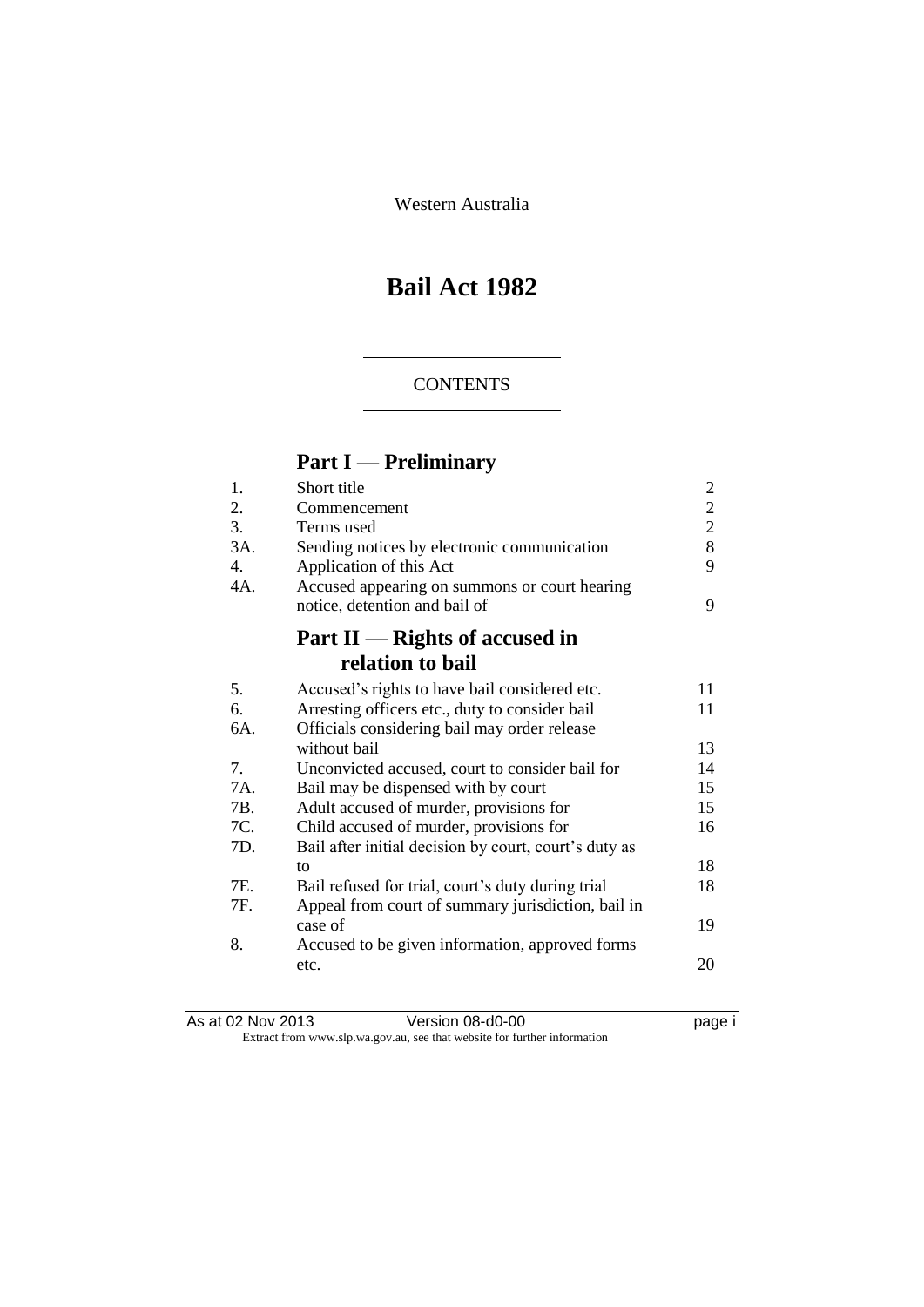Western Australia

# Bail Act 1982

CONTENTS

## Part I — Preliminary

| | | |
|---|---|---|
| 1. | Short title | 2 |
| 2. | Commencement | 2 |
| 3. | Terms used | 2 |
| 3A. | Sending notices by electronic communication | 8 |
| 4. | Application of this Act | 9 |
| 4A. | Accused appearing on summons or court hearing notice, detention and bail of | 9 |

## Part II — Rights of accused in relation to bail

| | | |
|---|---|---|
| 5. | Accused's rights to have bail considered etc. | 11 |
| 6. | Arresting officers etc., duty to consider bail | 11 |
| 6A. | Officials considering bail may order release without bail | 13 |
| 7. | Unconvicted accused, court to consider bail for | 14 |
| 7A. | Bail may be dispensed with by court | 15 |
| 7B. | Adult accused of murder, provisions for | 15 |
| 7C. | Child accused of murder, provisions for | 16 |
| 7D. | Bail after initial decision by court, court's duty as to | 18 |
| 7E. | Bail refused for trial, court's duty during trial | 18 |
| 7F. | Appeal from court of summary jurisdiction, bail in case of | 19 |
| 8. | Accused to be given information, approved forms etc. | 20 |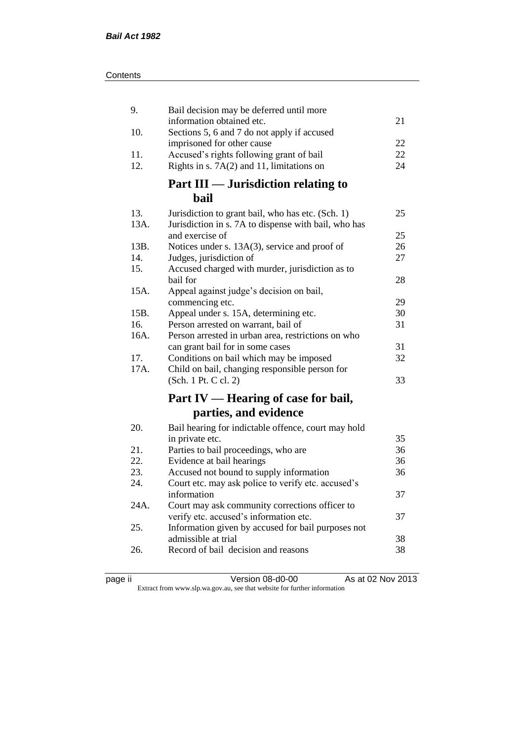| | | |
|---|---|---|
| 9. | Bail decision may be deferred until more information obtained etc. | 21 |
| 10. | Sections 5, 6 and 7 do not apply if accused imprisoned for other cause | 22 |
| 11. | Accused's rights following grant of bail | 22 |
| 12. | Rights in s. 7A(2) and 11, limitations on | 24 |

## Part III — Jurisdiction relating to bail

| | | |
|---|---|---|
| 13. | Jurisdiction to grant bail, who has etc. (Sch. 1) | 25 |
| 13A. | Jurisdiction in s. 7A to dispense with bail, who has and exercise of | 25 |
| 13B. | Notices under s. 13A(3), service and proof of | 26 |
| 14. | Judges, jurisdiction of | 27 |
| 15. | Accused charged with murder, jurisdiction as to bail for | 28 |
| 15A. | Appeal against judge's decision on bail, commencing etc. | 29 |
| 15B. | Appeal under s. 15A, determining etc. | 30 |
| 16. | Person arrested on warrant, bail of | 31 |
| 16A. | Person arrested in urban area, restrictions on who can grant bail for in some cases | 31 |
| 17. | Conditions on bail which may be imposed | 32 |
| 17A. | Child on bail, changing responsible person for (Sch. 1 Pt. C cl. 2) | 33 |

## Part IV — Hearing of case for bail, parties, and evidence

| | | |
|---|---|---|
| 20. | Bail hearing for indictable offence, court may hold in private etc. | 35 |
| 21. | Parties to bail proceedings, who are | 36 |
| 22. | Evidence at bail hearings | 36 |
| 23. | Accused not bound to supply information | 36 |
| 24. | Court etc. may ask police to verify etc. accused's information | 37 |
| 24A. | Court may ask community corrections officer to verify etc. accused's information etc. | 37 |
| 25. | Information given by accused for bail purposes not admissible at trial | 38 |
| 26. | Record of bail decision and reasons | 38 |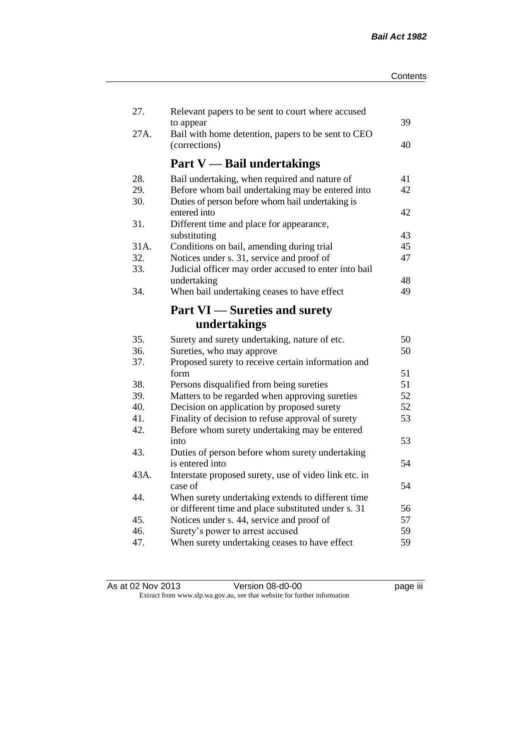| | | |
|---|---|---|
| 27. | Relevant papers to be sent to court where accused to appear | 39 |
| 27A. | Bail with home detention, papers to be sent to CEO (corrections) | 40 |

## Part V — Bail undertakings

| | | |
|---|---|---|
| 28. | Bail undertaking, when required and nature of | 41 |
| 29. | Before whom bail undertaking may be entered into | 42 |
| 30. | Duties of person before whom bail undertaking is entered into | 42 |
| 31. | Different time and place for appearance, substituting | 43 |
| 31A. | Conditions on bail, amending during trial | 45 |
| 32. | Notices under s. 31, service and proof of | 47 |
| 33. | Judicial officer may order accused to enter into bail undertaking | 48 |
| 34. | When bail undertaking ceases to have effect | 49 |

## Part VI — Sureties and surety undertakings

| | | |
|---|---|---|
| 35. | Surety and surety undertaking, nature of etc. | 50 |
| 36. | Sureties, who may approve | 50 |
| 37. | Proposed surety to receive certain information and form | 51 |
| 38. | Persons disqualified from being sureties | 51 |
| 39. | Matters to be regarded when approving sureties | 52 |
| 40. | Decision on application by proposed surety | 52 |
| 41. | Finality of decision to refuse approval of surety | 53 |
| 42. | Before whom surety undertaking may be entered into | 53 |
| 43. | Duties of person before whom surety undertaking is entered into | 54 |
| 43A. | Interstate proposed surety, use of video link etc. in case of | 54 |
| 44. | When surety undertaking extends to different time or different time and place substituted under s. 31 | 56 |
| 45. | Notices under s. 44, service and proof of | 57 |
| 46. | Surety's power to arrest accused | 59 |
| 47. | When surety undertaking ceases to have effect | 59 |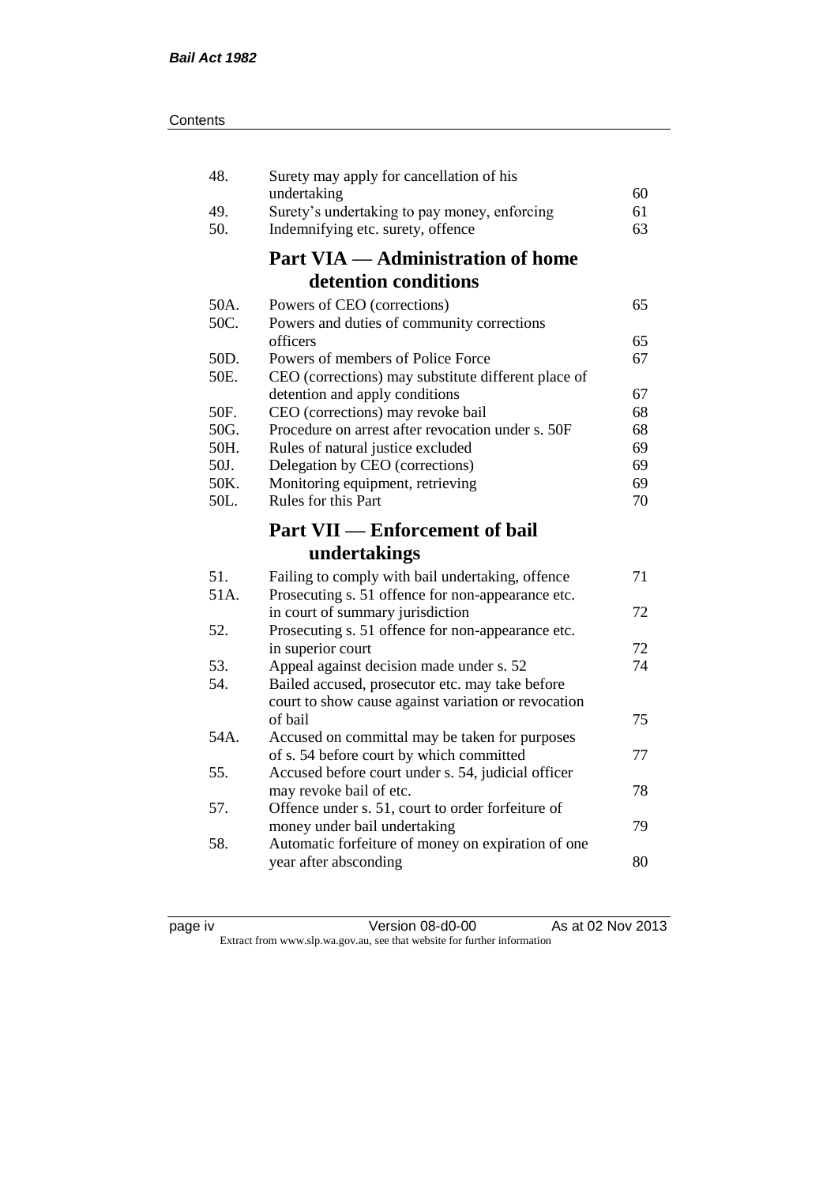| | | |
|---|---|---|
| 48. | Surety may apply for cancellation of his undertaking | 60 |
| 49. | Surety's undertaking to pay money, enforcing | 61 |
| 50. | Indemnifying etc. surety, offence | 63 |

## Part VIA — Administration of home detention conditions

| | | |
|---|---|---|
| 50A. | Powers of CEO (corrections) | 65 |
| 50C. | Powers and duties of community corrections officers | 65 |
| 50D. | Powers of members of Police Force | 67 |
| 50E. | CEO (corrections) may substitute different place of detention and apply conditions | 67 |
| 50F. | CEO (corrections) may revoke bail | 68 |
| 50G. | Procedure on arrest after revocation under s. 50F | 68 |
| 50H. | Rules of natural justice excluded | 69 |
| 50J. | Delegation by CEO (corrections) | 69 |
| 50K. | Monitoring equipment, retrieving | 69 |
| 50L. | Rules for this Part | 70 |

## Part VII — Enforcement of bail undertakings

| | | |
|---|---|---|
| 51. | Failing to comply with bail undertaking, offence | 71 |
| 51A. | Prosecuting s. 51 offence for non-appearance etc. in court of summary jurisdiction | 72 |
| 52. | Prosecuting s. 51 offence for non-appearance etc. in superior court | 72 |
| 53. | Appeal against decision made under s. 52 | 74 |
| 54. | Bailed accused, prosecutor etc. may take before court to show cause against variation or revocation of bail | 75 |
| 54A. | Accused on committal may be taken for purposes of s. 54 before court by which committed | 77 |
| 55. | Accused before court under s. 54, judicial officer may revoke bail of etc. | 78 |
| 57. | Offence under s. 51, court to order forfeiture of money under bail undertaking | 79 |
| 58. | Automatic forfeiture of money on expiration of one year after absconding | 80 |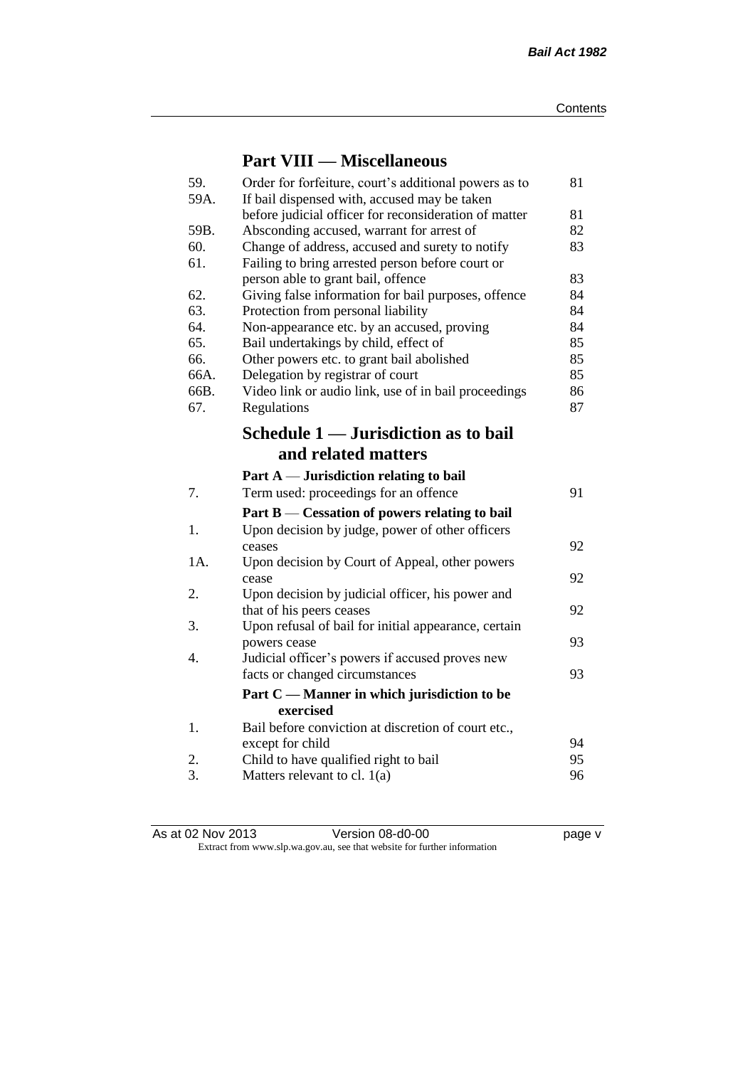## Part VIII — Miscellaneous

| | | |
|---|---|---|
| 59. | Order for forfeiture, court's additional powers as to | 81 |
| 59A. | If bail dispensed with, accused may be taken before judicial officer for reconsideration of matter | 81 |
| 59B. | Absconding accused, warrant for arrest of | 82 |
| 60. | Change of address, accused and surety to notify | 83 |
| 61. | Failing to bring arrested person before court or person able to grant bail, offence | 83 |
| 62. | Giving false information for bail purposes, offence | 84 |
| 63. | Protection from personal liability | 84 |
| 64. | Non-appearance etc. by an accused, proving | 84 |
| 65. | Bail undertakings by child, effect of | 85 |
| 66. | Other powers etc. to grant bail abolished | 85 |
| 66A. | Delegation by registrar of court | 85 |
| 66B. | Video link or audio link, use of in bail proceedings | 86 |
| 67. | Regulations | 87 |

## Schedule 1 — Jurisdiction as to bail and related matters

### Part A — Jurisdiction relating to bail

| | | |
|---|---|---|
| 7. | Term used: proceedings for an offence | 91 |

### Part B — Cessation of powers relating to bail

| | | |
|---|---|---|
| 1. | Upon decision by judge, power of other officers ceases | 92 |
| 1A. | Upon decision by Court of Appeal, other powers cease | 92 |
| 2. | Upon decision by judicial officer, his power and that of his peers ceases | 92 |
| 3. | Upon refusal of bail for initial appearance, certain powers cease | 93 |
| 4. | Judicial officer's powers if accused proves new facts or changed circumstances | 93 |

### Part C — Manner in which jurisdiction to be exercised

| | | |
|---|---|---|
| 1. | Bail before conviction at discretion of court etc., except for child | 94 |
| 2. | Child to have qualified right to bail | 95 |
| 3. | Matters relevant to cl. 1(a) | 96 |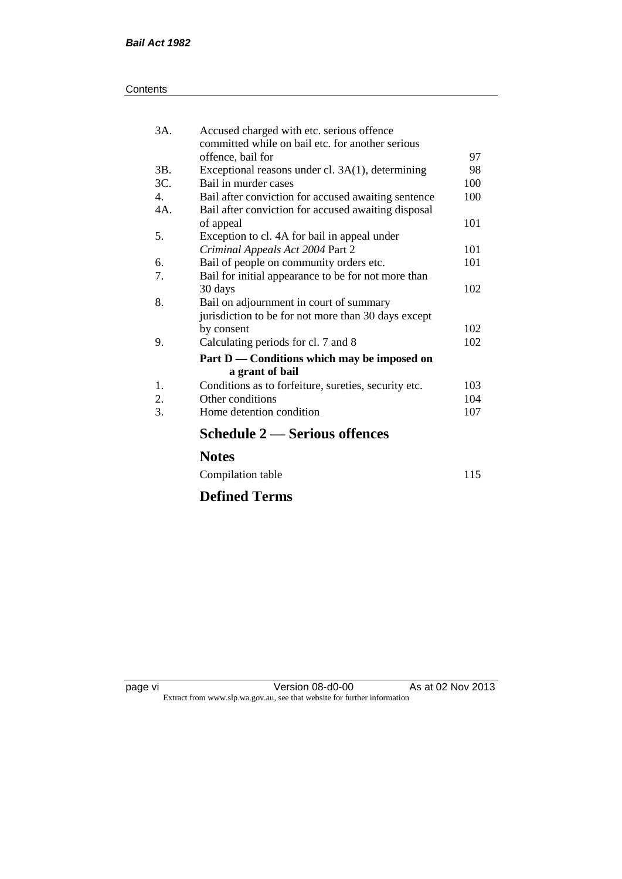| | | |
|---|---|---|
| 3A. | Accused charged with etc. serious offence committed while on bail etc. for another serious offence, bail for | 97 |
| 3B. | Exceptional reasons under cl. 3A(1), determining | 98 |
| 3C. | Bail in murder cases | 100 |
| 4. | Bail after conviction for accused awaiting sentence | 100 |
| 4A. | Bail after conviction for accused awaiting disposal of appeal | 101 |
| 5. | Exception to cl. 4A for bail in appeal under *Criminal Appeals Act 2004* Part 2 | 101 |
| 6. | Bail of people on community orders etc. | 101 |
| 7. | Bail for initial appearance to be for not more than 30 days | 102 |
| 8. | Bail on adjournment in court of summary jurisdiction to be for not more than 30 days except by consent | 102 |
| 9. | Calculating periods for cl. 7 and 8 | 102 |

**Part D — Conditions which may be imposed on a grant of bail**

| | | |
|---|---|---|
| 1. | Conditions as to forfeiture, sureties, security etc. | 103 |
| 2. | Other conditions | 104 |
| 3. | Home detention condition | 107 |

## Schedule 2 — Serious offences

## Notes

Compilation table 115

## Defined Terms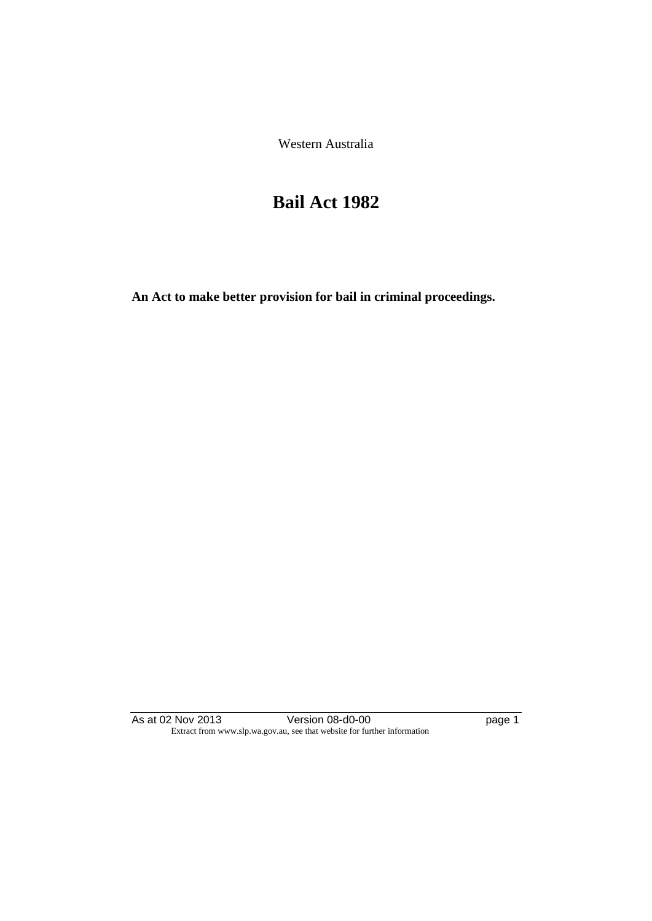Western Australia

# Bail Act 1982

**An Act to make better provision for bail in criminal proceedings.**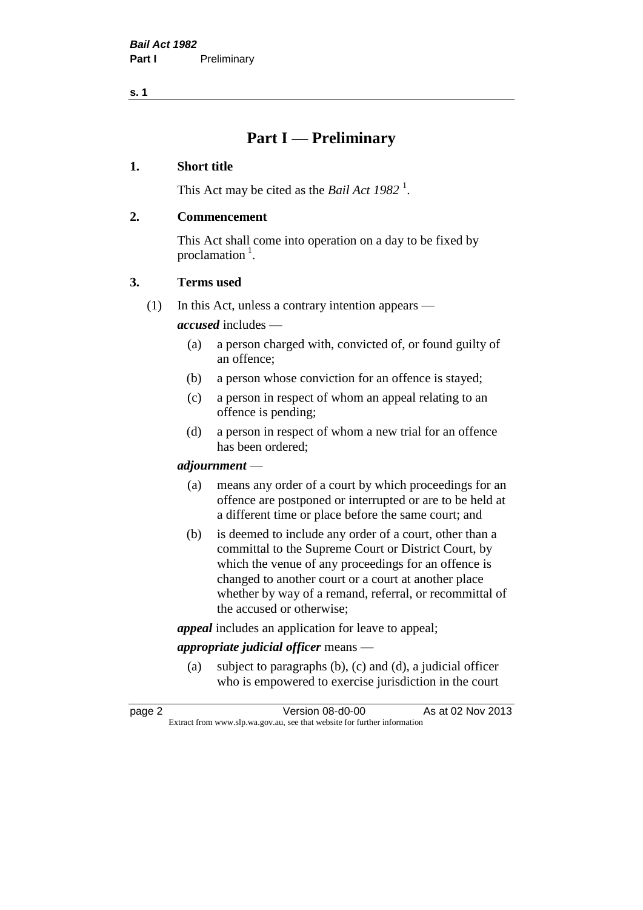# Part I — Preliminary

## 1. Short title

This Act may be cited as the *Bail Act 1982* [1].

## 2. Commencement

This Act shall come into operation on a day to be fixed by proclamation [1].

## 3. Terms used

(1) In this Act, unless a contrary intention appears —

***accused*** includes —

- (a) a person charged with, convicted of, or found guilty of an offence;
- (b) a person whose conviction for an offence is stayed;
- (c) a person in respect of whom an appeal relating to an offence is pending;
- (d) a person in respect of whom a new trial for an offence has been ordered;

***adjournment*** —

- (a) means any order of a court by which proceedings for an offence are postponed or interrupted or are to be held at a different time or place before the same court; and
- (b) is deemed to include any order of a court, other than a committal to the Supreme Court or District Court, by which the venue of any proceedings for an offence is changed to another court or a court at another place whether by way of a remand, referral, or recommittal of the accused or otherwise;

***appeal*** includes an application for leave to appeal;

***appropriate judicial officer*** means —

- (a) subject to paragraphs (b), (c) and (d), a judicial officer who is empowered to exercise jurisdiction in the court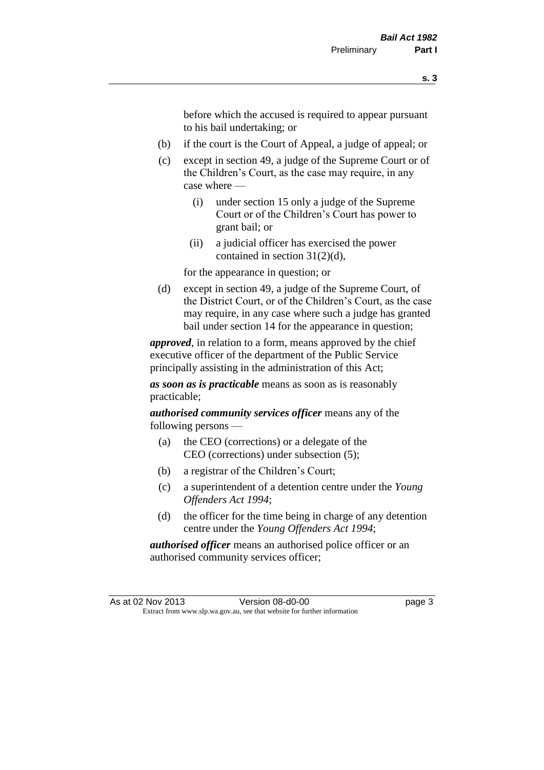before which the accused is required to appear pursuant to his bail undertaking; or

(b) if the court is the Court of Appeal, a judge of appeal; or

(c) except in section 49, a judge of the Supreme Court or of the Children's Court, as the case may require, in any case where —

 (i) under section 15 only a judge of the Supreme Court or of the Children's Court has power to grant bail; or

 (ii) a judicial officer has exercised the power contained in section 31(2)(d),

 for the appearance in question; or

(d) except in section 49, a judge of the Supreme Court, of the District Court, or of the Children's Court, as the case may require, in any case where such a judge has granted bail under section 14 for the appearance in question;

***approved***, in relation to a form, means approved by the chief executive officer of the department of the Public Service principally assisting in the administration of this Act;

***as soon as is practicable*** means as soon as is reasonably practicable;

***authorised community services officer*** means any of the following persons —

(a) the CEO (corrections) or a delegate of the CEO (corrections) under subsection (5);

(b) a registrar of the Children's Court;

(c) a superintendent of a detention centre under the *Young Offenders Act 1994*;

(d) the officer for the time being in charge of any detention centre under the *Young Offenders Act 1994*;

***authorised officer*** means an authorised police officer or an authorised community services officer;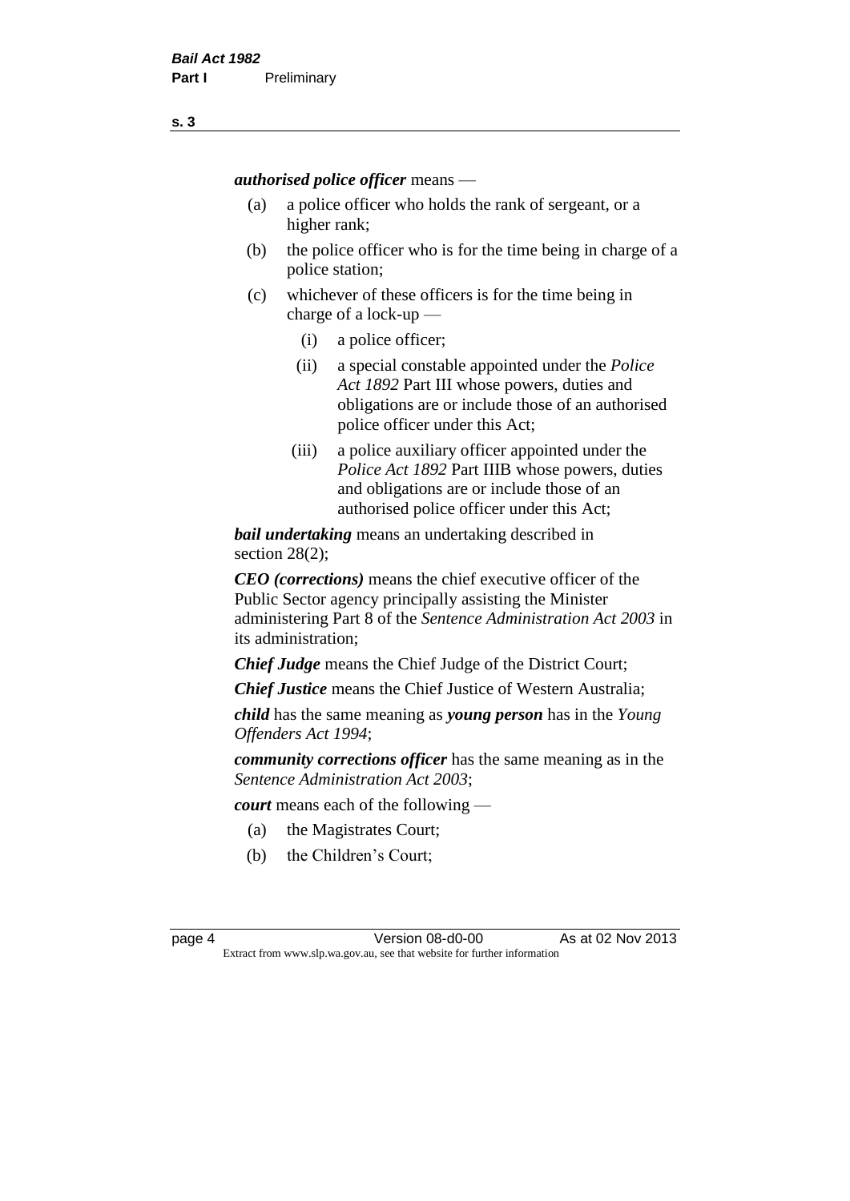***authorised police officer*** means —

(a) a police officer who holds the rank of sergeant, or a higher rank;

(b) the police officer who is for the time being in charge of a police station;

(c) whichever of these officers is for the time being in charge of a lock-up —

  (i) a police officer;

  (ii) a special constable appointed under the *Police Act 1892* Part III whose powers, duties and obligations are or include those of an authorised police officer under this Act;

  (iii) a police auxiliary officer appointed under the *Police Act 1892* Part IIIB whose powers, duties and obligations are or include those of an authorised police officer under this Act;

***bail undertaking*** means an undertaking described in section 28(2);

***CEO (corrections)*** means the chief executive officer of the Public Sector agency principally assisting the Minister administering Part 8 of the *Sentence Administration Act 2003* in its administration;

***Chief Judge*** means the Chief Judge of the District Court;

***Chief Justice*** means the Chief Justice of Western Australia;

***child*** has the same meaning as ***young person*** has in the *Young Offenders Act 1994*;

***community corrections officer*** has the same meaning as in the *Sentence Administration Act 2003*;

***court*** means each of the following —

(a) the Magistrates Court;

(b) the Children's Court;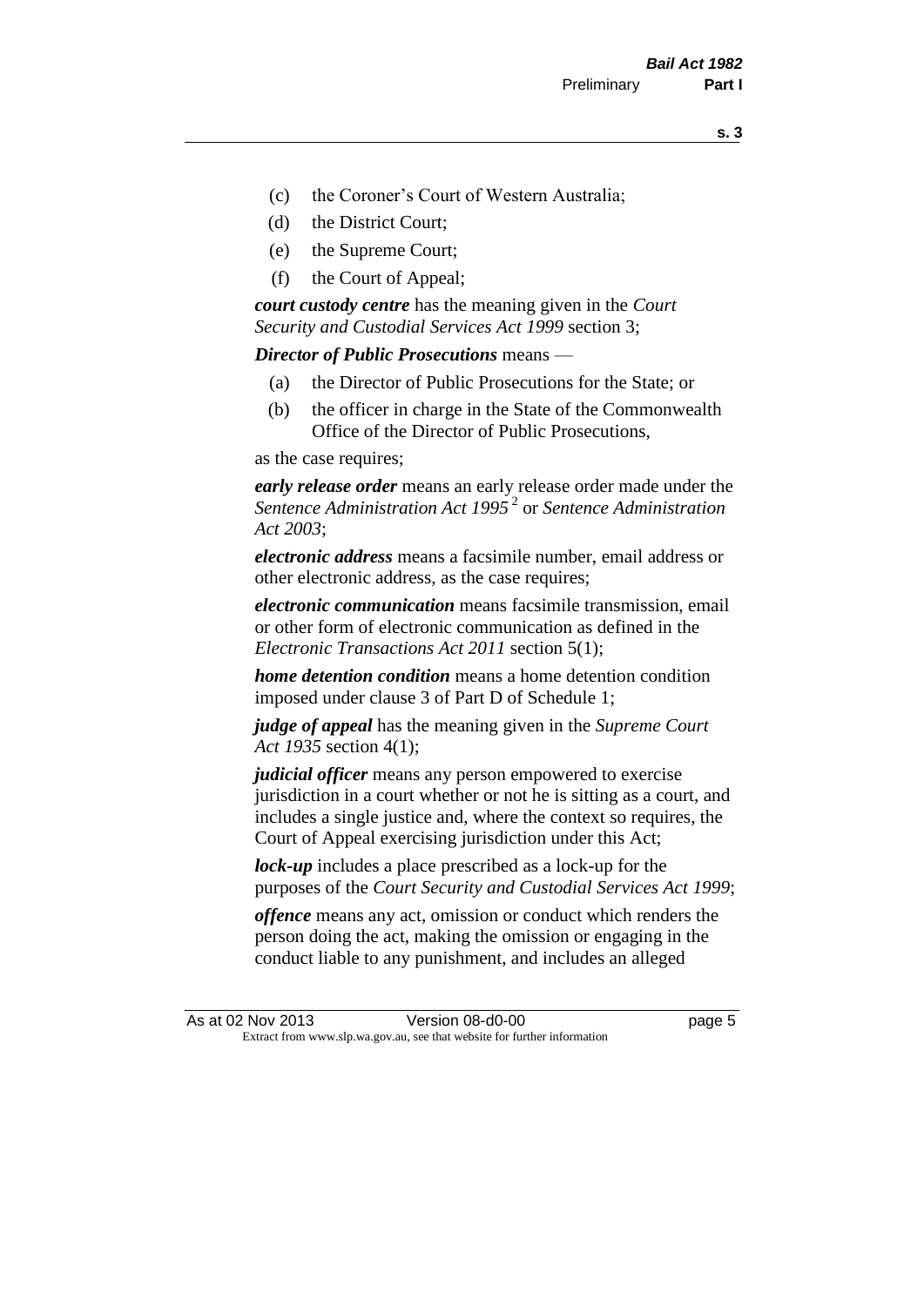- (c) the Coroner's Court of Western Australia;
- (d) the District Court;
- (e) the Supreme Court;
- (f) the Court of Appeal;

***court custody centre*** has the meaning given in the *Court Security and Custodial Services Act 1999* section 3;

***Director of Public Prosecutions*** means —

- (a) the Director of Public Prosecutions for the State; or
- (b) the officer in charge in the State of the Commonwealth Office of the Director of Public Prosecutions,

as the case requires;

***early release order*** means an early release order made under the *Sentence Administration Act 1995* [2] or *Sentence Administration Act 2003*;

***electronic address*** means a facsimile number, email address or other electronic address, as the case requires;

***electronic communication*** means facsimile transmission, email or other form of electronic communication as defined in the *Electronic Transactions Act 2011* section 5(1);

***home detention condition*** means a home detention condition imposed under clause 3 of Part D of Schedule 1;

***judge of appeal*** has the meaning given in the *Supreme Court Act 1935* section 4(1);

***judicial officer*** means any person empowered to exercise jurisdiction in a court whether or not he is sitting as a court, and includes a single justice and, where the context so requires, the Court of Appeal exercising jurisdiction under this Act;

***lock-up*** includes a place prescribed as a lock-up for the purposes of the *Court Security and Custodial Services Act 1999*;

***offence*** means any act, omission or conduct which renders the person doing the act, making the omission or engaging in the conduct liable to any punishment, and includes an alleged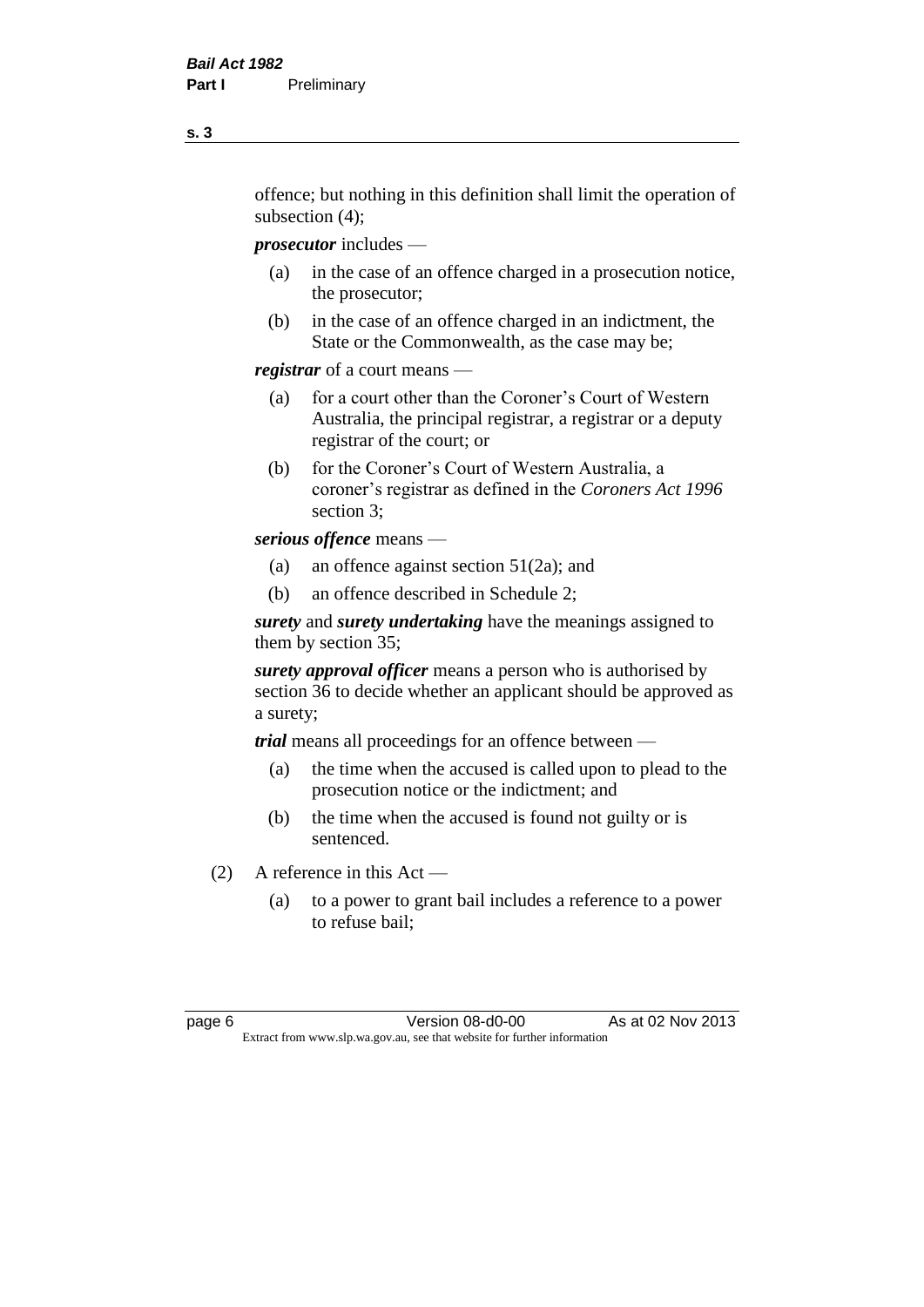offence; but nothing in this definition shall limit the operation of subsection (4);

***prosecutor*** includes —

(a) in the case of an offence charged in a prosecution notice, the prosecutor;

(b) in the case of an offence charged in an indictment, the State or the Commonwealth, as the case may be;

***registrar*** of a court means —

(a) for a court other than the Coroner's Court of Western Australia, the principal registrar, a registrar or a deputy registrar of the court; or

(b) for the Coroner's Court of Western Australia, a coroner's registrar as defined in the *Coroners Act 1996* section 3;

***serious offence*** means —

(a) an offence against section 51(2a); and

(b) an offence described in Schedule 2;

***surety*** and ***surety undertaking*** have the meanings assigned to them by section 35;

***surety approval officer*** means a person who is authorised by section 36 to decide whether an applicant should be approved as a surety;

***trial*** means all proceedings for an offence between —

(a) the time when the accused is called upon to plead to the prosecution notice or the indictment; and

(b) the time when the accused is found not guilty or is sentenced.

(2) A reference in this Act —

(a) to a power to grant bail includes a reference to a power to refuse bail;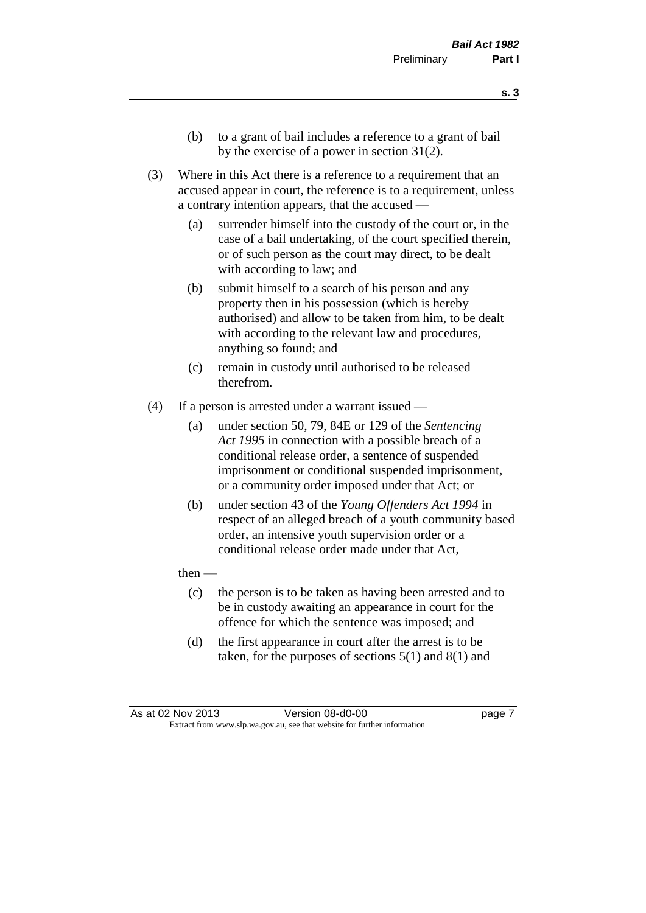(b) to a grant of bail includes a reference to a grant of bail by the exercise of a power in section 31(2).

(3) Where in this Act there is a reference to a requirement that an accused appear in court, the reference is to a requirement, unless a contrary intention appears, that the accused —

(a) surrender himself into the custody of the court or, in the case of a bail undertaking, of the court specified therein, or of such person as the court may direct, to be dealt with according to law; and

(b) submit himself to a search of his person and any property then in his possession (which is hereby authorised) and allow to be taken from him, to be dealt with according to the relevant law and procedures, anything so found; and

(c) remain in custody until authorised to be released therefrom.

(4) If a person is arrested under a warrant issued —

(a) under section 50, 79, 84E or 129 of the *Sentencing Act 1995* in connection with a possible breach of a conditional release order, a sentence of suspended imprisonment or conditional suspended imprisonment, or a community order imposed under that Act; or

(b) under section 43 of the *Young Offenders Act 1994* in respect of an alleged breach of a youth community based order, an intensive youth supervision order or a conditional release order made under that Act,

then —

(c) the person is to be taken as having been arrested and to be in custody awaiting an appearance in court for the offence for which the sentence was imposed; and

(d) the first appearance in court after the arrest is to be taken, for the purposes of sections 5(1) and 8(1) and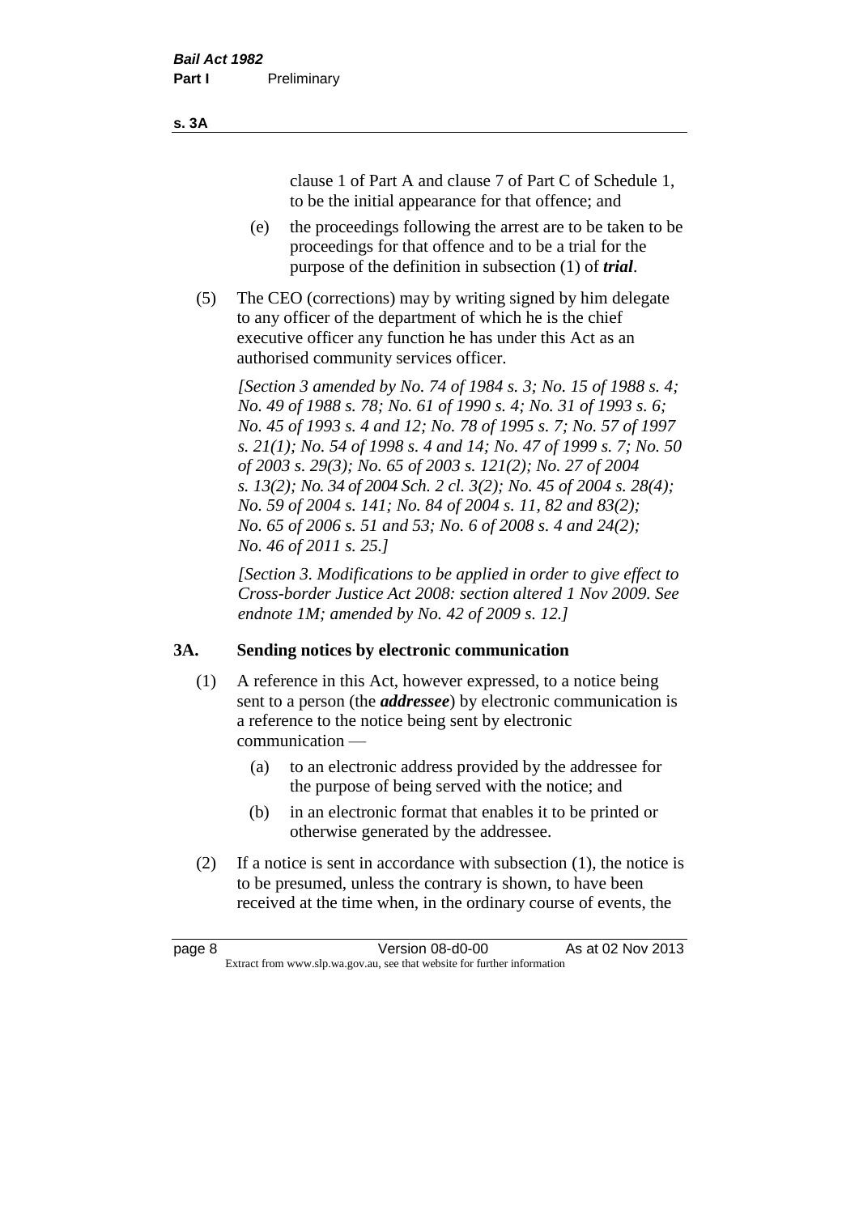clause 1 of Part A and clause 7 of Part C of Schedule 1, to be the initial appearance for that offence; and

(e) the proceedings following the arrest are to be taken to be proceedings for that offence and to be a trial for the purpose of the definition in subsection (1) of ***trial***.

(5) The CEO (corrections) may by writing signed by him delegate to any officer of the department of which he is the chief executive officer any function he has under this Act as an authorised community services officer.

*[Section 3 amended by No. 74 of 1984 s. 3; No. 15 of 1988 s. 4; No. 49 of 1988 s. 78; No. 61 of 1990 s. 4; No. 31 of 1993 s. 6; No. 45 of 1993 s. 4 and 12; No. 78 of 1995 s. 7; No. 57 of 1997 s. 21(1); No. 54 of 1998 s. 4 and 14; No. 47 of 1999 s. 7; No. 50 of 2003 s. 29(3); No. 65 of 2003 s. 121(2); No. 27 of 2004 s. 13(2); No. 34 of 2004 Sch. 2 cl. 3(2); No. 45 of 2004 s. 28(4); No. 59 of 2004 s. 141; No. 84 of 2004 s. 11, 82 and 83(2); No. 65 of 2006 s. 51 and 53; No. 6 of 2008 s. 4 and 24(2); No. 46 of 2011 s. 25.]*

*[Section 3. Modifications to be applied in order to give effect to Cross-border Justice Act 2008: section altered 1 Nov 2009. See endnote 1M; amended by No. 42 of 2009 s. 12.]*

## 3A. Sending notices by electronic communication

(1) A reference in this Act, however expressed, to a notice being sent to a person (the ***addressee***) by electronic communication is a reference to the notice being sent by electronic communication —

(a) to an electronic address provided by the addressee for the purpose of being served with the notice; and

(b) in an electronic format that enables it to be printed or otherwise generated by the addressee.

(2) If a notice is sent in accordance with subsection (1), the notice is to be presumed, unless the contrary is shown, to have been received at the time when, in the ordinary course of events, the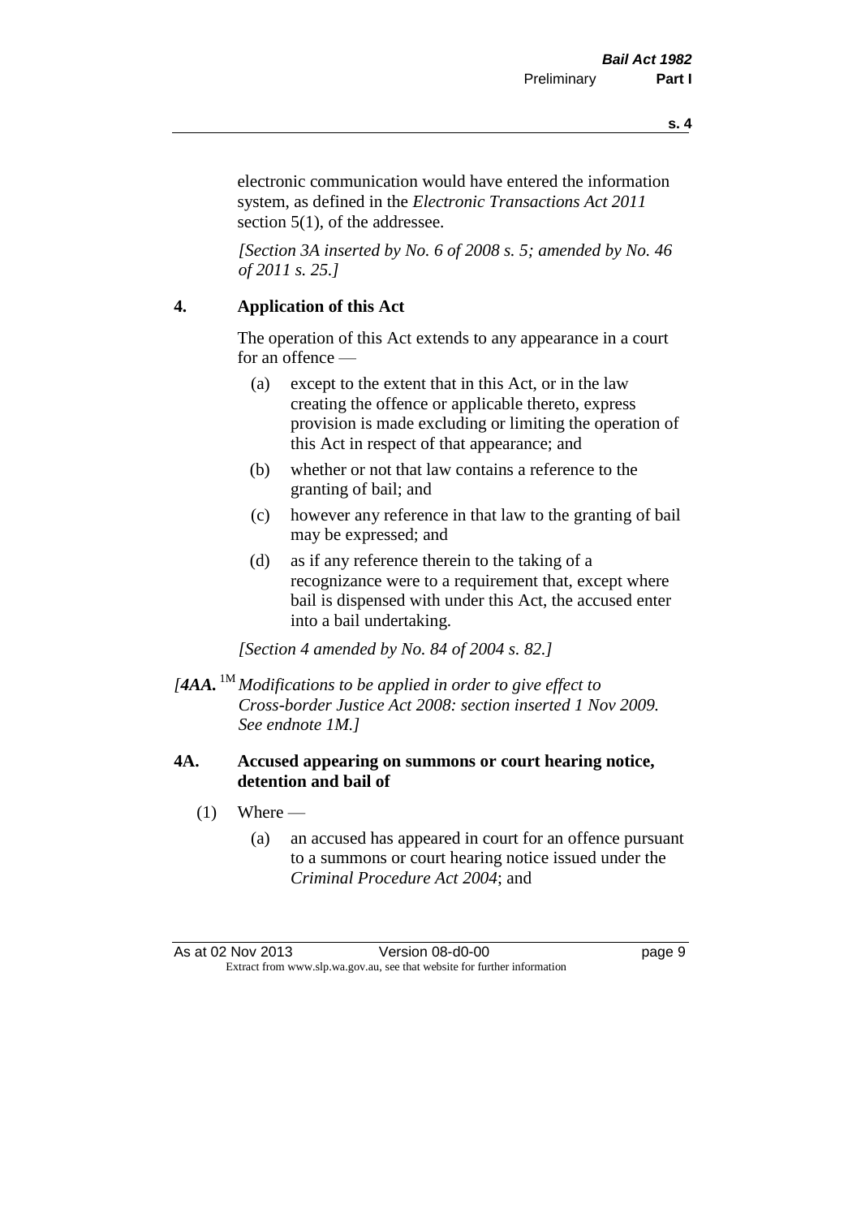electronic communication would have entered the information system, as defined in the *Electronic Transactions Act 2011* section 5(1), of the addressee.

*[Section 3A inserted by No. 6 of 2008 s. 5; amended by No. 46 of 2011 s. 25.]*

### 4. Application of this Act

The operation of this Act extends to any appearance in a court for an offence —

(a) except to the extent that in this Act, or in the law creating the offence or applicable thereto, express provision is made excluding or limiting the operation of this Act in respect of that appearance; and

(b) whether or not that law contains a reference to the granting of bail; and

(c) however any reference in that law to the granting of bail may be expressed; and

(d) as if any reference therein to the taking of a recognizance were to a requirement that, except where bail is dispensed with under this Act, the accused enter into a bail undertaking.

*[Section 4 amended by No. 84 of 2004 s. 82.]*

*[**4AA.** [1M] Modifications to be applied in order to give effect to Cross-border Justice Act 2008: section inserted 1 Nov 2009. See endnote 1M.]*

### 4A. Accused appearing on summons or court hearing notice, detention and bail of

(1) Where —

(a) an accused has appeared in court for an offence pursuant to a summons or court hearing notice issued under the *Criminal Procedure Act 2004*; and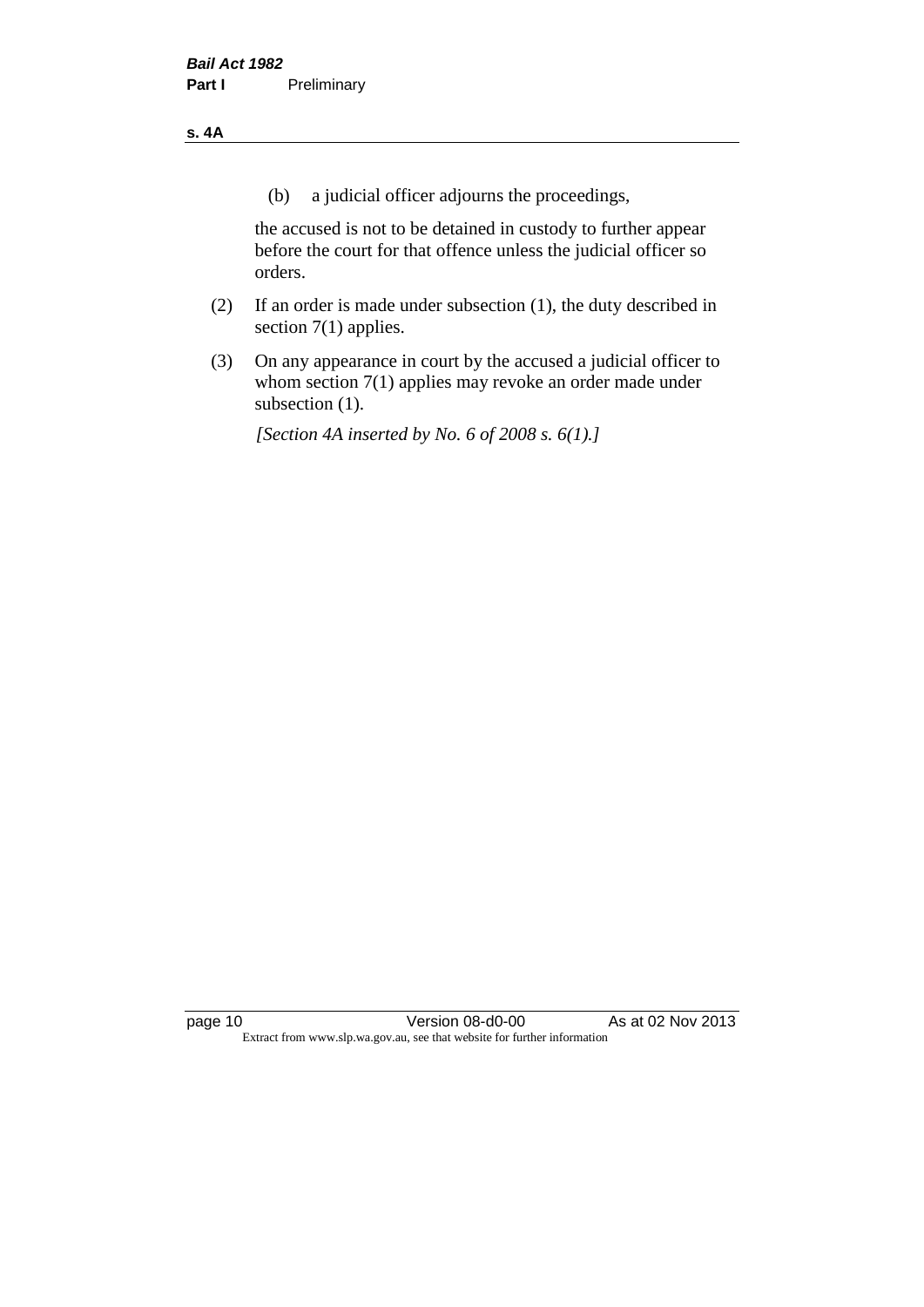(b) a judicial officer adjourns the proceedings,

the accused is not to be detained in custody to further appear before the court for that offence unless the judicial officer so orders.

(2) If an order is made under subsection (1), the duty described in section 7(1) applies.

(3) On any appearance in court by the accused a judicial officer to whom section 7(1) applies may revoke an order made under subsection (1).

*[Section 4A inserted by No. 6 of 2008 s. 6(1).]*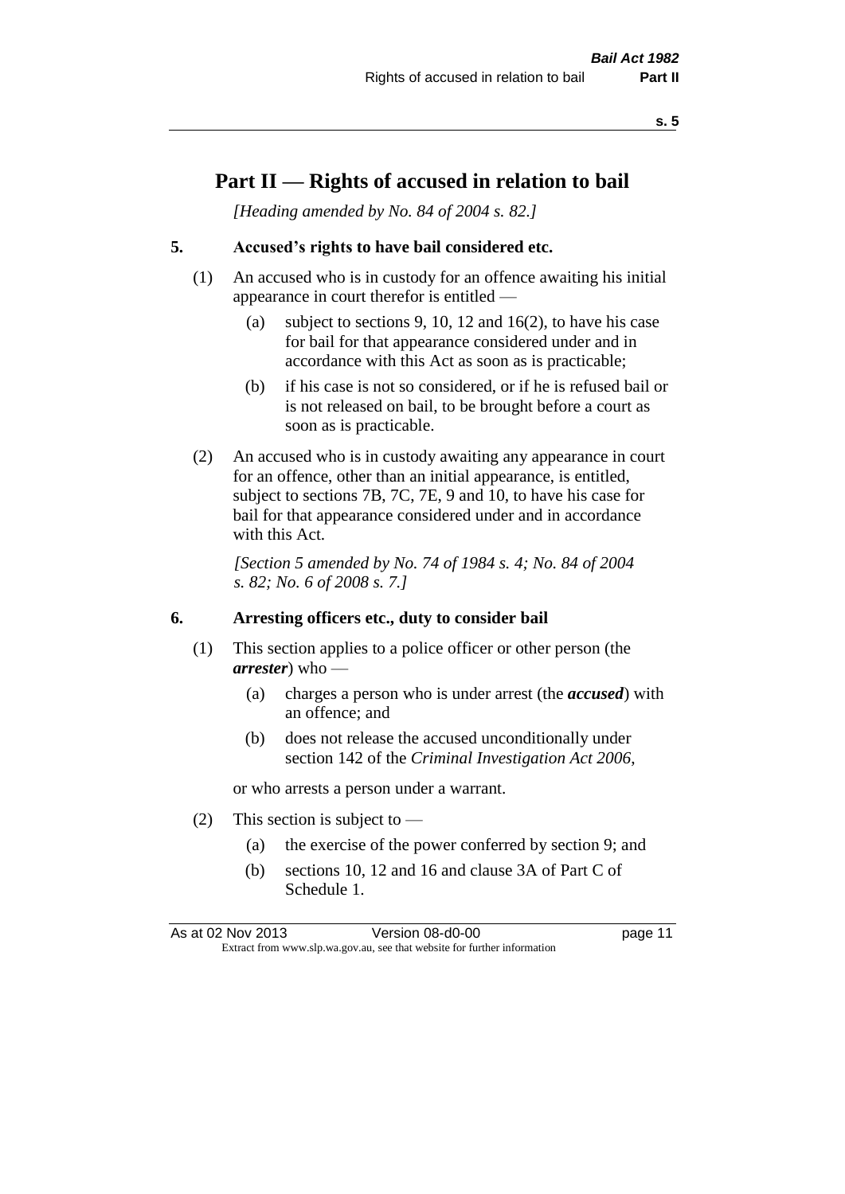# Part II — Rights of accused in relation to bail

*[Heading amended by No. 84 of 2004 s. 82.]*

## 5. Accused's rights to have bail considered etc.

(1) An accused who is in custody for an offence awaiting his initial appearance in court therefor is entitled —

(a) subject to sections 9, 10, 12 and 16(2), to have his case for bail for that appearance considered under and in accordance with this Act as soon as is practicable;

(b) if his case is not so considered, or if he is refused bail or is not released on bail, to be brought before a court as soon as is practicable.

(2) An accused who is in custody awaiting any appearance in court for an offence, other than an initial appearance, is entitled, subject to sections 7B, 7C, 7E, 9 and 10, to have his case for bail for that appearance considered under and in accordance with this Act.

*[Section 5 amended by No. 74 of 1984 s. 4; No. 84 of 2004 s. 82; No. 6 of 2008 s. 7.]*

## 6. Arresting officers etc., duty to consider bail

(1) This section applies to a police officer or other person (the ***arrester***) who —

(a) charges a person who is under arrest (the ***accused***) with an offence; and

(b) does not release the accused unconditionally under section 142 of the *Criminal Investigation Act 2006*,

or who arrests a person under a warrant.

(2) This section is subject to —

(a) the exercise of the power conferred by section 9; and

(b) sections 10, 12 and 16 and clause 3A of Part C of Schedule 1.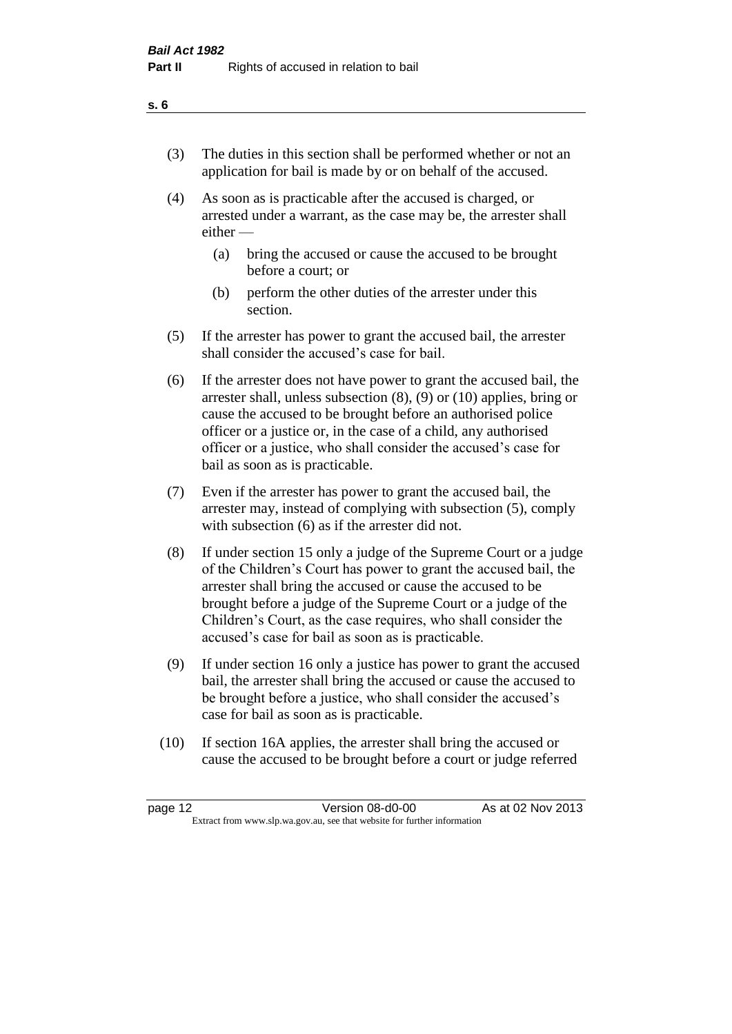(3) The duties in this section shall be performed whether or not an application for bail is made by or on behalf of the accused.

(4) As soon as is practicable after the accused is charged, or arrested under a warrant, as the case may be, the arrester shall either —

  (a) bring the accused or cause the accused to be brought before a court; or

  (b) perform the other duties of the arrester under this section.

(5) If the arrester has power to grant the accused bail, the arrester shall consider the accused's case for bail.

(6) If the arrester does not have power to grant the accused bail, the arrester shall, unless subsection (8), (9) or (10) applies, bring or cause the accused to be brought before an authorised police officer or a justice or, in the case of a child, any authorised officer or a justice, who shall consider the accused's case for bail as soon as is practicable.

(7) Even if the arrester has power to grant the accused bail, the arrester may, instead of complying with subsection (5), comply with subsection (6) as if the arrester did not.

(8) If under section 15 only a judge of the Supreme Court or a judge of the Children's Court has power to grant the accused bail, the arrester shall bring the accused or cause the accused to be brought before a judge of the Supreme Court or a judge of the Children's Court, as the case requires, who shall consider the accused's case for bail as soon as is practicable.

(9) If under section 16 only a justice has power to grant the accused bail, the arrester shall bring the accused or cause the accused to be brought before a justice, who shall consider the accused's case for bail as soon as is practicable.

(10) If section 16A applies, the arrester shall bring the accused or cause the accused to be brought before a court or judge referred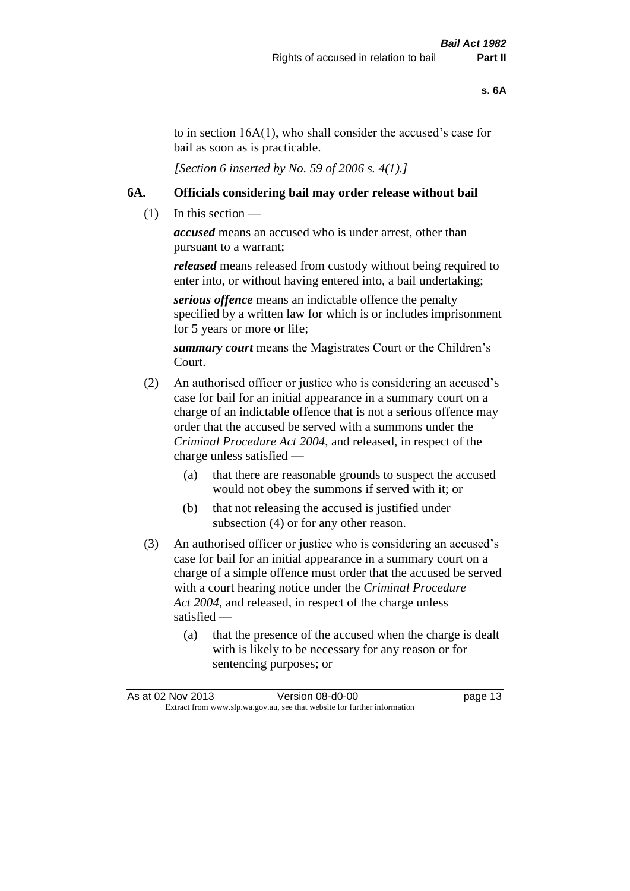to in section 16A(1), who shall consider the accused's case for bail as soon as is practicable.

*[Section 6 inserted by No. 59 of 2006 s. 4(1).]*

## 6A. Officials considering bail may order release without bail

(1) In this section —

***accused*** means an accused who is under arrest, other than pursuant to a warrant;

***released*** means released from custody without being required to enter into, or without having entered into, a bail undertaking;

***serious offence*** means an indictable offence the penalty specified by a written law for which is or includes imprisonment for 5 years or more or life;

***summary court*** means the Magistrates Court or the Children's Court.

(2) An authorised officer or justice who is considering an accused's case for bail for an initial appearance in a summary court on a charge of an indictable offence that is not a serious offence may order that the accused be served with a summons under the *Criminal Procedure Act 2004*, and released, in respect of the charge unless satisfied —

  (a) that there are reasonable grounds to suspect the accused would not obey the summons if served with it; or

  (b) that not releasing the accused is justified under subsection (4) or for any other reason.

(3) An authorised officer or justice who is considering an accused's case for bail for an initial appearance in a summary court on a charge of a simple offence must order that the accused be served with a court hearing notice under the *Criminal Procedure Act 2004*, and released, in respect of the charge unless satisfied —

  (a) that the presence of the accused when the charge is dealt with is likely to be necessary for any reason or for sentencing purposes; or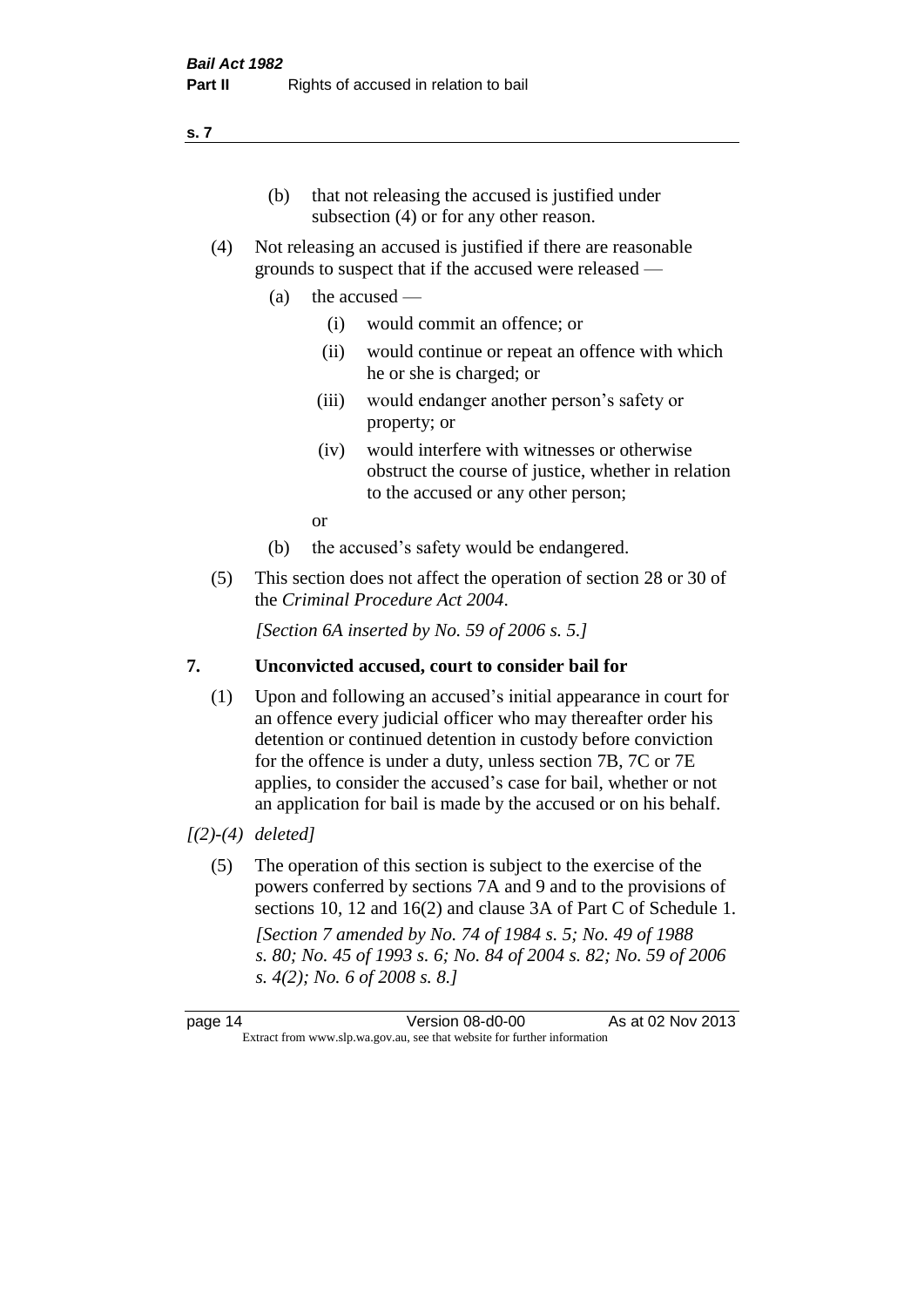(b) that not releasing the accused is justified under subsection (4) or for any other reason.

(4) Not releasing an accused is justified if there are reasonable grounds to suspect that if the accused were released —

(a) the accused —

(i) would commit an offence; or

(ii) would continue or repeat an offence with which he or she is charged; or

(iii) would endanger another person's safety or property; or

(iv) would interfere with witnesses or otherwise obstruct the course of justice, whether in relation to the accused or any other person;

or

(b) the accused's safety would be endangered.

(5) This section does not affect the operation of section 28 or 30 of the *Criminal Procedure Act 2004*.

*[Section 6A inserted by No. 59 of 2006 s. 5.]*

## 7. Unconvicted accused, court to consider bail for

(1) Upon and following an accused's initial appearance in court for an offence every judicial officer who may thereafter order his detention or continued detention in custody before conviction for the offence is under a duty, unless section 7B, 7C or 7E applies, to consider the accused's case for bail, whether or not an application for bail is made by the accused or on his behalf.

*[(2)-(4) deleted]*

(5) The operation of this section is subject to the exercise of the powers conferred by sections 7A and 9 and to the provisions of sections 10, 12 and 16(2) and clause 3A of Part C of Schedule 1.

*[Section 7 amended by No. 74 of 1984 s. 5; No. 49 of 1988 s. 80; No. 45 of 1993 s. 6; No. 84 of 2004 s. 82; No. 59 of 2006 s. 4(2); No. 6 of 2008 s. 8.]*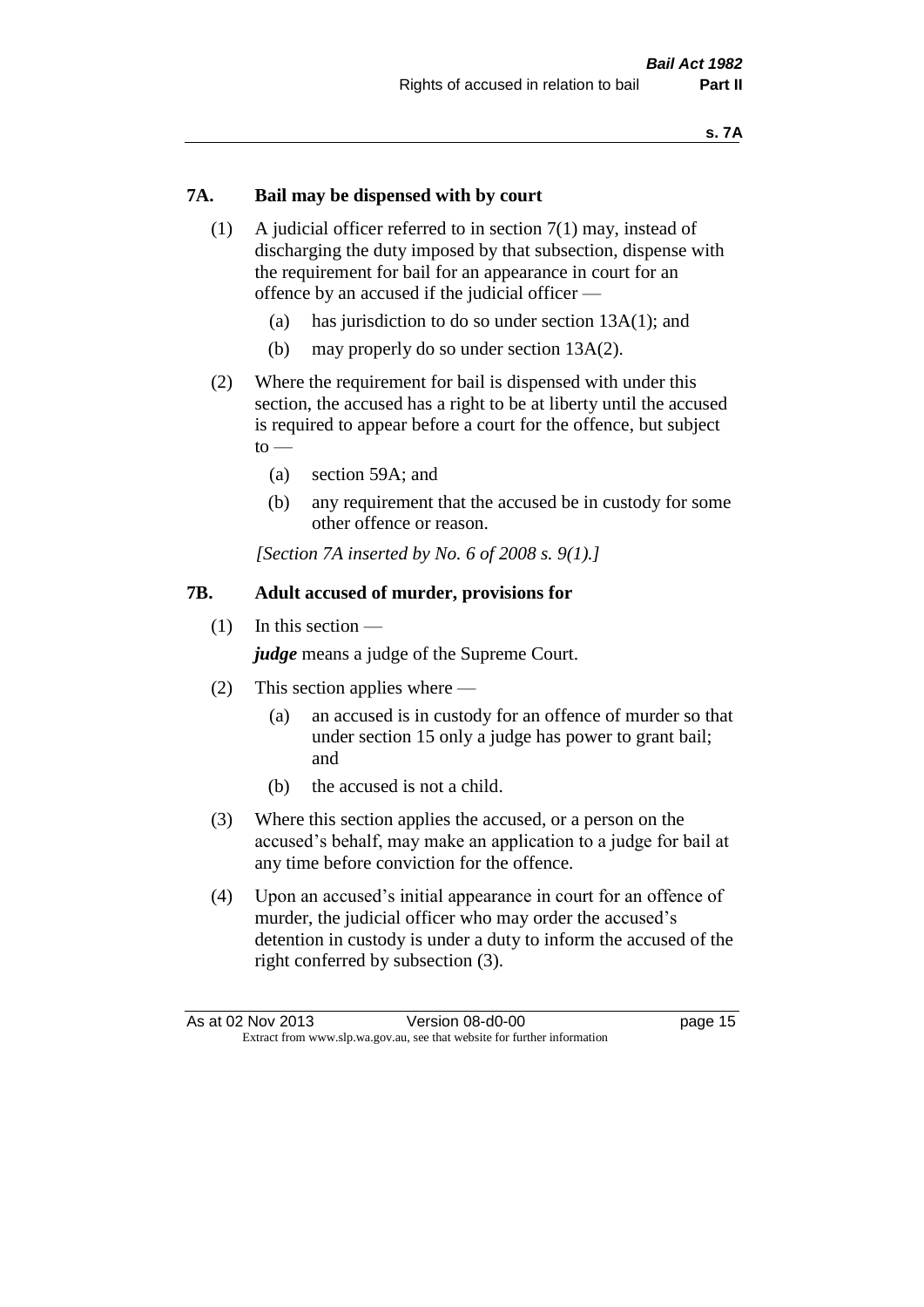## 7A. Bail may be dispensed with by court

(1) A judicial officer referred to in section 7(1) may, instead of discharging the duty imposed by that subsection, dispense with the requirement for bail for an appearance in court for an offence by an accused if the judicial officer —

- (a) has jurisdiction to do so under section 13A(1); and
- (b) may properly do so under section 13A(2).

(2) Where the requirement for bail is dispensed with under this section, the accused has a right to be at liberty until the accused is required to appear before a court for the offence, but subject to —

- (a) section 59A; and
- (b) any requirement that the accused be in custody for some other offence or reason.

*[Section 7A inserted by No. 6 of 2008 s. 9(1).]*

## 7B. Adult accused of murder, provisions for

(1) In this section —

***judge*** means a judge of the Supreme Court.

(2) This section applies where —

- (a) an accused is in custody for an offence of murder so that under section 15 only a judge has power to grant bail; and
- (b) the accused is not a child.

(3) Where this section applies the accused, or a person on the accused's behalf, may make an application to a judge for bail at any time before conviction for the offence.

(4) Upon an accused's initial appearance in court for an offence of murder, the judicial officer who may order the accused's detention in custody is under a duty to inform the accused of the right conferred by subsection (3).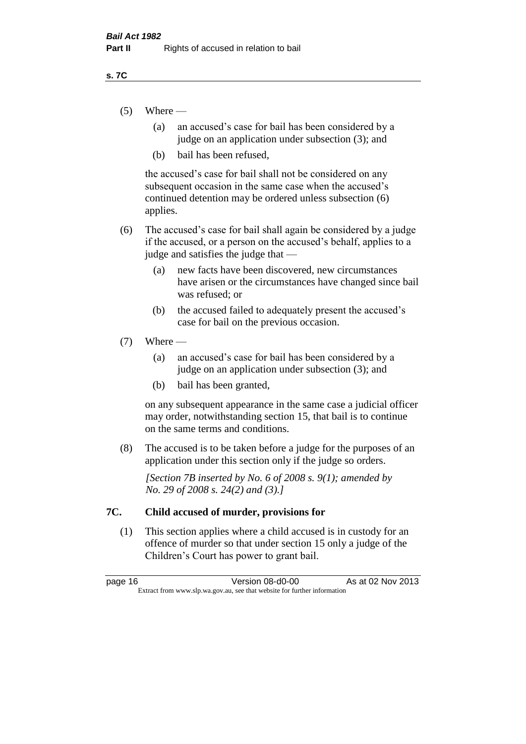(5) Where —

 (a) an accused's case for bail has been considered by a judge on an application under subsection (3); and

 (b) bail has been refused,

 the accused's case for bail shall not be considered on any subsequent occasion in the same case when the accused's continued detention may be ordered unless subsection (6) applies.

(6) The accused's case for bail shall again be considered by a judge if the accused, or a person on the accused's behalf, applies to a judge and satisfies the judge that —

 (a) new facts have been discovered, new circumstances have arisen or the circumstances have changed since bail was refused; or

 (b) the accused failed to adequately present the accused's case for bail on the previous occasion.

(7) Where —

 (a) an accused's case for bail has been considered by a judge on an application under subsection (3); and

 (b) bail has been granted,

 on any subsequent appearance in the same case a judicial officer may order, notwithstanding section 15, that bail is to continue on the same terms and conditions.

(8) The accused is to be taken before a judge for the purposes of an application under this section only if the judge so orders.

*[Section 7B inserted by No. 6 of 2008 s. 9(1); amended by No. 29 of 2008 s. 24(2) and (3).]*

## 7C. Child accused of murder, provisions for

(1) This section applies where a child accused is in custody for an offence of murder so that under section 15 only a judge of the Children's Court has power to grant bail.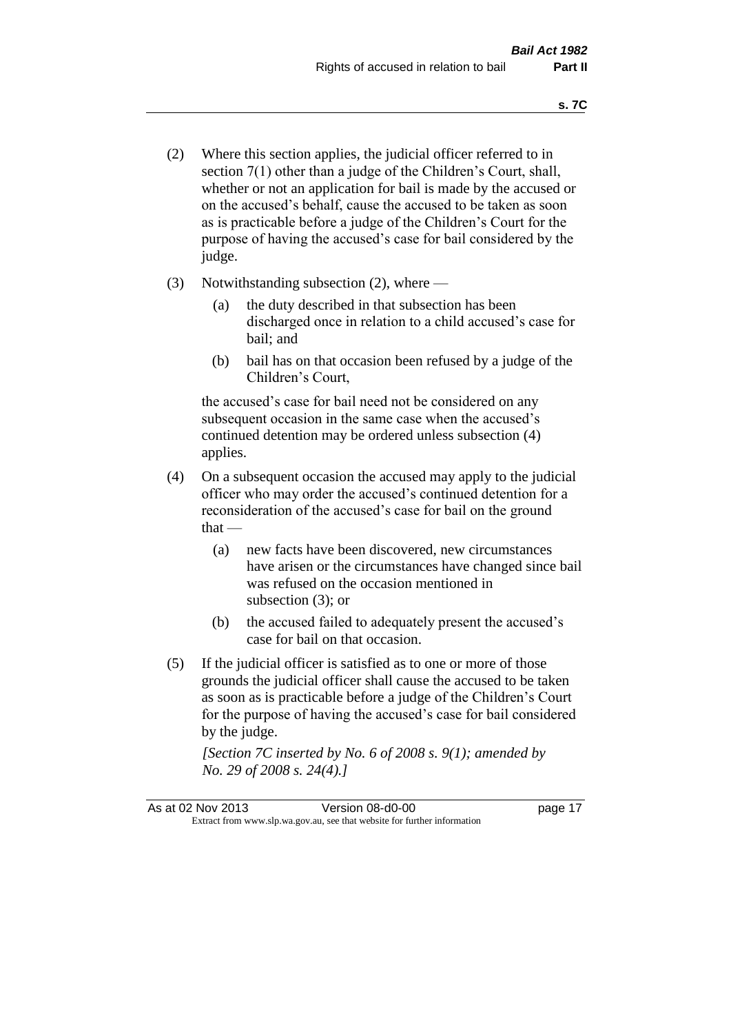(2) Where this section applies, the judicial officer referred to in section 7(1) other than a judge of the Children's Court, shall, whether or not an application for bail is made by the accused or on the accused's behalf, cause the accused to be taken as soon as is practicable before a judge of the Children's Court for the purpose of having the accused's case for bail considered by the judge.

(3) Notwithstanding subsection (2), where —

  (a) the duty described in that subsection has been discharged once in relation to a child accused's case for bail; and

  (b) bail has on that occasion been refused by a judge of the Children's Court,

  the accused's case for bail need not be considered on any subsequent occasion in the same case when the accused's continued detention may be ordered unless subsection (4) applies.

(4) On a subsequent occasion the accused may apply to the judicial officer who may order the accused's continued detention for a reconsideration of the accused's case for bail on the ground that —

  (a) new facts have been discovered, new circumstances have arisen or the circumstances have changed since bail was refused on the occasion mentioned in subsection (3); or

  (b) the accused failed to adequately present the accused's case for bail on that occasion.

(5) If the judicial officer is satisfied as to one or more of those grounds the judicial officer shall cause the accused to be taken as soon as is practicable before a judge of the Children's Court for the purpose of having the accused's case for bail considered by the judge.

*[Section 7C inserted by No. 6 of 2008 s. 9(1); amended by No. 29 of 2008 s. 24(4).]*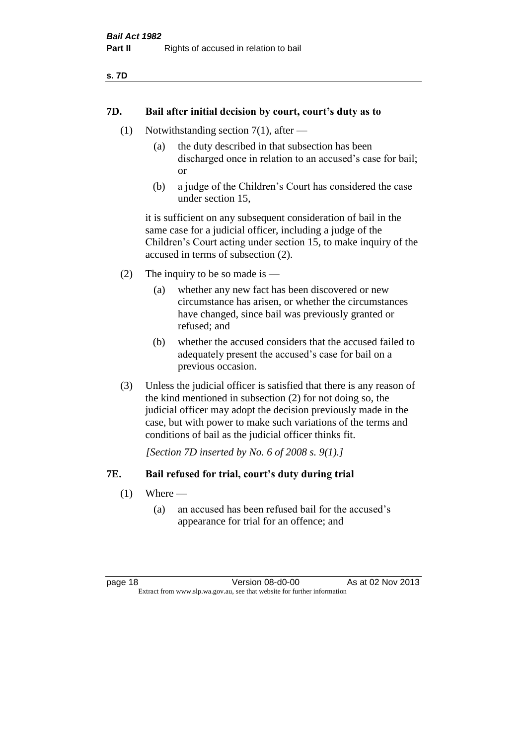## 7D. Bail after initial decision by court, court's duty as to

(1) Notwithstanding section 7(1), after —

(a) the duty described in that subsection has been discharged once in relation to an accused's case for bail; or

(b) a judge of the Children's Court has considered the case under section 15,

it is sufficient on any subsequent consideration of bail in the same case for a judicial officer, including a judge of the Children's Court acting under section 15, to make inquiry of the accused in terms of subsection (2).

(2) The inquiry to be so made is —

(a) whether any new fact has been discovered or new circumstance has arisen, or whether the circumstances have changed, since bail was previously granted or refused; and

(b) whether the accused considers that the accused failed to adequately present the accused's case for bail on a previous occasion.

(3) Unless the judicial officer is satisfied that there is any reason of the kind mentioned in subsection (2) for not doing so, the judicial officer may adopt the decision previously made in the case, but with power to make such variations of the terms and conditions of bail as the judicial officer thinks fit.

*[Section 7D inserted by No. 6 of 2008 s. 9(1).]*

## 7E. Bail refused for trial, court's duty during trial

(1) Where —

(a) an accused has been refused bail for the accused's appearance for trial for an offence; and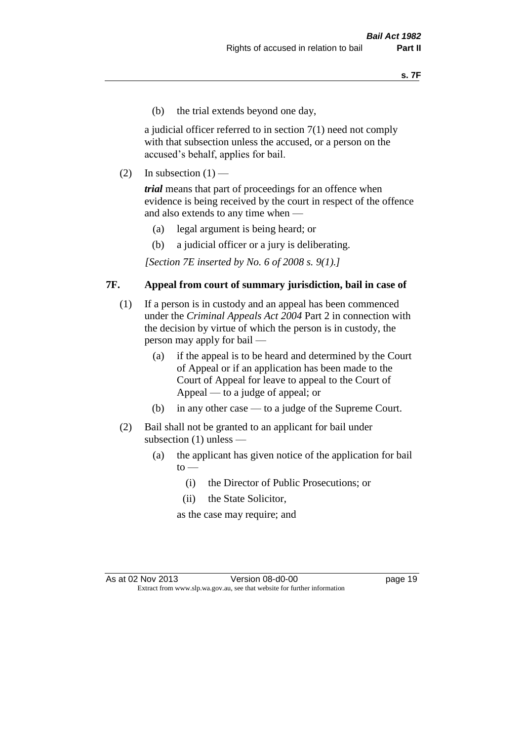(b) the trial extends beyond one day,

a judicial officer referred to in section 7(1) need not comply with that subsection unless the accused, or a person on the accused's behalf, applies for bail.

(2) In subsection (1) —

***trial*** means that part of proceedings for an offence when evidence is being received by the court in respect of the offence and also extends to any time when —

(a) legal argument is being heard; or

(b) a judicial officer or a jury is deliberating.

*[Section 7E inserted by No. 6 of 2008 s. 9(1).]*

### 7F. Appeal from court of summary jurisdiction, bail in case of

(1) If a person is in custody and an appeal has been commenced under the *Criminal Appeals Act 2004* Part 2 in connection with the decision by virtue of which the person is in custody, the person may apply for bail —

(a) if the appeal is to be heard and determined by the Court of Appeal or if an application has been made to the Court of Appeal for leave to appeal to the Court of Appeal — to a judge of appeal; or

(b) in any other case — to a judge of the Supreme Court.

(2) Bail shall not be granted to an applicant for bail under subsection (1) unless —

(a) the applicant has given notice of the application for bail to —

(i) the Director of Public Prosecutions; or

(ii) the State Solicitor,

as the case may require; and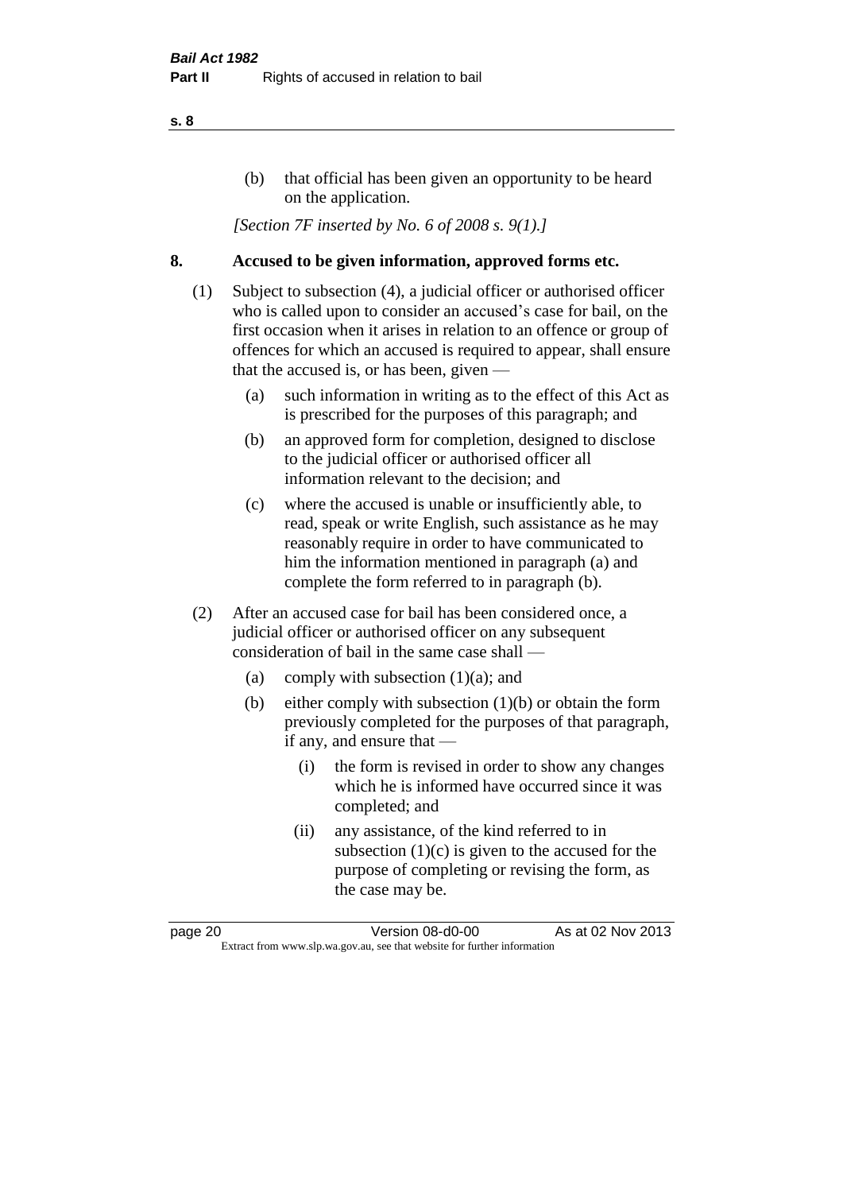(b) that official has been given an opportunity to be heard on the application.

*[Section 7F inserted by No. 6 of 2008 s. 9(1).]*

## 8. Accused to be given information, approved forms etc.

(1) Subject to subsection (4), a judicial officer or authorised officer who is called upon to consider an accused's case for bail, on the first occasion when it arises in relation to an offence or group of offences for which an accused is required to appear, shall ensure that the accused is, or has been, given —

- (a) such information in writing as to the effect of this Act as is prescribed for the purposes of this paragraph; and
- (b) an approved form for completion, designed to disclose to the judicial officer or authorised officer all information relevant to the decision; and
- (c) where the accused is unable or insufficiently able, to read, speak or write English, such assistance as he may reasonably require in order to have communicated to him the information mentioned in paragraph (a) and complete the form referred to in paragraph (b).

(2) After an accused case for bail has been considered once, a judicial officer or authorised officer on any subsequent consideration of bail in the same case shall —

- (a) comply with subsection (1)(a); and
- (b) either comply with subsection (1)(b) or obtain the form previously completed for the purposes of that paragraph, if any, and ensure that —
  - (i) the form is revised in order to show any changes which he is informed have occurred since it was completed; and
  - (ii) any assistance, of the kind referred to in subsection (1)(c) is given to the accused for the purpose of completing or revising the form, as the case may be.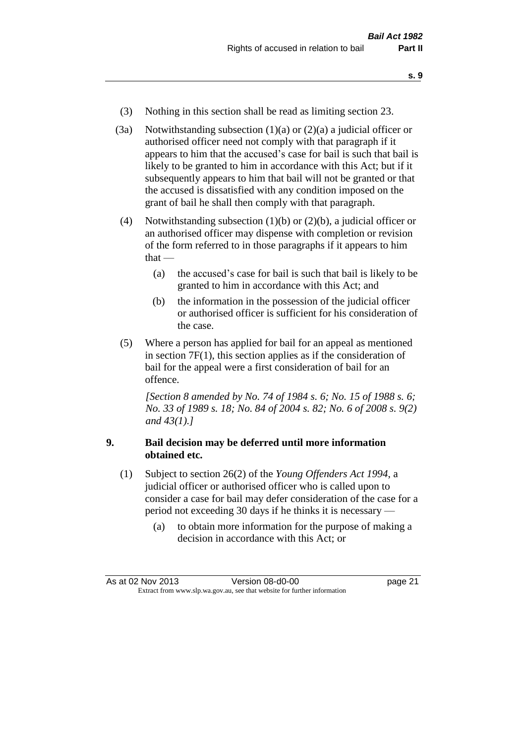(3) Nothing in this section shall be read as limiting section 23.

(3a) Notwithstanding subsection (1)(a) or (2)(a) a judicial officer or authorised officer need not comply with that paragraph if it appears to him that the accused's case for bail is such that bail is likely to be granted to him in accordance with this Act; but if it subsequently appears to him that bail will not be granted or that the accused is dissatisfied with any condition imposed on the grant of bail he shall then comply with that paragraph.

(4) Notwithstanding subsection (1)(b) or (2)(b), a judicial officer or an authorised officer may dispense with completion or revision of the form referred to in those paragraphs if it appears to him that —

- (a) the accused's case for bail is such that bail is likely to be granted to him in accordance with this Act; and
- (b) the information in the possession of the judicial officer or authorised officer is sufficient for his consideration of the case.

(5) Where a person has applied for bail for an appeal as mentioned in section 7F(1), this section applies as if the consideration of bail for the appeal were a first consideration of bail for an offence.

*[Section 8 amended by No. 74 of 1984 s. 6; No. 15 of 1988 s. 6; No. 33 of 1989 s. 18; No. 84 of 2004 s. 82; No. 6 of 2008 s. 9(2) and 43(1).]*

## 9. Bail decision may be deferred until more information obtained etc.

(1) Subject to section 26(2) of the *Young Offenders Act 1994*, a judicial officer or authorised officer who is called upon to consider a case for bail may defer consideration of the case for a period not exceeding 30 days if he thinks it is necessary —

- (a) to obtain more information for the purpose of making a decision in accordance with this Act; or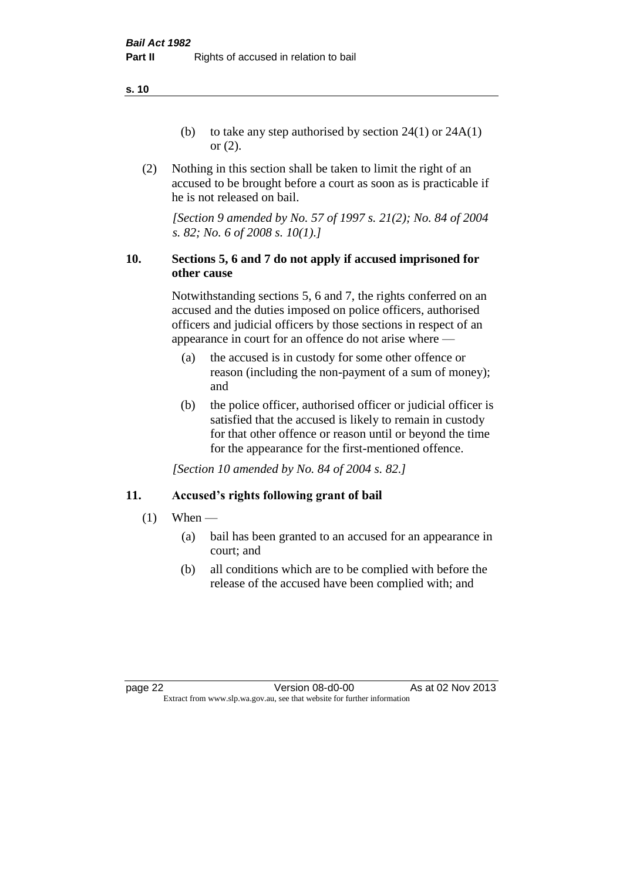(b) to take any step authorised by section 24(1) or 24A(1) or (2).

(2) Nothing in this section shall be taken to limit the right of an accused to be brought before a court as soon as is practicable if he is not released on bail.

*[Section 9 amended by No. 57 of 1997 s. 21(2); No. 84 of 2004 s. 82; No. 6 of 2008 s. 10(1).]*

## 10. Sections 5, 6 and 7 do not apply if accused imprisoned for other cause

Notwithstanding sections 5, 6 and 7, the rights conferred on an accused and the duties imposed on police officers, authorised officers and judicial officers by those sections in respect of an appearance in court for an offence do not arise where —

(a) the accused is in custody for some other offence or reason (including the non-payment of a sum of money); and

(b) the police officer, authorised officer or judicial officer is satisfied that the accused is likely to remain in custody for that other offence or reason until or beyond the time for the appearance for the first-mentioned offence.

*[Section 10 amended by No. 84 of 2004 s. 82.]*

## 11. Accused's rights following grant of bail

(1) When —

(a) bail has been granted to an accused for an appearance in court; and

(b) all conditions which are to be complied with before the release of the accused have been complied with; and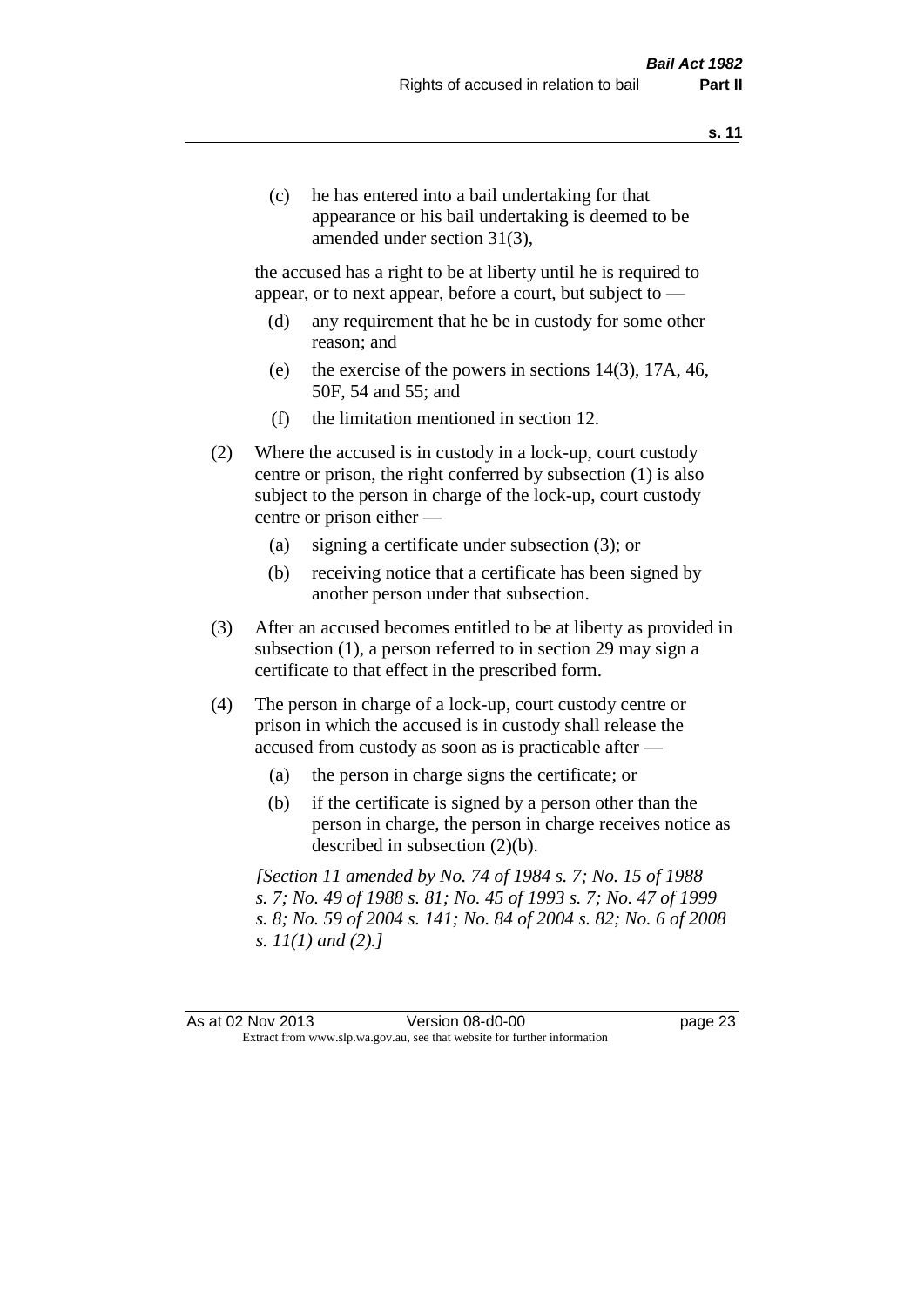(c) he has entered into a bail undertaking for that appearance or his bail undertaking is deemed to be amended under section 31(3),

the accused has a right to be at liberty until he is required to appear, or to next appear, before a court, but subject to —

(d) any requirement that he be in custody for some other reason; and

(e) the exercise of the powers in sections 14(3), 17A, 46, 50F, 54 and 55; and

(f) the limitation mentioned in section 12.

(2) Where the accused is in custody in a lock-up, court custody centre or prison, the right conferred by subsection (1) is also subject to the person in charge of the lock-up, court custody centre or prison either —

(a) signing a certificate under subsection (3); or

(b) receiving notice that a certificate has been signed by another person under that subsection.

(3) After an accused becomes entitled to be at liberty as provided in subsection (1), a person referred to in section 29 may sign a certificate to that effect in the prescribed form.

(4) The person in charge of a lock-up, court custody centre or prison in which the accused is in custody shall release the accused from custody as soon as is practicable after —

(a) the person in charge signs the certificate; or

(b) if the certificate is signed by a person other than the person in charge, the person in charge receives notice as described in subsection (2)(b).

*[Section 11 amended by No. 74 of 1984 s. 7; No. 15 of 1988 s. 7; No. 49 of 1988 s. 81; No. 45 of 1993 s. 7; No. 47 of 1999 s. 8; No. 59 of 2004 s. 141; No. 84 of 2004 s. 82; No. 6 of 2008 s. 11(1) and (2).]*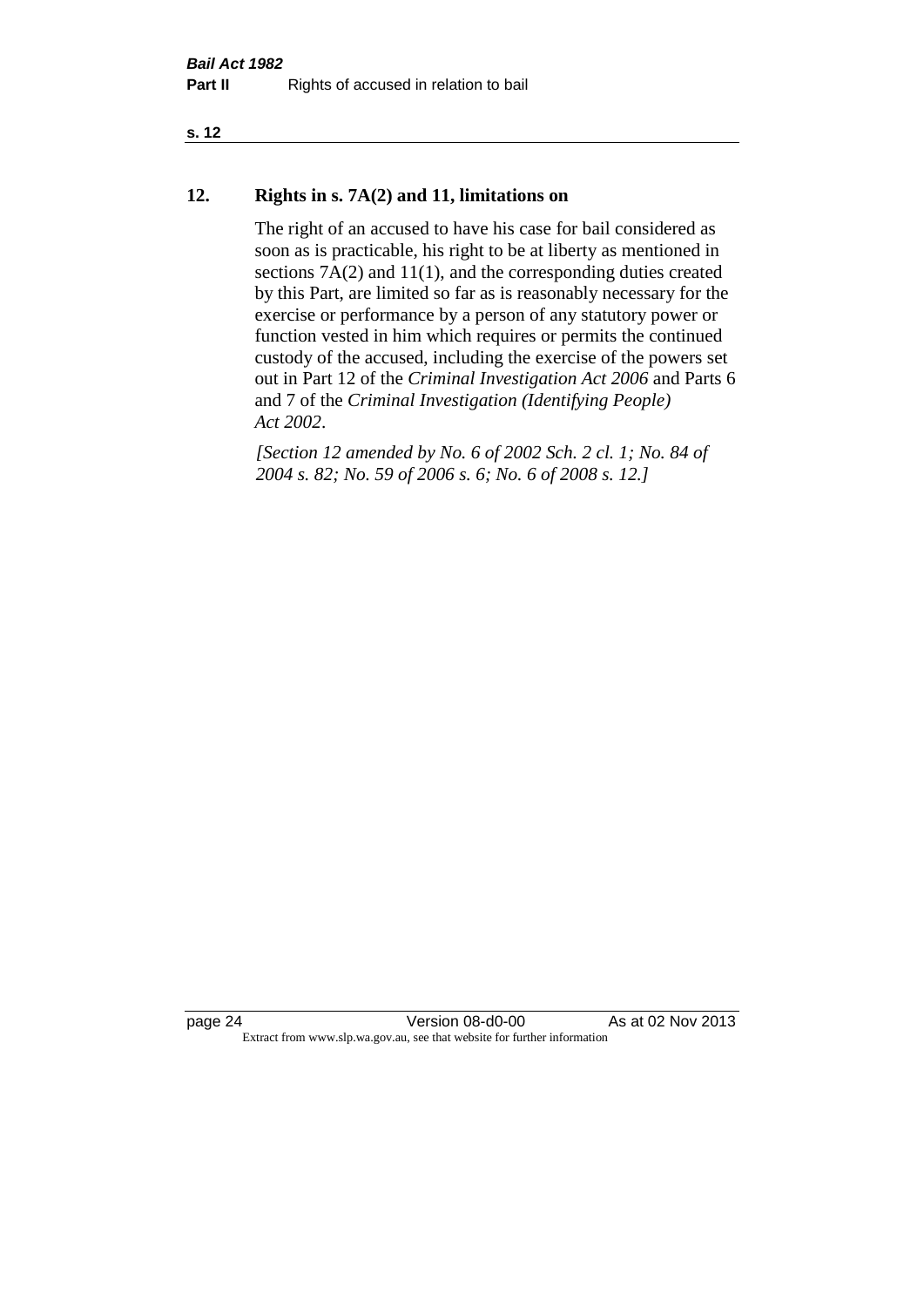## 12. Rights in s. 7A(2) and 11, limitations on

The right of an accused to have his case for bail considered as soon as is practicable, his right to be at liberty as mentioned in sections 7A(2) and 11(1), and the corresponding duties created by this Part, are limited so far as is reasonably necessary for the exercise or performance by a person of any statutory power or function vested in him which requires or permits the continued custody of the accused, including the exercise of the powers set out in Part 12 of the *Criminal Investigation Act 2006* and Parts 6 and 7 of the *Criminal Investigation (Identifying People) Act 2002*.

*[Section 12 amended by No. 6 of 2002 Sch. 2 cl. 1; No. 84 of 2004 s. 82; No. 59 of 2006 s. 6; No. 6 of 2008 s. 12.]*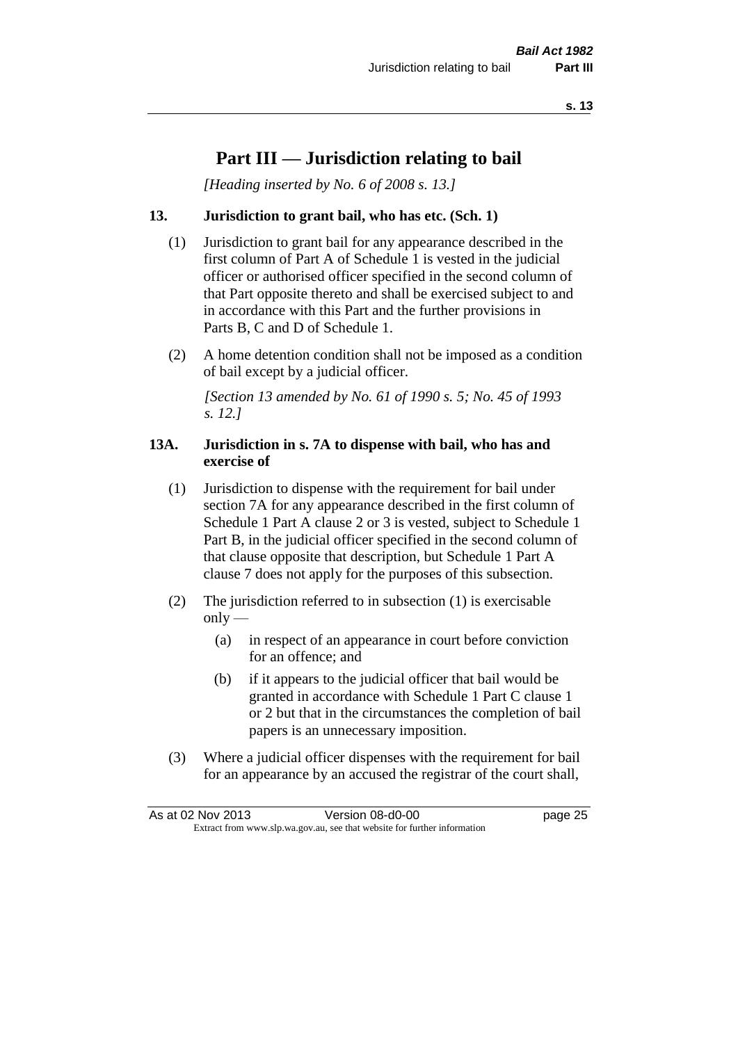# Part III — Jurisdiction relating to bail

*[Heading inserted by No. 6 of 2008 s. 13.]*

### 13. Jurisdiction to grant bail, who has etc. (Sch. 1)

(1) Jurisdiction to grant bail for any appearance described in the first column of Part A of Schedule 1 is vested in the judicial officer or authorised officer specified in the second column of that Part opposite thereto and shall be exercised subject to and in accordance with this Part and the further provisions in Parts B, C and D of Schedule 1.

(2) A home detention condition shall not be imposed as a condition of bail except by a judicial officer.

*[Section 13 amended by No. 61 of 1990 s. 5; No. 45 of 1993 s. 12.]*

### 13A. Jurisdiction in s. 7A to dispense with bail, who has and exercise of

(1) Jurisdiction to dispense with the requirement for bail under section 7A for any appearance described in the first column of Schedule 1 Part A clause 2 or 3 is vested, subject to Schedule 1 Part B, in the judicial officer specified in the second column of that clause opposite that description, but Schedule 1 Part A clause 7 does not apply for the purposes of this subsection.

(2) The jurisdiction referred to in subsection (1) is exercisable only —

- (a) in respect of an appearance in court before conviction for an offence; and
- (b) if it appears to the judicial officer that bail would be granted in accordance with Schedule 1 Part C clause 1 or 2 but that in the circumstances the completion of bail papers is an unnecessary imposition.

(3) Where a judicial officer dispenses with the requirement for bail for an appearance by an accused the registrar of the court shall,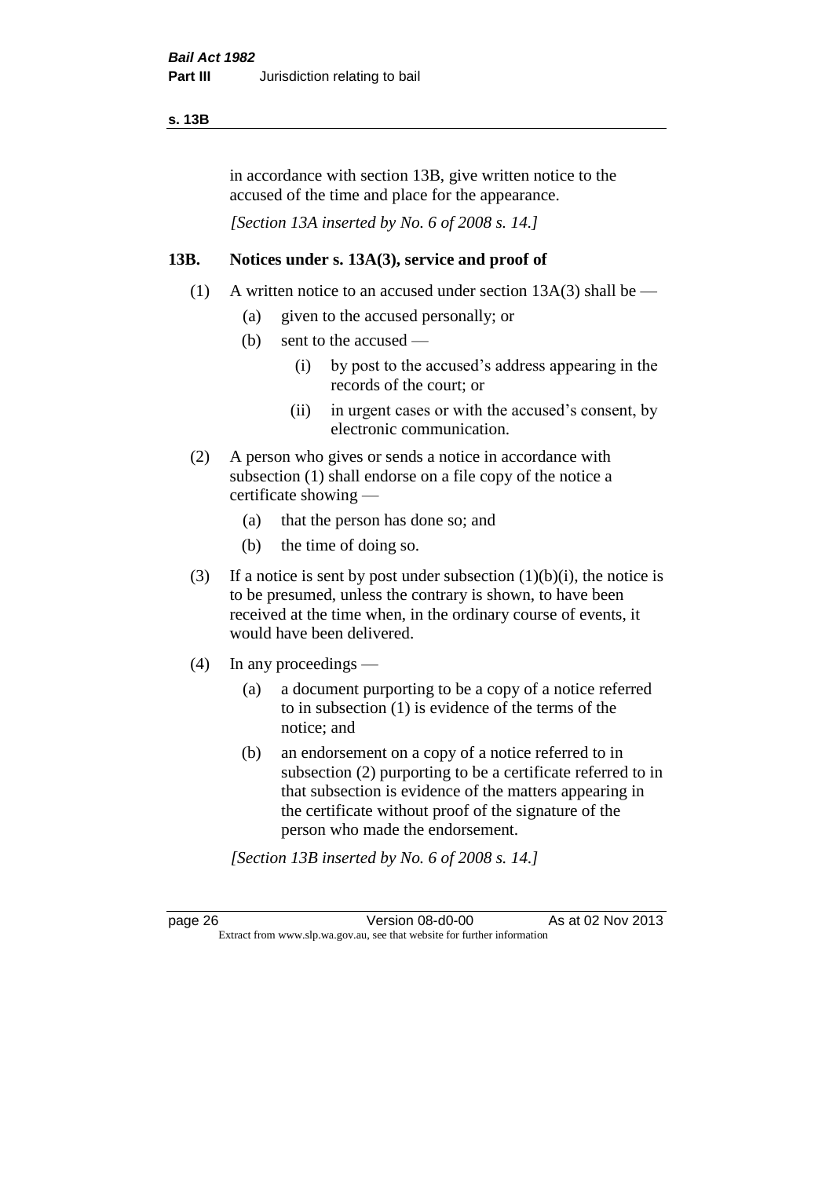in accordance with section 13B, give written notice to the accused of the time and place for the appearance.

*[Section 13A inserted by No. 6 of 2008 s. 14.]*

### 13B. Notices under s. 13A(3), service and proof of

(1) A written notice to an accused under section 13A(3) shall be —

(a) given to the accused personally; or

(b) sent to the accused —

(i) by post to the accused's address appearing in the records of the court; or

(ii) in urgent cases or with the accused's consent, by electronic communication.

(2) A person who gives or sends a notice in accordance with subsection (1) shall endorse on a file copy of the notice a certificate showing —

(a) that the person has done so; and

(b) the time of doing so.

(3) If a notice is sent by post under subsection (1)(b)(i), the notice is to be presumed, unless the contrary is shown, to have been received at the time when, in the ordinary course of events, it would have been delivered.

(4) In any proceedings —

(a) a document purporting to be a copy of a notice referred to in subsection (1) is evidence of the terms of the notice; and

(b) an endorsement on a copy of a notice referred to in subsection (2) purporting to be a certificate referred to in that subsection is evidence of the matters appearing in the certificate without proof of the signature of the person who made the endorsement.

*[Section 13B inserted by No. 6 of 2008 s. 14.]*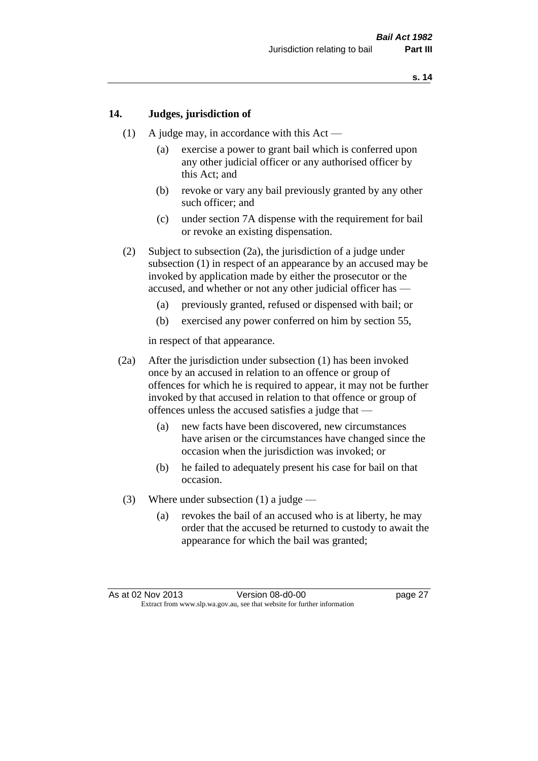## 14. Judges, jurisdiction of

(1) A judge may, in accordance with this Act —

(a) exercise a power to grant bail which is conferred upon any other judicial officer or any authorised officer by this Act; and

(b) revoke or vary any bail previously granted by any other such officer; and

(c) under section 7A dispense with the requirement for bail or revoke an existing dispensation.

(2) Subject to subsection (2a), the jurisdiction of a judge under subsection (1) in respect of an appearance by an accused may be invoked by application made by either the prosecutor or the accused, and whether or not any other judicial officer has —

(a) previously granted, refused or dispensed with bail; or

(b) exercised any power conferred on him by section 55,

in respect of that appearance.

(2a) After the jurisdiction under subsection (1) has been invoked once by an accused in relation to an offence or group of offences for which he is required to appear, it may not be further invoked by that accused in relation to that offence or group of offences unless the accused satisfies a judge that —

(a) new facts have been discovered, new circumstances have arisen or the circumstances have changed since the occasion when the jurisdiction was invoked; or

(b) he failed to adequately present his case for bail on that occasion.

(3) Where under subsection (1) a judge —

(a) revokes the bail of an accused who is at liberty, he may order that the accused be returned to custody to await the appearance for which the bail was granted;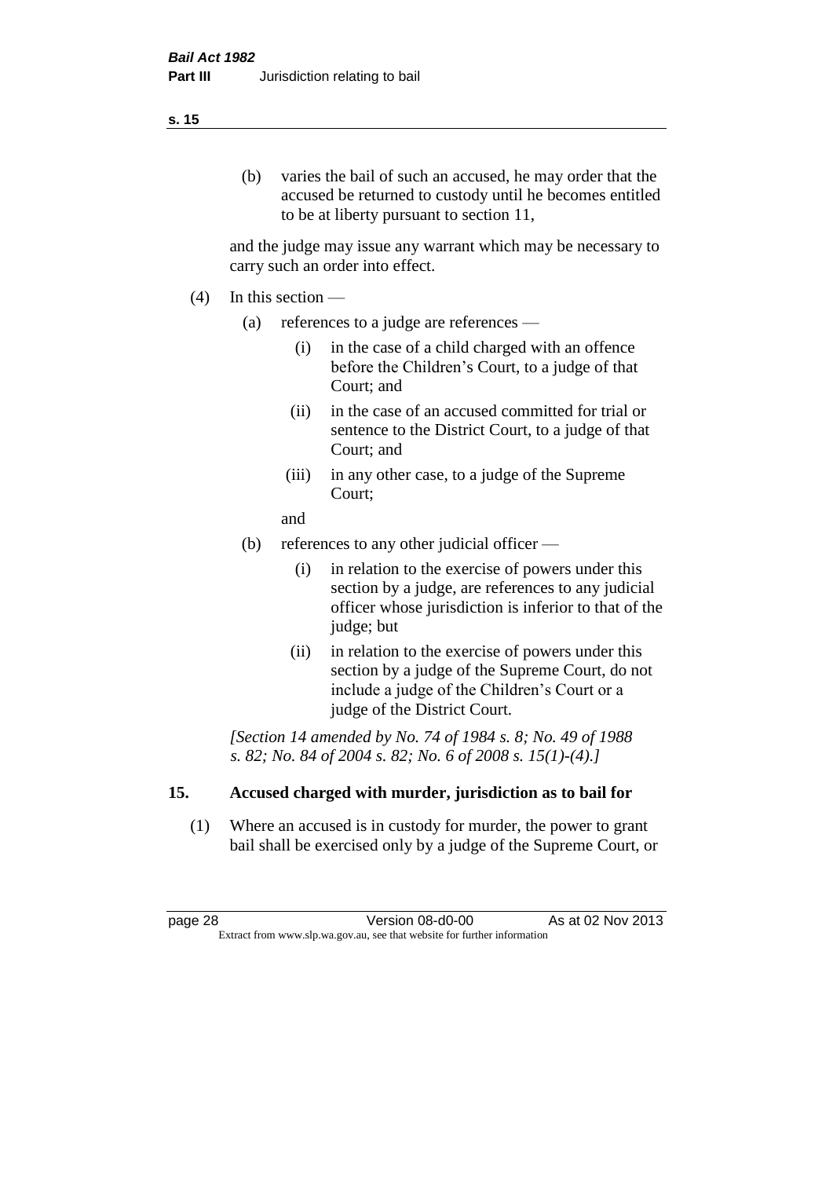(b) varies the bail of such an accused, he may order that the accused be returned to custody until he becomes entitled to be at liberty pursuant to section 11,

and the judge may issue any warrant which may be necessary to carry such an order into effect.

(4) In this section —

(a) references to a judge are references —

(i) in the case of a child charged with an offence before the Children's Court, to a judge of that Court; and

(ii) in the case of an accused committed for trial or sentence to the District Court, to a judge of that Court; and

(iii) in any other case, to a judge of the Supreme Court;

and

(b) references to any other judicial officer —

(i) in relation to the exercise of powers under this section by a judge, are references to any judicial officer whose jurisdiction is inferior to that of the judge; but

(ii) in relation to the exercise of powers under this section by a judge of the Supreme Court, do not include a judge of the Children's Court or a judge of the District Court.

*[Section 14 amended by No. 74 of 1984 s. 8; No. 49 of 1988 s. 82; No. 84 of 2004 s. 82; No. 6 of 2008 s. 15(1)-(4).]*

## 15. Accused charged with murder, jurisdiction as to bail for

(1) Where an accused is in custody for murder, the power to grant bail shall be exercised only by a judge of the Supreme Court, or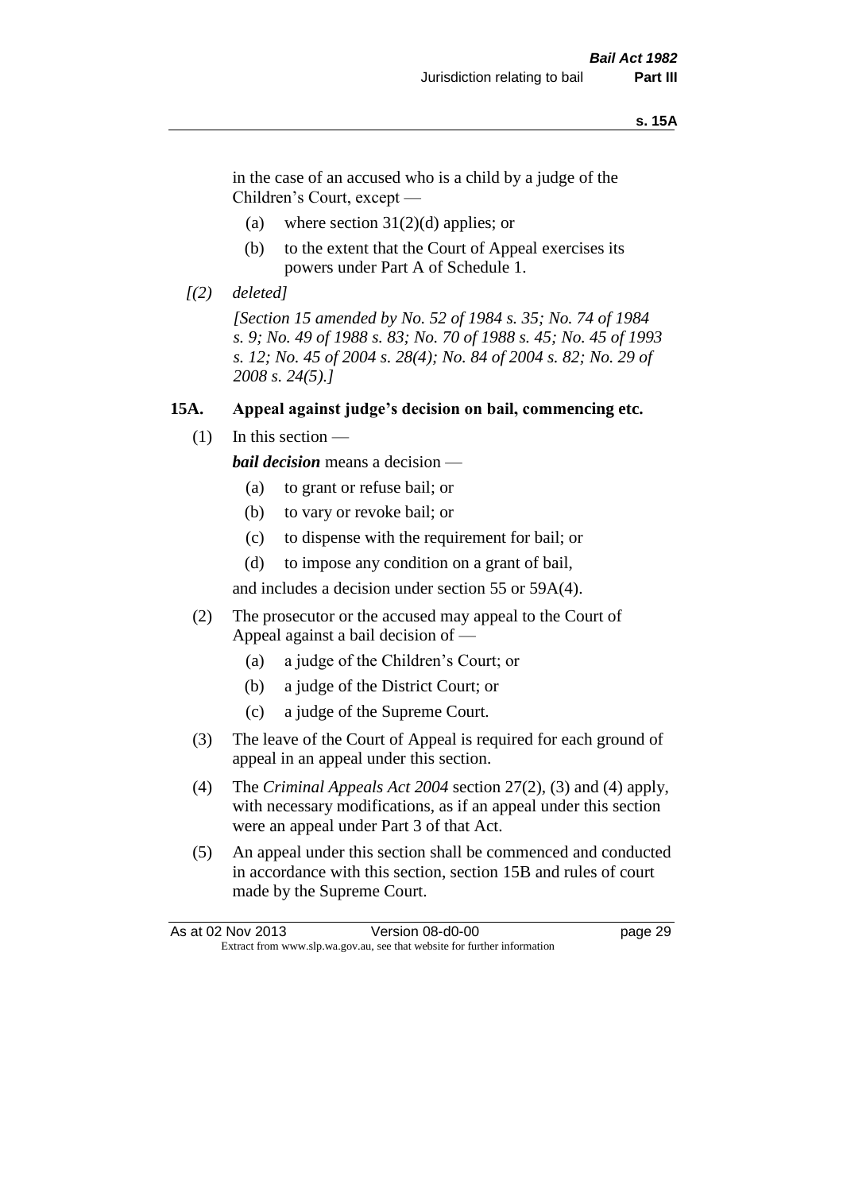in the case of an accused who is a child by a judge of the Children's Court, except —

(a) where section 31(2)(d) applies; or

(b) to the extent that the Court of Appeal exercises its powers under Part A of Schedule 1.

*[(2) deleted]*

*[Section 15 amended by No. 52 of 1984 s. 35; No. 74 of 1984 s. 9; No. 49 of 1988 s. 83; No. 70 of 1988 s. 45; No. 45 of 1993 s. 12; No. 45 of 2004 s. 28(4); No. 84 of 2004 s. 82; No. 29 of 2008 s. 24(5).]*

### 15A. Appeal against judge's decision on bail, commencing etc.

(1) In this section —

***bail decision*** means a decision —

(a) to grant or refuse bail; or

(b) to vary or revoke bail; or

(c) to dispense with the requirement for bail; or

(d) to impose any condition on a grant of bail,

and includes a decision under section 55 or 59A(4).

(2) The prosecutor or the accused may appeal to the Court of Appeal against a bail decision of —

(a) a judge of the Children's Court; or

(b) a judge of the District Court; or

(c) a judge of the Supreme Court.

(3) The leave of the Court of Appeal is required for each ground of appeal in an appeal under this section.

(4) The *Criminal Appeals Act 2004* section 27(2), (3) and (4) apply, with necessary modifications, as if an appeal under this section were an appeal under Part 3 of that Act.

(5) An appeal under this section shall be commenced and conducted in accordance with this section, section 15B and rules of court made by the Supreme Court.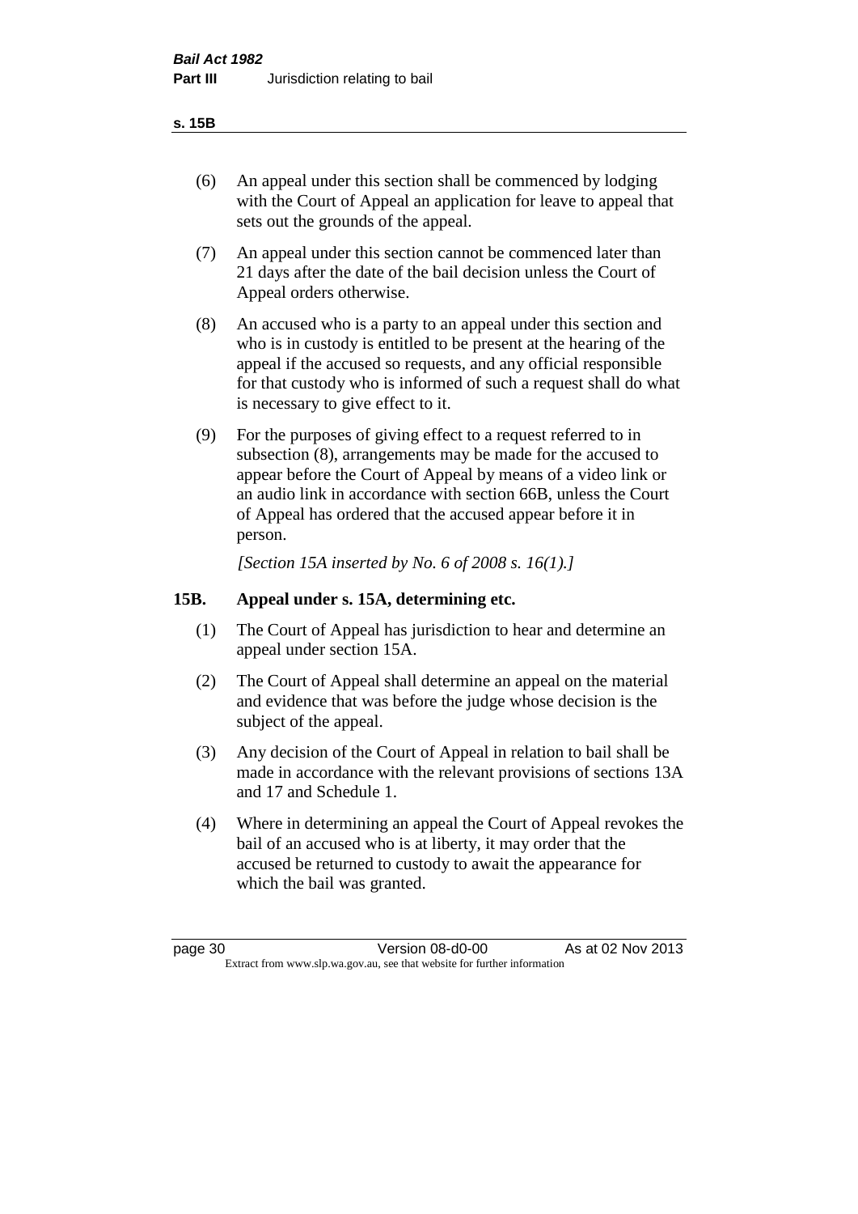(6) An appeal under this section shall be commenced by lodging with the Court of Appeal an application for leave to appeal that sets out the grounds of the appeal.

(7) An appeal under this section cannot be commenced later than 21 days after the date of the bail decision unless the Court of Appeal orders otherwise.

(8) An accused who is a party to an appeal under this section and who is in custody is entitled to be present at the hearing of the appeal if the accused so requests, and any official responsible for that custody who is informed of such a request shall do what is necessary to give effect to it.

(9) For the purposes of giving effect to a request referred to in subsection (8), arrangements may be made for the accused to appear before the Court of Appeal by means of a video link or an audio link in accordance with section 66B, unless the Court of Appeal has ordered that the accused appear before it in person.

*[Section 15A inserted by No. 6 of 2008 s. 16(1).]*

## 15B. Appeal under s. 15A, determining etc.

(1) The Court of Appeal has jurisdiction to hear and determine an appeal under section 15A.

(2) The Court of Appeal shall determine an appeal on the material and evidence that was before the judge whose decision is the subject of the appeal.

(3) Any decision of the Court of Appeal in relation to bail shall be made in accordance with the relevant provisions of sections 13A and 17 and Schedule 1.

(4) Where in determining an appeal the Court of Appeal revokes the bail of an accused who is at liberty, it may order that the accused be returned to custody to await the appearance for which the bail was granted.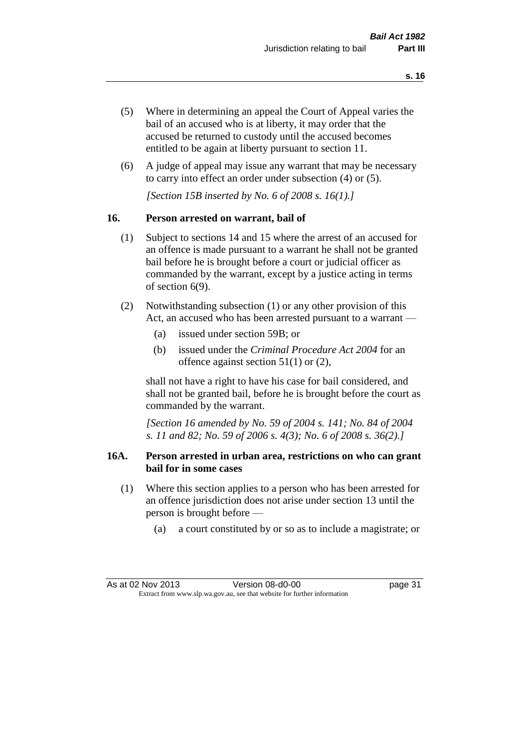(5) Where in determining an appeal the Court of Appeal varies the bail of an accused who is at liberty, it may order that the accused be returned to custody until the accused becomes entitled to be again at liberty pursuant to section 11.

(6) A judge of appeal may issue any warrant that may be necessary to carry into effect an order under subsection (4) or (5).

*[Section 15B inserted by No. 6 of 2008 s. 16(1).]*

## 16. Person arrested on warrant, bail of

(1) Subject to sections 14 and 15 where the arrest of an accused for an offence is made pursuant to a warrant he shall not be granted bail before he is brought before a court or judicial officer as commanded by the warrant, except by a justice acting in terms of section 6(9).

(2) Notwithstanding subsection (1) or any other provision of this Act, an accused who has been arrested pursuant to a warrant —

- (a) issued under section 59B; or
- (b) issued under the *Criminal Procedure Act 2004* for an offence against section 51(1) or (2),

shall not have a right to have his case for bail considered, and shall not be granted bail, before he is brought before the court as commanded by the warrant.

*[Section 16 amended by No. 59 of 2004 s. 141; No. 84 of 2004 s. 11 and 82; No. 59 of 2006 s. 4(3); No. 6 of 2008 s. 36(2).]*

## 16A. Person arrested in urban area, restrictions on who can grant bail for in some cases

(1) Where this section applies to a person who has been arrested for an offence jurisdiction does not arise under section 13 until the person is brought before —

- (a) a court constituted by or so as to include a magistrate; or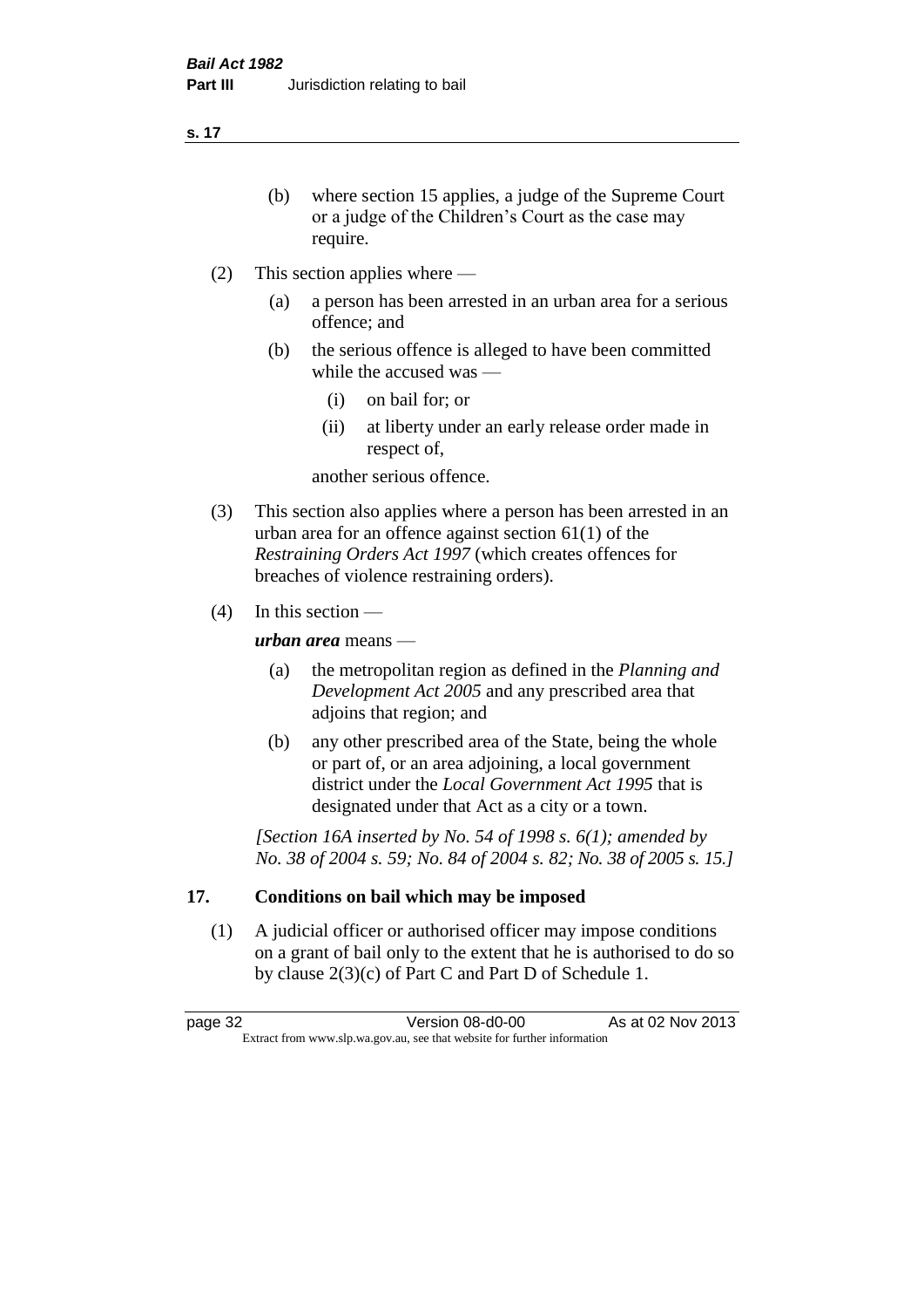(b) where section 15 applies, a judge of the Supreme Court or a judge of the Children's Court as the case may require.

(2) This section applies where —

(a) a person has been arrested in an urban area for a serious offence; and

(b) the serious offence is alleged to have been committed while the accused was —

(i) on bail for; or

(ii) at liberty under an early release order made in respect of,

another serious offence.

(3) This section also applies where a person has been arrested in an urban area for an offence against section 61(1) of the *Restraining Orders Act 1997* (which creates offences for breaches of violence restraining orders).

(4) In this section —

***urban area*** means —

(a) the metropolitan region as defined in the *Planning and Development Act 2005* and any prescribed area that adjoins that region; and

(b) any other prescribed area of the State, being the whole or part of, or an area adjoining, a local government district under the *Local Government Act 1995* that is designated under that Act as a city or a town.

*[Section 16A inserted by No. 54 of 1998 s. 6(1); amended by No. 38 of 2004 s. 59; No. 84 of 2004 s. 82; No. 38 of 2005 s. 15.]*

## 17. Conditions on bail which may be imposed

(1) A judicial officer or authorised officer may impose conditions on a grant of bail only to the extent that he is authorised to do so by clause 2(3)(c) of Part C and Part D of Schedule 1.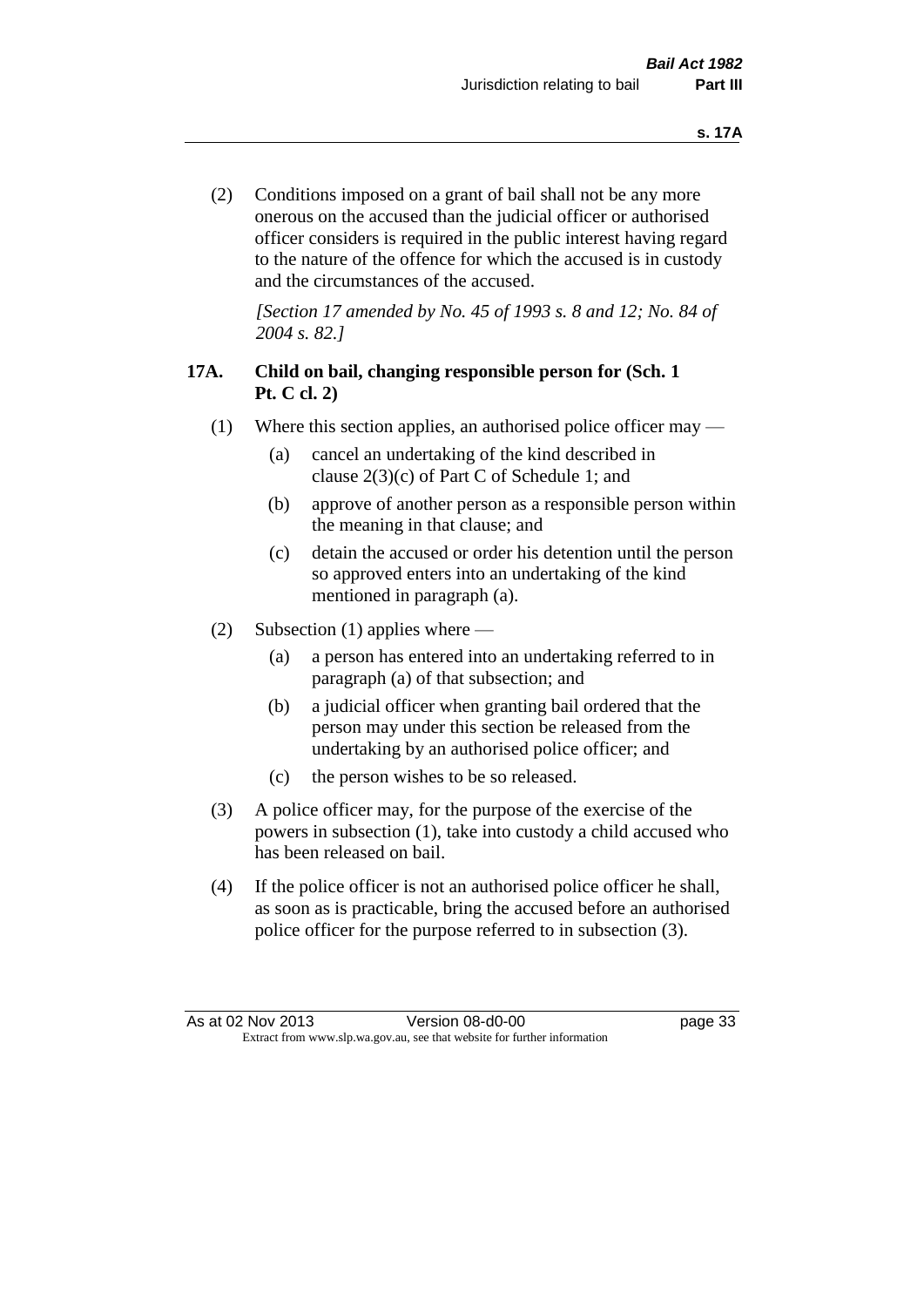(2) Conditions imposed on a grant of bail shall not be any more onerous on the accused than the judicial officer or authorised officer considers is required in the public interest having regard to the nature of the offence for which the accused is in custody and the circumstances of the accused.

*[Section 17 amended by No. 45 of 1993 s. 8 and 12; No. 84 of 2004 s. 82.]*

### 17A. Child on bail, changing responsible person for (Sch. 1 Pt. C cl. 2)

(1) Where this section applies, an authorised police officer may —

(a) cancel an undertaking of the kind described in clause 2(3)(c) of Part C of Schedule 1; and

(b) approve of another person as a responsible person within the meaning in that clause; and

(c) detain the accused or order his detention until the person so approved enters into an undertaking of the kind mentioned in paragraph (a).

(2) Subsection (1) applies where —

(a) a person has entered into an undertaking referred to in paragraph (a) of that subsection; and

(b) a judicial officer when granting bail ordered that the person may under this section be released from the undertaking by an authorised police officer; and

(c) the person wishes to be so released.

(3) A police officer may, for the purpose of the exercise of the powers in subsection (1), take into custody a child accused who has been released on bail.

(4) If the police officer is not an authorised police officer he shall, as soon as is practicable, bring the accused before an authorised police officer for the purpose referred to in subsection (3).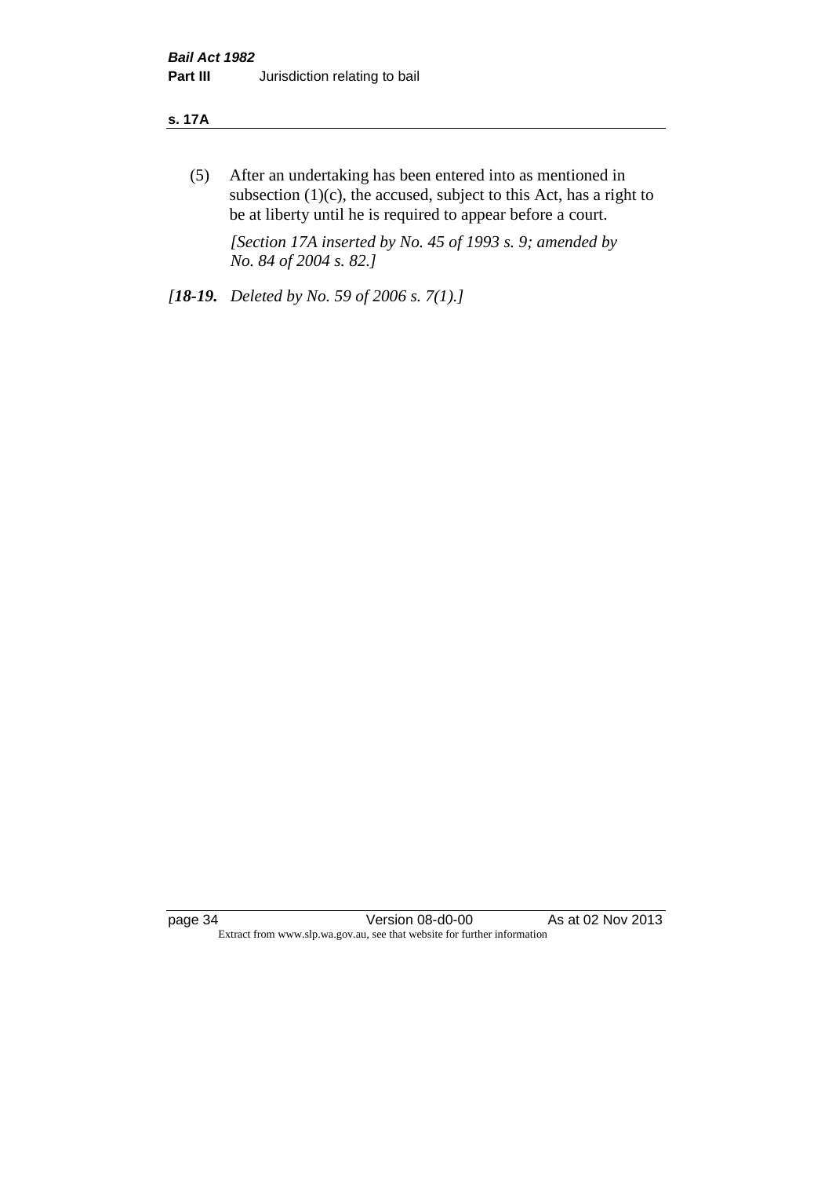(5) After an undertaking has been entered into as mentioned in subsection (1)(c), the accused, subject to this Act, has a right to be at liberty until he is required to appear before a court.

*[Section 17A inserted by No. 45 of 1993 s. 9; amended by No. 84 of 2004 s. 82.]*

*[**18-19.** Deleted by No. 59 of 2006 s. 7(1).]*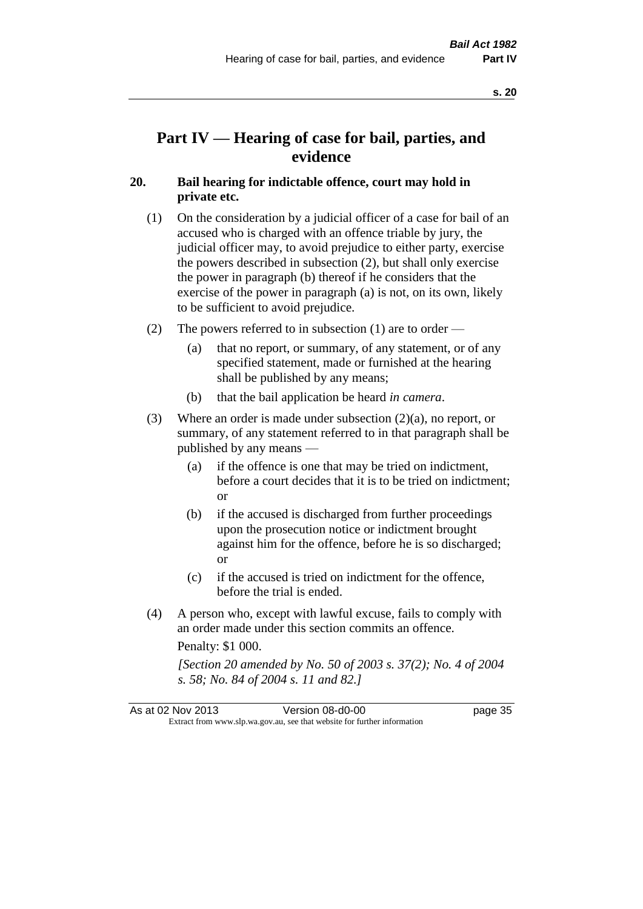# Part IV — Hearing of case for bail, parties, and evidence

## 20. Bail hearing for indictable offence, court may hold in private etc.

(1) On the consideration by a judicial officer of a case for bail of an accused who is charged with an offence triable by jury, the judicial officer may, to avoid prejudice to either party, exercise the powers described in subsection (2), but shall only exercise the power in paragraph (b) thereof if he considers that the exercise of the power in paragraph (a) is not, on its own, likely to be sufficient to avoid prejudice.

(2) The powers referred to in subsection (1) are to order —

(a) that no report, or summary, of any statement, or of any specified statement, made or furnished at the hearing shall be published by any means;

(b) that the bail application be heard *in camera*.

(3) Where an order is made under subsection (2)(a), no report, or summary, of any statement referred to in that paragraph shall be published by any means —

(a) if the offence is one that may be tried on indictment, before a court decides that it is to be tried on indictment; or

(b) if the accused is discharged from further proceedings upon the prosecution notice or indictment brought against him for the offence, before he is so discharged; or

(c) if the accused is tried on indictment for the offence, before the trial is ended.

(4) A person who, except with lawful excuse, fails to comply with an order made under this section commits an offence.

Penalty: $1 000.

*[Section 20 amended by No. 50 of 2003 s. 37(2); No. 4 of 2004 s. 58; No. 84 of 2004 s. 11 and 82.]*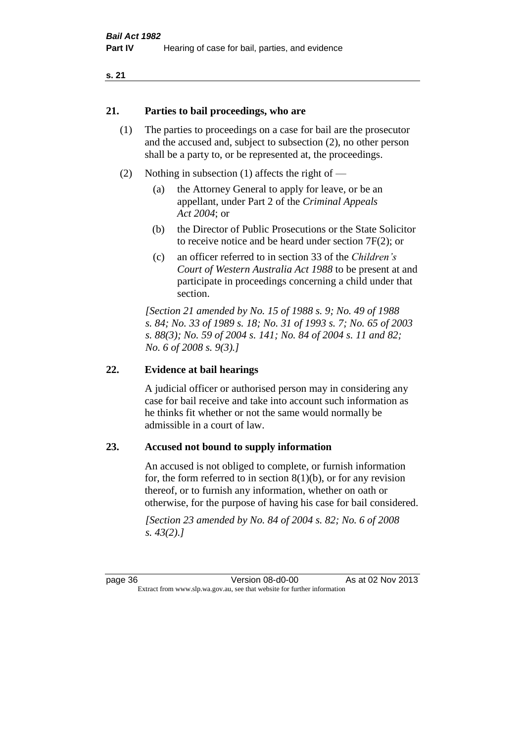## 21. Parties to bail proceedings, who are

(1) The parties to proceedings on a case for bail are the prosecutor and the accused and, subject to subsection (2), no other person shall be a party to, or be represented at, the proceedings.

(2) Nothing in subsection (1) affects the right of —

(a) the Attorney General to apply for leave, or be an appellant, under Part 2 of the *Criminal Appeals Act 2004*; or

(b) the Director of Public Prosecutions or the State Solicitor to receive notice and be heard under section 7F(2); or

(c) an officer referred to in section 33 of the *Children's Court of Western Australia Act 1988* to be present at and participate in proceedings concerning a child under that section.

*[Section 21 amended by No. 15 of 1988 s. 9; No. 49 of 1988 s. 84; No. 33 of 1989 s. 18; No. 31 of 1993 s. 7; No. 65 of 2003 s. 88(3); No. 59 of 2004 s. 141; No. 84 of 2004 s. 11 and 82; No. 6 of 2008 s. 9(3).]*

## 22. Evidence at bail hearings

A judicial officer or authorised person may in considering any case for bail receive and take into account such information as he thinks fit whether or not the same would normally be admissible in a court of law.

## 23. Accused not bound to supply information

An accused is not obliged to complete, or furnish information for, the form referred to in section 8(1)(b), or for any revision thereof, or to furnish any information, whether on oath or otherwise, for the purpose of having his case for bail considered.

*[Section 23 amended by No. 84 of 2004 s. 82; No. 6 of 2008 s. 43(2).]*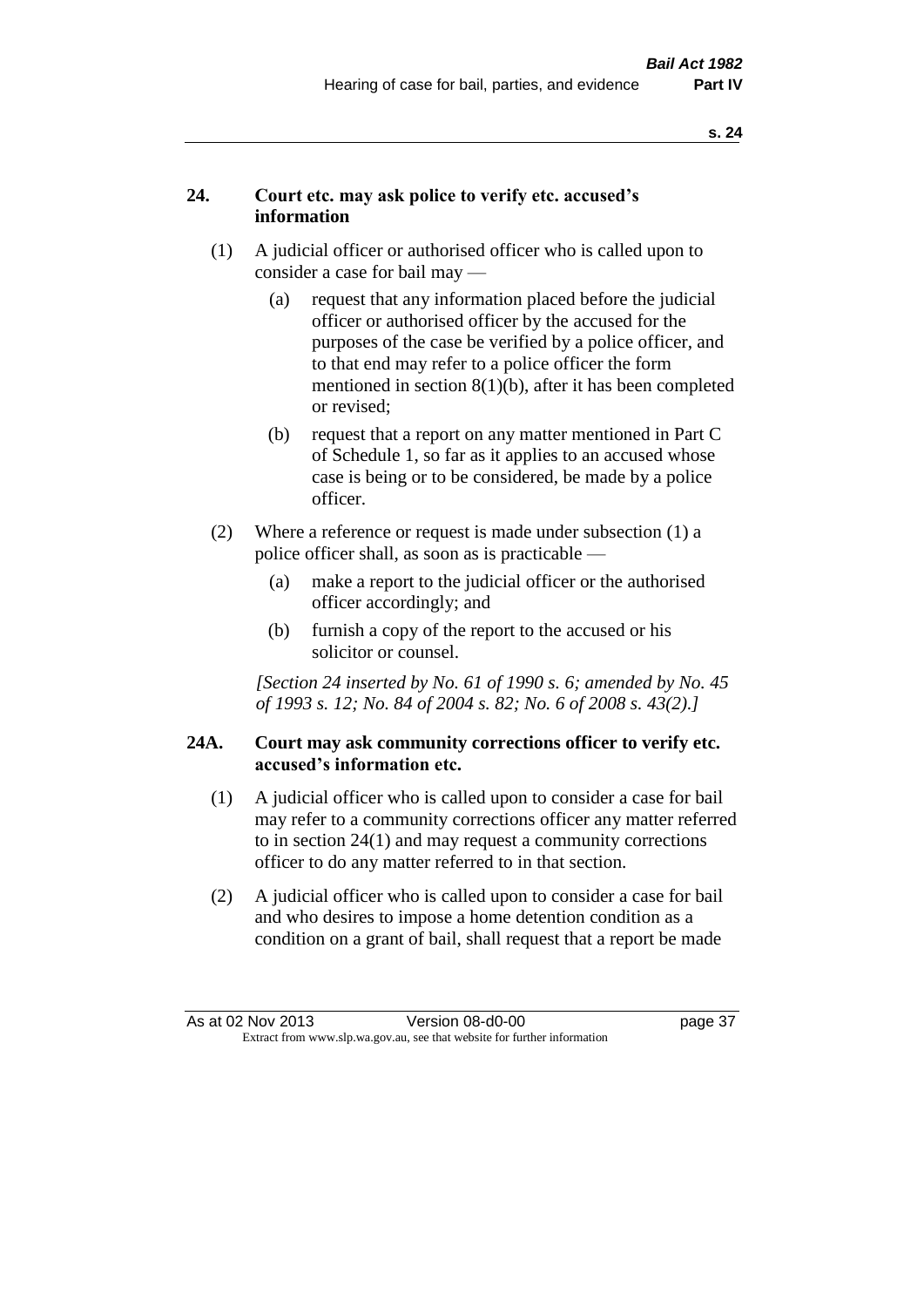## 24. Court etc. may ask police to verify etc. accused's information

(1) A judicial officer or authorised officer who is called upon to consider a case for bail may —

(a) request that any information placed before the judicial officer or authorised officer by the accused for the purposes of the case be verified by a police officer, and to that end may refer to a police officer the form mentioned in section 8(1)(b), after it has been completed or revised;

(b) request that a report on any matter mentioned in Part C of Schedule 1, so far as it applies to an accused whose case is being or to be considered, be made by a police officer.

(2) Where a reference or request is made under subsection (1) a police officer shall, as soon as is practicable —

(a) make a report to the judicial officer or the authorised officer accordingly; and

(b) furnish a copy of the report to the accused or his solicitor or counsel.

*[Section 24 inserted by No. 61 of 1990 s. 6; amended by No. 45 of 1993 s. 12; No. 84 of 2004 s. 82; No. 6 of 2008 s. 43(2).]*

## 24A. Court may ask community corrections officer to verify etc. accused's information etc.

(1) A judicial officer who is called upon to consider a case for bail may refer to a community corrections officer any matter referred to in section 24(1) and may request a community corrections officer to do any matter referred to in that section.

(2) A judicial officer who is called upon to consider a case for bail and who desires to impose a home detention condition as a condition on a grant of bail, shall request that a report be made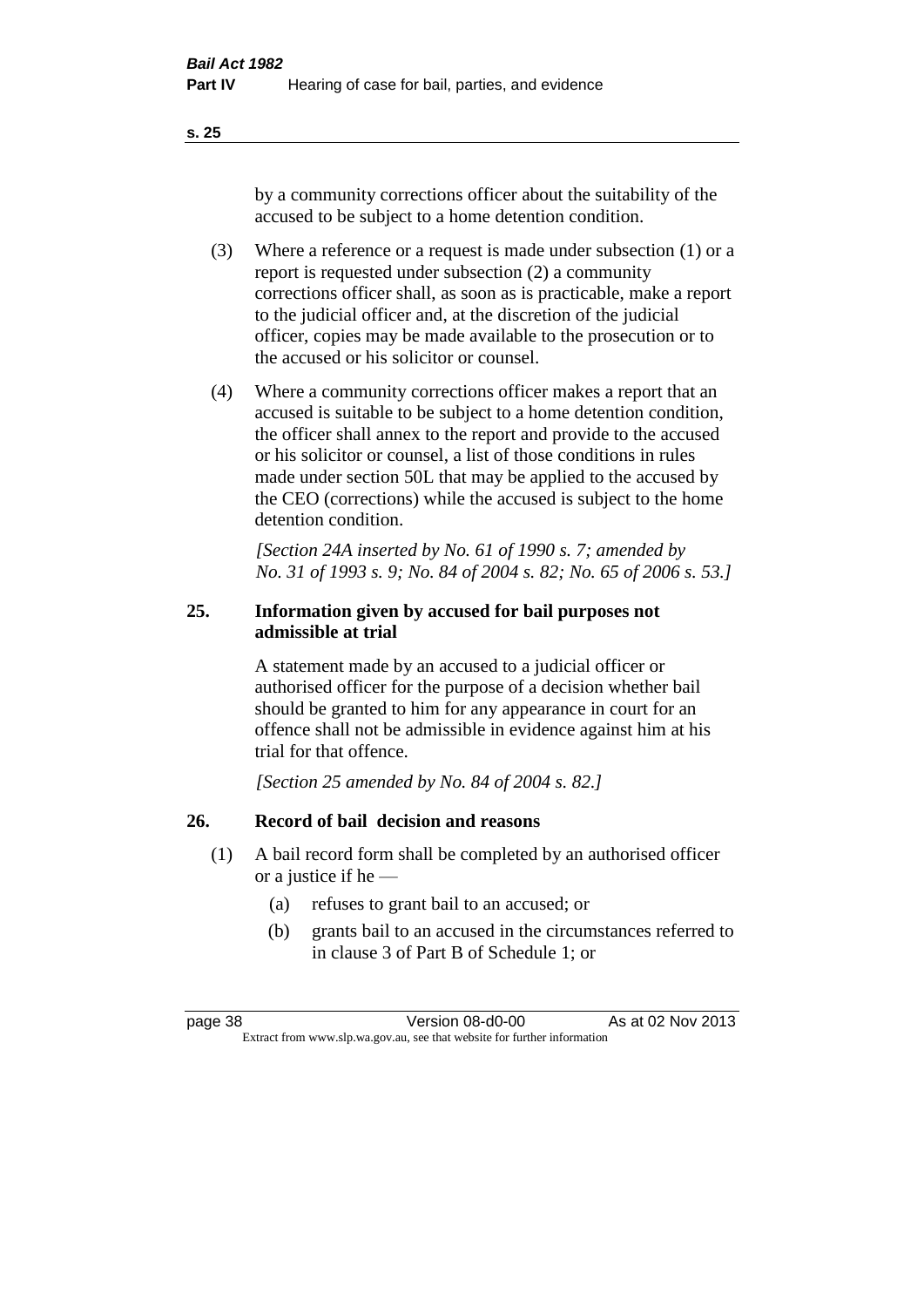by a community corrections officer about the suitability of the accused to be subject to a home detention condition.

(3) Where a reference or a request is made under subsection (1) or a report is requested under subsection (2) a community corrections officer shall, as soon as is practicable, make a report to the judicial officer and, at the discretion of the judicial officer, copies may be made available to the prosecution or to the accused or his solicitor or counsel.

(4) Where a community corrections officer makes a report that an accused is suitable to be subject to a home detention condition, the officer shall annex to the report and provide to the accused or his solicitor or counsel, a list of those conditions in rules made under section 50L that may be applied to the accused by the CEO (corrections) while the accused is subject to the home detention condition.

*[Section 24A inserted by No. 61 of 1990 s. 7; amended by No. 31 of 1993 s. 9; No. 84 of 2004 s. 82; No. 65 of 2006 s. 53.]*

### 25. Information given by accused for bail purposes not admissible at trial

A statement made by an accused to a judicial officer or authorised officer for the purpose of a decision whether bail should be granted to him for any appearance in court for an offence shall not be admissible in evidence against him at his trial for that offence.

*[Section 25 amended by No. 84 of 2004 s. 82.]*

### 26. Record of bail decision and reasons

(1) A bail record form shall be completed by an authorised officer or a justice if he —

- (a) refuses to grant bail to an accused; or
- (b) grants bail to an accused in the circumstances referred to in clause 3 of Part B of Schedule 1; or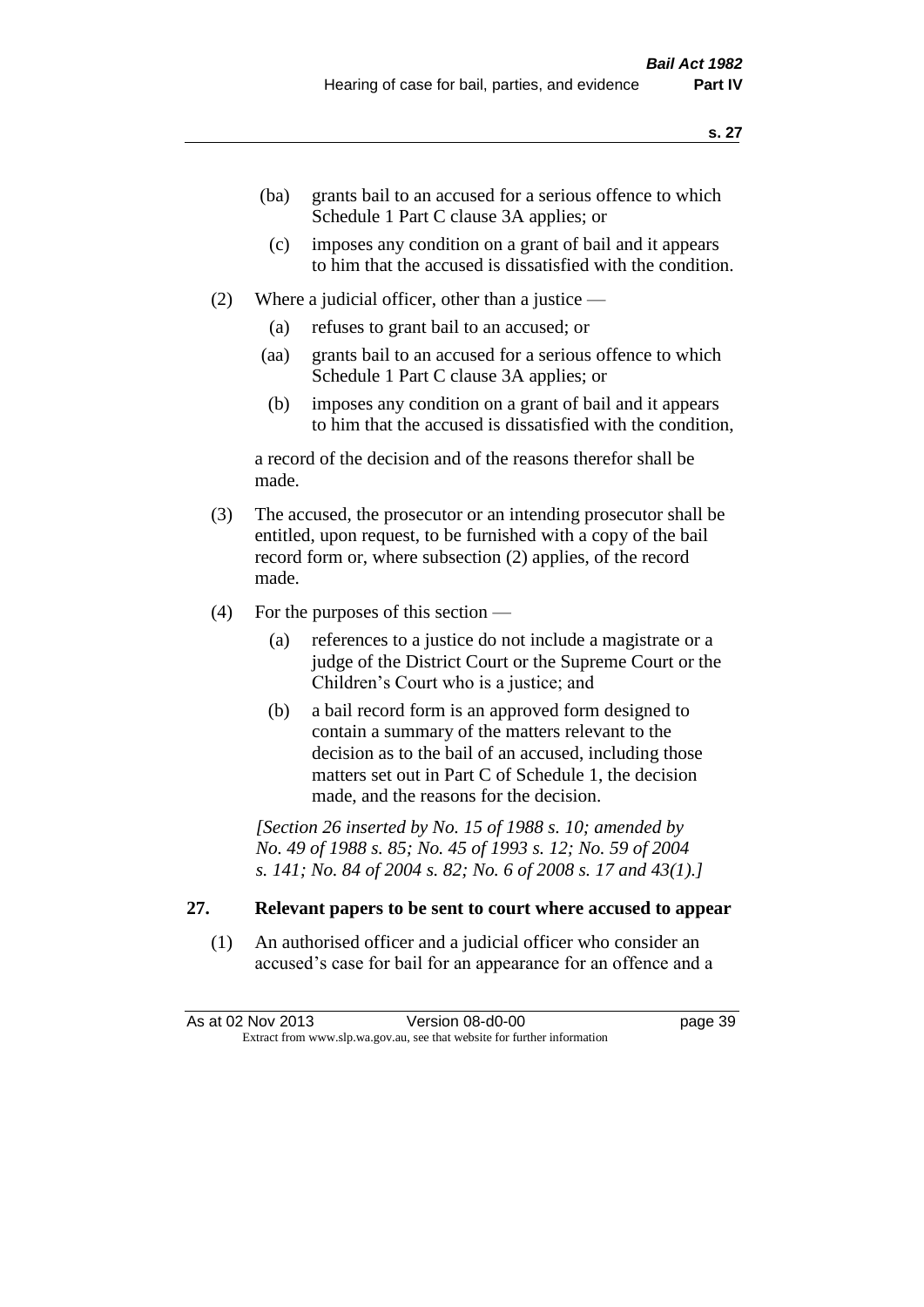(ba) grants bail to an accused for a serious offence to which Schedule 1 Part C clause 3A applies; or

(c) imposes any condition on a grant of bail and it appears to him that the accused is dissatisfied with the condition.

(2) Where a judicial officer, other than a justice —

(a) refuses to grant bail to an accused; or

(aa) grants bail to an accused for a serious offence to which Schedule 1 Part C clause 3A applies; or

(b) imposes any condition on a grant of bail and it appears to him that the accused is dissatisfied with the condition,

a record of the decision and of the reasons therefor shall be made.

(3) The accused, the prosecutor or an intending prosecutor shall be entitled, upon request, to be furnished with a copy of the bail record form or, where subsection (2) applies, of the record made.

(4) For the purposes of this section —

(a) references to a justice do not include a magistrate or a judge of the District Court or the Supreme Court or the Children's Court who is a justice; and

(b) a bail record form is an approved form designed to contain a summary of the matters relevant to the decision as to the bail of an accused, including those matters set out in Part C of Schedule 1, the decision made, and the reasons for the decision.

*[Section 26 inserted by No. 15 of 1988 s. 10; amended by No. 49 of 1988 s. 85; No. 45 of 1993 s. 12; No. 59 of 2004 s. 141; No. 84 of 2004 s. 82; No. 6 of 2008 s. 17 and 43(1).]*

## 27. Relevant papers to be sent to court where accused to appear

(1) An authorised officer and a judicial officer who consider an accused's case for bail for an appearance for an offence and a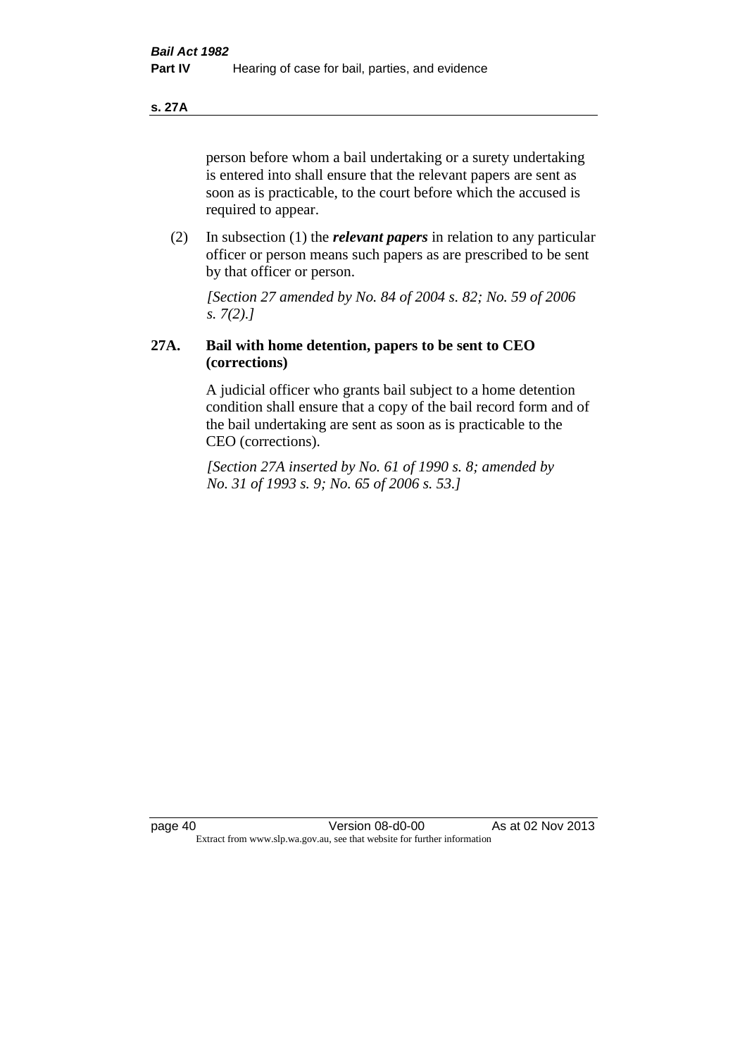person before whom a bail undertaking or a surety undertaking is entered into shall ensure that the relevant papers are sent as soon as is practicable, to the court before which the accused is required to appear.

(2) In subsection (1) the ***relevant papers*** in relation to any particular officer or person means such papers as are prescribed to be sent by that officer or person.

*[Section 27 amended by No. 84 of 2004 s. 82; No. 59 of 2006 s. 7(2).]*

## 27A. Bail with home detention, papers to be sent to CEO (corrections)

A judicial officer who grants bail subject to a home detention condition shall ensure that a copy of the bail record form and of the bail undertaking are sent as soon as is practicable to the CEO (corrections).

*[Section 27A inserted by No. 61 of 1990 s. 8; amended by No. 31 of 1993 s. 9; No. 65 of 2006 s. 53.]*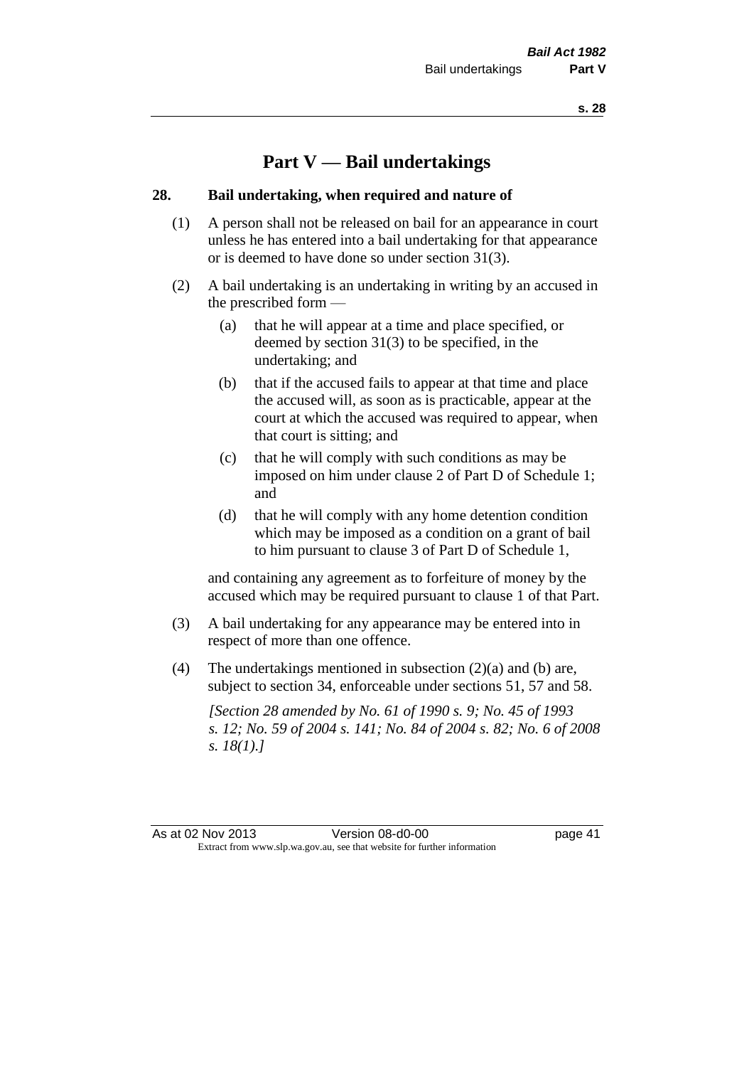# Part V — Bail undertakings

## 28. Bail undertaking, when required and nature of

(1) A person shall not be released on bail for an appearance in court unless he has entered into a bail undertaking for that appearance or is deemed to have done so under section 31(3).

(2) A bail undertaking is an undertaking in writing by an accused in the prescribed form —

  (a) that he will appear at a time and place specified, or deemed by section 31(3) to be specified, in the undertaking; and

  (b) that if the accused fails to appear at that time and place the accused will, as soon as is practicable, appear at the court at which the accused was required to appear, when that court is sitting; and

  (c) that he will comply with such conditions as may be imposed on him under clause 2 of Part D of Schedule 1; and

  (d) that he will comply with any home detention condition which may be imposed as a condition on a grant of bail to him pursuant to clause 3 of Part D of Schedule 1,

and containing any agreement as to forfeiture of money by the accused which may be required pursuant to clause 1 of that Part.

(3) A bail undertaking for any appearance may be entered into in respect of more than one offence.

(4) The undertakings mentioned in subsection (2)(a) and (b) are, subject to section 34, enforceable under sections 51, 57 and 58.

*[Section 28 amended by No. 61 of 1990 s. 9; No. 45 of 1993 s. 12; No. 59 of 2004 s. 141; No. 84 of 2004 s. 82; No. 6 of 2008 s. 18(1).]*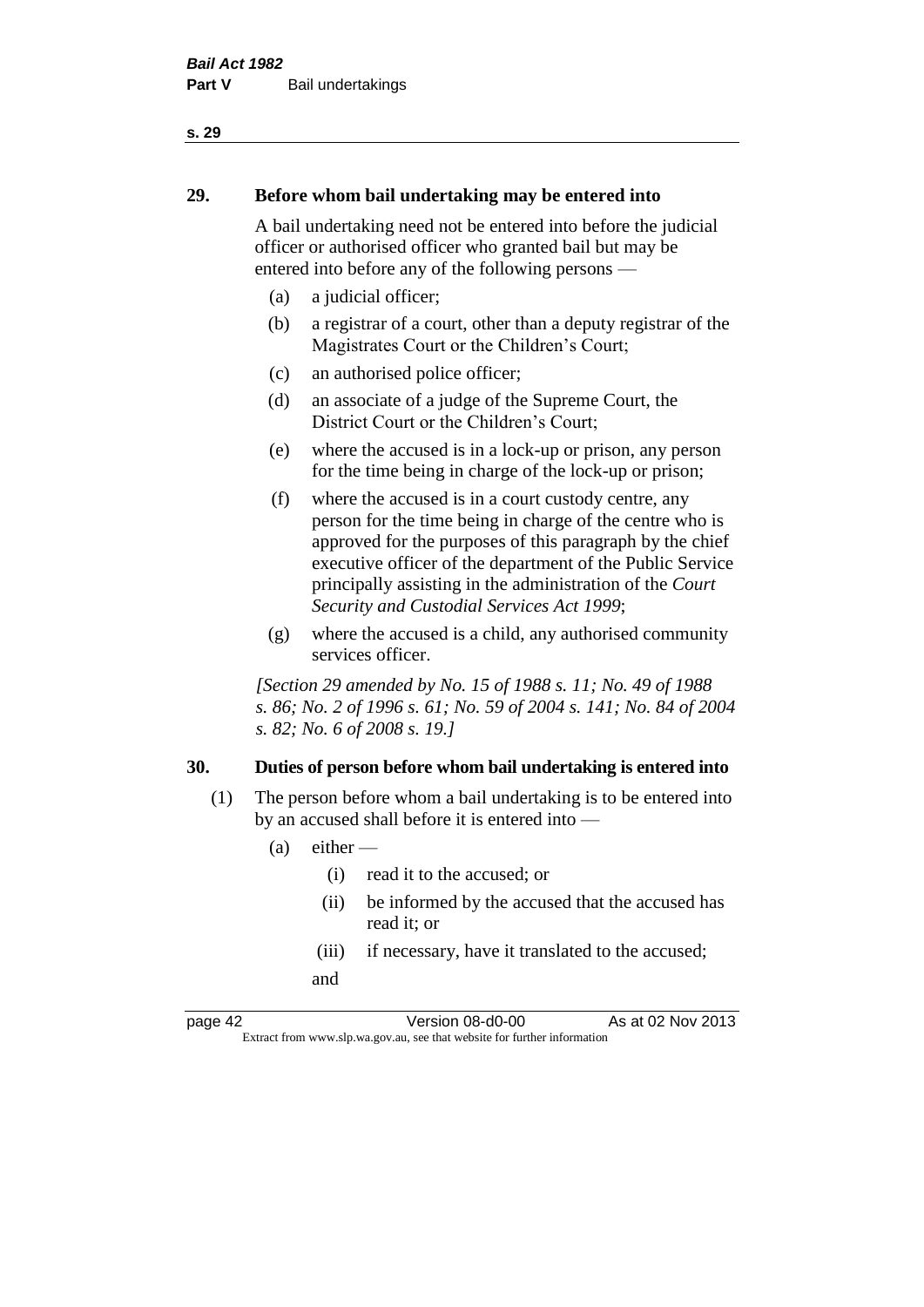## 29. Before whom bail undertaking may be entered into

A bail undertaking need not be entered into before the judicial officer or authorised officer who granted bail but may be entered into before any of the following persons —

- (a) a judicial officer;
- (b) a registrar of a court, other than a deputy registrar of the Magistrates Court or the Children's Court;
- (c) an authorised police officer;
- (d) an associate of a judge of the Supreme Court, the District Court or the Children's Court;
- (e) where the accused is in a lock-up or prison, any person for the time being in charge of the lock-up or prison;
- (f) where the accused is in a court custody centre, any person for the time being in charge of the centre who is approved for the purposes of this paragraph by the chief executive officer of the department of the Public Service principally assisting in the administration of the *Court Security and Custodial Services Act 1999*;
- (g) where the accused is a child, any authorised community services officer.

*[Section 29 amended by No. 15 of 1988 s. 11; No. 49 of 1988 s. 86; No. 2 of 1996 s. 61; No. 59 of 2004 s. 141; No. 84 of 2004 s. 82; No. 6 of 2008 s. 19.]*

## 30. Duties of person before whom bail undertaking is entered into

(1) The person before whom a bail undertaking is to be entered into by an accused shall before it is entered into —

- (a) either —
  - (i) read it to the accused; or
  - (ii) be informed by the accused that the accused has read it; or
  - (iii) if necessary, have it translated to the accused;

  and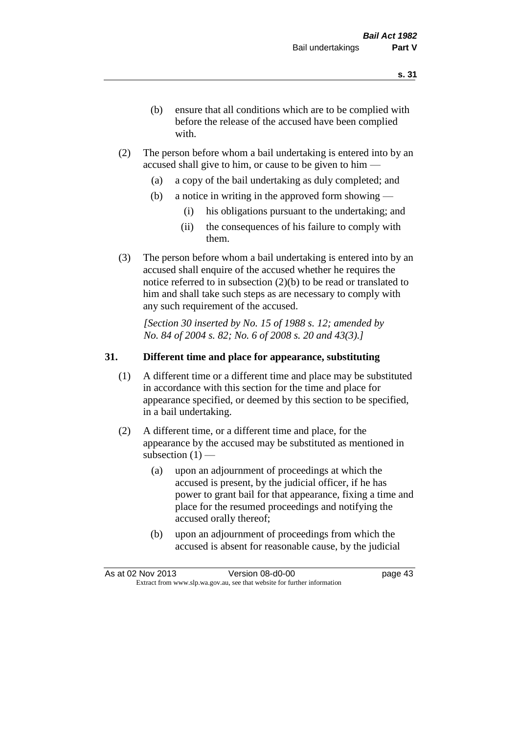(b) ensure that all conditions which are to be complied with before the release of the accused have been complied with.

(2) The person before whom a bail undertaking is entered into by an accused shall give to him, or cause to be given to him —

(a) a copy of the bail undertaking as duly completed; and

(b) a notice in writing in the approved form showing —

(i) his obligations pursuant to the undertaking; and

(ii) the consequences of his failure to comply with them.

(3) The person before whom a bail undertaking is entered into by an accused shall enquire of the accused whether he requires the notice referred to in subsection (2)(b) to be read or translated to him and shall take such steps as are necessary to comply with any such requirement of the accused.

*[Section 30 inserted by No. 15 of 1988 s. 12; amended by No. 84 of 2004 s. 82; No. 6 of 2008 s. 20 and 43(3).]*

## 31. Different time and place for appearance, substituting

(1) A different time or a different time and place may be substituted in accordance with this section for the time and place for appearance specified, or deemed by this section to be specified, in a bail undertaking.

(2) A different time, or a different time and place, for the appearance by the accused may be substituted as mentioned in subsection (1) —

(a) upon an adjournment of proceedings at which the accused is present, by the judicial officer, if he has power to grant bail for that appearance, fixing a time and place for the resumed proceedings and notifying the accused orally thereof;

(b) upon an adjournment of proceedings from which the accused is absent for reasonable cause, by the judicial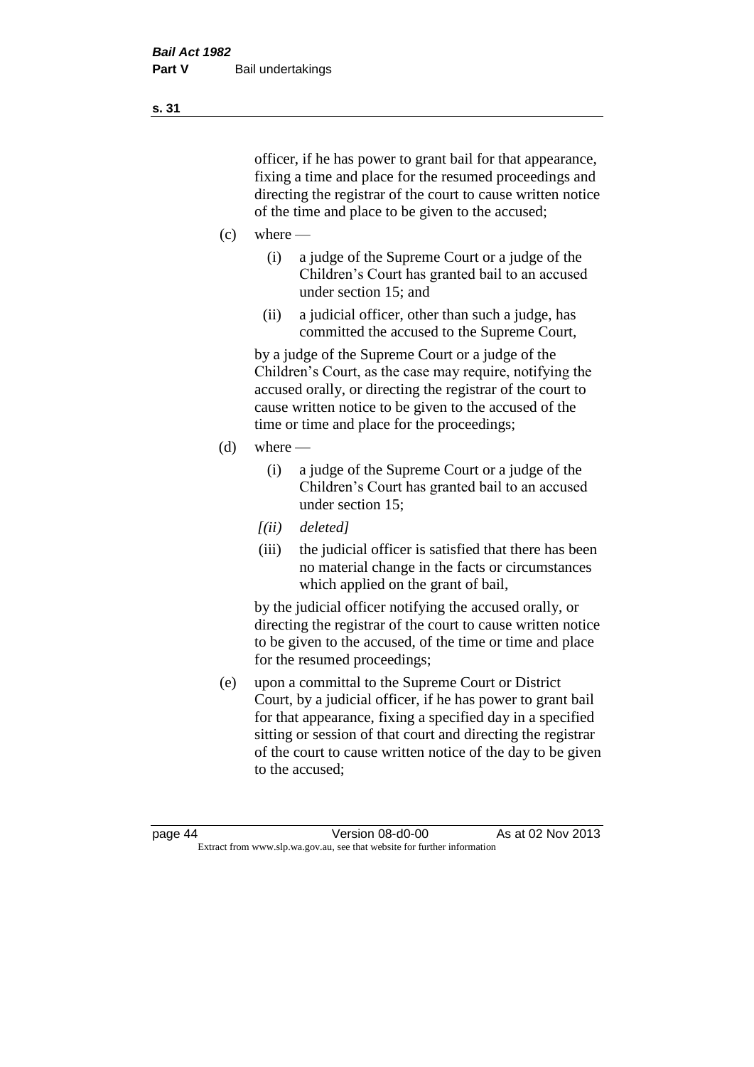officer, if he has power to grant bail for that appearance, fixing a time and place for the resumed proceedings and directing the registrar of the court to cause written notice of the time and place to be given to the accused;

(c) where —

   (i) a judge of the Supreme Court or a judge of the Children's Court has granted bail to an accused under section 15; and

   (ii) a judicial officer, other than such a judge, has committed the accused to the Supreme Court,

   by a judge of the Supreme Court or a judge of the Children's Court, as the case may require, notifying the accused orally, or directing the registrar of the court to cause written notice to be given to the accused of the time or time and place for the proceedings;

(d) where —

   (i) a judge of the Supreme Court or a judge of the Children's Court has granted bail to an accused under section 15;

   *[(ii) deleted]*

   (iii) the judicial officer is satisfied that there has been no material change in the facts or circumstances which applied on the grant of bail,

   by the judicial officer notifying the accused orally, or directing the registrar of the court to cause written notice to be given to the accused, of the time or time and place for the resumed proceedings;

(e) upon a committal to the Supreme Court or District Court, by a judicial officer, if he has power to grant bail for that appearance, fixing a specified day in a specified sitting or session of that court and directing the registrar of the court to cause written notice of the day to be given to the accused;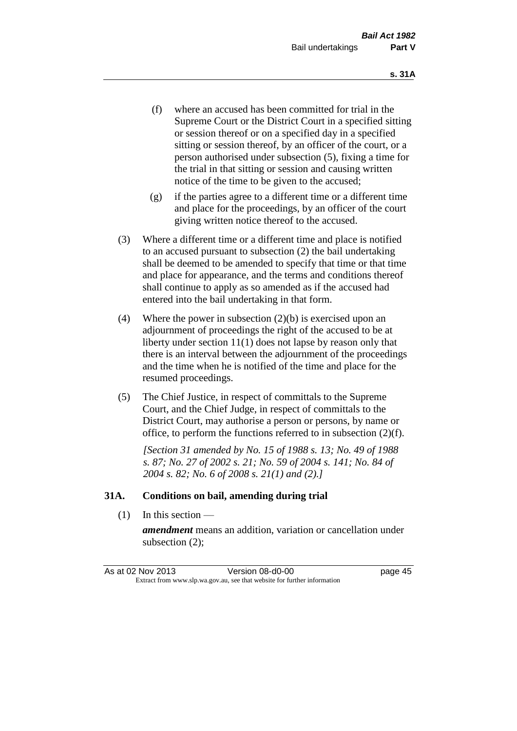(f) where an accused has been committed for trial in the Supreme Court or the District Court in a specified sitting or session thereof or on a specified day in a specified sitting or session thereof, by an officer of the court, or a person authorised under subsection (5), fixing a time for the trial in that sitting or session and causing written notice of the time to be given to the accused;

(g) if the parties agree to a different time or a different time and place for the proceedings, by an officer of the court giving written notice thereof to the accused.

(3) Where a different time or a different time and place is notified to an accused pursuant to subsection (2) the bail undertaking shall be deemed to be amended to specify that time or that time and place for appearance, and the terms and conditions thereof shall continue to apply as so amended as if the accused had entered into the bail undertaking in that form.

(4) Where the power in subsection (2)(b) is exercised upon an adjournment of proceedings the right of the accused to be at liberty under section 11(1) does not lapse by reason only that there is an interval between the adjournment of the proceedings and the time when he is notified of the time and place for the resumed proceedings.

(5) The Chief Justice, in respect of committals to the Supreme Court, and the Chief Judge, in respect of committals to the District Court, may authorise a person or persons, by name or office, to perform the functions referred to in subsection (2)(f).

*[Section 31 amended by No. 15 of 1988 s. 13; No. 49 of 1988 s. 87; No. 27 of 2002 s. 21; No. 59 of 2004 s. 141; No. 84 of 2004 s. 82; No. 6 of 2008 s. 21(1) and (2).]*

### 31A. Conditions on bail, amending during trial

(1) In this section —

***amendment*** means an addition, variation or cancellation under subsection (2);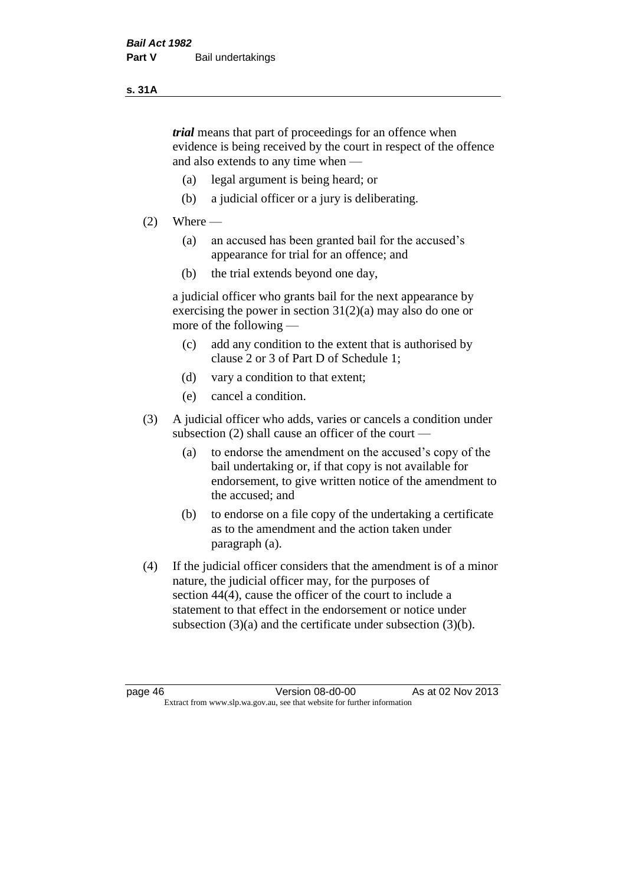***trial*** means that part of proceedings for an offence when evidence is being received by the court in respect of the offence and also extends to any time when —

(a) legal argument is being heard; or

(b) a judicial officer or a jury is deliberating.

(2) Where —

(a) an accused has been granted bail for the accused's appearance for trial for an offence; and

(b) the trial extends beyond one day,

a judicial officer who grants bail for the next appearance by exercising the power in section 31(2)(a) may also do one or more of the following —

(c) add any condition to the extent that is authorised by clause 2 or 3 of Part D of Schedule 1;

(d) vary a condition to that extent;

(e) cancel a condition.

(3) A judicial officer who adds, varies or cancels a condition under subsection (2) shall cause an officer of the court —

(a) to endorse the amendment on the accused's copy of the bail undertaking or, if that copy is not available for endorsement, to give written notice of the amendment to the accused; and

(b) to endorse on a file copy of the undertaking a certificate as to the amendment and the action taken under paragraph (a).

(4) If the judicial officer considers that the amendment is of a minor nature, the judicial officer may, for the purposes of section 44(4), cause the officer of the court to include a statement to that effect in the endorsement or notice under subsection (3)(a) and the certificate under subsection (3)(b).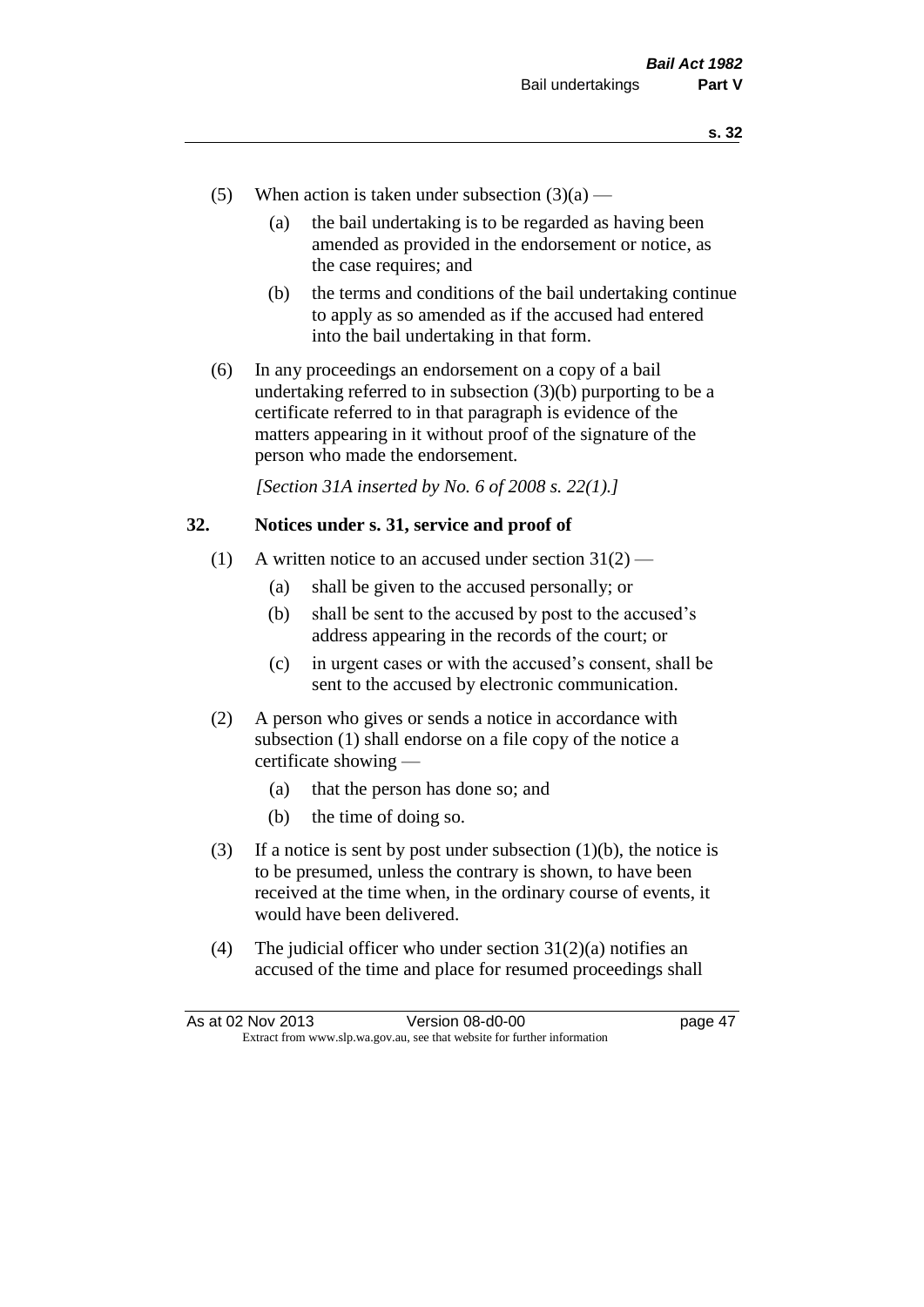(5) When action is taken under subsection (3)(a) —

(a) the bail undertaking is to be regarded as having been amended as provided in the endorsement or notice, as the case requires; and

(b) the terms and conditions of the bail undertaking continue to apply as so amended as if the accused had entered into the bail undertaking in that form.

(6) In any proceedings an endorsement on a copy of a bail undertaking referred to in subsection (3)(b) purporting to be a certificate referred to in that paragraph is evidence of the matters appearing in it without proof of the signature of the person who made the endorsement.

*[Section 31A inserted by No. 6 of 2008 s. 22(1).]*

## 32. Notices under s. 31, service and proof of

(1) A written notice to an accused under section 31(2) —

(a) shall be given to the accused personally; or

(b) shall be sent to the accused by post to the accused's address appearing in the records of the court; or

(c) in urgent cases or with the accused's consent, shall be sent to the accused by electronic communication.

(2) A person who gives or sends a notice in accordance with subsection (1) shall endorse on a file copy of the notice a certificate showing —

(a) that the person has done so; and

(b) the time of doing so.

(3) If a notice is sent by post under subsection (1)(b), the notice is to be presumed, unless the contrary is shown, to have been received at the time when, in the ordinary course of events, it would have been delivered.

(4) The judicial officer who under section 31(2)(a) notifies an accused of the time and place for resumed proceedings shall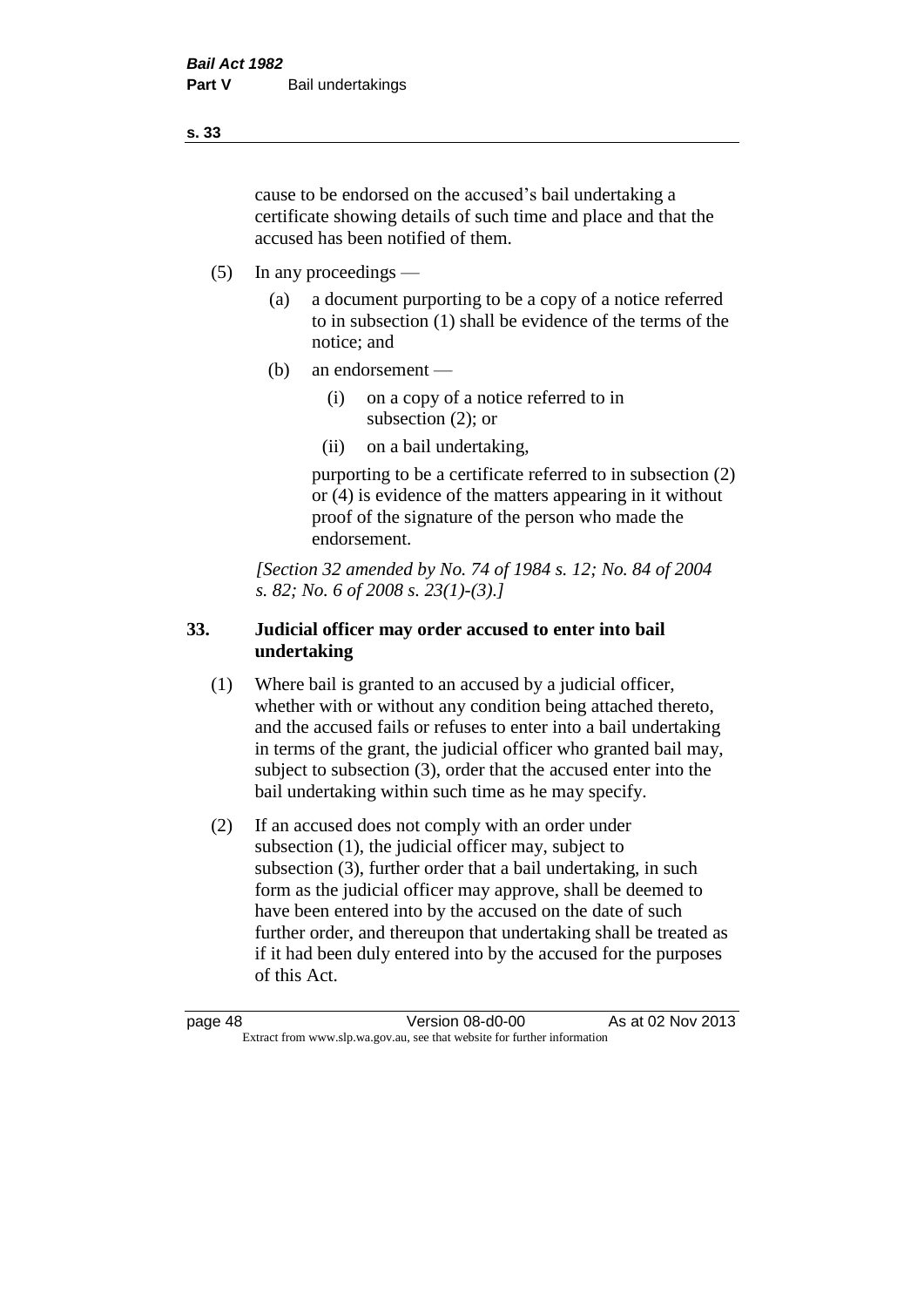cause to be endorsed on the accused's bail undertaking a certificate showing details of such time and place and that the accused has been notified of them.

(5) In any proceedings —

(a) a document purporting to be a copy of a notice referred to in subsection (1) shall be evidence of the terms of the notice; and

(b) an endorsement —

(i) on a copy of a notice referred to in subsection (2); or

(ii) on a bail undertaking,

purporting to be a certificate referred to in subsection (2) or (4) is evidence of the matters appearing in it without proof of the signature of the person who made the endorsement.

*[Section 32 amended by No. 74 of 1984 s. 12; No. 84 of 2004 s. 82; No. 6 of 2008 s. 23(1)-(3).]*

### 33. Judicial officer may order accused to enter into bail undertaking

(1) Where bail is granted to an accused by a judicial officer, whether with or without any condition being attached thereto, and the accused fails or refuses to enter into a bail undertaking in terms of the grant, the judicial officer who granted bail may, subject to subsection (3), order that the accused enter into the bail undertaking within such time as he may specify.

(2) If an accused does not comply with an order under subsection (1), the judicial officer may, subject to subsection (3), further order that a bail undertaking, in such form as the judicial officer may approve, shall be deemed to have been entered into by the accused on the date of such further order, and thereupon that undertaking shall be treated as if it had been duly entered into by the accused for the purposes of this Act.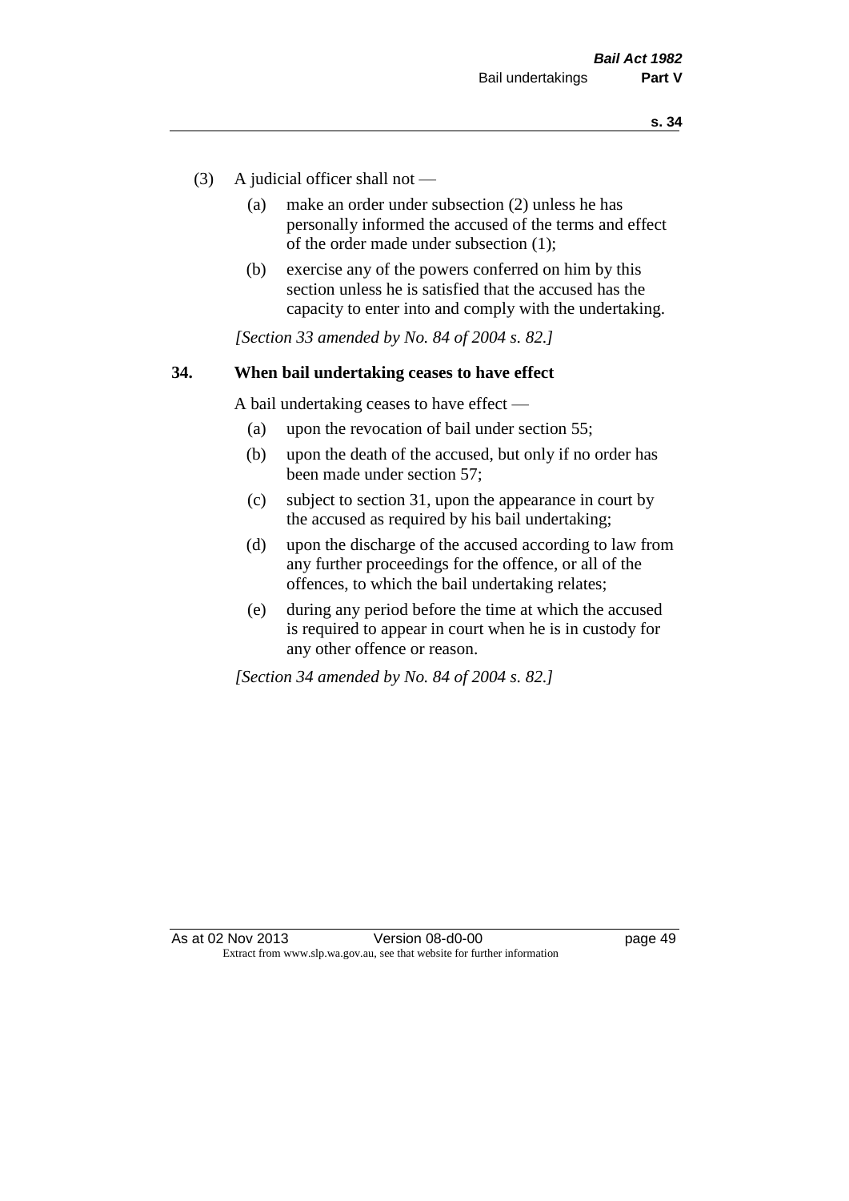(3) A judicial officer shall not —

  (a) make an order under subsection (2) unless he has personally informed the accused of the terms and effect of the order made under subsection (1);

  (b) exercise any of the powers conferred on him by this section unless he is satisfied that the accused has the capacity to enter into and comply with the undertaking.

*[Section 33 amended by No. 84 of 2004 s. 82.]*

## 34. When bail undertaking ceases to have effect

A bail undertaking ceases to have effect —

  (a) upon the revocation of bail under section 55;

  (b) upon the death of the accused, but only if no order has been made under section 57;

  (c) subject to section 31, upon the appearance in court by the accused as required by his bail undertaking;

  (d) upon the discharge of the accused according to law from any further proceedings for the offence, or all of the offences, to which the bail undertaking relates;

  (e) during any period before the time at which the accused is required to appear in court when he is in custody for any other offence or reason.

*[Section 34 amended by No. 84 of 2004 s. 82.]*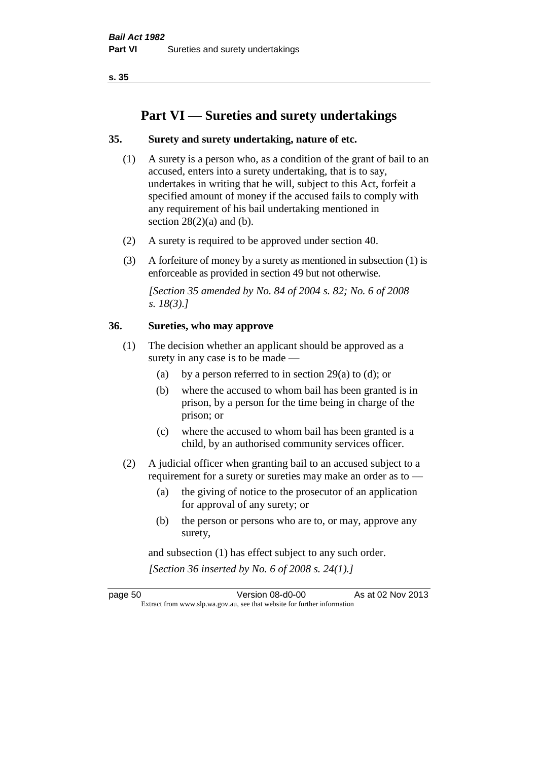# Part VI — Sureties and surety undertakings

## 35. Surety and surety undertaking, nature of etc.

(1) A surety is a person who, as a condition of the grant of bail to an accused, enters into a surety undertaking, that is to say, undertakes in writing that he will, subject to this Act, forfeit a specified amount of money if the accused fails to comply with any requirement of his bail undertaking mentioned in section 28(2)(a) and (b).

(2) A surety is required to be approved under section 40.

(3) A forfeiture of money by a surety as mentioned in subsection (1) is enforceable as provided in section 49 but not otherwise.

*[Section 35 amended by No. 84 of 2004 s. 82; No. 6 of 2008 s. 18(3).]*

## 36. Sureties, who may approve

(1) The decision whether an applicant should be approved as a surety in any case is to be made —

- (a) by a person referred to in section 29(a) to (d); or
- (b) where the accused to whom bail has been granted is in prison, by a person for the time being in charge of the prison; or
- (c) where the accused to whom bail has been granted is a child, by an authorised community services officer.

(2) A judicial officer when granting bail to an accused subject to a requirement for a surety or sureties may make an order as to —

- (a) the giving of notice to the prosecutor of an application for approval of any surety; or
- (b) the person or persons who are to, or may, approve any surety,

and subsection (1) has effect subject to any such order.

*[Section 36 inserted by No. 6 of 2008 s. 24(1).]*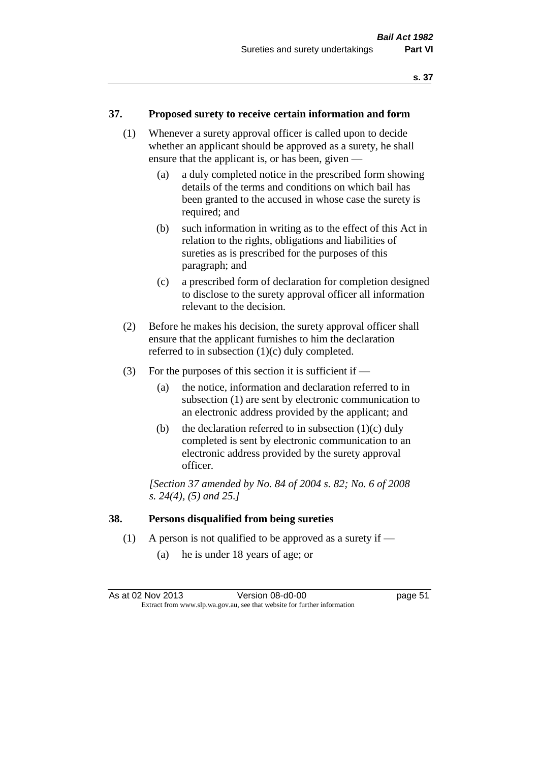## 37. Proposed surety to receive certain information and form

(1) Whenever a surety approval officer is called upon to decide whether an applicant should be approved as a surety, he shall ensure that the applicant is, or has been, given —

(a) a duly completed notice in the prescribed form showing details of the terms and conditions on which bail has been granted to the accused in whose case the surety is required; and

(b) such information in writing as to the effect of this Act in relation to the rights, obligations and liabilities of sureties as is prescribed for the purposes of this paragraph; and

(c) a prescribed form of declaration for completion designed to disclose to the surety approval officer all information relevant to the decision.

(2) Before he makes his decision, the surety approval officer shall ensure that the applicant furnishes to him the declaration referred to in subsection (1)(c) duly completed.

(3) For the purposes of this section it is sufficient if —

(a) the notice, information and declaration referred to in subsection (1) are sent by electronic communication to an electronic address provided by the applicant; and

(b) the declaration referred to in subsection (1)(c) duly completed is sent by electronic communication to an electronic address provided by the surety approval officer.

*[Section 37 amended by No. 84 of 2004 s. 82; No. 6 of 2008 s. 24(4), (5) and 25.]*

## 38. Persons disqualified from being sureties

(1) A person is not qualified to be approved as a surety if —

(a) he is under 18 years of age; or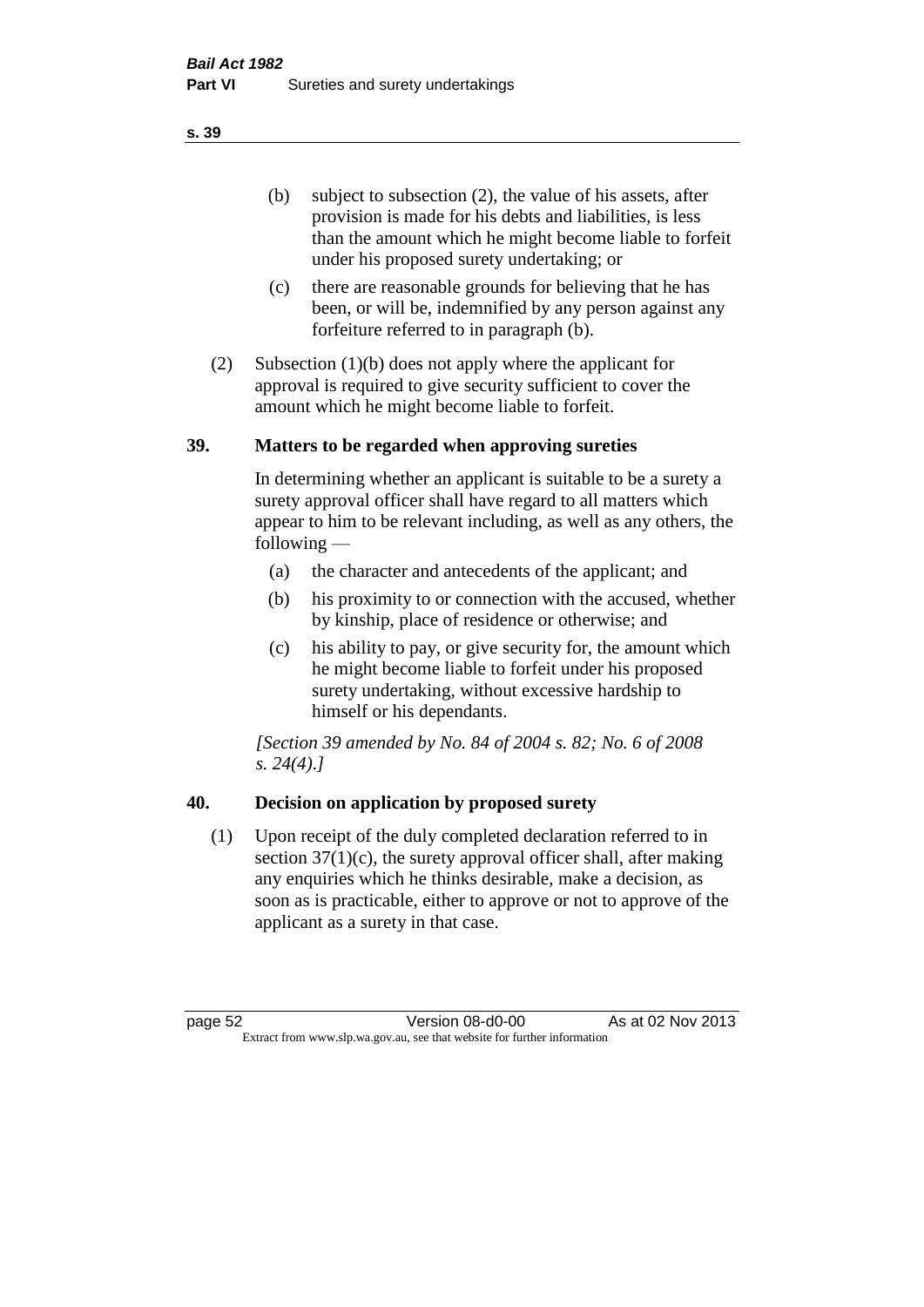(b) subject to subsection (2), the value of his assets, after provision is made for his debts and liabilities, is less than the amount which he might become liable to forfeit under his proposed surety undertaking; or

(c) there are reasonable grounds for believing that he has been, or will be, indemnified by any person against any forfeiture referred to in paragraph (b).

(2) Subsection (1)(b) does not apply where the applicant for approval is required to give security sufficient to cover the amount which he might become liable to forfeit.

## 39. Matters to be regarded when approving sureties

In determining whether an applicant is suitable to be a surety a surety approval officer shall have regard to all matters which appear to him to be relevant including, as well as any others, the following —

(a) the character and antecedents of the applicant; and

(b) his proximity to or connection with the accused, whether by kinship, place of residence or otherwise; and

(c) his ability to pay, or give security for, the amount which he might become liable to forfeit under his proposed surety undertaking, without excessive hardship to himself or his dependants.

*[Section 39 amended by No. 84 of 2004 s. 82; No. 6 of 2008 s. 24(4).]*

## 40. Decision on application by proposed surety

(1) Upon receipt of the duly completed declaration referred to in section 37(1)(c), the surety approval officer shall, after making any enquiries which he thinks desirable, make a decision, as soon as is practicable, either to approve or not to approve of the applicant as a surety in that case.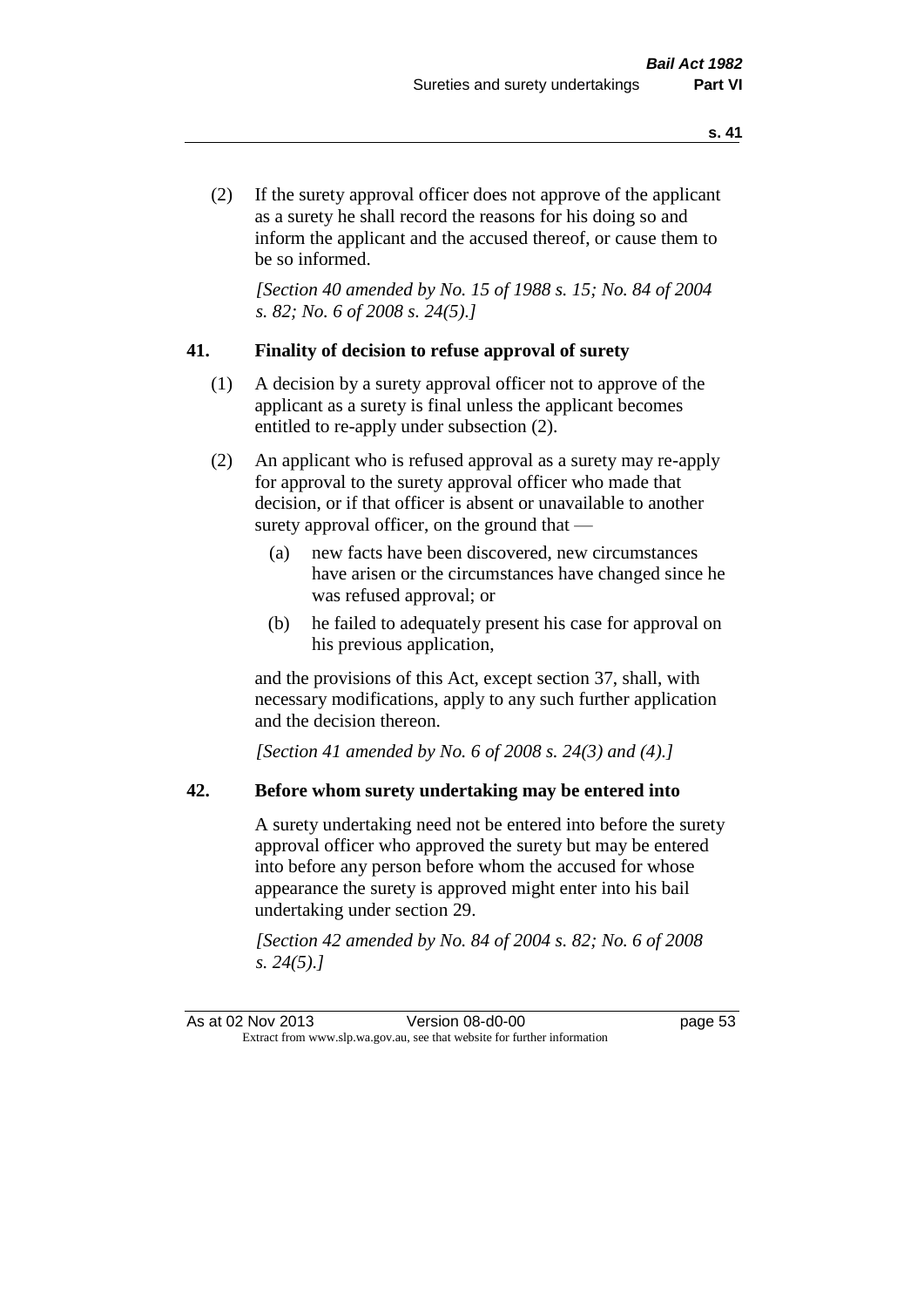(2) If the surety approval officer does not approve of the applicant as a surety he shall record the reasons for his doing so and inform the applicant and the accused thereof, or cause them to be so informed.

*[Section 40 amended by No. 15 of 1988 s. 15; No. 84 of 2004 s. 82; No. 6 of 2008 s. 24(5).]*

### 41. Finality of decision to refuse approval of surety

(1) A decision by a surety approval officer not to approve of the applicant as a surety is final unless the applicant becomes entitled to re-apply under subsection (2).

(2) An applicant who is refused approval as a surety may re-apply for approval to the surety approval officer who made that decision, or if that officer is absent or unavailable to another surety approval officer, on the ground that —

- (a) new facts have been discovered, new circumstances have arisen or the circumstances have changed since he was refused approval; or
- (b) he failed to adequately present his case for approval on his previous application,

and the provisions of this Act, except section 37, shall, with necessary modifications, apply to any such further application and the decision thereon.

*[Section 41 amended by No. 6 of 2008 s. 24(3) and (4).]*

### 42. Before whom surety undertaking may be entered into

A surety undertaking need not be entered into before the surety approval officer who approved the surety but may be entered into before any person before whom the accused for whose appearance the surety is approved might enter into his bail undertaking under section 29.

*[Section 42 amended by No. 84 of 2004 s. 82; No. 6 of 2008 s. 24(5).]*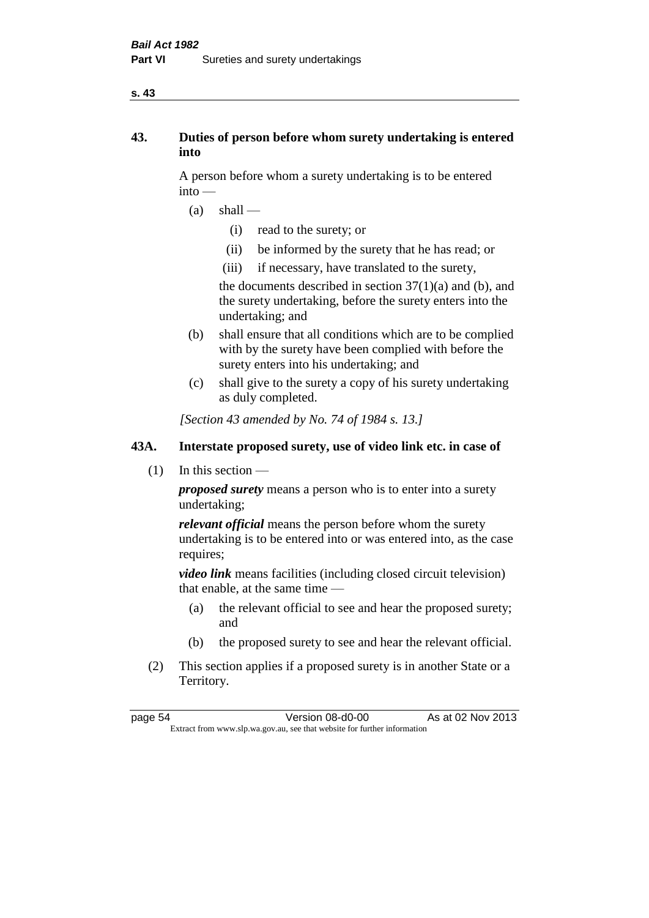## 43. Duties of person before whom surety undertaking is entered into

A person before whom a surety undertaking is to be entered into —

(a) shall —

   (i) read to the surety; or

   (ii) be informed by the surety that he has read; or

   (iii) if necessary, have translated to the surety,

   the documents described in section 37(1)(a) and (b), and the surety undertaking, before the surety enters into the undertaking; and

(b) shall ensure that all conditions which are to be complied with by the surety have been complied with before the surety enters into his undertaking; and

(c) shall give to the surety a copy of his surety undertaking as duly completed.

*[Section 43 amended by No. 74 of 1984 s. 13.]*

## 43A. Interstate proposed surety, use of video link etc. in case of

(1) In this section —

***proposed surety*** means a person who is to enter into a surety undertaking;

***relevant official*** means the person before whom the surety undertaking is to be entered into or was entered into, as the case requires;

***video link*** means facilities (including closed circuit television) that enable, at the same time —

   (a) the relevant official to see and hear the proposed surety; and

   (b) the proposed surety to see and hear the relevant official.

(2) This section applies if a proposed surety is in another State or a Territory.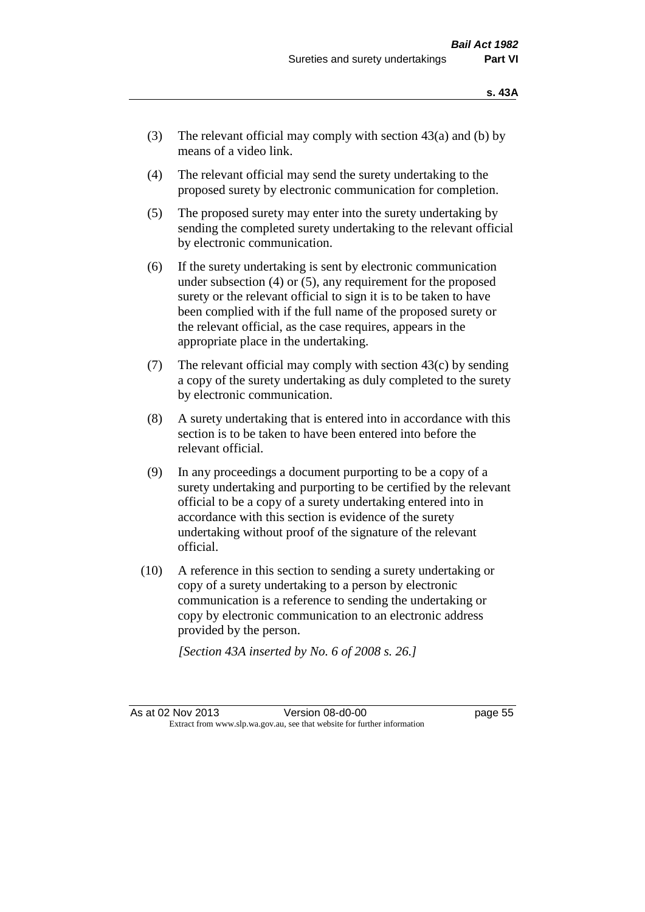(3) The relevant official may comply with section 43(a) and (b) by means of a video link.

(4) The relevant official may send the surety undertaking to the proposed surety by electronic communication for completion.

(5) The proposed surety may enter into the surety undertaking by sending the completed surety undertaking to the relevant official by electronic communication.

(6) If the surety undertaking is sent by electronic communication under subsection (4) or (5), any requirement for the proposed surety or the relevant official to sign it is to be taken to have been complied with if the full name of the proposed surety or the relevant official, as the case requires, appears in the appropriate place in the undertaking.

(7) The relevant official may comply with section 43(c) by sending a copy of the surety undertaking as duly completed to the surety by electronic communication.

(8) A surety undertaking that is entered into in accordance with this section is to be taken to have been entered into before the relevant official.

(9) In any proceedings a document purporting to be a copy of a surety undertaking and purporting to be certified by the relevant official to be a copy of a surety undertaking entered into in accordance with this section is evidence of the surety undertaking without proof of the signature of the relevant official.

(10) A reference in this section to sending a surety undertaking or copy of a surety undertaking to a person by electronic communication is a reference to sending the undertaking or copy by electronic communication to an electronic address provided by the person.

*[Section 43A inserted by No. 6 of 2008 s. 26.]*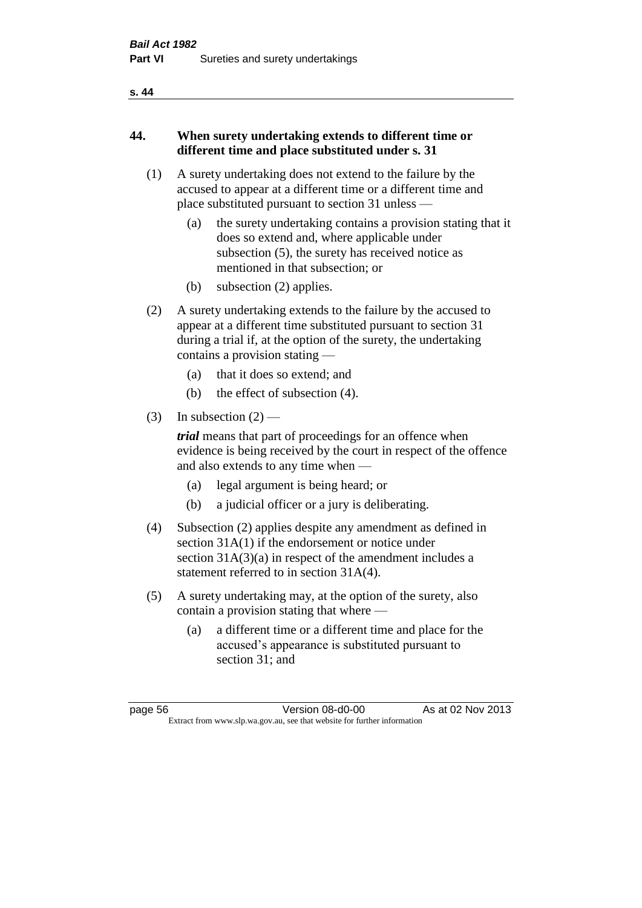## 44. When surety undertaking extends to different time or different time and place substituted under s. 31

(1) A surety undertaking does not extend to the failure by the accused to appear at a different time or a different time and place substituted pursuant to section 31 unless —

   (a) the surety undertaking contains a provision stating that it does so extend and, where applicable under subsection (5), the surety has received notice as mentioned in that subsection; or

   (b) subsection (2) applies.

(2) A surety undertaking extends to the failure by the accused to appear at a different time substituted pursuant to section 31 during a trial if, at the option of the surety, the undertaking contains a provision stating —

   (a) that it does so extend; and

   (b) the effect of subsection (4).

(3) In subsection (2) —

***trial*** means that part of proceedings for an offence when evidence is being received by the court in respect of the offence and also extends to any time when —

   (a) legal argument is being heard; or

   (b) a judicial officer or a jury is deliberating.

(4) Subsection (2) applies despite any amendment as defined in section 31A(1) if the endorsement or notice under section 31A(3)(a) in respect of the amendment includes a statement referred to in section 31A(4).

(5) A surety undertaking may, at the option of the surety, also contain a provision stating that where —

   (a) a different time or a different time and place for the accused's appearance is substituted pursuant to section 31; and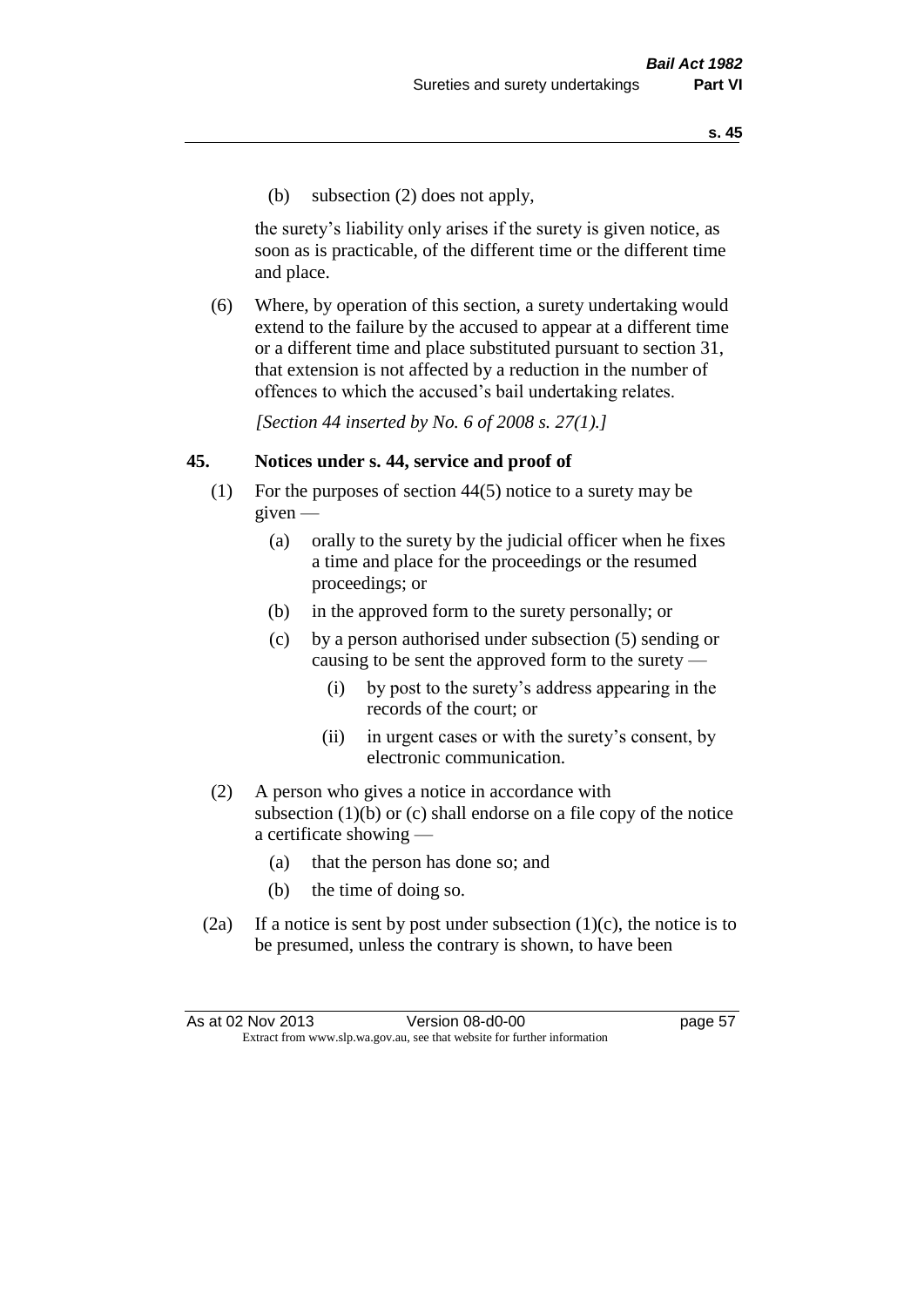(b) subsection (2) does not apply,

the surety's liability only arises if the surety is given notice, as soon as is practicable, of the different time or the different time and place.

(6) Where, by operation of this section, a surety undertaking would extend to the failure by the accused to appear at a different time or a different time and place substituted pursuant to section 31, that extension is not affected by a reduction in the number of offences to which the accused's bail undertaking relates.

*[Section 44 inserted by No. 6 of 2008 s. 27(1).]*

### 45. Notices under s. 44, service and proof of

(1) For the purposes of section 44(5) notice to a surety may be given —

(a) orally to the surety by the judicial officer when he fixes a time and place for the proceedings or the resumed proceedings; or

(b) in the approved form to the surety personally; or

(c) by a person authorised under subsection (5) sending or causing to be sent the approved form to the surety —

(i) by post to the surety's address appearing in the records of the court; or

(ii) in urgent cases or with the surety's consent, by electronic communication.

(2) A person who gives a notice in accordance with subsection (1)(b) or (c) shall endorse on a file copy of the notice a certificate showing —

(a) that the person has done so; and

(b) the time of doing so.

(2a) If a notice is sent by post under subsection (1)(c), the notice is to be presumed, unless the contrary is shown, to have been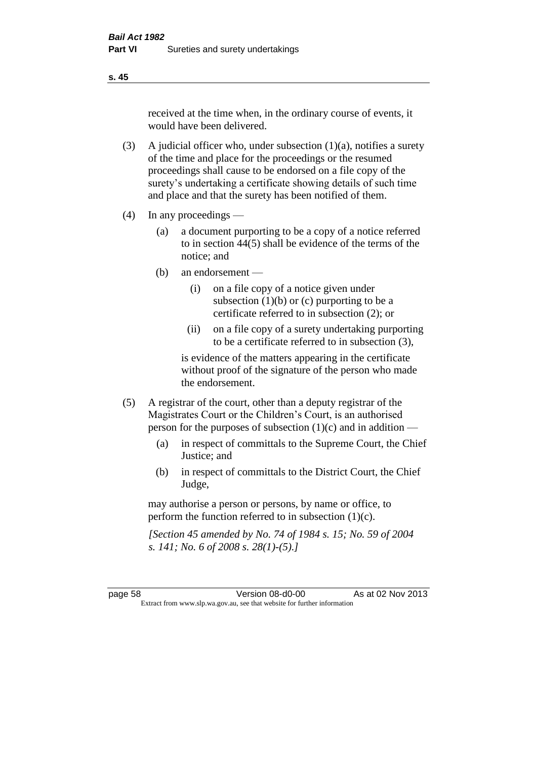received at the time when, in the ordinary course of events, it would have been delivered.

(3) A judicial officer who, under subsection (1)(a), notifies a surety of the time and place for the proceedings or the resumed proceedings shall cause to be endorsed on a file copy of the surety's undertaking a certificate showing details of such time and place and that the surety has been notified of them.

(4) In any proceedings —

(a) a document purporting to be a copy of a notice referred to in section 44(5) shall be evidence of the terms of the notice; and

(b) an endorsement —

(i) on a file copy of a notice given under subsection (1)(b) or (c) purporting to be a certificate referred to in subsection (2); or

(ii) on a file copy of a surety undertaking purporting to be a certificate referred to in subsection (3),

is evidence of the matters appearing in the certificate without proof of the signature of the person who made the endorsement.

(5) A registrar of the court, other than a deputy registrar of the Magistrates Court or the Children's Court, is an authorised person for the purposes of subsection (1)(c) and in addition —

(a) in respect of committals to the Supreme Court, the Chief Justice; and

(b) in respect of committals to the District Court, the Chief Judge,

may authorise a person or persons, by name or office, to perform the function referred to in subsection (1)(c).

*[Section 45 amended by No. 74 of 1984 s. 15; No. 59 of 2004 s. 141; No. 6 of 2008 s. 28(1)-(5).]*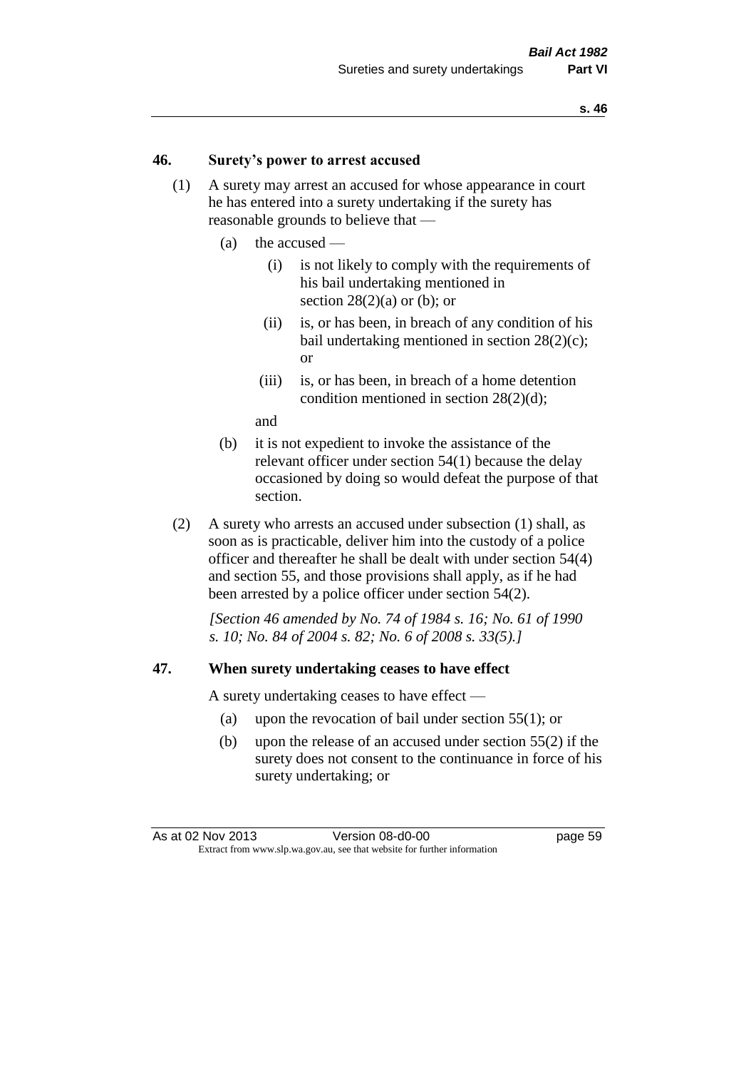## 46. Surety's power to arrest accused

(1) A surety may arrest an accused for whose appearance in court he has entered into a surety undertaking if the surety has reasonable grounds to believe that —

  (a) the accused —

    (i) is not likely to comply with the requirements of his bail undertaking mentioned in section 28(2)(a) or (b); or

    (ii) is, or has been, in breach of any condition of his bail undertaking mentioned in section 28(2)(c); or

    (iii) is, or has been, in breach of a home detention condition mentioned in section 28(2)(d);

  and

  (b) it is not expedient to invoke the assistance of the relevant officer under section 54(1) because the delay occasioned by doing so would defeat the purpose of that section.

(2) A surety who arrests an accused under subsection (1) shall, as soon as is practicable, deliver him into the custody of a police officer and thereafter he shall be dealt with under section 54(4) and section 55, and those provisions shall apply, as if he had been arrested by a police officer under section 54(2).

*[Section 46 amended by No. 74 of 1984 s. 16; No. 61 of 1990 s. 10; No. 84 of 2004 s. 82; No. 6 of 2008 s. 33(5).]*

## 47. When surety undertaking ceases to have effect

A surety undertaking ceases to have effect —

  (a) upon the revocation of bail under section 55(1); or

  (b) upon the release of an accused under section 55(2) if the surety does not consent to the continuance in force of his surety undertaking; or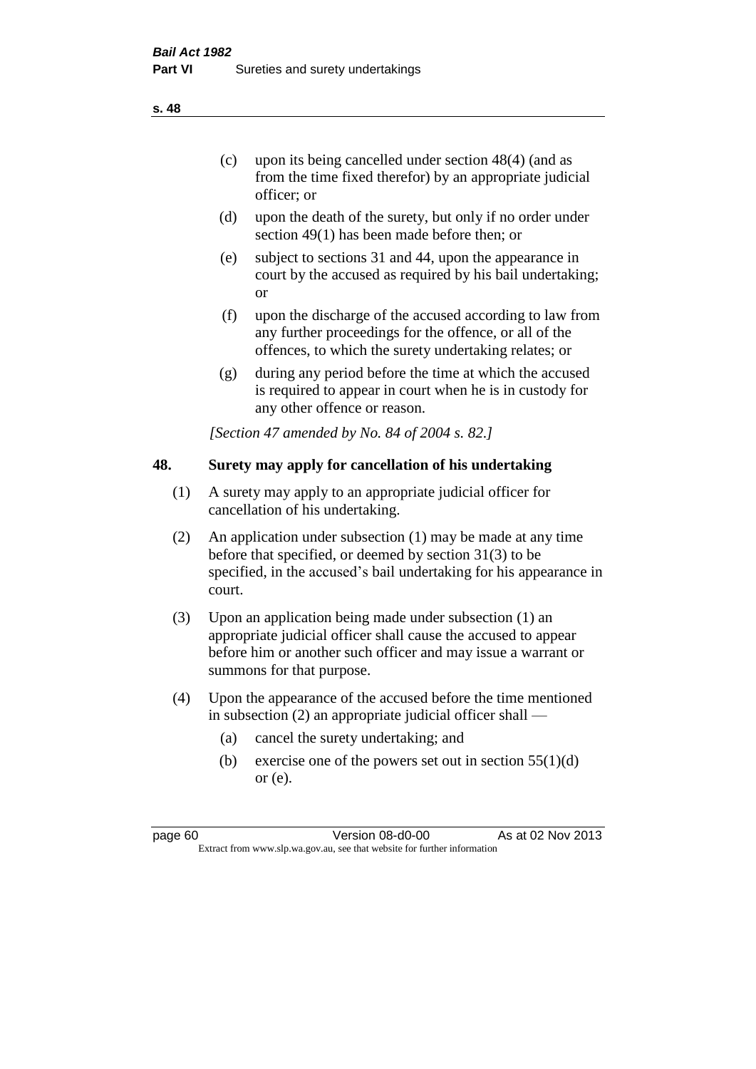(c) upon its being cancelled under section 48(4) (and as from the time fixed therefor) by an appropriate judicial officer; or

(d) upon the death of the surety, but only if no order under section 49(1) has been made before then; or

(e) subject to sections 31 and 44, upon the appearance in court by the accused as required by his bail undertaking; or

(f) upon the discharge of the accused according to law from any further proceedings for the offence, or all of the offences, to which the surety undertaking relates; or

(g) during any period before the time at which the accused is required to appear in court when he is in custody for any other offence or reason.

*[Section 47 amended by No. 84 of 2004 s. 82.]*

## 48. Surety may apply for cancellation of his undertaking

(1) A surety may apply to an appropriate judicial officer for cancellation of his undertaking.

(2) An application under subsection (1) may be made at any time before that specified, or deemed by section 31(3) to be specified, in the accused's bail undertaking for his appearance in court.

(3) Upon an application being made under subsection (1) an appropriate judicial officer shall cause the accused to appear before him or another such officer and may issue a warrant or summons for that purpose.

(4) Upon the appearance of the accused before the time mentioned in subsection (2) an appropriate judicial officer shall —

(a) cancel the surety undertaking; and

(b) exercise one of the powers set out in section 55(1)(d) or (e).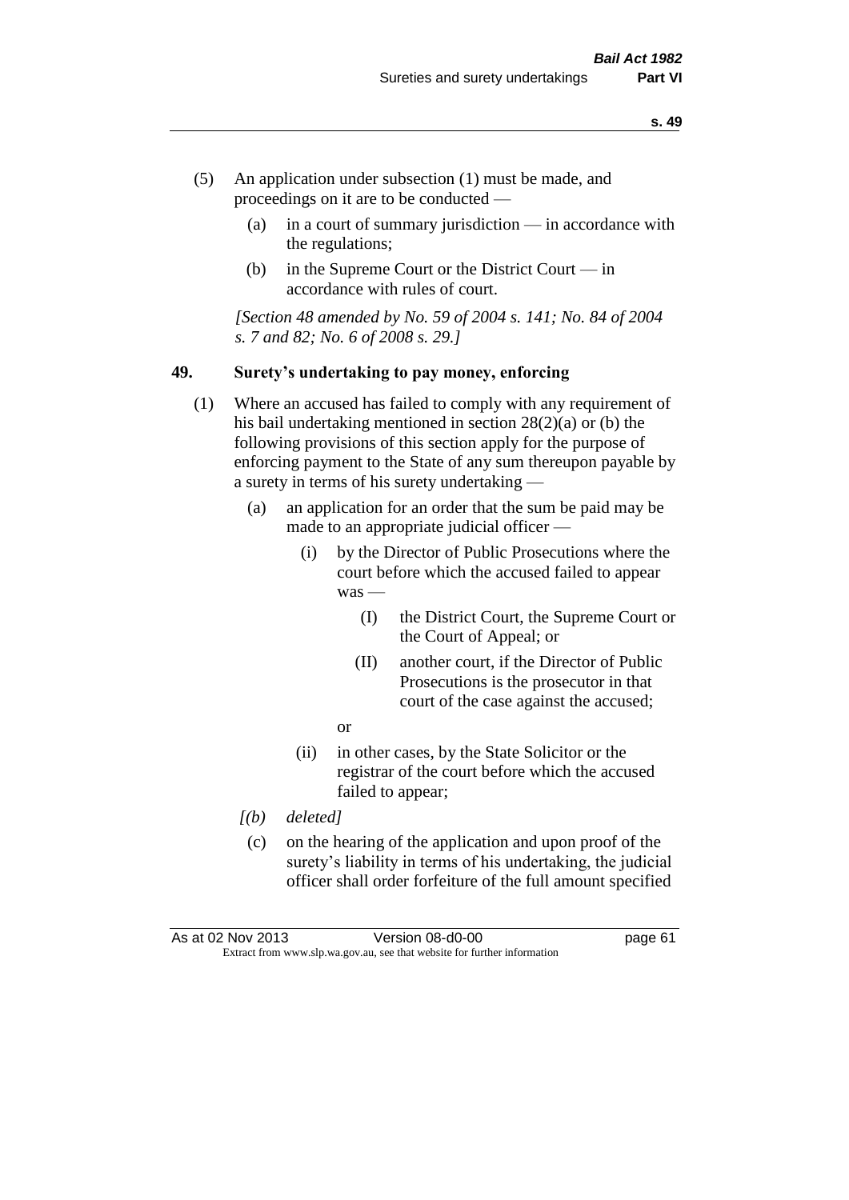(5) An application under subsection (1) must be made, and proceedings on it are to be conducted —

   (a) in a court of summary jurisdiction — in accordance with the regulations;

   (b) in the Supreme Court or the District Court — in accordance with rules of court.

*[Section 48 amended by No. 59 of 2004 s. 141; No. 84 of 2004 s. 7 and 82; No. 6 of 2008 s. 29.]*

## 49. Surety's undertaking to pay money, enforcing

(1) Where an accused has failed to comply with any requirement of his bail undertaking mentioned in section 28(2)(a) or (b) the following provisions of this section apply for the purpose of enforcing payment to the State of any sum thereupon payable by a surety in terms of his surety undertaking —

   (a) an application for an order that the sum be paid may be made to an appropriate judicial officer —

      (i) by the Director of Public Prosecutions where the court before which the accused failed to appear was —

         (I) the District Court, the Supreme Court or the Court of Appeal; or

         (II) another court, if the Director of Public Prosecutions is the prosecutor in that court of the case against the accused;

      or

      (ii) in other cases, by the State Solicitor or the registrar of the court before which the accused failed to appear;

   *[(b) deleted]*

   (c) on the hearing of the application and upon proof of the surety's liability in terms of his undertaking, the judicial officer shall order forfeiture of the full amount specified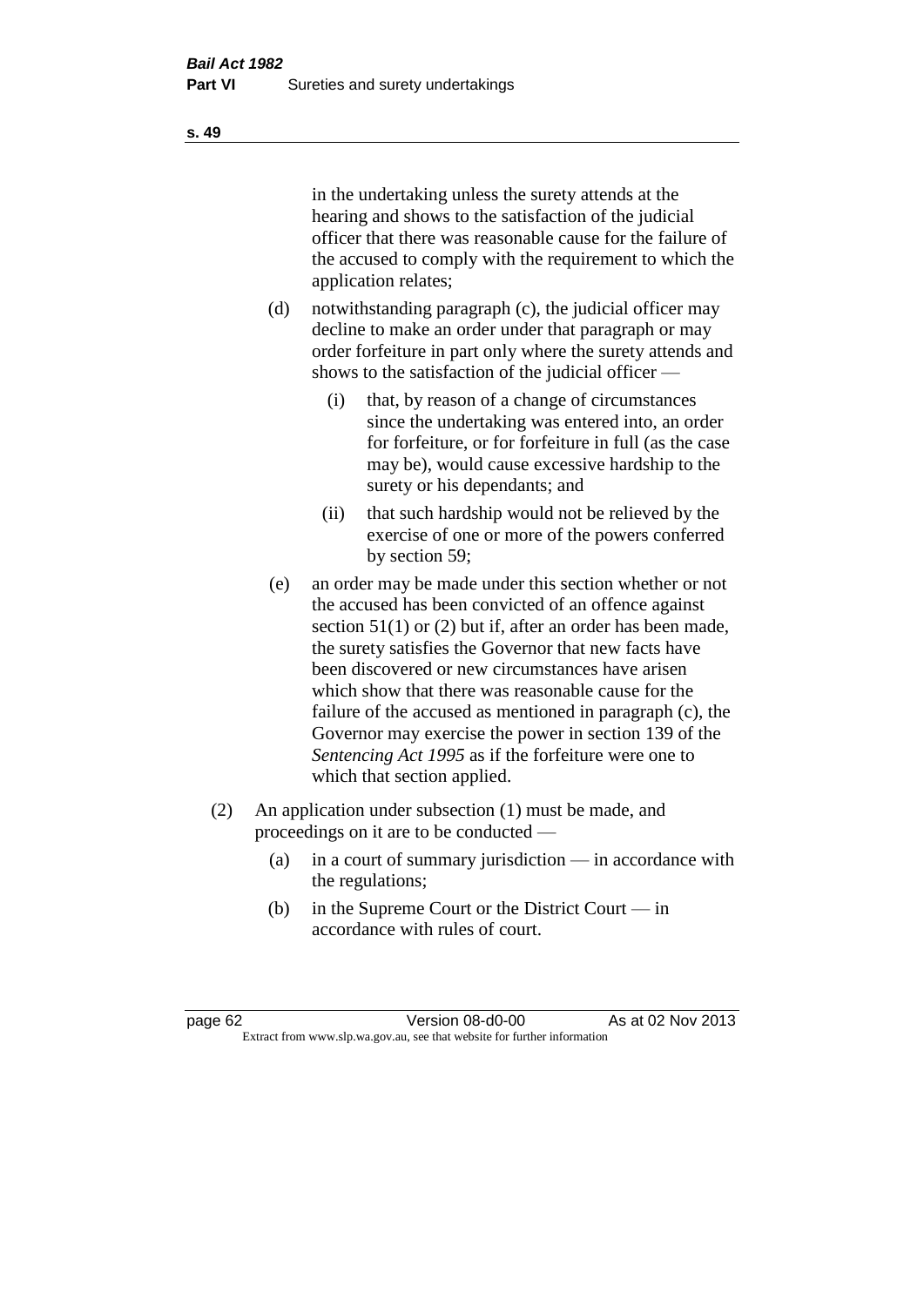in the undertaking unless the surety attends at the hearing and shows to the satisfaction of the judicial officer that there was reasonable cause for the failure of the accused to comply with the requirement to which the application relates;

(d) notwithstanding paragraph (c), the judicial officer may decline to make an order under that paragraph or may order forfeiture in part only where the surety attends and shows to the satisfaction of the judicial officer —

(i) that, by reason of a change of circumstances since the undertaking was entered into, an order for forfeiture, or for forfeiture in full (as the case may be), would cause excessive hardship to the surety or his dependants; and

(ii) that such hardship would not be relieved by the exercise of one or more of the powers conferred by section 59;

(e) an order may be made under this section whether or not the accused has been convicted of an offence against section 51(1) or (2) but if, after an order has been made, the surety satisfies the Governor that new facts have been discovered or new circumstances have arisen which show that there was reasonable cause for the failure of the accused as mentioned in paragraph (c), the Governor may exercise the power in section 139 of the *Sentencing Act 1995* as if the forfeiture were one to which that section applied.

(2) An application under subsection (1) must be made, and proceedings on it are to be conducted —

(a) in a court of summary jurisdiction — in accordance with the regulations;

(b) in the Supreme Court or the District Court — in accordance with rules of court.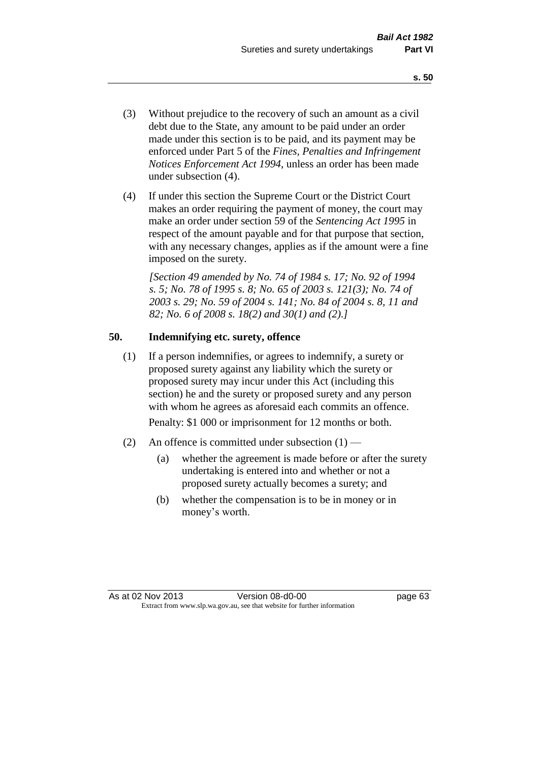(3) Without prejudice to the recovery of such an amount as a civil debt due to the State, any amount to be paid under an order made under this section is to be paid, and its payment may be enforced under Part 5 of the *Fines, Penalties and Infringement Notices Enforcement Act 1994*, unless an order has been made under subsection (4).

(4) If under this section the Supreme Court or the District Court makes an order requiring the payment of money, the court may make an order under section 59 of the *Sentencing Act 1995* in respect of the amount payable and for that purpose that section, with any necessary changes, applies as if the amount were a fine imposed on the surety.

*[Section 49 amended by No. 74 of 1984 s. 17; No. 92 of 1994 s. 5; No. 78 of 1995 s. 8; No. 65 of 2003 s. 121(3); No. 74 of 2003 s. 29; No. 59 of 2004 s. 141; No. 84 of 2004 s. 8, 11 and 82; No. 6 of 2008 s. 18(2) and 30(1) and (2).]*

## 50. Indemnifying etc. surety, offence

(1) If a person indemnifies, or agrees to indemnify, a surety or proposed surety against any liability which the surety or proposed surety may incur under this Act (including this section) he and the surety or proposed surety and any person with whom he agrees as aforesaid each commits an offence.

Penalty: $1 000 or imprisonment for 12 months or both.

(2) An offence is committed under subsection (1) —

(a) whether the agreement is made before or after the surety undertaking is entered into and whether or not a proposed surety actually becomes a surety; and

(b) whether the compensation is to be in money or in money's worth.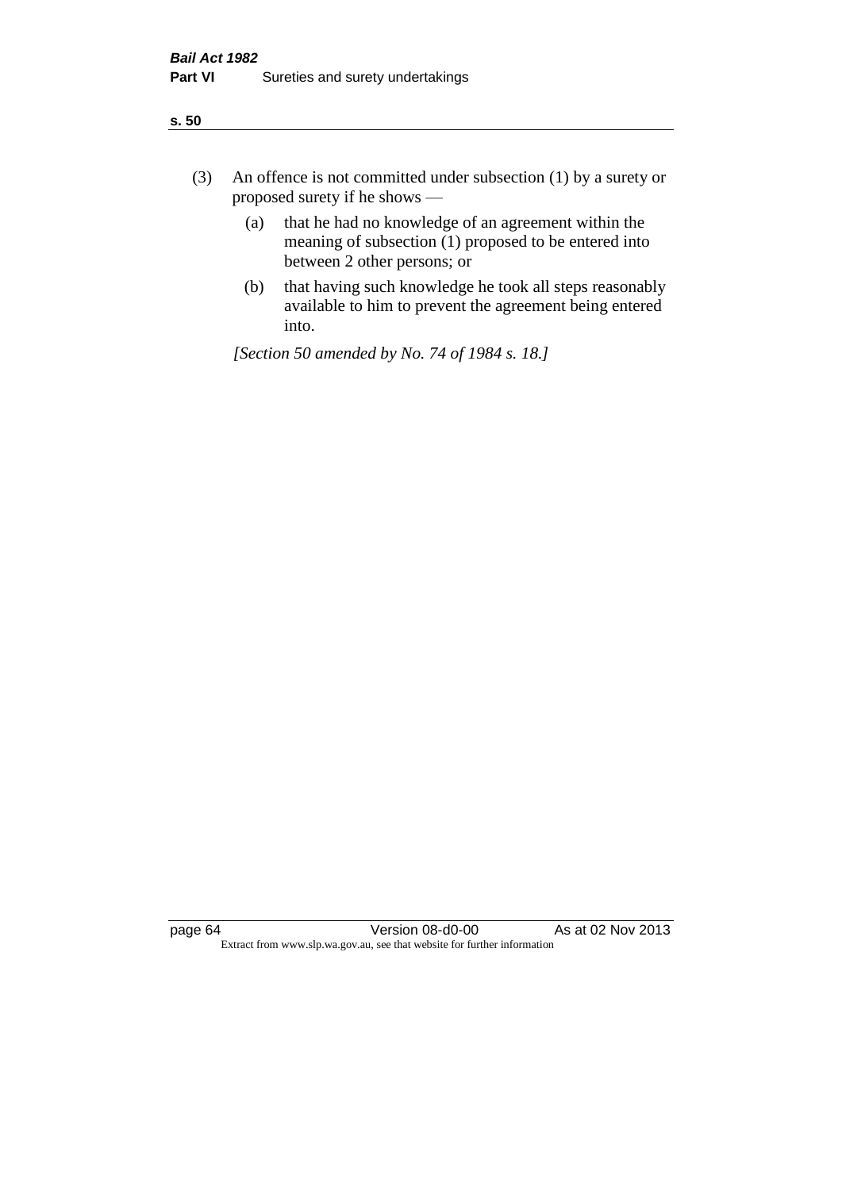(3) An offence is not committed under subsection (1) by a surety or proposed surety if he shows —

(a) that he had no knowledge of an agreement within the meaning of subsection (1) proposed to be entered into between 2 other persons; or

(b) that having such knowledge he took all steps reasonably available to him to prevent the agreement being entered into.

*[Section 50 amended by No. 74 of 1984 s. 18.]*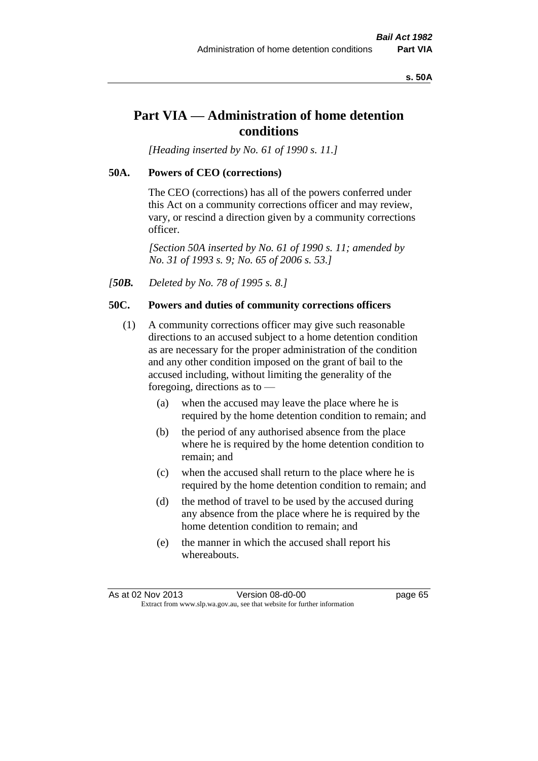# Part VIA — Administration of home detention conditions

*[Heading inserted by No. 61 of 1990 s. 11.]*

## 50A. Powers of CEO (corrections)

The CEO (corrections) has all of the powers conferred under this Act on a community corrections officer and may review, vary, or rescind a direction given by a community corrections officer.

*[Section 50A inserted by No. 61 of 1990 s. 11; amended by No. 31 of 1993 s. 9; No. 65 of 2006 s. 53.]*

*[**50B.** Deleted by No. 78 of 1995 s. 8.]*

## 50C. Powers and duties of community corrections officers

(1) A community corrections officer may give such reasonable directions to an accused subject to a home detention condition as are necessary for the proper administration of the condition and any other condition imposed on the grant of bail to the accused including, without limiting the generality of the foregoing, directions as to —

- (a) when the accused may leave the place where he is required by the home detention condition to remain; and
- (b) the period of any authorised absence from the place where he is required by the home detention condition to remain; and
- (c) when the accused shall return to the place where he is required by the home detention condition to remain; and
- (d) the method of travel to be used by the accused during any absence from the place where he is required by the home detention condition to remain; and
- (e) the manner in which the accused shall report his whereabouts.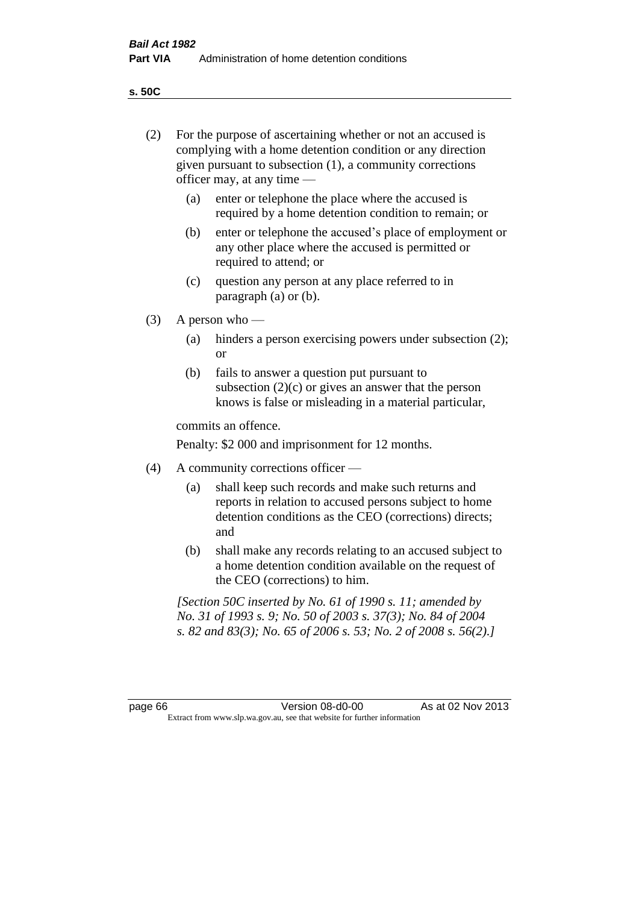**s. 50C**

(2) For the purpose of ascertaining whether or not an accused is complying with a home detention condition or any direction given pursuant to subsection (1), a community corrections officer may, at any time —

(a) enter or telephone the place where the accused is required by a home detention condition to remain; or

(b) enter or telephone the accused's place of employment or any other place where the accused is permitted or required to attend; or

(c) question any person at any place referred to in paragraph (a) or (b).

(3) A person who —

(a) hinders a person exercising powers under subsection (2); or

(b) fails to answer a question put pursuant to subsection (2)(c) or gives an answer that the person knows is false or misleading in a material particular,

commits an offence.

Penalty: $2 000 and imprisonment for 12 months.

(4) A community corrections officer —

(a) shall keep such records and make such returns and reports in relation to accused persons subject to home detention conditions as the CEO (corrections) directs; and

(b) shall make any records relating to an accused subject to a home detention condition available on the request of the CEO (corrections) to him.

*[Section 50C inserted by No. 61 of 1990 s. 11; amended by No. 31 of 1993 s. 9; No. 50 of 2003 s. 37(3); No. 84 of 2004 s. 82 and 83(3); No. 65 of 2006 s. 53; No. 2 of 2008 s. 56(2).]*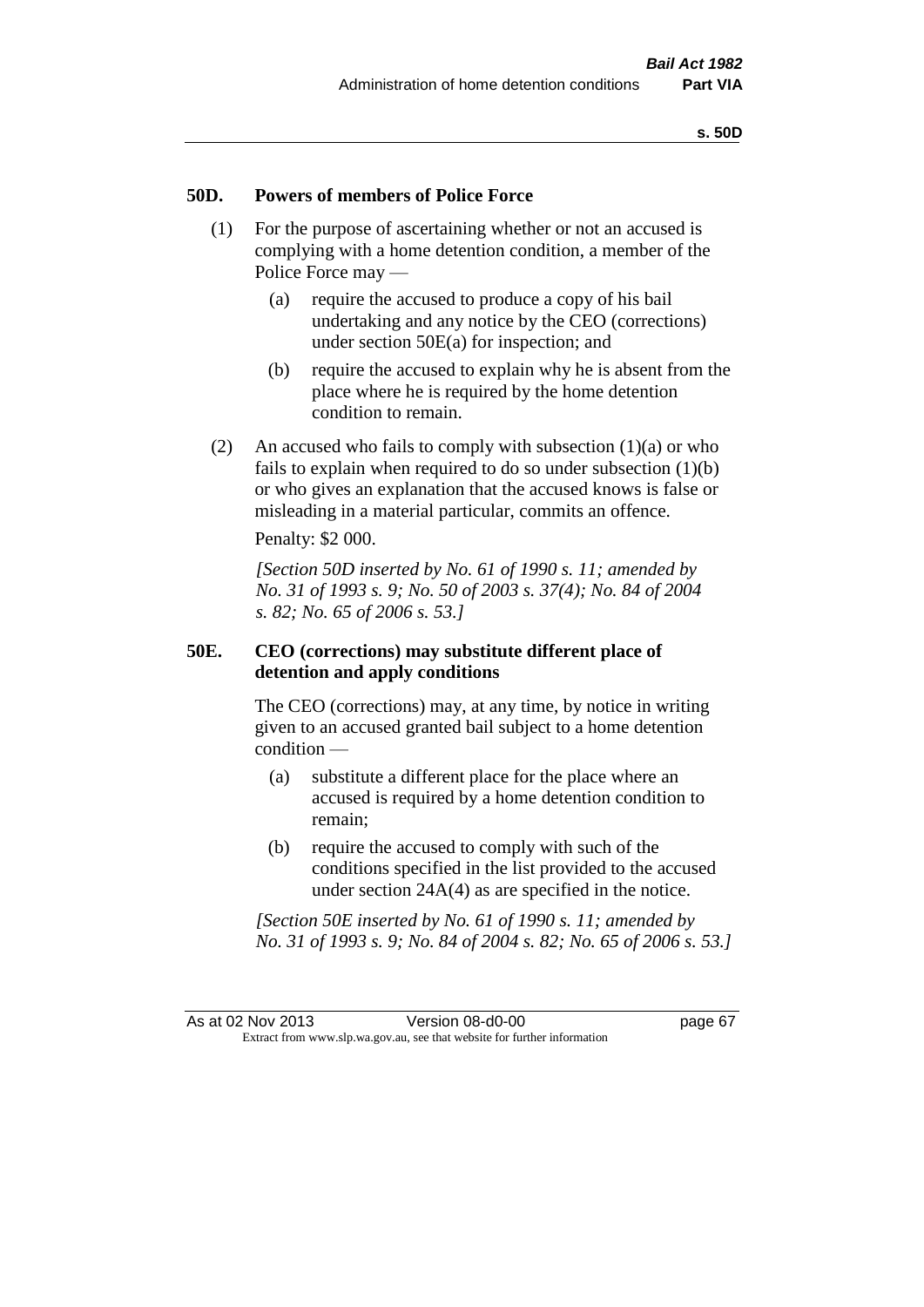## 50D. Powers of members of Police Force

(1) For the purpose of ascertaining whether or not an accused is complying with a home detention condition, a member of the Police Force may —

(a) require the accused to produce a copy of his bail undertaking and any notice by the CEO (corrections) under section 50E(a) for inspection; and

(b) require the accused to explain why he is absent from the place where he is required by the home detention condition to remain.

(2) An accused who fails to comply with subsection (1)(a) or who fails to explain when required to do so under subsection (1)(b) or who gives an explanation that the accused knows is false or misleading in a material particular, commits an offence.

Penalty: $2 000.

*[Section 50D inserted by No. 61 of 1990 s. 11; amended by No. 31 of 1993 s. 9; No. 50 of 2003 s. 37(4); No. 84 of 2004 s. 82; No. 65 of 2006 s. 53.]*

## 50E. CEO (corrections) may substitute different place of detention and apply conditions

The CEO (corrections) may, at any time, by notice in writing given to an accused granted bail subject to a home detention condition —

(a) substitute a different place for the place where an accused is required by a home detention condition to remain;

(b) require the accused to comply with such of the conditions specified in the list provided to the accused under section 24A(4) as are specified in the notice.

*[Section 50E inserted by No. 61 of 1990 s. 11; amended by No. 31 of 1993 s. 9; No. 84 of 2004 s. 82; No. 65 of 2006 s. 53.]*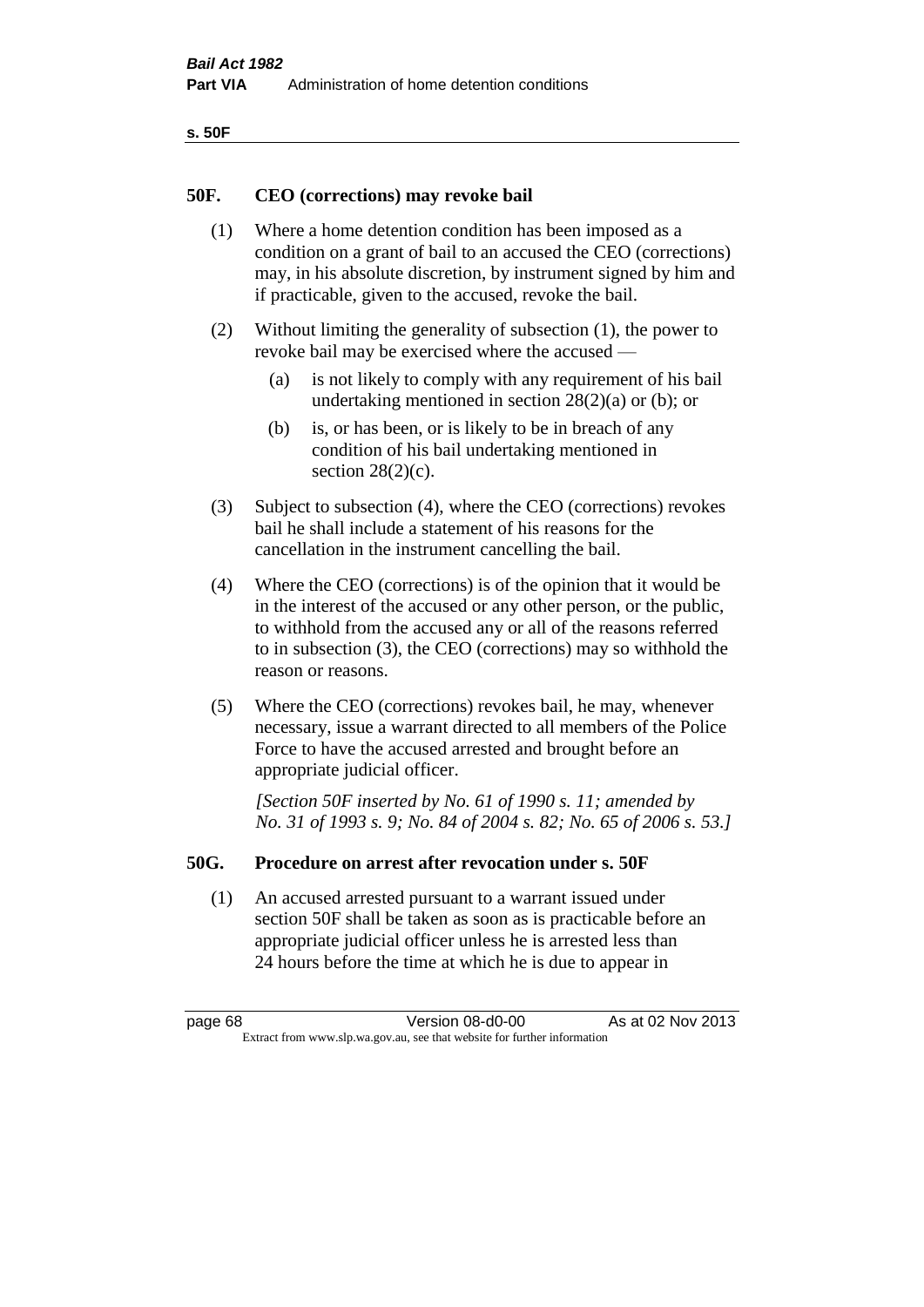## 50F. CEO (corrections) may revoke bail

(1) Where a home detention condition has been imposed as a condition on a grant of bail to an accused the CEO (corrections) may, in his absolute discretion, by instrument signed by him and if practicable, given to the accused, revoke the bail.

(2) Without limiting the generality of subsection (1), the power to revoke bail may be exercised where the accused —

(a) is not likely to comply with any requirement of his bail undertaking mentioned in section 28(2)(a) or (b); or

(b) is, or has been, or is likely to be in breach of any condition of his bail undertaking mentioned in section 28(2)(c).

(3) Subject to subsection (4), where the CEO (corrections) revokes bail he shall include a statement of his reasons for the cancellation in the instrument cancelling the bail.

(4) Where the CEO (corrections) is of the opinion that it would be in the interest of the accused or any other person, or the public, to withhold from the accused any or all of the reasons referred to in subsection (3), the CEO (corrections) may so withhold the reason or reasons.

(5) Where the CEO (corrections) revokes bail, he may, whenever necessary, issue a warrant directed to all members of the Police Force to have the accused arrested and brought before an appropriate judicial officer.

*[Section 50F inserted by No. 61 of 1990 s. 11; amended by No. 31 of 1993 s. 9; No. 84 of 2004 s. 82; No. 65 of 2006 s. 53.]*

## 50G. Procedure on arrest after revocation under s. 50F

(1) An accused arrested pursuant to a warrant issued under section 50F shall be taken as soon as is practicable before an appropriate judicial officer unless he is arrested less than 24 hours before the time at which he is due to appear in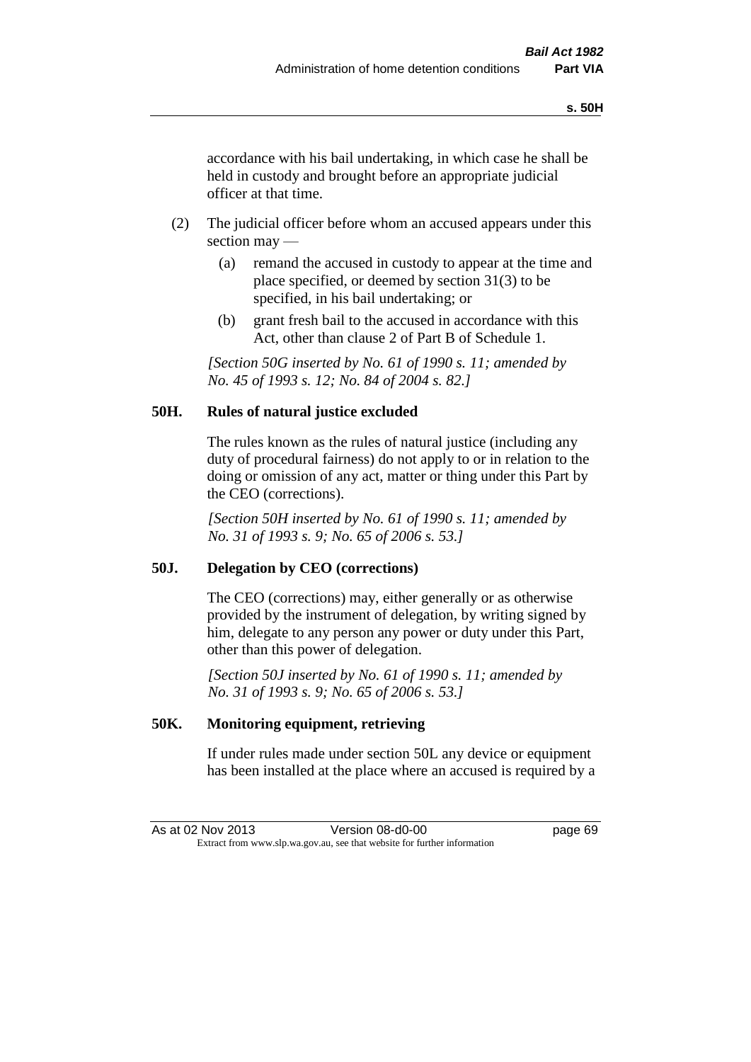accordance with his bail undertaking, in which case he shall be held in custody and brought before an appropriate judicial officer at that time.

(2) The judicial officer before whom an accused appears under this section may —

(a) remand the accused in custody to appear at the time and place specified, or deemed by section 31(3) to be specified, in his bail undertaking; or

(b) grant fresh bail to the accused in accordance with this Act, other than clause 2 of Part B of Schedule 1.

*[Section 50G inserted by No. 61 of 1990 s. 11; amended by No. 45 of 1993 s. 12; No. 84 of 2004 s. 82.]*

### 50H. Rules of natural justice excluded

The rules known as the rules of natural justice (including any duty of procedural fairness) do not apply to or in relation to the doing or omission of any act, matter or thing under this Part by the CEO (corrections).

*[Section 50H inserted by No. 61 of 1990 s. 11; amended by No. 31 of 1993 s. 9; No. 65 of 2006 s. 53.]*

### 50J. Delegation by CEO (corrections)

The CEO (corrections) may, either generally or as otherwise provided by the instrument of delegation, by writing signed by him, delegate to any person any power or duty under this Part, other than this power of delegation.

*[Section 50J inserted by No. 61 of 1990 s. 11; amended by No. 31 of 1993 s. 9; No. 65 of 2006 s. 53.]*

### 50K. Monitoring equipment, retrieving

If under rules made under section 50L any device or equipment has been installed at the place where an accused is required by a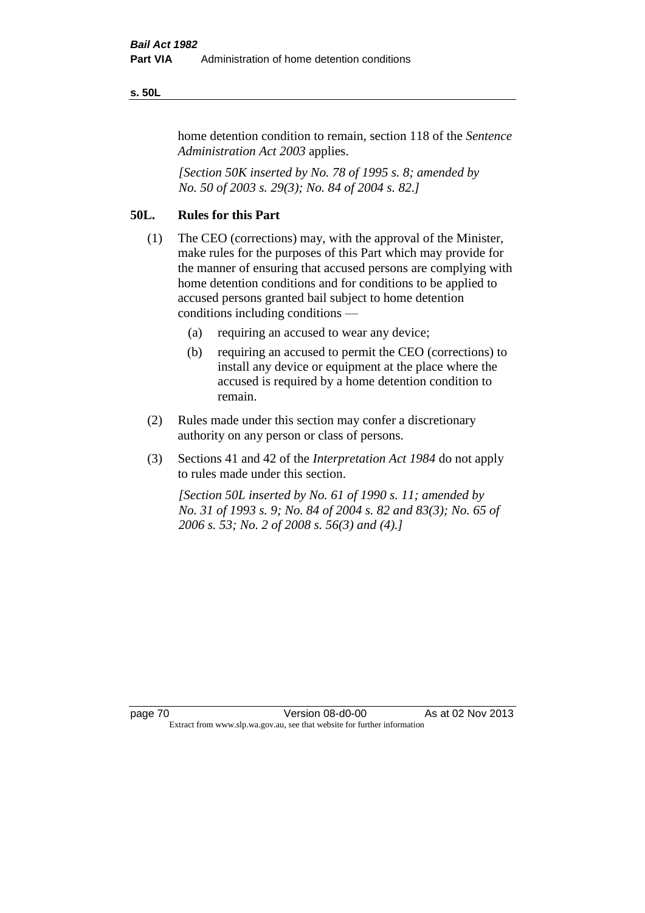home detention condition to remain, section 118 of the *Sentence Administration Act 2003* applies.

*[Section 50K inserted by No. 78 of 1995 s. 8; amended by No. 50 of 2003 s. 29(3); No. 84 of 2004 s. 82.]*

## 50L. Rules for this Part

(1) The CEO (corrections) may, with the approval of the Minister, make rules for the purposes of this Part which may provide for the manner of ensuring that accused persons are complying with home detention conditions and for conditions to be applied to accused persons granted bail subject to home detention conditions including conditions —

(a) requiring an accused to wear any device;

(b) requiring an accused to permit the CEO (corrections) to install any device or equipment at the place where the accused is required by a home detention condition to remain.

(2) Rules made under this section may confer a discretionary authority on any person or class of persons.

(3) Sections 41 and 42 of the *Interpretation Act 1984* do not apply to rules made under this section.

*[Section 50L inserted by No. 61 of 1990 s. 11; amended by No. 31 of 1993 s. 9; No. 84 of 2004 s. 82 and 83(3); No. 65 of 2006 s. 53; No. 2 of 2008 s. 56(3) and (4).]*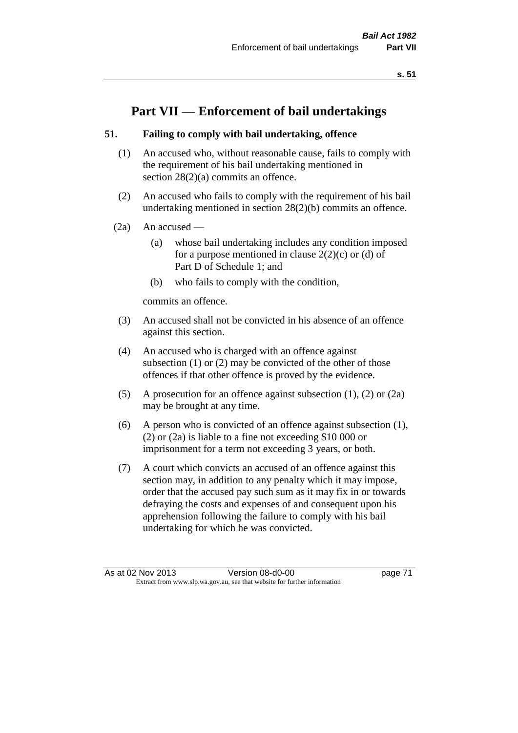# Part VII — Enforcement of bail undertakings

### 51. Failing to comply with bail undertaking, offence

(1) An accused who, without reasonable cause, fails to comply with the requirement of his bail undertaking mentioned in section 28(2)(a) commits an offence.

(2) An accused who fails to comply with the requirement of his bail undertaking mentioned in section 28(2)(b) commits an offence.

(2a) An accused —

- (a) whose bail undertaking includes any condition imposed for a purpose mentioned in clause 2(2)(c) or (d) of Part D of Schedule 1; and
- (b) who fails to comply with the condition,

commits an offence.

(3) An accused shall not be convicted in his absence of an offence against this section.

(4) An accused who is charged with an offence against subsection (1) or (2) may be convicted of the other of those offences if that other offence is proved by the evidence.

(5) A prosecution for an offence against subsection (1), (2) or (2a) may be brought at any time.

(6) A person who is convicted of an offence against subsection (1), (2) or (2a) is liable to a fine not exceeding $10 000 or imprisonment for a term not exceeding 3 years, or both.

(7) A court which convicts an accused of an offence against this section may, in addition to any penalty which it may impose, order that the accused pay such sum as it may fix in or towards defraying the costs and expenses of and consequent upon his apprehension following the failure to comply with his bail undertaking for which he was convicted.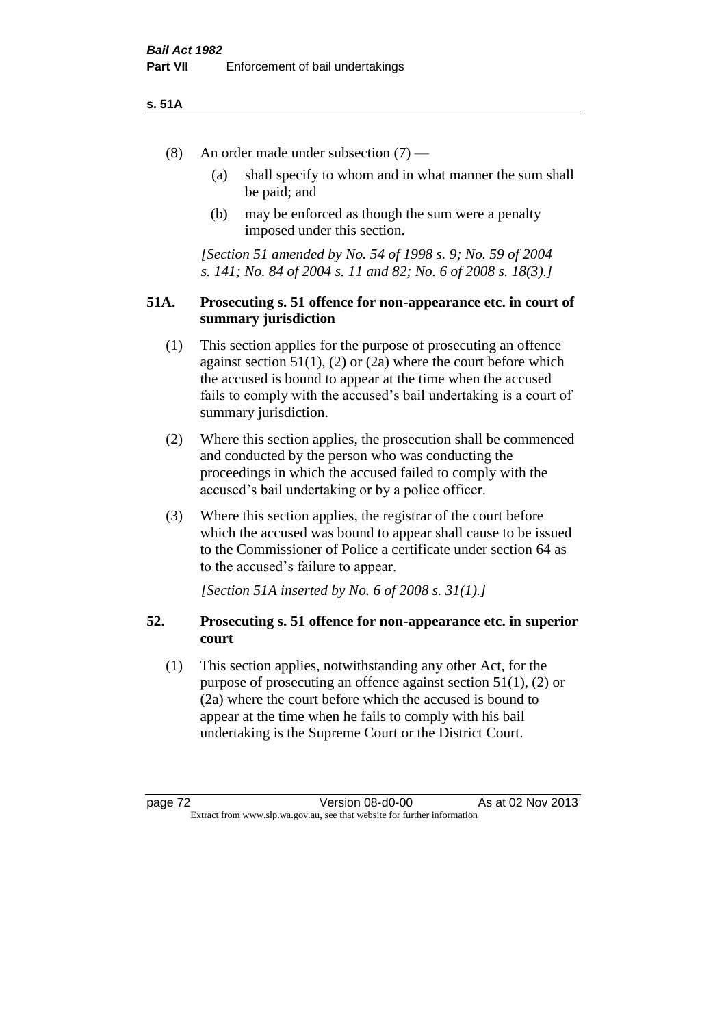(8) An order made under subsection (7) —

   (a) shall specify to whom and in what manner the sum shall be paid; and

   (b) may be enforced as though the sum were a penalty imposed under this section.

*[Section 51 amended by No. 54 of 1998 s. 9; No. 59 of 2004 s. 141; No. 84 of 2004 s. 11 and 82; No. 6 of 2008 s. 18(3).]*

### 51A. Prosecuting s. 51 offence for non-appearance etc. in court of summary jurisdiction

(1) This section applies for the purpose of prosecuting an offence against section 51(1), (2) or (2a) where the court before which the accused is bound to appear at the time when the accused fails to comply with the accused's bail undertaking is a court of summary jurisdiction.

(2) Where this section applies, the prosecution shall be commenced and conducted by the person who was conducting the proceedings in which the accused failed to comply with the accused's bail undertaking or by a police officer.

(3) Where this section applies, the registrar of the court before which the accused was bound to appear shall cause to be issued to the Commissioner of Police a certificate under section 64 as to the accused's failure to appear.

*[Section 51A inserted by No. 6 of 2008 s. 31(1).]*

### 52. Prosecuting s. 51 offence for non-appearance etc. in superior court

(1) This section applies, notwithstanding any other Act, for the purpose of prosecuting an offence against section 51(1), (2) or (2a) where the court before which the accused is bound to appear at the time when he fails to comply with his bail undertaking is the Supreme Court or the District Court.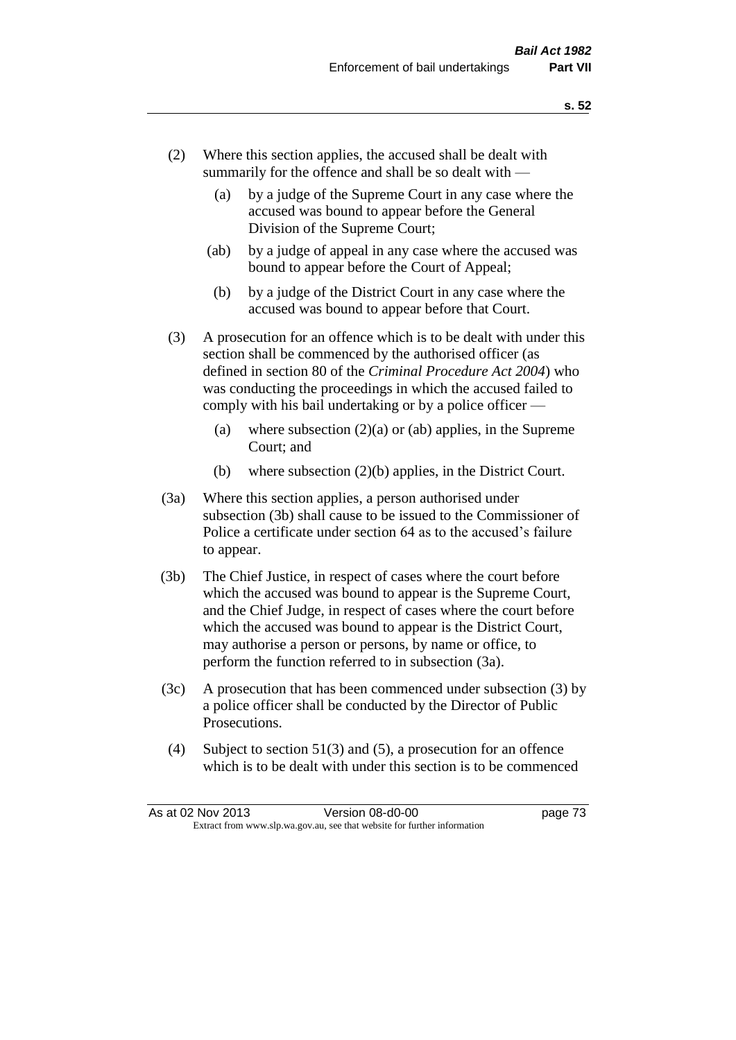(2) Where this section applies, the accused shall be dealt with summarily for the offence and shall be so dealt with —

- (a) by a judge of the Supreme Court in any case where the accused was bound to appear before the General Division of the Supreme Court;
- (ab) by a judge of appeal in any case where the accused was bound to appear before the Court of Appeal;
- (b) by a judge of the District Court in any case where the accused was bound to appear before that Court.

(3) A prosecution for an offence which is to be dealt with under this section shall be commenced by the authorised officer (as defined in section 80 of the *Criminal Procedure Act 2004*) who was conducting the proceedings in which the accused failed to comply with his bail undertaking or by a police officer —

- (a) where subsection (2)(a) or (ab) applies, in the Supreme Court; and
- (b) where subsection (2)(b) applies, in the District Court.

(3a) Where this section applies, a person authorised under subsection (3b) shall cause to be issued to the Commissioner of Police a certificate under section 64 as to the accused's failure to appear.

(3b) The Chief Justice, in respect of cases where the court before which the accused was bound to appear is the Supreme Court, and the Chief Judge, in respect of cases where the court before which the accused was bound to appear is the District Court, may authorise a person or persons, by name or office, to perform the function referred to in subsection (3a).

(3c) A prosecution that has been commenced under subsection (3) by a police officer shall be conducted by the Director of Public Prosecutions.

(4) Subject to section 51(3) and (5), a prosecution for an offence which is to be dealt with under this section is to be commenced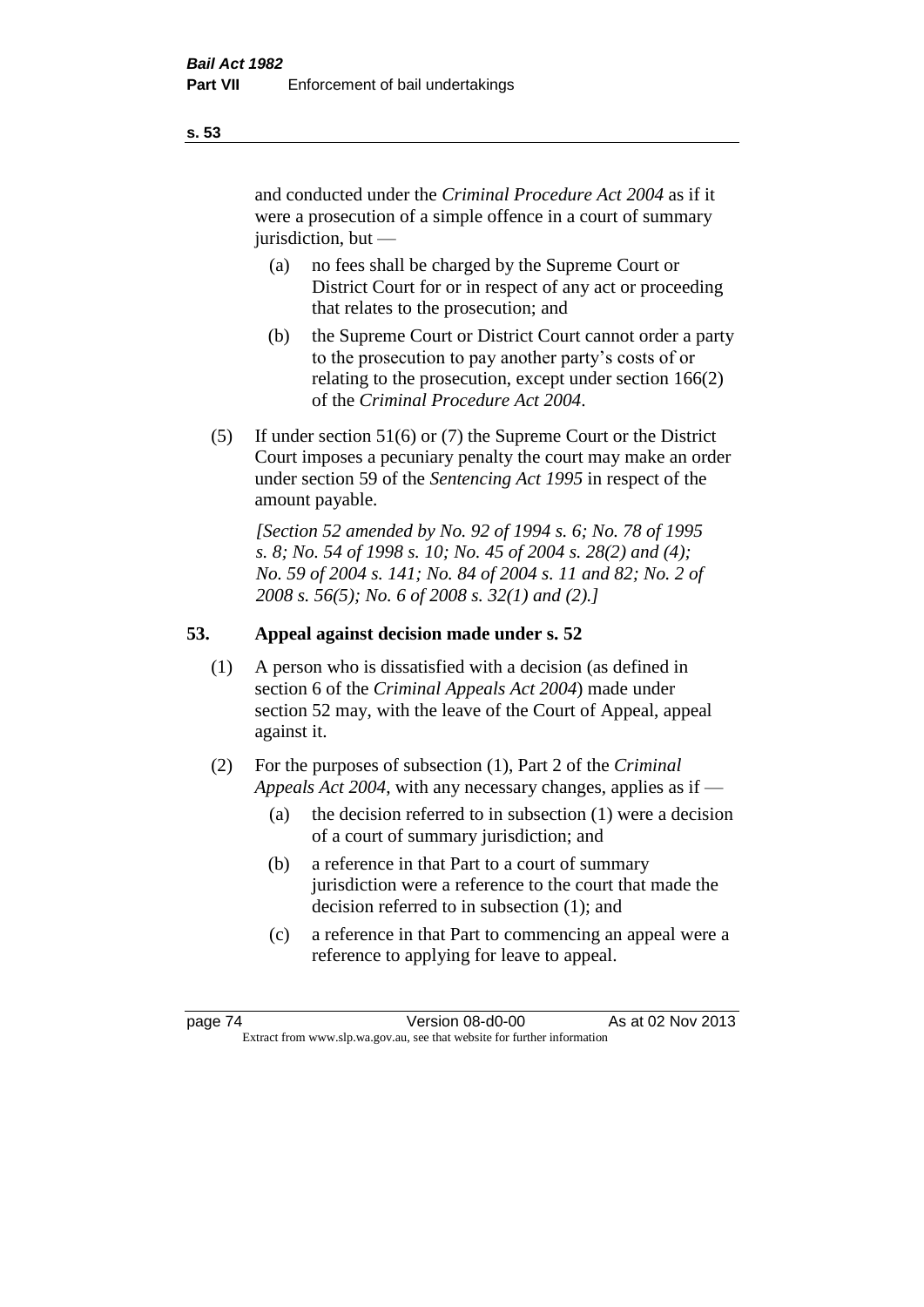and conducted under the *Criminal Procedure Act 2004* as if it were a prosecution of a simple offence in a court of summary jurisdiction, but —

(a) no fees shall be charged by the Supreme Court or District Court for or in respect of any act or proceeding that relates to the prosecution; and

(b) the Supreme Court or District Court cannot order a party to the prosecution to pay another party's costs of or relating to the prosecution, except under section 166(2) of the *Criminal Procedure Act 2004*.

(5) If under section 51(6) or (7) the Supreme Court or the District Court imposes a pecuniary penalty the court may make an order under section 59 of the *Sentencing Act 1995* in respect of the amount payable.

*[Section 52 amended by No. 92 of 1994 s. 6; No. 78 of 1995 s. 8; No. 54 of 1998 s. 10; No. 45 of 2004 s. 28(2) and (4); No. 59 of 2004 s. 141; No. 84 of 2004 s. 11 and 82; No. 2 of 2008 s. 56(5); No. 6 of 2008 s. 32(1) and (2).]*

## 53. Appeal against decision made under s. 52

(1) A person who is dissatisfied with a decision (as defined in section 6 of the *Criminal Appeals Act 2004*) made under section 52 may, with the leave of the Court of Appeal, appeal against it.

(2) For the purposes of subsection (1), Part 2 of the *Criminal Appeals Act 2004*, with any necessary changes, applies as if —

(a) the decision referred to in subsection (1) were a decision of a court of summary jurisdiction; and

(b) a reference in that Part to a court of summary jurisdiction were a reference to the court that made the decision referred to in subsection (1); and

(c) a reference in that Part to commencing an appeal were a reference to applying for leave to appeal.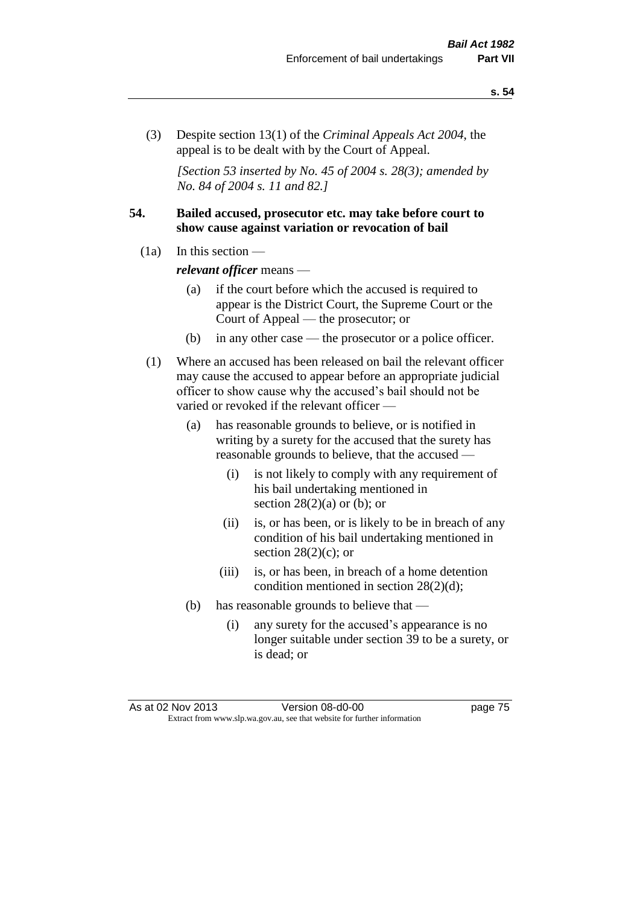(3) Despite section 13(1) of the *Criminal Appeals Act 2004*, the appeal is to be dealt with by the Court of Appeal.

*[Section 53 inserted by No. 45 of 2004 s. 28(3); amended by No. 84 of 2004 s. 11 and 82.]*

## 54. Bailed accused, prosecutor etc. may take before court to show cause against variation or revocation of bail

(1a) In this section —

***relevant officer*** means —

- (a) if the court before which the accused is required to appear is the District Court, the Supreme Court or the Court of Appeal — the prosecutor; or
- (b) in any other case — the prosecutor or a police officer.

(1) Where an accused has been released on bail the relevant officer may cause the accused to appear before an appropriate judicial officer to show cause why the accused's bail should not be varied or revoked if the relevant officer —

- (a) has reasonable grounds to believe, or is notified in writing by a surety for the accused that the surety has reasonable grounds to believe, that the accused —
  - (i) is not likely to comply with any requirement of his bail undertaking mentioned in section 28(2)(a) or (b); or
  - (ii) is, or has been, or is likely to be in breach of any condition of his bail undertaking mentioned in section 28(2)(c); or
  - (iii) is, or has been, in breach of a home detention condition mentioned in section 28(2)(d);
- (b) has reasonable grounds to believe that —
  - (i) any surety for the accused's appearance is no longer suitable under section 39 to be a surety, or is dead; or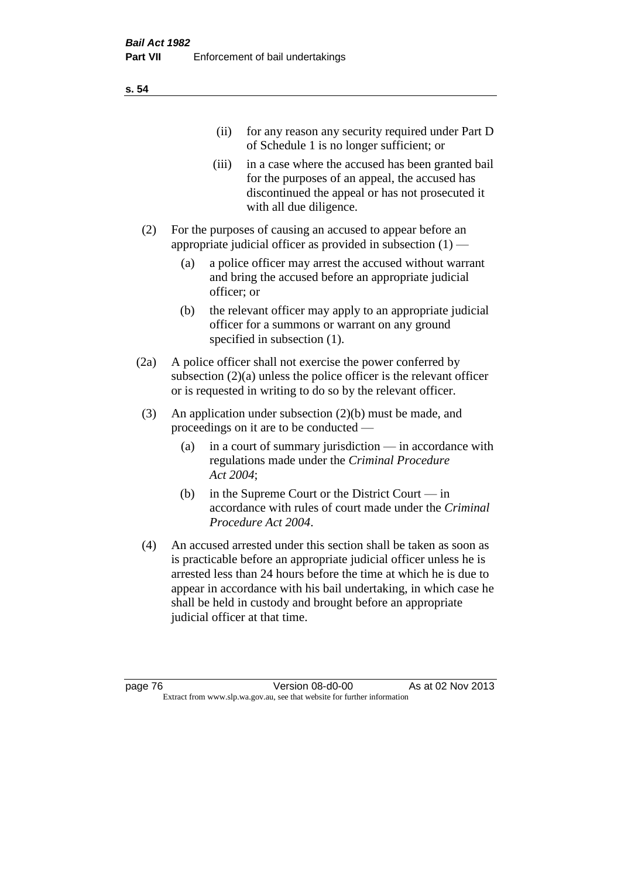(ii) for any reason any security required under Part D of Schedule 1 is no longer sufficient; or

(iii) in a case where the accused has been granted bail for the purposes of an appeal, the accused has discontinued the appeal or has not prosecuted it with all due diligence.

(2) For the purposes of causing an accused to appear before an appropriate judicial officer as provided in subsection (1) —

(a) a police officer may arrest the accused without warrant and bring the accused before an appropriate judicial officer; or

(b) the relevant officer may apply to an appropriate judicial officer for a summons or warrant on any ground specified in subsection (1).

(2a) A police officer shall not exercise the power conferred by subsection (2)(a) unless the police officer is the relevant officer or is requested in writing to do so by the relevant officer.

(3) An application under subsection (2)(b) must be made, and proceedings on it are to be conducted —

(a) in a court of summary jurisdiction — in accordance with regulations made under the *Criminal Procedure Act 2004*;

(b) in the Supreme Court or the District Court — in accordance with rules of court made under the *Criminal Procedure Act 2004*.

(4) An accused arrested under this section shall be taken as soon as is practicable before an appropriate judicial officer unless he is arrested less than 24 hours before the time at which he is due to appear in accordance with his bail undertaking, in which case he shall be held in custody and brought before an appropriate judicial officer at that time.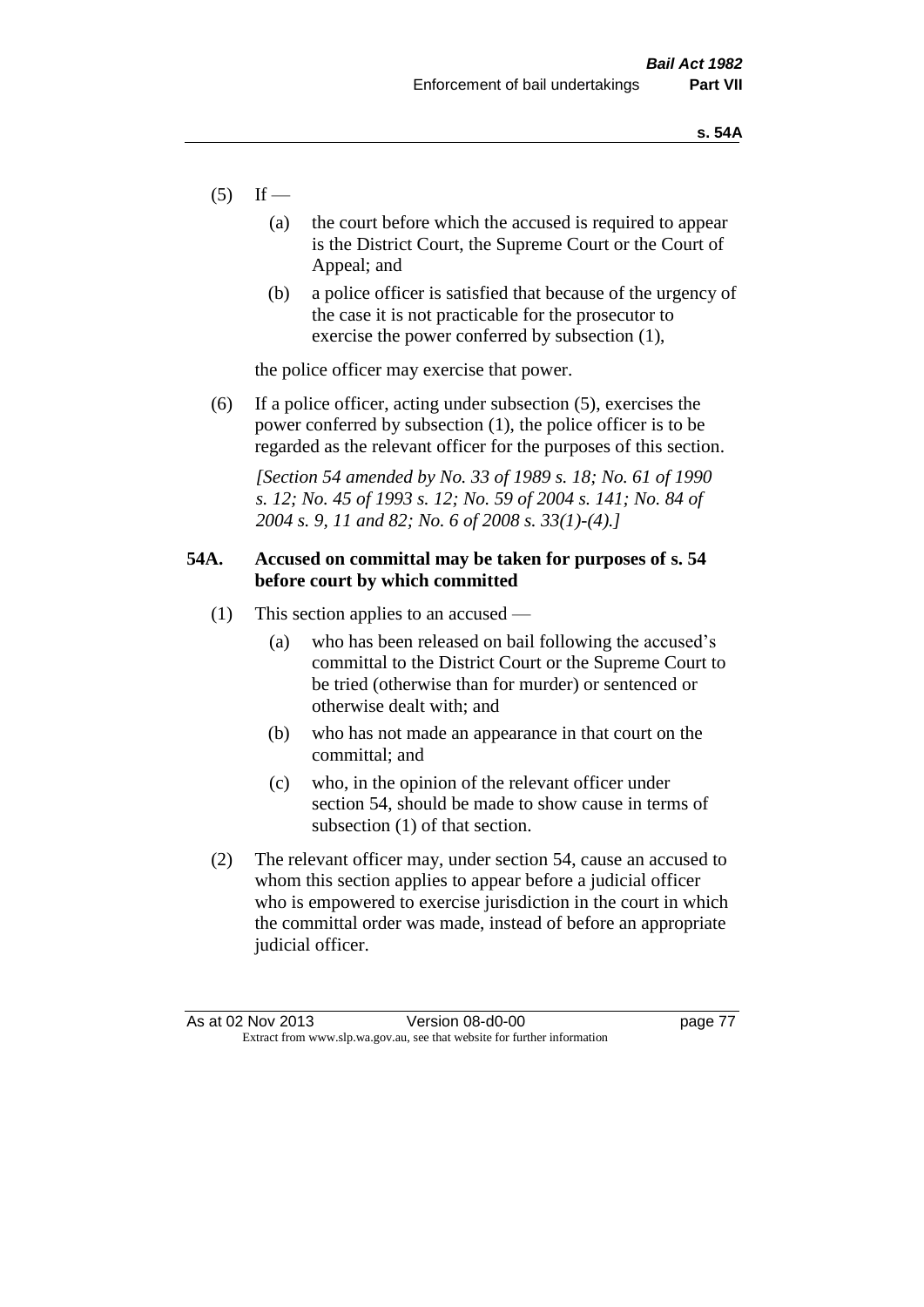(5) If —

 (a) the court before which the accused is required to appear is the District Court, the Supreme Court or the Court of Appeal; and

 (b) a police officer is satisfied that because of the urgency of the case it is not practicable for the prosecutor to exercise the power conferred by subsection (1),

 the police officer may exercise that power.

(6) If a police officer, acting under subsection (5), exercises the power conferred by subsection (1), the police officer is to be regarded as the relevant officer for the purposes of this section.

 *[Section 54 amended by No. 33 of 1989 s. 18; No. 61 of 1990 s. 12; No. 45 of 1993 s. 12; No. 59 of 2004 s. 141; No. 84 of 2004 s. 9, 11 and 82; No. 6 of 2008 s. 33(1)-(4).]*

### 54A. Accused on committal may be taken for purposes of s. 54 before court by which committed

(1) This section applies to an accused —

 (a) who has been released on bail following the accused's committal to the District Court or the Supreme Court to be tried (otherwise than for murder) or sentenced or otherwise dealt with; and

 (b) who has not made an appearance in that court on the committal; and

 (c) who, in the opinion of the relevant officer under section 54, should be made to show cause in terms of subsection (1) of that section.

(2) The relevant officer may, under section 54, cause an accused to whom this section applies to appear before a judicial officer who is empowered to exercise jurisdiction in the court in which the committal order was made, instead of before an appropriate judicial officer.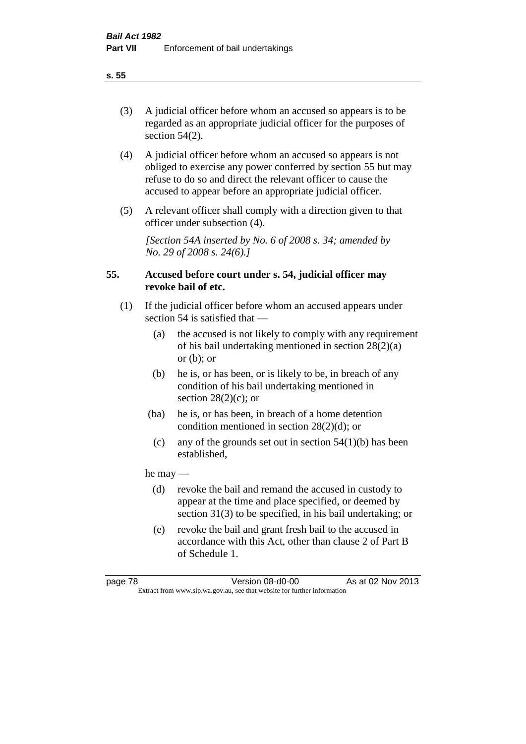(3) A judicial officer before whom an accused so appears is to be regarded as an appropriate judicial officer for the purposes of section 54(2).

(4) A judicial officer before whom an accused so appears is not obliged to exercise any power conferred by section 55 but may refuse to do so and direct the relevant officer to cause the accused to appear before an appropriate judicial officer.

(5) A relevant officer shall comply with a direction given to that officer under subsection (4).

*[Section 54A inserted by No. 6 of 2008 s. 34; amended by No. 29 of 2008 s. 24(6).]*

## 55. Accused before court under s. 54, judicial officer may revoke bail of etc.

(1) If the judicial officer before whom an accused appears under section 54 is satisfied that —

- (a) the accused is not likely to comply with any requirement of his bail undertaking mentioned in section 28(2)(a) or (b); or
- (b) he is, or has been, or is likely to be, in breach of any condition of his bail undertaking mentioned in section 28(2)(c); or
- (ba) he is, or has been, in breach of a home detention condition mentioned in section 28(2)(d); or
- (c) any of the grounds set out in section 54(1)(b) has been established,

he may —

- (d) revoke the bail and remand the accused in custody to appear at the time and place specified, or deemed by section 31(3) to be specified, in his bail undertaking; or
- (e) revoke the bail and grant fresh bail to the accused in accordance with this Act, other than clause 2 of Part B of Schedule 1.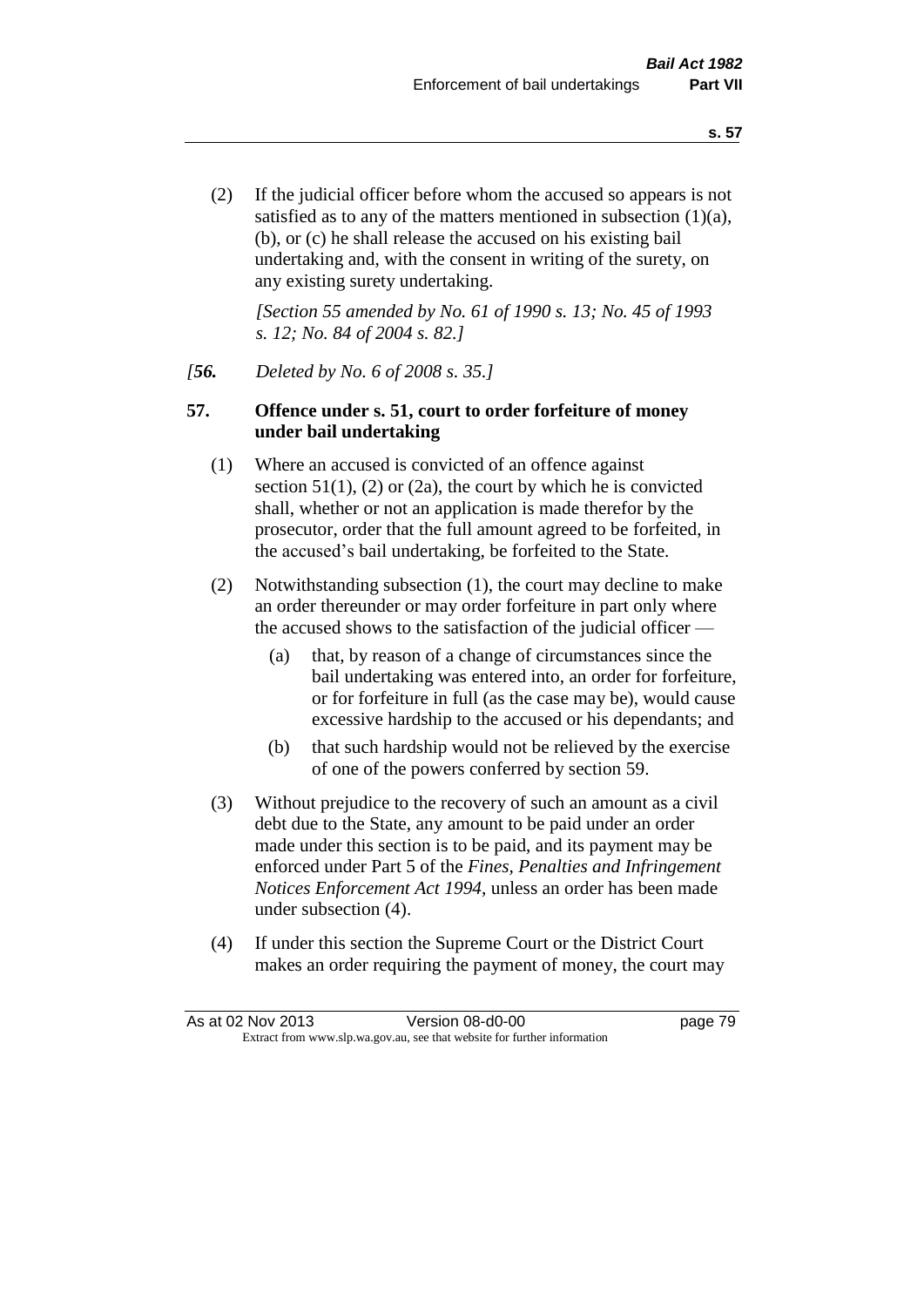(2) If the judicial officer before whom the accused so appears is not satisfied as to any of the matters mentioned in subsection (1)(a), (b), or (c) he shall release the accused on his existing bail undertaking and, with the consent in writing of the surety, on any existing surety undertaking.

*[Section 55 amended by No. 61 of 1990 s. 13; No. 45 of 1993 s. 12; No. 84 of 2004 s. 82.]*

*[**56.** Deleted by No. 6 of 2008 s. 35.]*

**57. Offence under s. 51, court to order forfeiture of money under bail undertaking**

(1) Where an accused is convicted of an offence against section 51(1), (2) or (2a), the court by which he is convicted shall, whether or not an application is made therefor by the prosecutor, order that the full amount agreed to be forfeited, in the accused's bail undertaking, be forfeited to the State.

(2) Notwithstanding subsection (1), the court may decline to make an order thereunder or may order forfeiture in part only where the accused shows to the satisfaction of the judicial officer —

- (a) that, by reason of a change of circumstances since the bail undertaking was entered into, an order for forfeiture, or for forfeiture in full (as the case may be), would cause excessive hardship to the accused or his dependants; and
- (b) that such hardship would not be relieved by the exercise of one of the powers conferred by section 59.

(3) Without prejudice to the recovery of such an amount as a civil debt due to the State, any amount to be paid under an order made under this section is to be paid, and its payment may be enforced under Part 5 of the *Fines, Penalties and Infringement Notices Enforcement Act 1994*, unless an order has been made under subsection (4).

(4) If under this section the Supreme Court or the District Court makes an order requiring the payment of money, the court may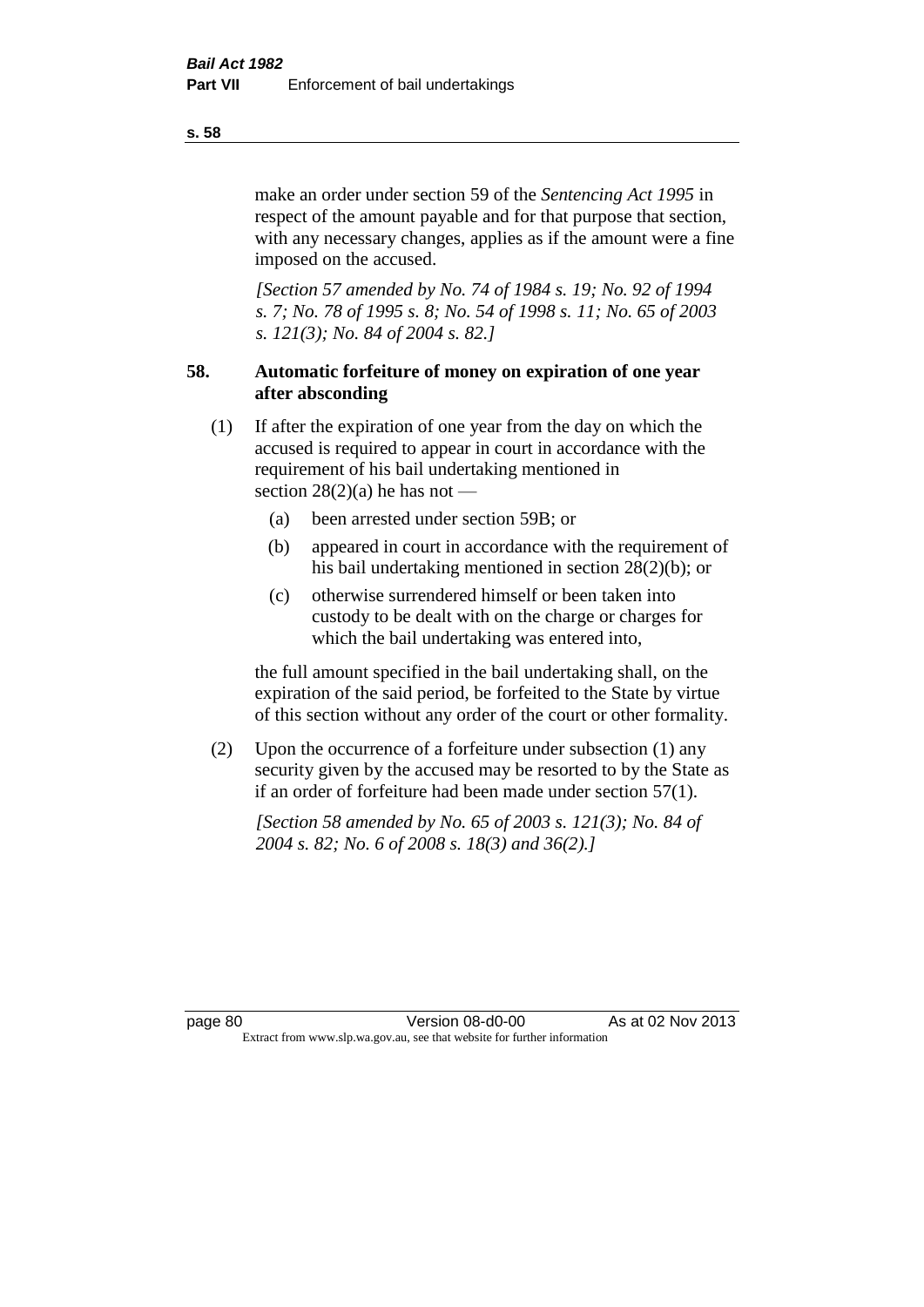make an order under section 59 of the *Sentencing Act 1995* in respect of the amount payable and for that purpose that section, with any necessary changes, applies as if the amount were a fine imposed on the accused.

*[Section 57 amended by No. 74 of 1984 s. 19; No. 92 of 1994 s. 7; No. 78 of 1995 s. 8; No. 54 of 1998 s. 11; No. 65 of 2003 s. 121(3); No. 84 of 2004 s. 82.]*

### 58. Automatic forfeiture of money on expiration of one year after absconding

(1) If after the expiration of one year from the day on which the accused is required to appear in court in accordance with the requirement of his bail undertaking mentioned in section 28(2)(a) he has not —

- (a) been arrested under section 59B; or
- (b) appeared in court in accordance with the requirement of his bail undertaking mentioned in section 28(2)(b); or
- (c) otherwise surrendered himself or been taken into custody to be dealt with on the charge or charges for which the bail undertaking was entered into,

the full amount specified in the bail undertaking shall, on the expiration of the said period, be forfeited to the State by virtue of this section without any order of the court or other formality.

(2) Upon the occurrence of a forfeiture under subsection (1) any security given by the accused may be resorted to by the State as if an order of forfeiture had been made under section 57(1).

*[Section 58 amended by No. 65 of 2003 s. 121(3); No. 84 of 2004 s. 82; No. 6 of 2008 s. 18(3) and 36(2).]*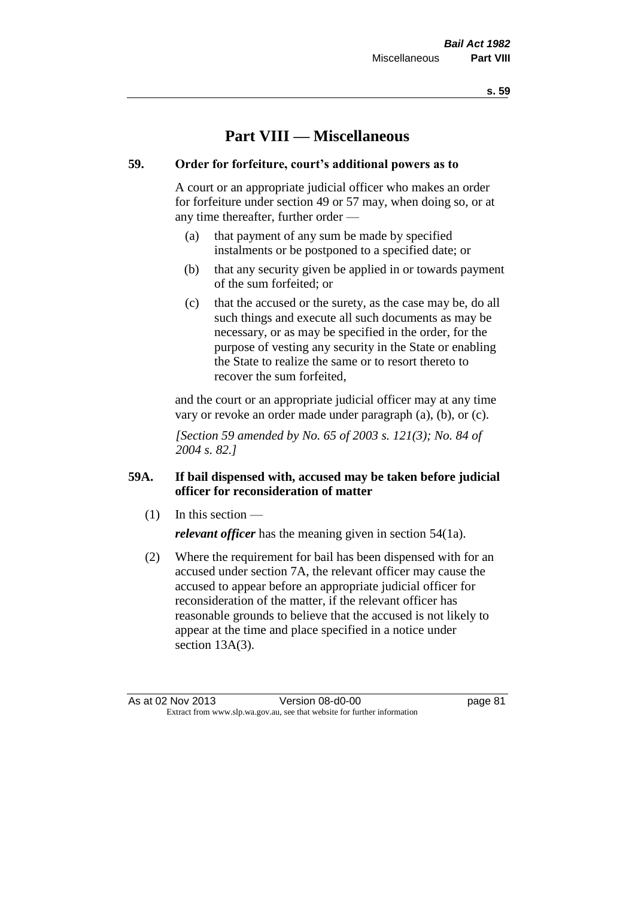# Part VIII — Miscellaneous

## 59. Order for forfeiture, court's additional powers as to

A court or an appropriate judicial officer who makes an order for forfeiture under section 49 or 57 may, when doing so, or at any time thereafter, further order —

(a) that payment of any sum be made by specified instalments or be postponed to a specified date; or

(b) that any security given be applied in or towards payment of the sum forfeited; or

(c) that the accused or the surety, as the case may be, do all such things and execute all such documents as may be necessary, or as may be specified in the order, for the purpose of vesting any security in the State or enabling the State to realize the same or to resort thereto to recover the sum forfeited,

and the court or an appropriate judicial officer may at any time vary or revoke an order made under paragraph (a), (b), or (c).

*[Section 59 amended by No. 65 of 2003 s. 121(3); No. 84 of 2004 s. 82.]*

## 59A. If bail dispensed with, accused may be taken before judicial officer for reconsideration of matter

(1) In this section —

***relevant officer*** has the meaning given in section 54(1a).

(2) Where the requirement for bail has been dispensed with for an accused under section 7A, the relevant officer may cause the accused to appear before an appropriate judicial officer for reconsideration of the matter, if the relevant officer has reasonable grounds to believe that the accused is not likely to appear at the time and place specified in a notice under section 13A(3).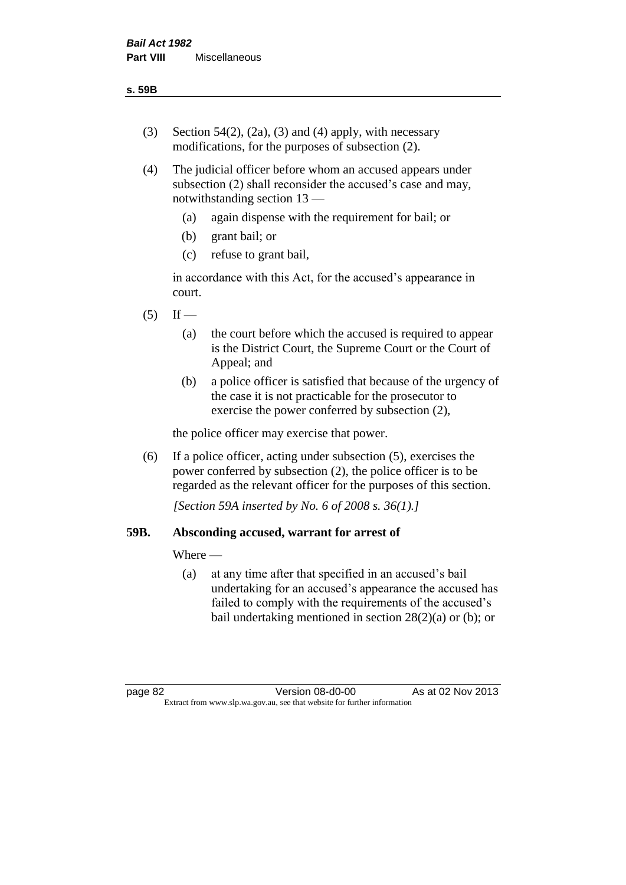(3) Section 54(2), (2a), (3) and (4) apply, with necessary modifications, for the purposes of subsection (2).

(4) The judicial officer before whom an accused appears under subsection (2) shall reconsider the accused's case and may, notwithstanding section 13 —

  (a) again dispense with the requirement for bail; or

  (b) grant bail; or

  (c) refuse to grant bail,

  in accordance with this Act, for the accused's appearance in court.

(5) If —

  (a) the court before which the accused is required to appear is the District Court, the Supreme Court or the Court of Appeal; and

  (b) a police officer is satisfied that because of the urgency of the case it is not practicable for the prosecutor to exercise the power conferred by subsection (2),

  the police officer may exercise that power.

(6) If a police officer, acting under subsection (5), exercises the power conferred by subsection (2), the police officer is to be regarded as the relevant officer for the purposes of this section.

*[Section 59A inserted by No. 6 of 2008 s. 36(1).]*

### 59B. Absconding accused, warrant for arrest of

Where —

  (a) at any time after that specified in an accused's bail undertaking for an accused's appearance the accused has failed to comply with the requirements of the accused's bail undertaking mentioned in section 28(2)(a) or (b); or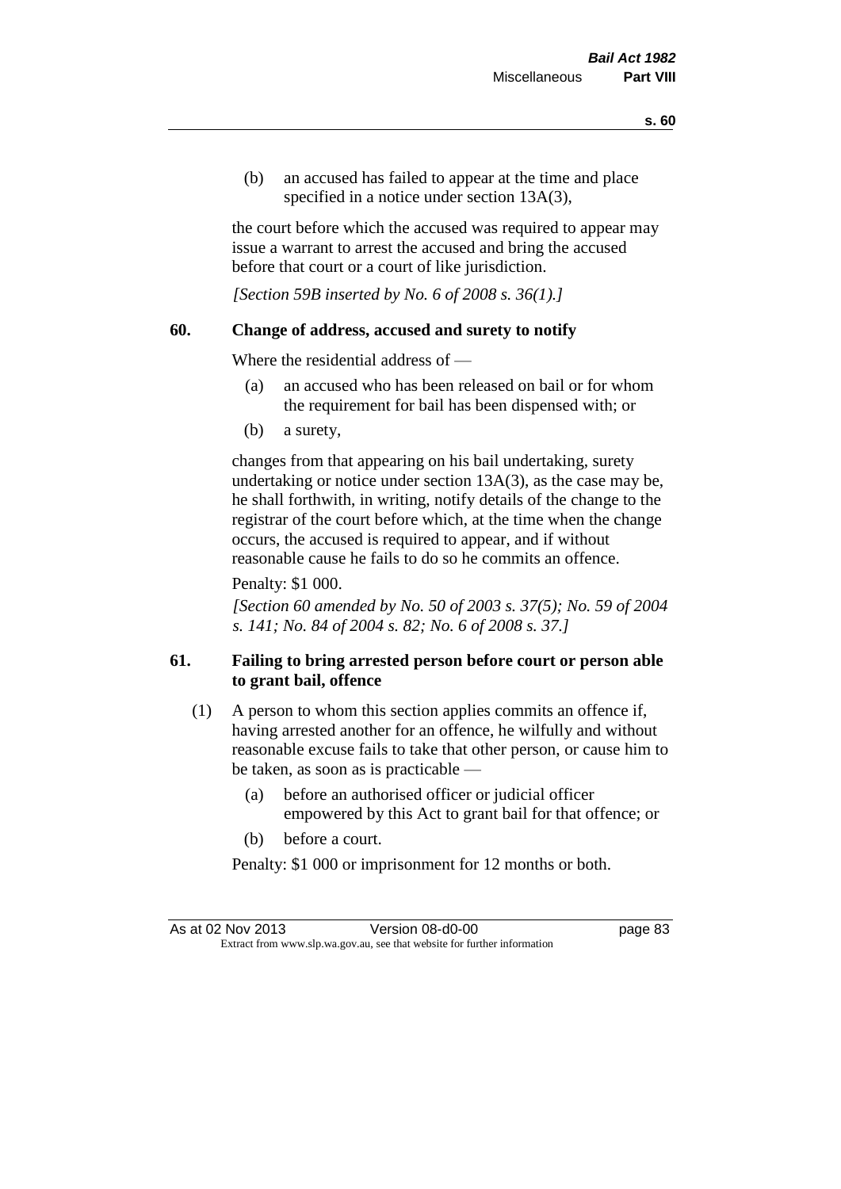(b) an accused has failed to appear at the time and place specified in a notice under section 13A(3),

the court before which the accused was required to appear may issue a warrant to arrest the accused and bring the accused before that court or a court of like jurisdiction.

*[Section 59B inserted by No. 6 of 2008 s. 36(1).]*

### 60. Change of address, accused and surety to notify

Where the residential address of —

(a) an accused who has been released on bail or for whom the requirement for bail has been dispensed with; or

(b) a surety,

changes from that appearing on his bail undertaking, surety undertaking or notice under section 13A(3), as the case may be, he shall forthwith, in writing, notify details of the change to the registrar of the court before which, at the time when the change occurs, the accused is required to appear, and if without reasonable cause he fails to do so he commits an offence.

Penalty: $1 000.

*[Section 60 amended by No. 50 of 2003 s. 37(5); No. 59 of 2004 s. 141; No. 84 of 2004 s. 82; No. 6 of 2008 s. 37.]*

### 61. Failing to bring arrested person before court or person able to grant bail, offence

(1) A person to whom this section applies commits an offence if, having arrested another for an offence, he wilfully and without reasonable excuse fails to take that other person, or cause him to be taken, as soon as is practicable —

(a) before an authorised officer or judicial officer empowered by this Act to grant bail for that offence; or

(b) before a court.

Penalty: $1 000 or imprisonment for 12 months or both.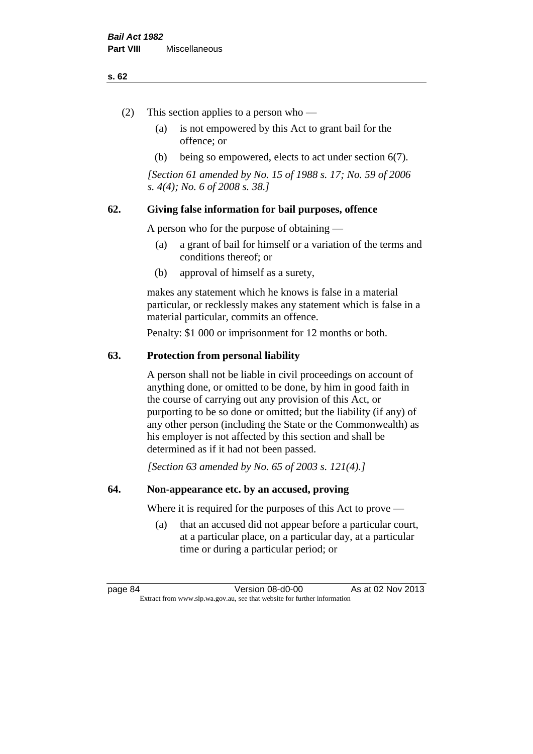(2) This section applies to a person who —

   (a) is not empowered by this Act to grant bail for the offence; or

   (b) being so empowered, elects to act under section 6(7).

*[Section 61 amended by No. 15 of 1988 s. 17; No. 59 of 2006 s. 4(4); No. 6 of 2008 s. 38.]*

## 62. Giving false information for bail purposes, offence

A person who for the purpose of obtaining —

   (a) a grant of bail for himself or a variation of the terms and conditions thereof; or

   (b) approval of himself as a surety,

makes any statement which he knows is false in a material particular, or recklessly makes any statement which is false in a material particular, commits an offence.

Penalty: $1 000 or imprisonment for 12 months or both.

## 63. Protection from personal liability

A person shall not be liable in civil proceedings on account of anything done, or omitted to be done, by him in good faith in the course of carrying out any provision of this Act, or purporting to be so done or omitted; but the liability (if any) of any other person (including the State or the Commonwealth) as his employer is not affected by this section and shall be determined as if it had not been passed.

*[Section 63 amended by No. 65 of 2003 s. 121(4).]*

## 64. Non-appearance etc. by an accused, proving

Where it is required for the purposes of this Act to prove —

   (a) that an accused did not appear before a particular court, at a particular place, on a particular day, at a particular time or during a particular period; or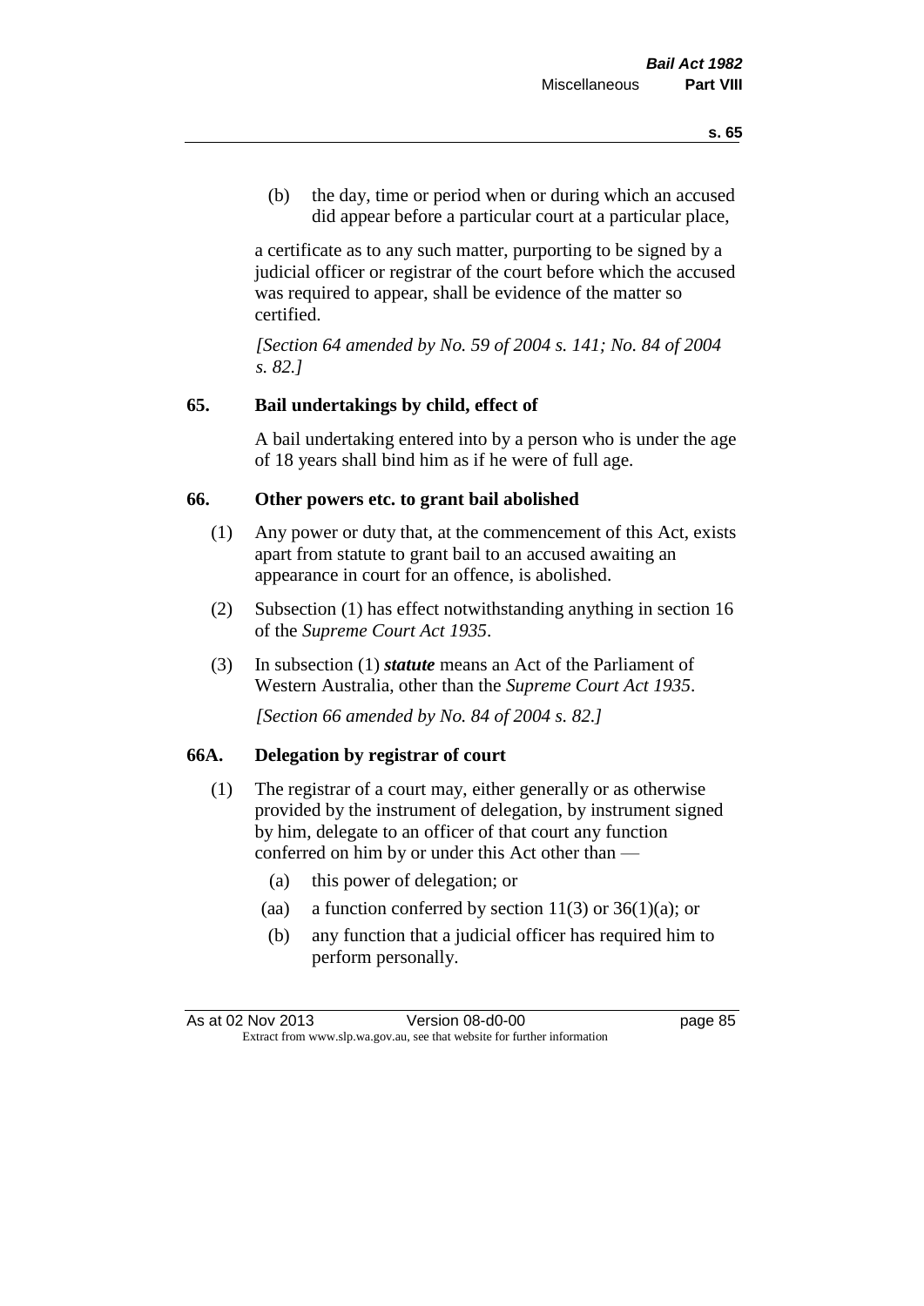(b) the day, time or period when or during which an accused did appear before a particular court at a particular place,

a certificate as to any such matter, purporting to be signed by a judicial officer or registrar of the court before which the accused was required to appear, shall be evidence of the matter so certified.

*[Section 64 amended by No. 59 of 2004 s. 141; No. 84 of 2004 s. 82.]*

### 65. Bail undertakings by child, effect of

A bail undertaking entered into by a person who is under the age of 18 years shall bind him as if he were of full age.

### 66. Other powers etc. to grant bail abolished

(1) Any power or duty that, at the commencement of this Act, exists apart from statute to grant bail to an accused awaiting an appearance in court for an offence, is abolished.

(2) Subsection (1) has effect notwithstanding anything in section 16 of the *Supreme Court Act 1935*.

(3) In subsection (1) ***statute*** means an Act of the Parliament of Western Australia, other than the *Supreme Court Act 1935*.

*[Section 66 amended by No. 84 of 2004 s. 82.]*

### 66A. Delegation by registrar of court

(1) The registrar of a court may, either generally or as otherwise provided by the instrument of delegation, by instrument signed by him, delegate to an officer of that court any function conferred on him by or under this Act other than —

(a) this power of delegation; or

(aa) a function conferred by section 11(3) or 36(1)(a); or

(b) any function that a judicial officer has required him to perform personally.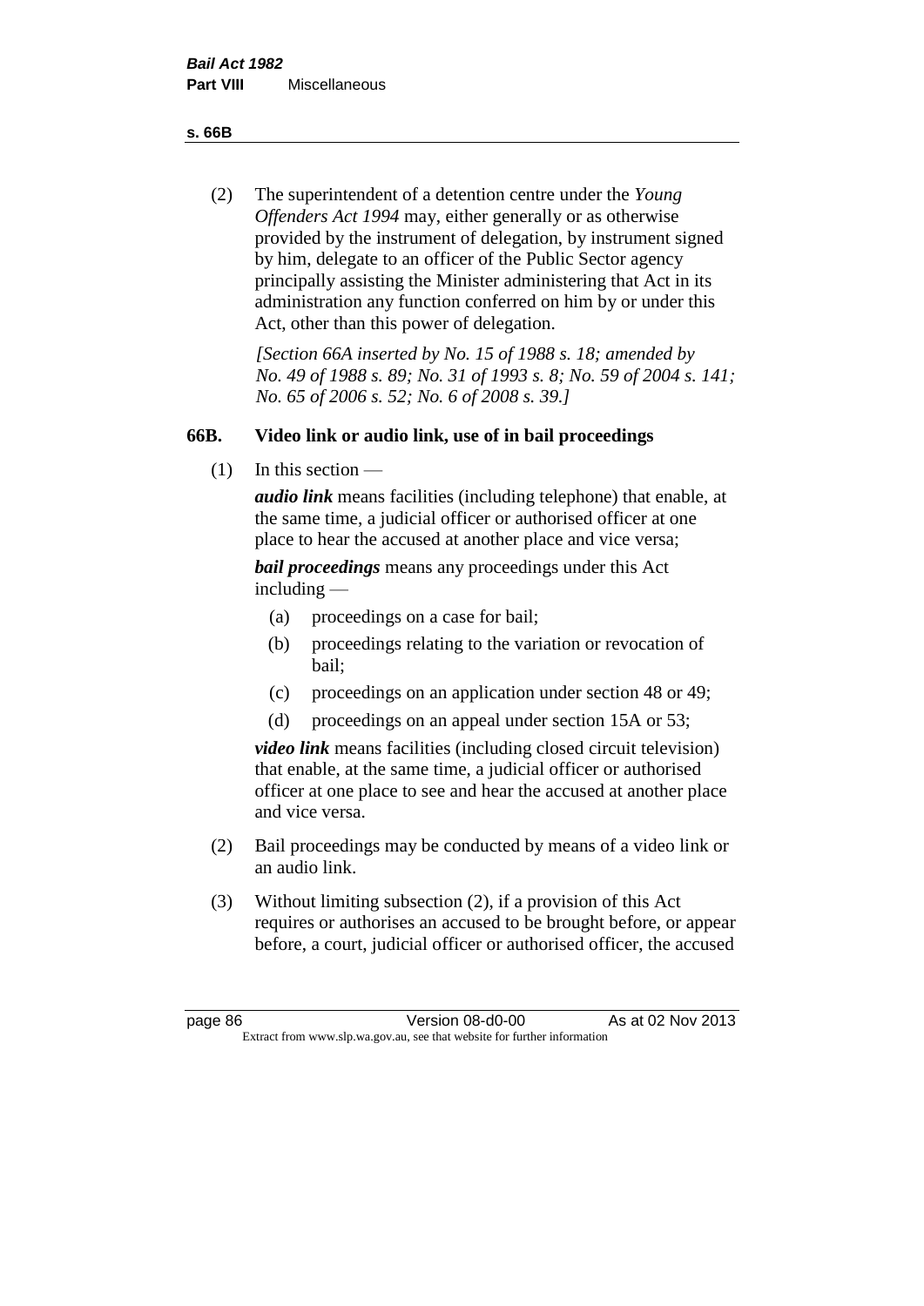(2) The superintendent of a detention centre under the *Young Offenders Act 1994* may, either generally or as otherwise provided by the instrument of delegation, by instrument signed by him, delegate to an officer of the Public Sector agency principally assisting the Minister administering that Act in its administration any function conferred on him by or under this Act, other than this power of delegation.

*[Section 66A inserted by No. 15 of 1988 s. 18; amended by No. 49 of 1988 s. 89; No. 31 of 1993 s. 8; No. 59 of 2004 s. 141; No. 65 of 2006 s. 52; No. 6 of 2008 s. 39.]*

### 66B. Video link or audio link, use of in bail proceedings

(1) In this section —

***audio link*** means facilities (including telephone) that enable, at the same time, a judicial officer or authorised officer at one place to hear the accused at another place and vice versa;

***bail proceedings*** means any proceedings under this Act including —

- (a) proceedings on a case for bail;
- (b) proceedings relating to the variation or revocation of bail;
- (c) proceedings on an application under section 48 or 49;
- (d) proceedings on an appeal under section 15A or 53;

***video link*** means facilities (including closed circuit television) that enable, at the same time, a judicial officer or authorised officer at one place to see and hear the accused at another place and vice versa.

(2) Bail proceedings may be conducted by means of a video link or an audio link.

(3) Without limiting subsection (2), if a provision of this Act requires or authorises an accused to be brought before, or appear before, a court, judicial officer or authorised officer, the accused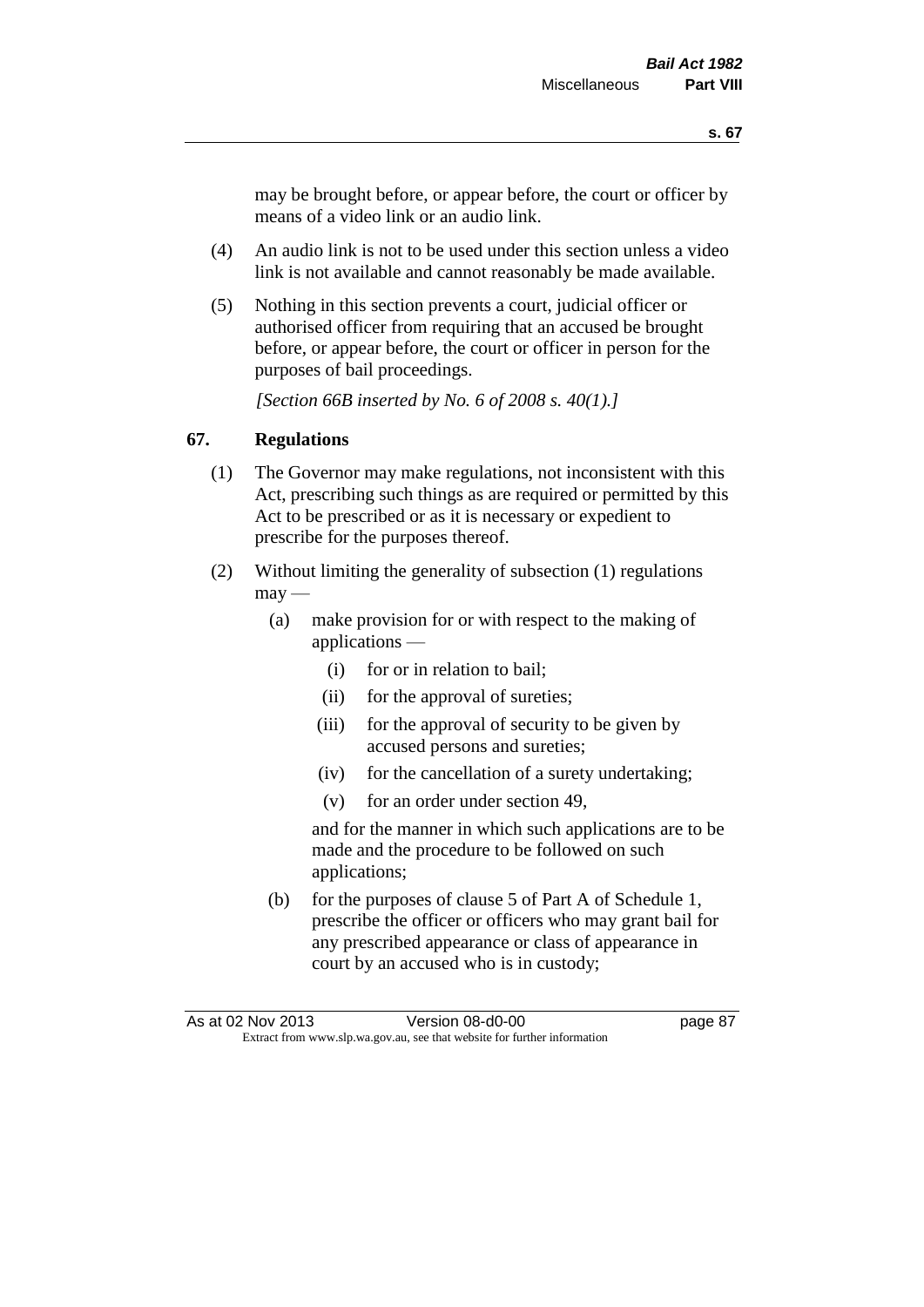may be brought before, or appear before, the court or officer by means of a video link or an audio link.

(4) An audio link is not to be used under this section unless a video link is not available and cannot reasonably be made available.

(5) Nothing in this section prevents a court, judicial officer or authorised officer from requiring that an accused be brought before, or appear before, the court or officer in person for the purposes of bail proceedings.

*[Section 66B inserted by No. 6 of 2008 s. 40(1).]*

## 67. Regulations

(1) The Governor may make regulations, not inconsistent with this Act, prescribing such things as are required or permitted by this Act to be prescribed or as it is necessary or expedient to prescribe for the purposes thereof.

(2) Without limiting the generality of subsection (1) regulations may —

- (a) make provision for or with respect to the making of applications —
  - (i) for or in relation to bail;
  - (ii) for the approval of sureties;
  - (iii) for the approval of security to be given by accused persons and sureties;
  - (iv) for the cancellation of a surety undertaking;
  - (v) for an order under section 49,

  and for the manner in which such applications are to be made and the procedure to be followed on such applications;
- (b) for the purposes of clause 5 of Part A of Schedule 1, prescribe the officer or officers who may grant bail for any prescribed appearance or class of appearance in court by an accused who is in custody;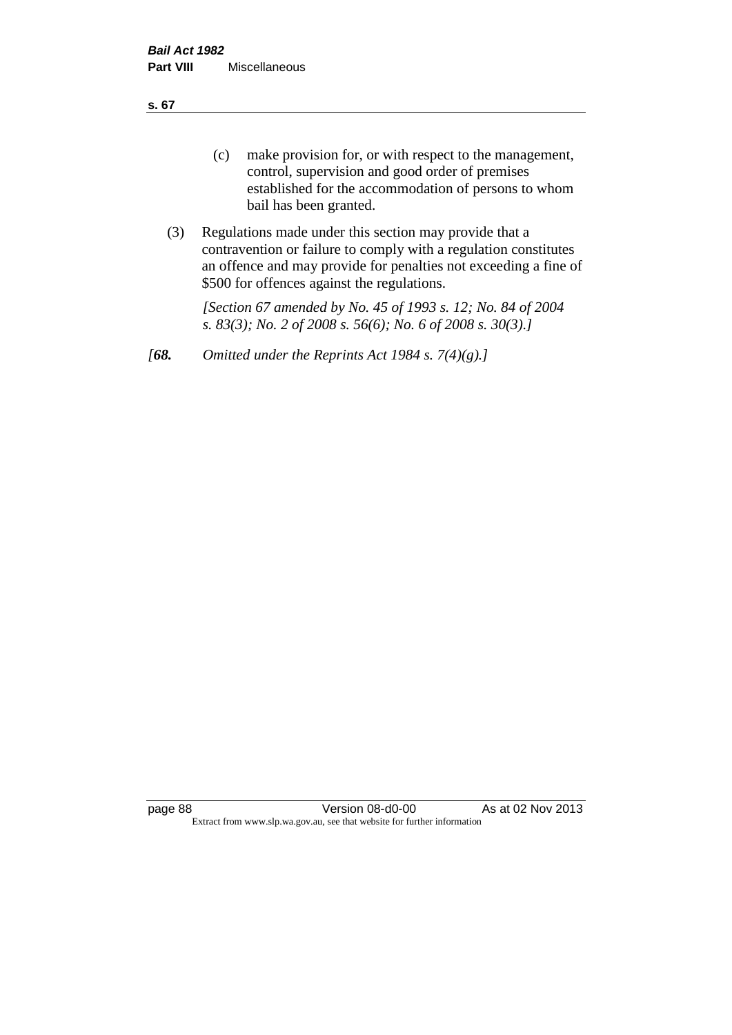(c) make provision for, or with respect to the management, control, supervision and good order of premises established for the accommodation of persons to whom bail has been granted.

(3) Regulations made under this section may provide that a contravention or failure to comply with a regulation constitutes an offence and may provide for penalties not exceeding a fine of $500 for offences against the regulations.

*[Section 67 amended by No. 45 of 1993 s. 12; No. 84 of 2004 s. 83(3); No. 2 of 2008 s. 56(6); No. 6 of 2008 s. 30(3).]*

*[**68.** Omitted under the Reprints Act 1984 s. 7(4)(g).]*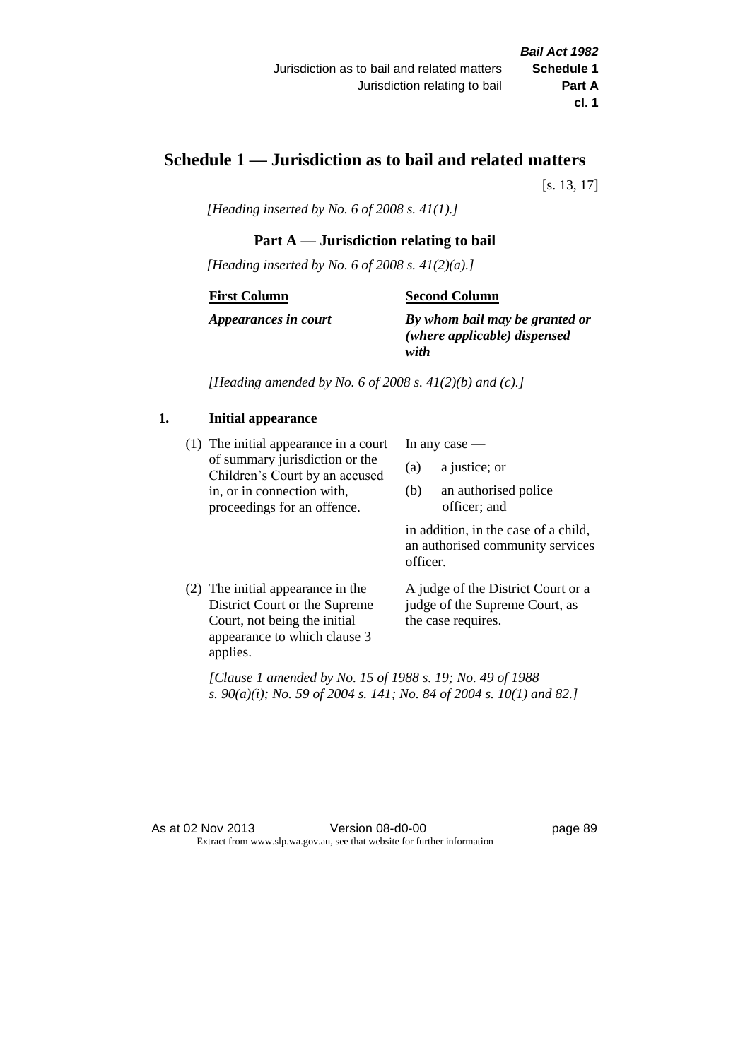# Schedule 1 — Jurisdiction as to bail and related matters

[s. 13, 17]

*[Heading inserted by No. 6 of 2008 s. 41(1).]*

## Part A — Jurisdiction relating to bail

*[Heading inserted by No. 6 of 2008 s. 41(2)(a).]*

| First Column | Second Column |
|---|---|
| ***Appearances in court*** | ***By whom bail may be granted or (where applicable) dispensed with*** |

*[Heading amended by No. 6 of 2008 s. 41(2)(b) and (c).]*

### 1. Initial appearance

| | |
|---|---|
| (1) The initial appearance in a court of summary jurisdiction or the Children's Court by an accused in, or in connection with, proceedings for an offence. | In any case — (a) a justice; or (b) an authorised police officer; and in addition, in the case of a child, an authorised community services officer. |
| (2) The initial appearance in the District Court or the Supreme Court, not being the initial appearance to which clause 3 applies. | A judge of the District Court or a judge of the Supreme Court, as the case requires. |

*[Clause 1 amended by No. 15 of 1988 s. 19; No. 49 of 1988 s. 90(a)(i); No. 59 of 2004 s. 141; No. 84 of 2004 s. 10(1) and 82.]*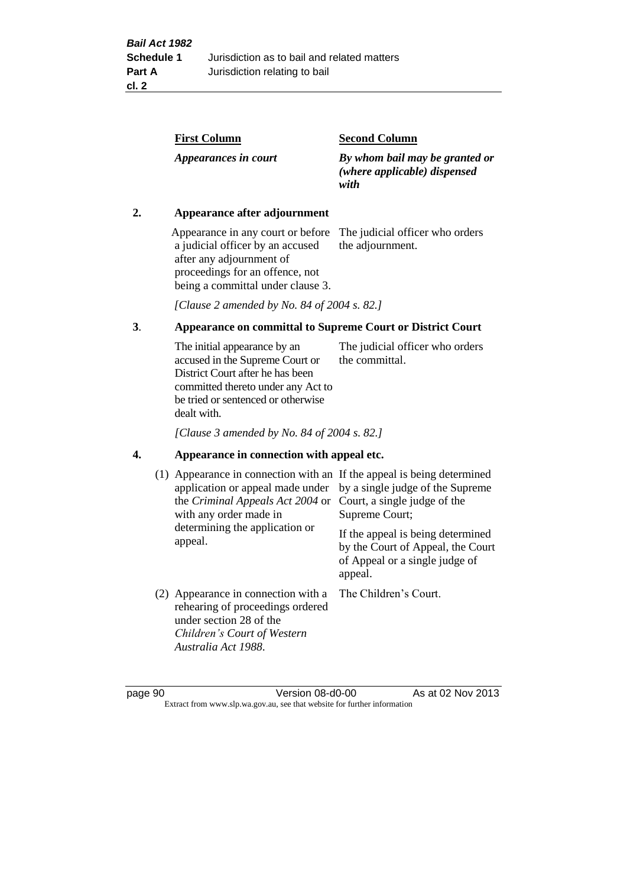| First Column | Second Column |
|---|---|
| *Appearances in court* | *By whom bail may be granted or (where applicable) dispensed with* |

**2. Appearance after adjournment**

| | |
|---|---|
| Appearance in any court or before a judicial officer by an accused after any adjournment of proceedings for an offence, not being a committal under clause 3. | The judicial officer who orders the adjournment. |

*[Clause 2 amended by No. 84 of 2004 s. 82.]*

**3. Appearance on committal to Supreme Court or District Court**

| | |
|---|---|
| The initial appearance by an accused in the Supreme Court or District Court after he has been committed thereto under any Act to be tried or sentenced or otherwise dealt with. | The judicial officer who orders the committal. |

*[Clause 3 amended by No. 84 of 2004 s. 82.]*

**4. Appearance in connection with appeal etc.**

| | |
|---|---|
| (1) Appearance in connection with an application or appeal made under the *Criminal Appeals Act 2004* or with any order made in determining the application or appeal. | If the appeal is being determined by a single judge of the Supreme Court, a single judge of the Supreme Court; If the appeal is being determined by the Court of Appeal, the Court of Appeal or a single judge of appeal. |
| (2) Appearance in connection with a rehearing of proceedings ordered under section 28 of the *Children's Court of Western Australia Act 1988*. | The Children's Court. |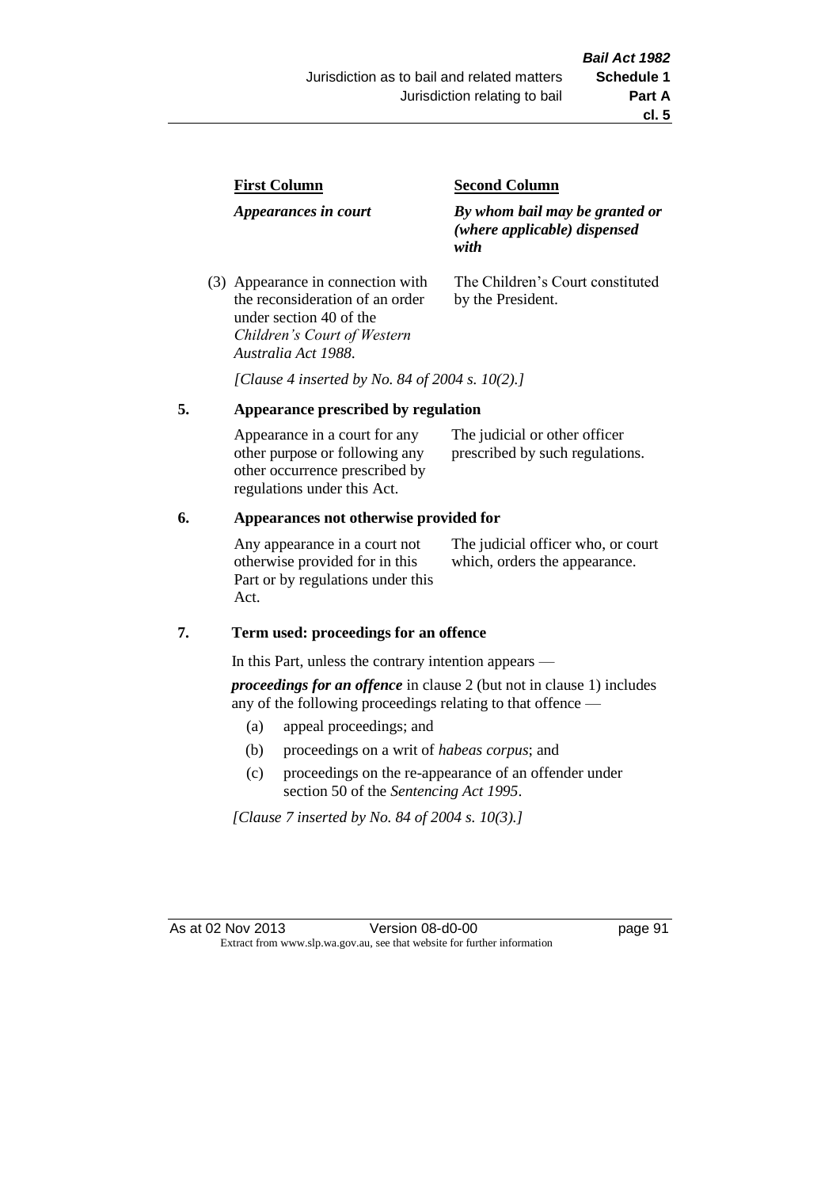| First Column | Second Column |
|---|---|
| *Appearances in court* | *By whom bail may be granted or (where applicable) dispensed with* |
| (3) Appearance in connection with the reconsideration of an order under section 40 of the *Children's Court of Western Australia Act 1988*. | The Children's Court constituted by the President. |

*[Clause 4 inserted by No. 84 of 2004 s. 10(2).]*

## 5. Appearance prescribed by regulation

| | |
|---|---|
| Appearance in a court for any other purpose or following any other occurrence prescribed by regulations under this Act. | The judicial or other officer prescribed by such regulations. |

## 6. Appearances not otherwise provided for

| | |
|---|---|
| Any appearance in a court not otherwise provided for in this Part or by regulations under this Act. | The judicial officer who, or court which, orders the appearance. |

## 7. Term used: proceedings for an offence

In this Part, unless the contrary intention appears —

***proceedings for an offence*** in clause 2 (but not in clause 1) includes any of the following proceedings relating to that offence —

- (a) appeal proceedings; and
- (b) proceedings on a writ of *habeas corpus*; and
- (c) proceedings on the re-appearance of an offender under section 50 of the *Sentencing Act 1995*.

*[Clause 7 inserted by No. 84 of 2004 s. 10(3).]*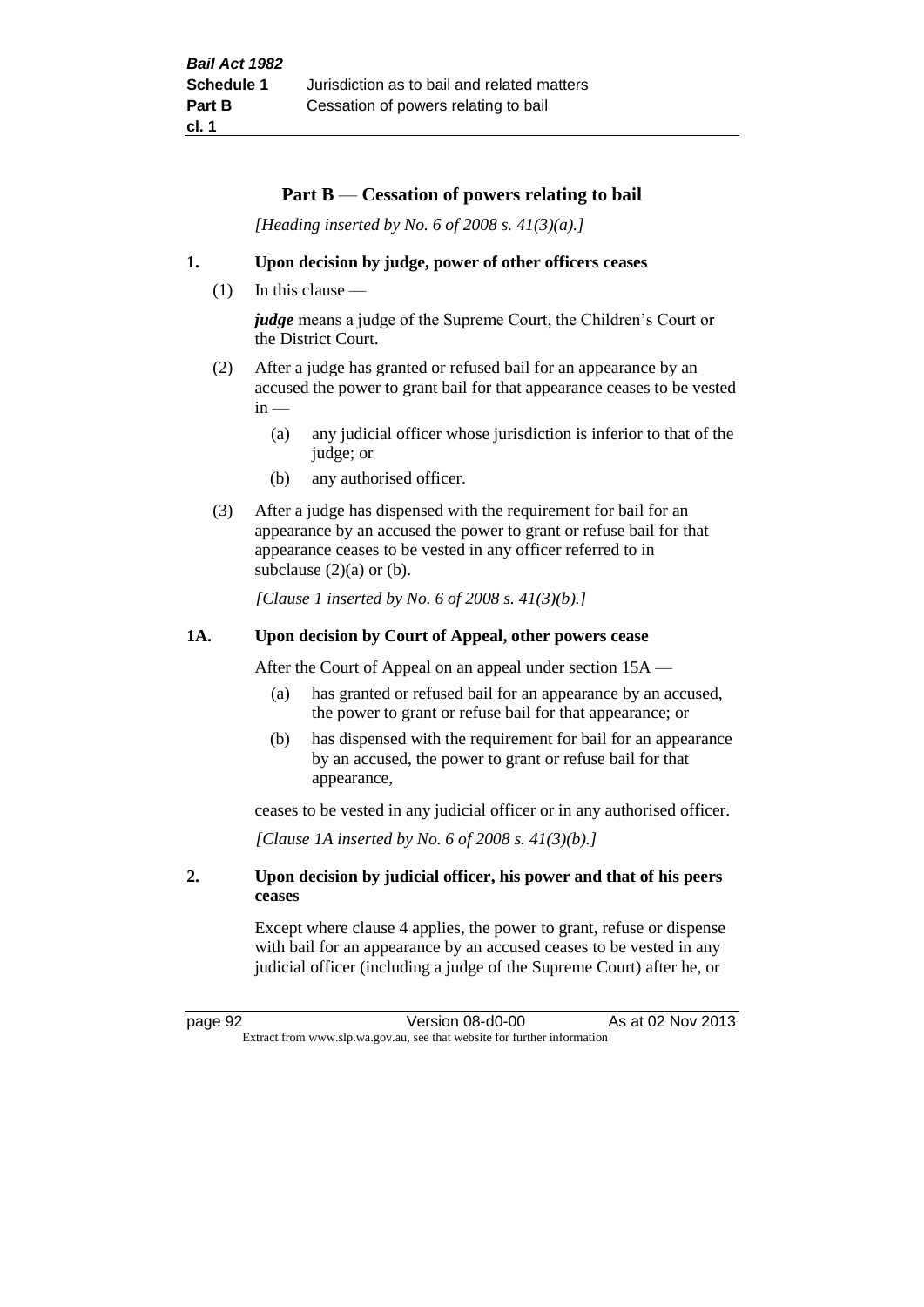## Part B — Cessation of powers relating to bail

*[Heading inserted by No. 6 of 2008 s. 41(3)(a).]*

### 1. Upon decision by judge, power of other officers ceases

(1) In this clause —

***judge*** means a judge of the Supreme Court, the Children's Court or the District Court.

(2) After a judge has granted or refused bail for an appearance by an accused the power to grant bail for that appearance ceases to be vested in —

- (a) any judicial officer whose jurisdiction is inferior to that of the judge; or
- (b) any authorised officer.

(3) After a judge has dispensed with the requirement for bail for an appearance by an accused the power to grant or refuse bail for that appearance ceases to be vested in any officer referred to in subclause (2)(a) or (b).

*[Clause 1 inserted by No. 6 of 2008 s. 41(3)(b).]*

### 1A. Upon decision by Court of Appeal, other powers cease

After the Court of Appeal on an appeal under section 15A —

- (a) has granted or refused bail for an appearance by an accused, the power to grant or refuse bail for that appearance; or
- (b) has dispensed with the requirement for bail for an appearance by an accused, the power to grant or refuse bail for that appearance,

ceases to be vested in any judicial officer or in any authorised officer.

*[Clause 1A inserted by No. 6 of 2008 s. 41(3)(b).]*

### 2. Upon decision by judicial officer, his power and that of his peers ceases

Except where clause 4 applies, the power to grant, refuse or dispense with bail for an appearance by an accused ceases to be vested in any judicial officer (including a judge of the Supreme Court) after he, or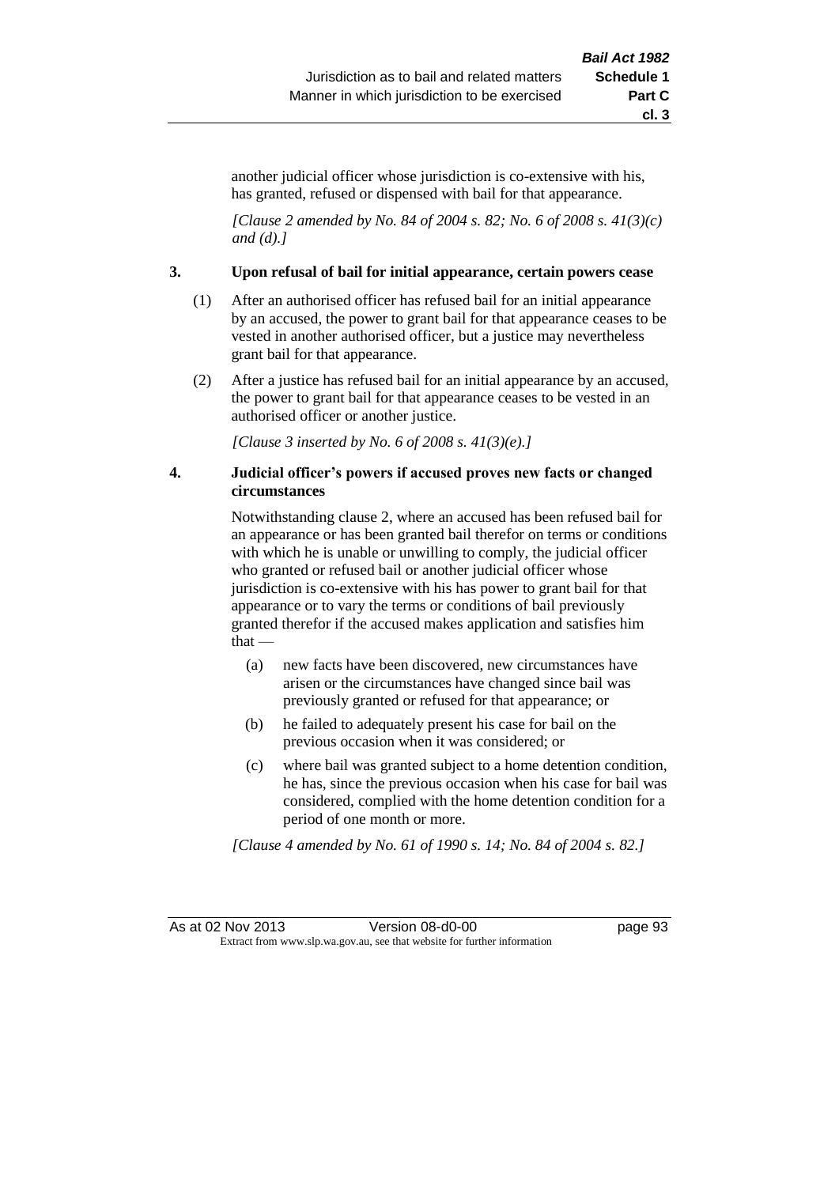another judicial officer whose jurisdiction is co-extensive with his, has granted, refused or dispensed with bail for that appearance.

*[Clause 2 amended by No. 84 of 2004 s. 82; No. 6 of 2008 s. 41(3)(c) and (d).]*

### 3. Upon refusal of bail for initial appearance, certain powers cease

(1) After an authorised officer has refused bail for an initial appearance by an accused, the power to grant bail for that appearance ceases to be vested in another authorised officer, but a justice may nevertheless grant bail for that appearance.

(2) After a justice has refused bail for an initial appearance by an accused, the power to grant bail for that appearance ceases to be vested in an authorised officer or another justice.

*[Clause 3 inserted by No. 6 of 2008 s. 41(3)(e).]*

### 4. Judicial officer's powers if accused proves new facts or changed circumstances

Notwithstanding clause 2, where an accused has been refused bail for an appearance or has been granted bail therefor on terms or conditions with which he is unable or unwilling to comply, the judicial officer who granted or refused bail or another judicial officer whose jurisdiction is co-extensive with his has power to grant bail for that appearance or to vary the terms or conditions of bail previously granted therefor if the accused makes application and satisfies him that —

(a) new facts have been discovered, new circumstances have arisen or the circumstances have changed since bail was previously granted or refused for that appearance; or

(b) he failed to adequately present his case for bail on the previous occasion when it was considered; or

(c) where bail was granted subject to a home detention condition, he has, since the previous occasion when his case for bail was considered, complied with the home detention condition for a period of one month or more.

*[Clause 4 amended by No. 61 of 1990 s. 14; No. 84 of 2004 s. 82.]*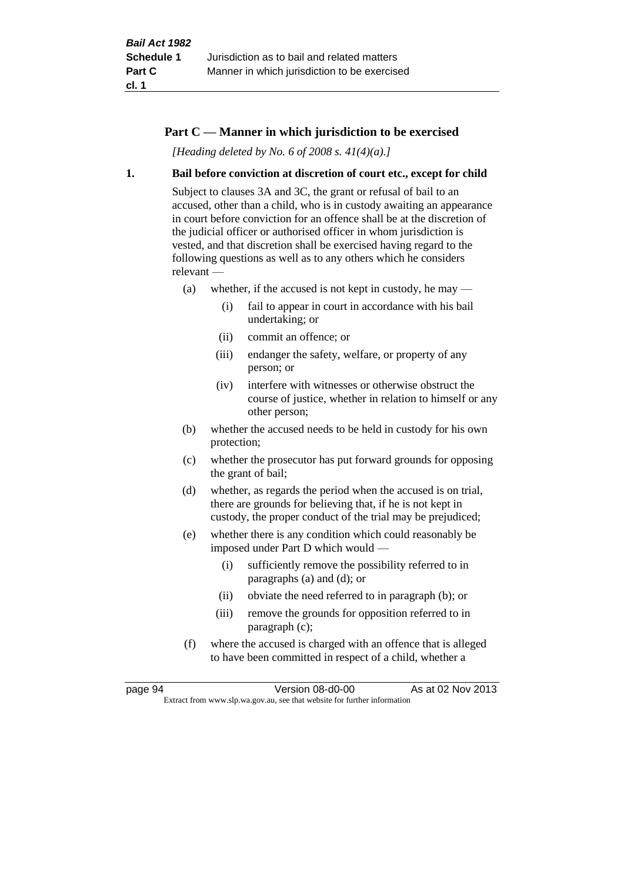## Part C — Manner in which jurisdiction to be exercised

*[Heading deleted by No. 6 of 2008 s. 41(4)(a).]*

### 1. Bail before conviction at discretion of court etc., except for child

Subject to clauses 3A and 3C, the grant or refusal of bail to an accused, other than a child, who is in custody awaiting an appearance in court before conviction for an offence shall be at the discretion of the judicial officer or authorised officer in whom jurisdiction is vested, and that discretion shall be exercised having regard to the following questions as well as to any others which he considers relevant —

- (a) whether, if the accused is not kept in custody, he may —
  - (i) fail to appear in court in accordance with his bail undertaking; or
  - (ii) commit an offence; or
  - (iii) endanger the safety, welfare, or property of any person; or
  - (iv) interfere with witnesses or otherwise obstruct the course of justice, whether in relation to himself or any other person;
- (b) whether the accused needs to be held in custody for his own protection;
- (c) whether the prosecutor has put forward grounds for opposing the grant of bail;
- (d) whether, as regards the period when the accused is on trial, there are grounds for believing that, if he is not kept in custody, the proper conduct of the trial may be prejudiced;
- (e) whether there is any condition which could reasonably be imposed under Part D which would —
  - (i) sufficiently remove the possibility referred to in paragraphs (a) and (d); or
  - (ii) obviate the need referred to in paragraph (b); or
  - (iii) remove the grounds for opposition referred to in paragraph (c);
- (f) where the accused is charged with an offence that is alleged to have been committed in respect of a child, whether a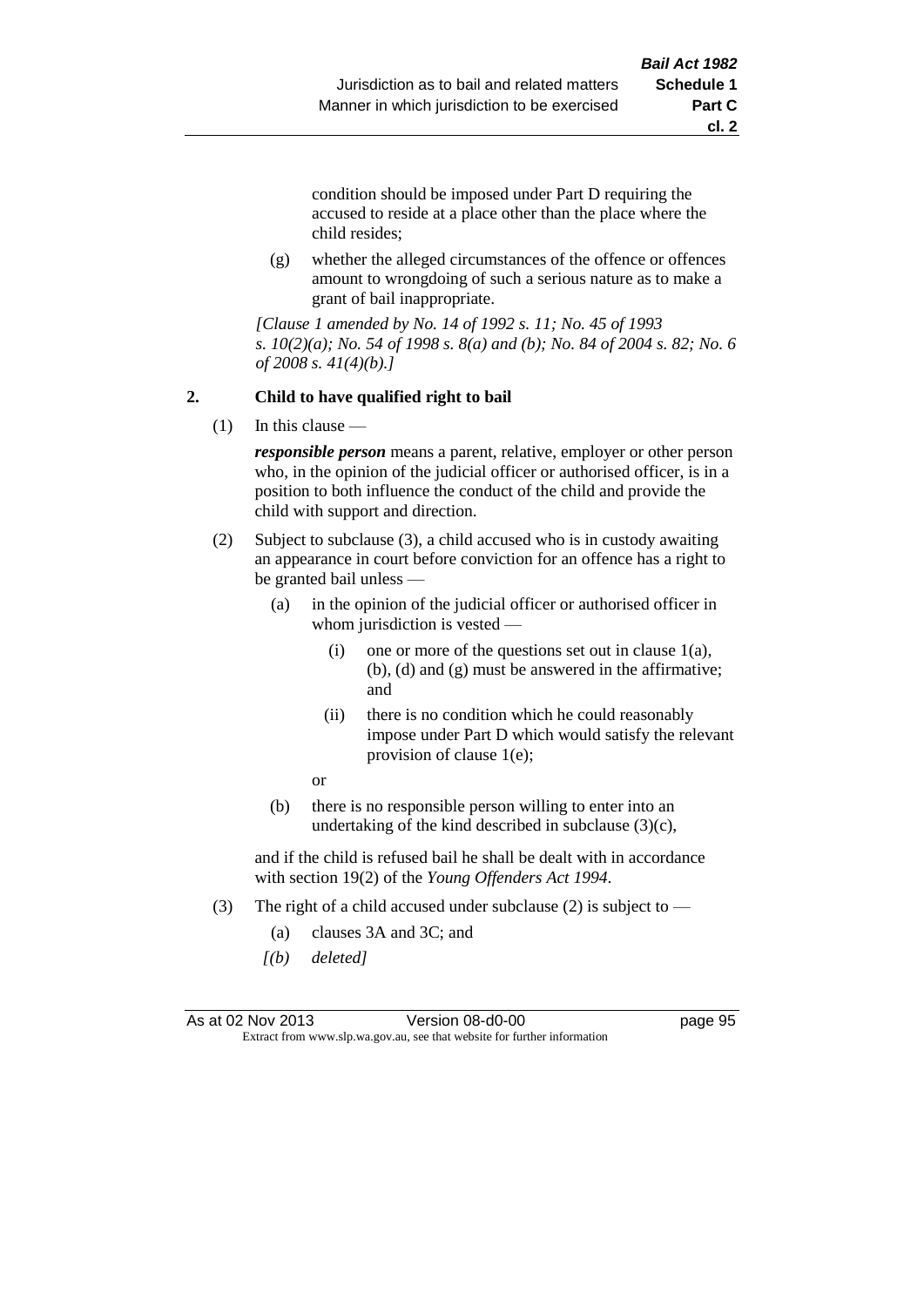condition should be imposed under Part D requiring the accused to reside at a place other than the place where the child resides;

(g) whether the alleged circumstances of the offence or offences amount to wrongdoing of such a serious nature as to make a grant of bail inappropriate.

*[Clause 1 amended by No. 14 of 1992 s. 11; No. 45 of 1993 s. 10(2)(a); No. 54 of 1998 s. 8(a) and (b); No. 84 of 2004 s. 82; No. 6 of 2008 s. 41(4)(b).]*

**2. Child to have qualified right to bail**

(1) In this clause —

***responsible person*** means a parent, relative, employer or other person who, in the opinion of the judicial officer or authorised officer, is in a position to both influence the conduct of the child and provide the child with support and direction.

(2) Subject to subclause (3), a child accused who is in custody awaiting an appearance in court before conviction for an offence has a right to be granted bail unless —

(a) in the opinion of the judicial officer or authorised officer in whom jurisdiction is vested —

(i) one or more of the questions set out in clause 1(a), (b), (d) and (g) must be answered in the affirmative; and

(ii) there is no condition which he could reasonably impose under Part D which would satisfy the relevant provision of clause 1(e);

or

(b) there is no responsible person willing to enter into an undertaking of the kind described in subclause (3)(c),

and if the child is refused bail he shall be dealt with in accordance with section 19(2) of the *Young Offenders Act 1994*.

(3) The right of a child accused under subclause (2) is subject to —

(a) clauses 3A and 3C; and

*[(b) deleted]*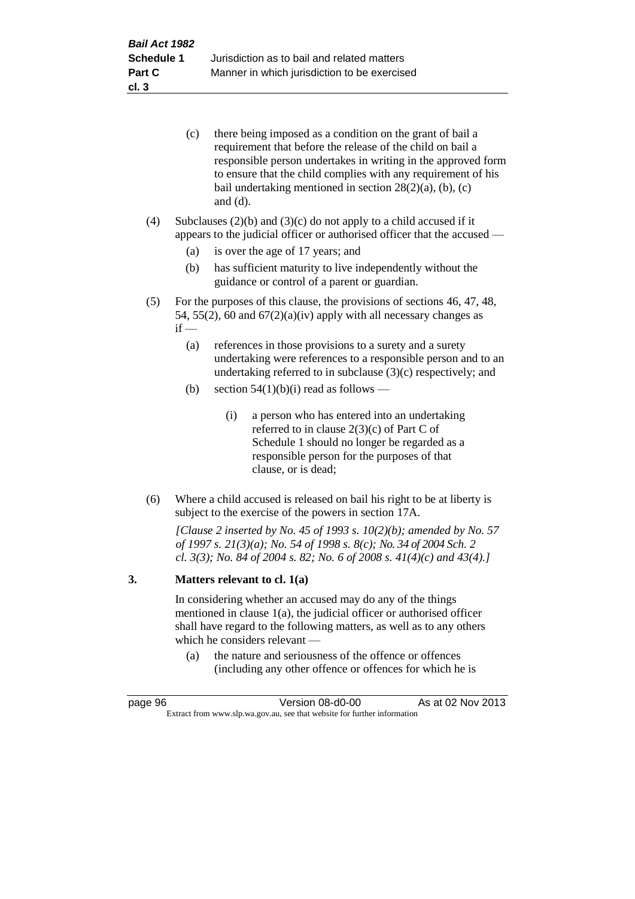(c) there being imposed as a condition on the grant of bail a requirement that before the release of the child on bail a responsible person undertakes in writing in the approved form to ensure that the child complies with any requirement of his bail undertaking mentioned in section 28(2)(a), (b), (c) and (d).

(4) Subclauses (2)(b) and (3)(c) do not apply to a child accused if it appears to the judicial officer or authorised officer that the accused —

(a) is over the age of 17 years; and

(b) has sufficient maturity to live independently without the guidance or control of a parent or guardian.

(5) For the purposes of this clause, the provisions of sections 46, 47, 48, 54, 55(2), 60 and 67(2)(a)(iv) apply with all necessary changes as if —

(a) references in those provisions to a surety and a surety undertaking were references to a responsible person and to an undertaking referred to in subclause (3)(c) respectively; and

(b) section 54(1)(b)(i) read as follows —

> (i) a person who has entered into an undertaking referred to in clause 2(3)(c) of Part C of Schedule 1 should no longer be regarded as a responsible person for the purposes of that clause, or is dead;

(6) Where a child accused is released on bail his right to be at liberty is subject to the exercise of the powers in section 17A.

*[Clause 2 inserted by No. 45 of 1993 s. 10(2)(b); amended by No. 57 of 1997 s. 21(3)(a); No. 54 of 1998 s. 8(c); No. 34 of 2004 Sch. 2 cl. 3(3); No. 84 of 2004 s. 82; No. 6 of 2008 s. 41(4)(c) and 43(4).]*

## 3. Matters relevant to cl. 1(a)

In considering whether an accused may do any of the things mentioned in clause 1(a), the judicial officer or authorised officer shall have regard to the following matters, as well as to any others which he considers relevant —

(a) the nature and seriousness of the offence or offences (including any other offence or offences for which he is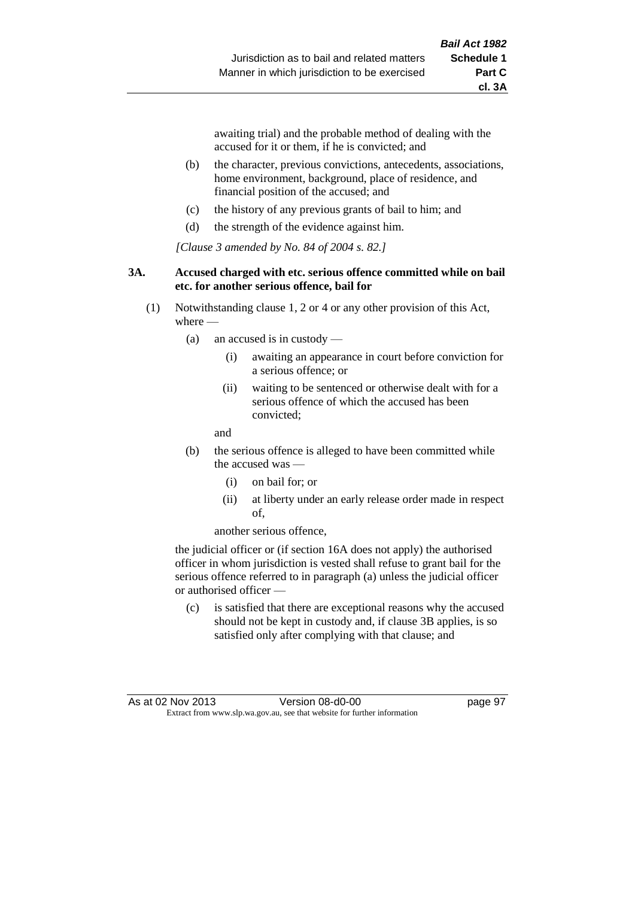awaiting trial) and the probable method of dealing with the accused for it or them, if he is convicted; and

(b) the character, previous convictions, antecedents, associations, home environment, background, place of residence, and financial position of the accused; and

(c) the history of any previous grants of bail to him; and

(d) the strength of the evidence against him.

*[Clause 3 amended by No. 84 of 2004 s. 82.]*

### 3A. Accused charged with etc. serious offence committed while on bail etc. for another serious offence, bail for

(1) Notwithstanding clause 1, 2 or 4 or any other provision of this Act, where —

(a) an accused is in custody —

(i) awaiting an appearance in court before conviction for a serious offence; or

(ii) waiting to be sentenced or otherwise dealt with for a serious offence of which the accused has been convicted;

and

(b) the serious offence is alleged to have been committed while the accused was —

(i) on bail for; or

(ii) at liberty under an early release order made in respect of,

another serious offence,

the judicial officer or (if section 16A does not apply) the authorised officer in whom jurisdiction is vested shall refuse to grant bail for the serious offence referred to in paragraph (a) unless the judicial officer or authorised officer —

(c) is satisfied that there are exceptional reasons why the accused should not be kept in custody and, if clause 3B applies, is so satisfied only after complying with that clause; and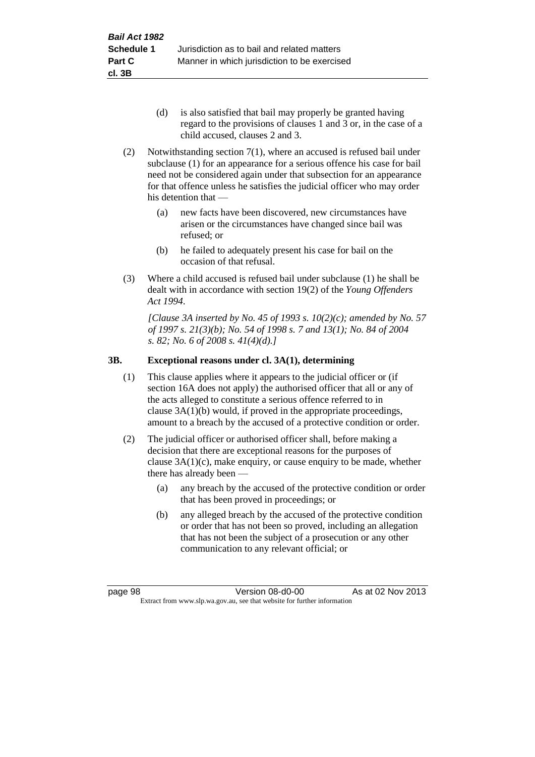(d) is also satisfied that bail may properly be granted having regard to the provisions of clauses 1 and 3 or, in the case of a child accused, clauses 2 and 3.

(2) Notwithstanding section 7(1), where an accused is refused bail under subclause (1) for an appearance for a serious offence his case for bail need not be considered again under that subsection for an appearance for that offence unless he satisfies the judicial officer who may order his detention that —

(a) new facts have been discovered, new circumstances have arisen or the circumstances have changed since bail was refused; or

(b) he failed to adequately present his case for bail on the occasion of that refusal.

(3) Where a child accused is refused bail under subclause (1) he shall be dealt with in accordance with section 19(2) of the *Young Offenders Act 1994*.

*[Clause 3A inserted by No. 45 of 1993 s. 10(2)(c); amended by No. 57 of 1997 s. 21(3)(b); No. 54 of 1998 s. 7 and 13(1); No. 84 of 2004 s. 82; No. 6 of 2008 s. 41(4)(d).]*

### 3B. Exceptional reasons under cl. 3A(1), determining

(1) This clause applies where it appears to the judicial officer or (if section 16A does not apply) the authorised officer that all or any of the acts alleged to constitute a serious offence referred to in clause 3A(1)(b) would, if proved in the appropriate proceedings, amount to a breach by the accused of a protective condition or order.

(2) The judicial officer or authorised officer shall, before making a decision that there are exceptional reasons for the purposes of clause 3A(1)(c), make enquiry, or cause enquiry to be made, whether there has already been —

(a) any breach by the accused of the protective condition or order that has been proved in proceedings; or

(b) any alleged breach by the accused of the protective condition or order that has not been so proved, including an allegation that has not been the subject of a prosecution or any other communication to any relevant official; or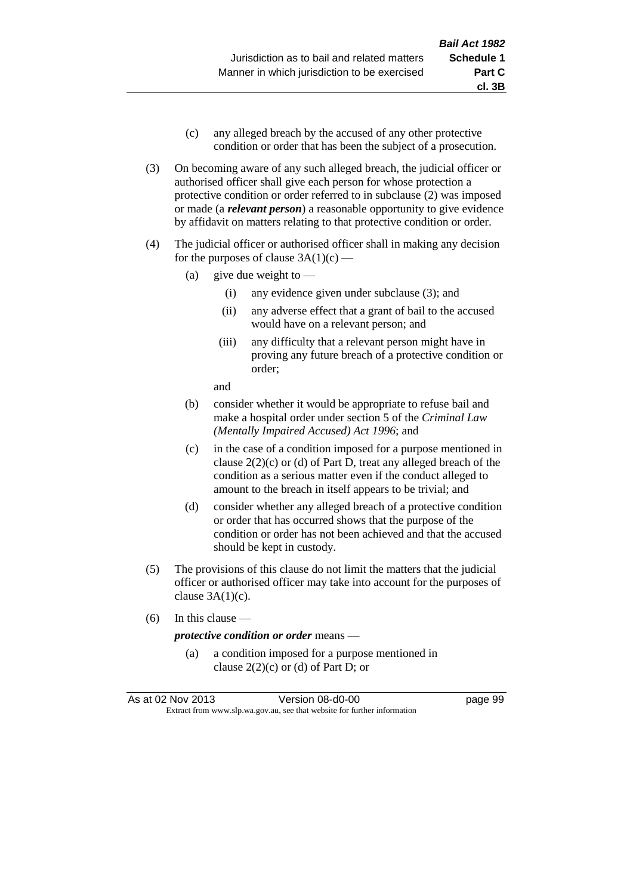(c) any alleged breach by the accused of any other protective condition or order that has been the subject of a prosecution.

(3) On becoming aware of any such alleged breach, the judicial officer or authorised officer shall give each person for whose protection a protective condition or order referred to in subclause (2) was imposed or made (a ***relevant person***) a reasonable opportunity to give evidence by affidavit on matters relating to that protective condition or order.

(4) The judicial officer or authorised officer shall in making any decision for the purposes of clause 3A(1)(c) —

   (a) give due weight to —

      (i) any evidence given under subclause (3); and

      (ii) any adverse effect that a grant of bail to the accused would have on a relevant person; and

      (iii) any difficulty that a relevant person might have in proving any future breach of a protective condition or order;

   and

   (b) consider whether it would be appropriate to refuse bail and make a hospital order under section 5 of the *Criminal Law (Mentally Impaired Accused) Act 1996*; and

   (c) in the case of a condition imposed for a purpose mentioned in clause 2(2)(c) or (d) of Part D, treat any alleged breach of the condition as a serious matter even if the conduct alleged to amount to the breach in itself appears to be trivial; and

   (d) consider whether any alleged breach of a protective condition or order that has occurred shows that the purpose of the condition or order has not been achieved and that the accused should be kept in custody.

(5) The provisions of this clause do not limit the matters that the judicial officer or authorised officer may take into account for the purposes of clause 3A(1)(c).

(6) In this clause —

***protective condition or order*** means —

   (a) a condition imposed for a purpose mentioned in clause 2(2)(c) or (d) of Part D; or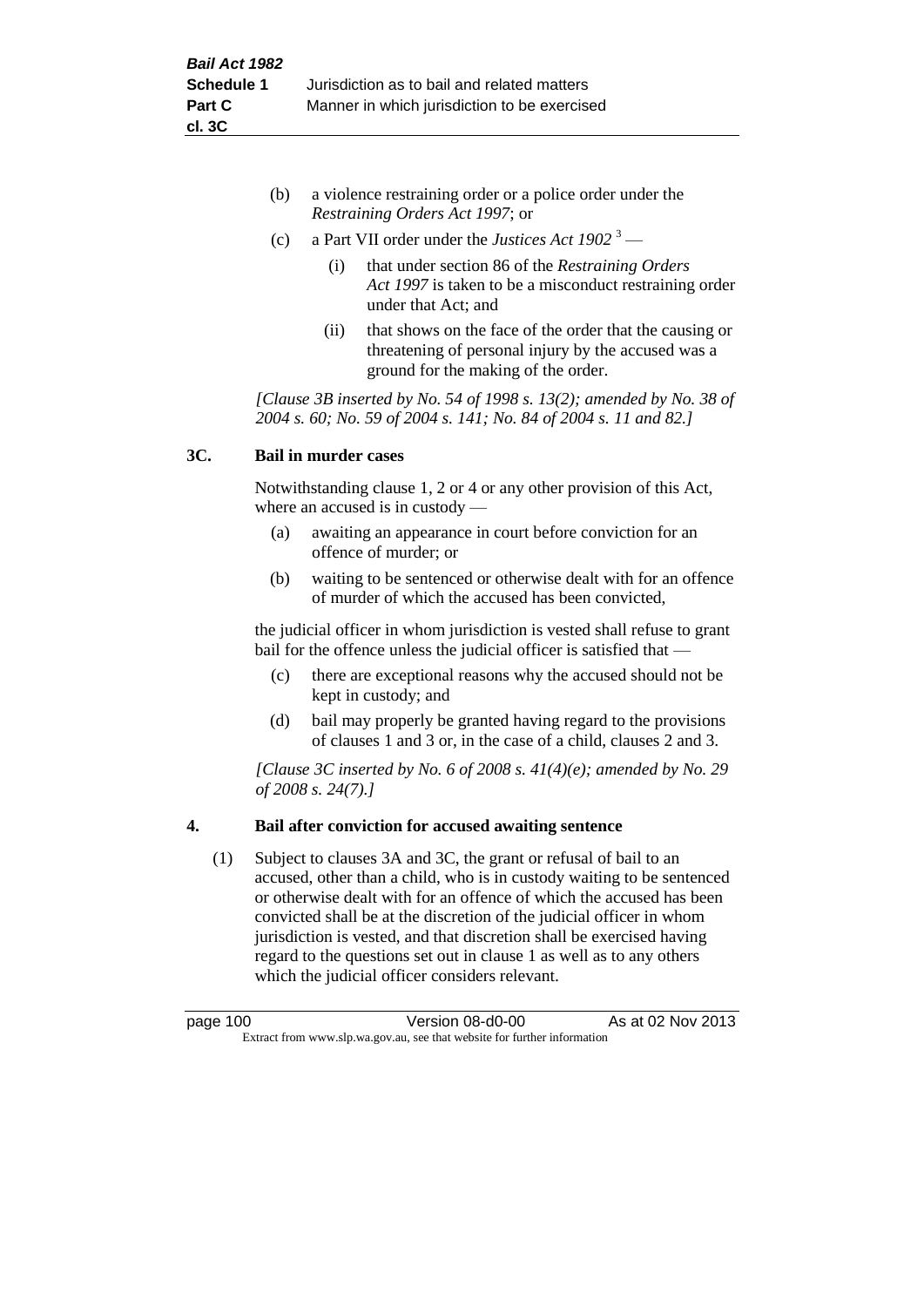(b) a violence restraining order or a police order under the *Restraining Orders Act 1997*; or

(c) a Part VII order under the *Justices Act 1902* [3] —

(i) that under section 86 of the *Restraining Orders Act 1997* is taken to be a misconduct restraining order under that Act; and

(ii) that shows on the face of the order that the causing or threatening of personal injury by the accused was a ground for the making of the order.

*[Clause 3B inserted by No. 54 of 1998 s. 13(2); amended by No. 38 of 2004 s. 60; No. 59 of 2004 s. 141; No. 84 of 2004 s. 11 and 82.]*

**3C. Bail in murder cases**

Notwithstanding clause 1, 2 or 4 or any other provision of this Act, where an accused is in custody —

(a) awaiting an appearance in court before conviction for an offence of murder; or

(b) waiting to be sentenced or otherwise dealt with for an offence of murder of which the accused has been convicted,

the judicial officer in whom jurisdiction is vested shall refuse to grant bail for the offence unless the judicial officer is satisfied that —

(c) there are exceptional reasons why the accused should not be kept in custody; and

(d) bail may properly be granted having regard to the provisions of clauses 1 and 3 or, in the case of a child, clauses 2 and 3.

*[Clause 3C inserted by No. 6 of 2008 s. 41(4)(e); amended by No. 29 of 2008 s. 24(7).]*

**4. Bail after conviction for accused awaiting sentence**

(1) Subject to clauses 3A and 3C, the grant or refusal of bail to an accused, other than a child, who is in custody waiting to be sentenced or otherwise dealt with for an offence of which the accused has been convicted shall be at the discretion of the judicial officer in whom jurisdiction is vested, and that discretion shall be exercised having regard to the questions set out in clause 1 as well as to any others which the judicial officer considers relevant.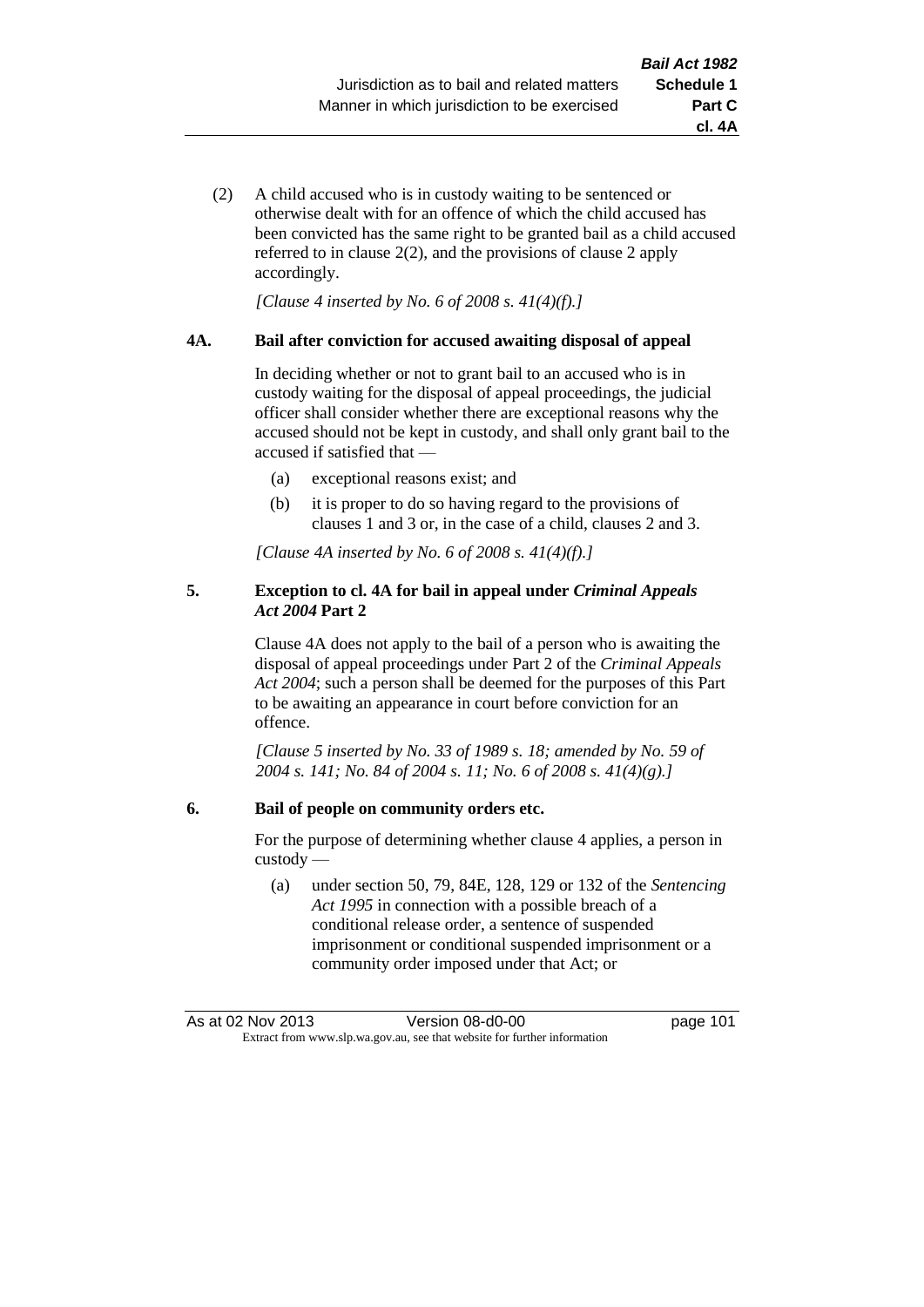(2) A child accused who is in custody waiting to be sentenced or otherwise dealt with for an offence of which the child accused has been convicted has the same right to be granted bail as a child accused referred to in clause 2(2), and the provisions of clause 2 apply accordingly.

*[Clause 4 inserted by No. 6 of 2008 s. 41(4)(f).]*

**4A. Bail after conviction for accused awaiting disposal of appeal**

In deciding whether or not to grant bail to an accused who is in custody waiting for the disposal of appeal proceedings, the judicial officer shall consider whether there are exceptional reasons why the accused should not be kept in custody, and shall only grant bail to the accused if satisfied that —

- (a) exceptional reasons exist; and
- (b) it is proper to do so having regard to the provisions of clauses 1 and 3 or, in the case of a child, clauses 2 and 3.

*[Clause 4A inserted by No. 6 of 2008 s. 41(4)(f).]*

**5. Exception to cl. 4A for bail in appeal under *Criminal Appeals Act 2004* Part 2**

Clause 4A does not apply to the bail of a person who is awaiting the disposal of appeal proceedings under Part 2 of the *Criminal Appeals Act 2004*; such a person shall be deemed for the purposes of this Part to be awaiting an appearance in court before conviction for an offence.

*[Clause 5 inserted by No. 33 of 1989 s. 18; amended by No. 59 of 2004 s. 141; No. 84 of 2004 s. 11; No. 6 of 2008 s. 41(4)(g).]*

**6. Bail of people on community orders etc.**

For the purpose of determining whether clause 4 applies, a person in custody —

- (a) under section 50, 79, 84E, 128, 129 or 132 of the *Sentencing Act 1995* in connection with a possible breach of a conditional release order, a sentence of suspended imprisonment or conditional suspended imprisonment or a community order imposed under that Act; or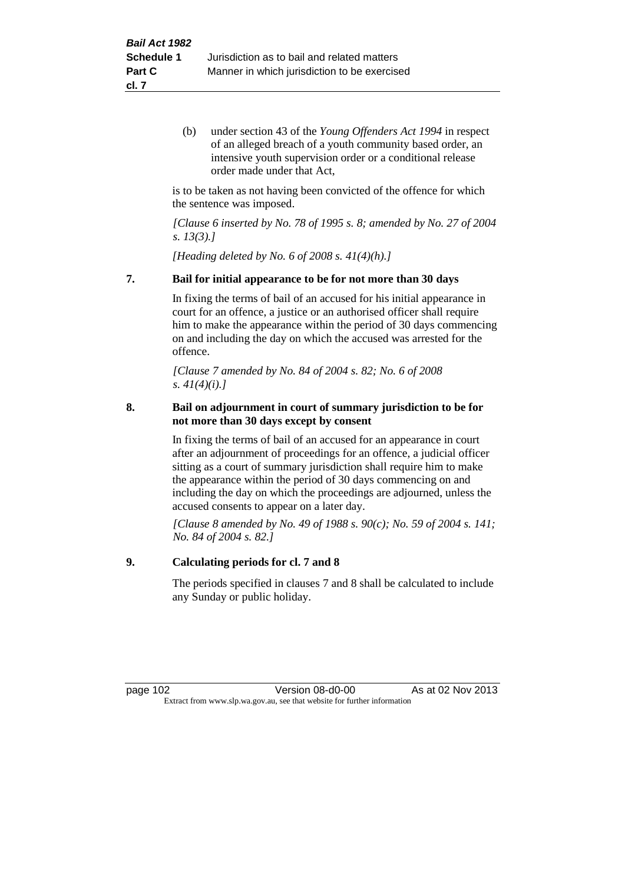(b) under section 43 of the *Young Offenders Act 1994* in respect of an alleged breach of a youth community based order, an intensive youth supervision order or a conditional release order made under that Act,

is to be taken as not having been convicted of the offence for which the sentence was imposed.

*[Clause 6 inserted by No. 78 of 1995 s. 8; amended by No. 27 of 2004 s. 13(3).]*

*[Heading deleted by No. 6 of 2008 s. 41(4)(h).]*

**7. Bail for initial appearance to be for not more than 30 days**

In fixing the terms of bail of an accused for his initial appearance in court for an offence, a justice or an authorised officer shall require him to make the appearance within the period of 30 days commencing on and including the day on which the accused was arrested for the offence.

*[Clause 7 amended by No. 84 of 2004 s. 82; No. 6 of 2008 s. 41(4)(i).]*

**8. Bail on adjournment in court of summary jurisdiction to be for not more than 30 days except by consent**

In fixing the terms of bail of an accused for an appearance in court after an adjournment of proceedings for an offence, a judicial officer sitting as a court of summary jurisdiction shall require him to make the appearance within the period of 30 days commencing on and including the day on which the proceedings are adjourned, unless the accused consents to appear on a later day.

*[Clause 8 amended by No. 49 of 1988 s. 90(c); No. 59 of 2004 s. 141; No. 84 of 2004 s. 82.]*

**9. Calculating periods for cl. 7 and 8**

The periods specified in clauses 7 and 8 shall be calculated to include any Sunday or public holiday.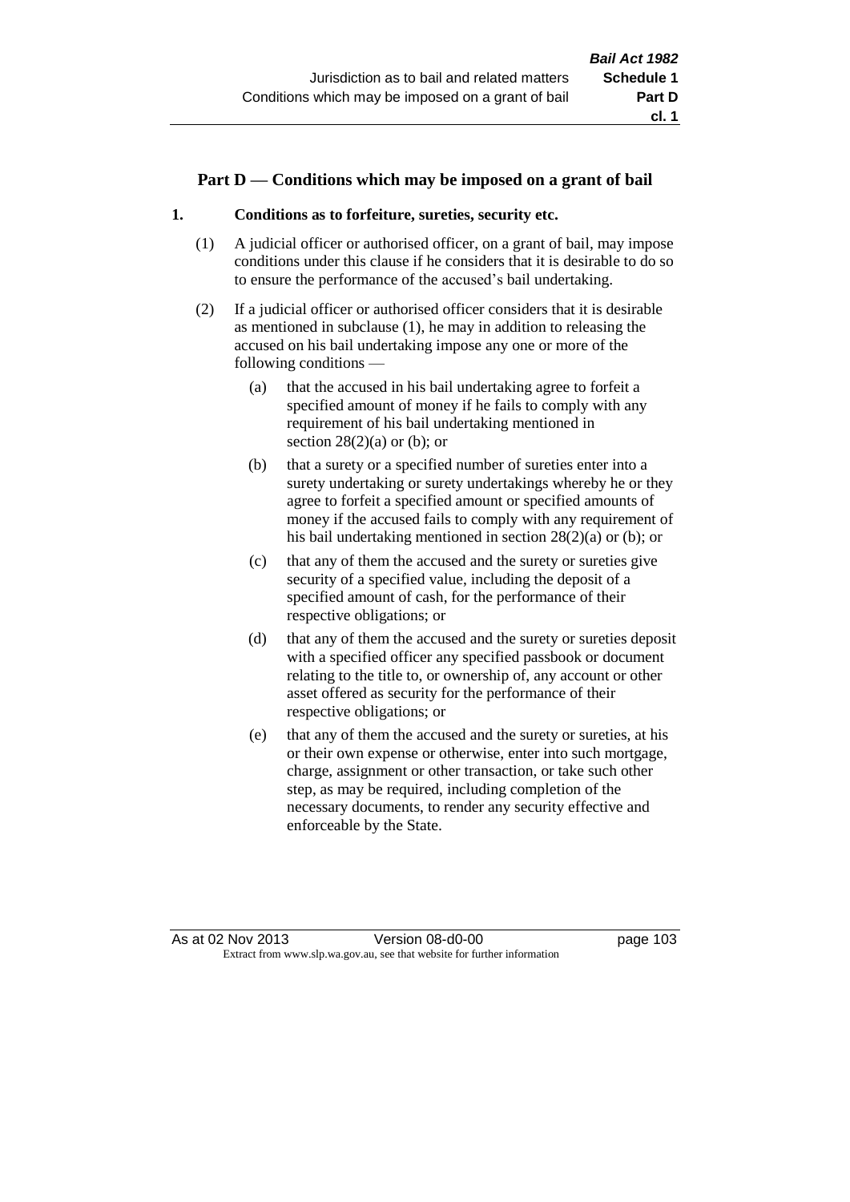## Part D — Conditions which may be imposed on a grant of bail

### 1. Conditions as to forfeiture, sureties, security etc.

(1) A judicial officer or authorised officer, on a grant of bail, may impose conditions under this clause if he considers that it is desirable to do so to ensure the performance of the accused's bail undertaking.

(2) If a judicial officer or authorised officer considers that it is desirable as mentioned in subclause (1), he may in addition to releasing the accused on his bail undertaking impose any one or more of the following conditions —

(a) that the accused in his bail undertaking agree to forfeit a specified amount of money if he fails to comply with any requirement of his bail undertaking mentioned in section 28(2)(a) or (b); or

(b) that a surety or a specified number of sureties enter into a surety undertaking or surety undertakings whereby he or they agree to forfeit a specified amount or specified amounts of money if the accused fails to comply with any requirement of his bail undertaking mentioned in section 28(2)(a) or (b); or

(c) that any of them the accused and the surety or sureties give security of a specified value, including the deposit of a specified amount of cash, for the performance of their respective obligations; or

(d) that any of them the accused and the surety or sureties deposit with a specified officer any specified passbook or document relating to the title to, or ownership of, any account or other asset offered as security for the performance of their respective obligations; or

(e) that any of them the accused and the surety or sureties, at his or their own expense or otherwise, enter into such mortgage, charge, assignment or other transaction, or take such other step, as may be required, including completion of the necessary documents, to render any security effective and enforceable by the State.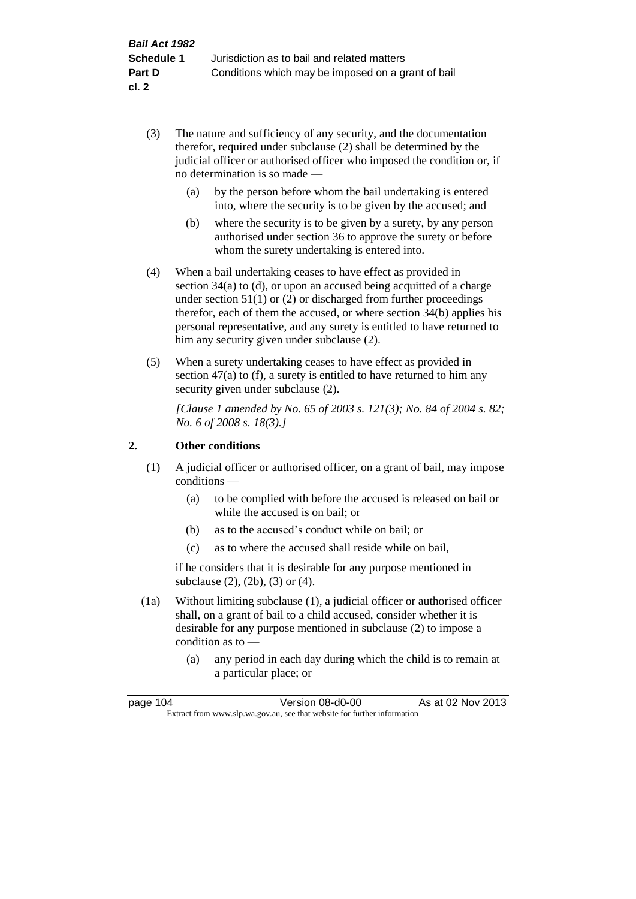(3) The nature and sufficiency of any security, and the documentation therefor, required under subclause (2) shall be determined by the judicial officer or authorised officer who imposed the condition or, if no determination is so made —

(a) by the person before whom the bail undertaking is entered into, where the security is to be given by the accused; and

(b) where the security is to be given by a surety, by any person authorised under section 36 to approve the surety or before whom the surety undertaking is entered into.

(4) When a bail undertaking ceases to have effect as provided in section 34(a) to (d), or upon an accused being acquitted of a charge under section 51(1) or (2) or discharged from further proceedings therefor, each of them the accused, or where section 34(b) applies his personal representative, and any surety is entitled to have returned to him any security given under subclause (2).

(5) When a surety undertaking ceases to have effect as provided in section 47(a) to (f), a surety is entitled to have returned to him any security given under subclause (2).

*[Clause 1 amended by No. 65 of 2003 s. 121(3); No. 84 of 2004 s. 82; No. 6 of 2008 s. 18(3).]*

## 2. Other conditions

(1) A judicial officer or authorised officer, on a grant of bail, may impose conditions —

(a) to be complied with before the accused is released on bail or while the accused is on bail; or

(b) as to the accused's conduct while on bail; or

(c) as to where the accused shall reside while on bail,

if he considers that it is desirable for any purpose mentioned in subclause (2), (2b), (3) or (4).

(1a) Without limiting subclause (1), a judicial officer or authorised officer shall, on a grant of bail to a child accused, consider whether it is desirable for any purpose mentioned in subclause (2) to impose a condition as to —

(a) any period in each day during which the child is to remain at a particular place; or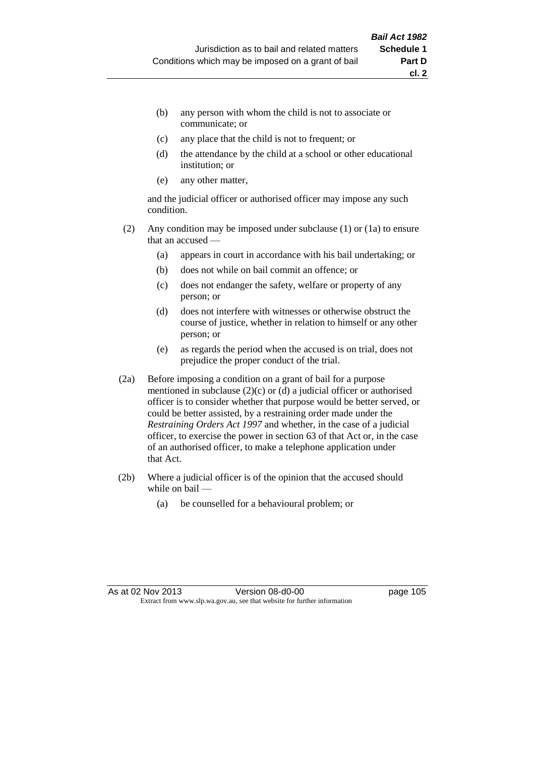(b) any person with whom the child is not to associate or communicate; or

(c) any place that the child is not to frequent; or

(d) the attendance by the child at a school or other educational institution; or

(e) any other matter,

and the judicial officer or authorised officer may impose any such condition.

(2) Any condition may be imposed under subclause (1) or (1a) to ensure that an accused —

(a) appears in court in accordance with his bail undertaking; or

(b) does not while on bail commit an offence; or

(c) does not endanger the safety, welfare or property of any person; or

(d) does not interfere with witnesses or otherwise obstruct the course of justice, whether in relation to himself or any other person; or

(e) as regards the period when the accused is on trial, does not prejudice the proper conduct of the trial.

(2a) Before imposing a condition on a grant of bail for a purpose mentioned in subclause (2)(c) or (d) a judicial officer or authorised officer is to consider whether that purpose would be better served, or could be better assisted, by a restraining order made under the *Restraining Orders Act 1997* and whether, in the case of a judicial officer, to exercise the power in section 63 of that Act or, in the case of an authorised officer, to make a telephone application under that Act.

(2b) Where a judicial officer is of the opinion that the accused should while on bail —

(a) be counselled for a behavioural problem; or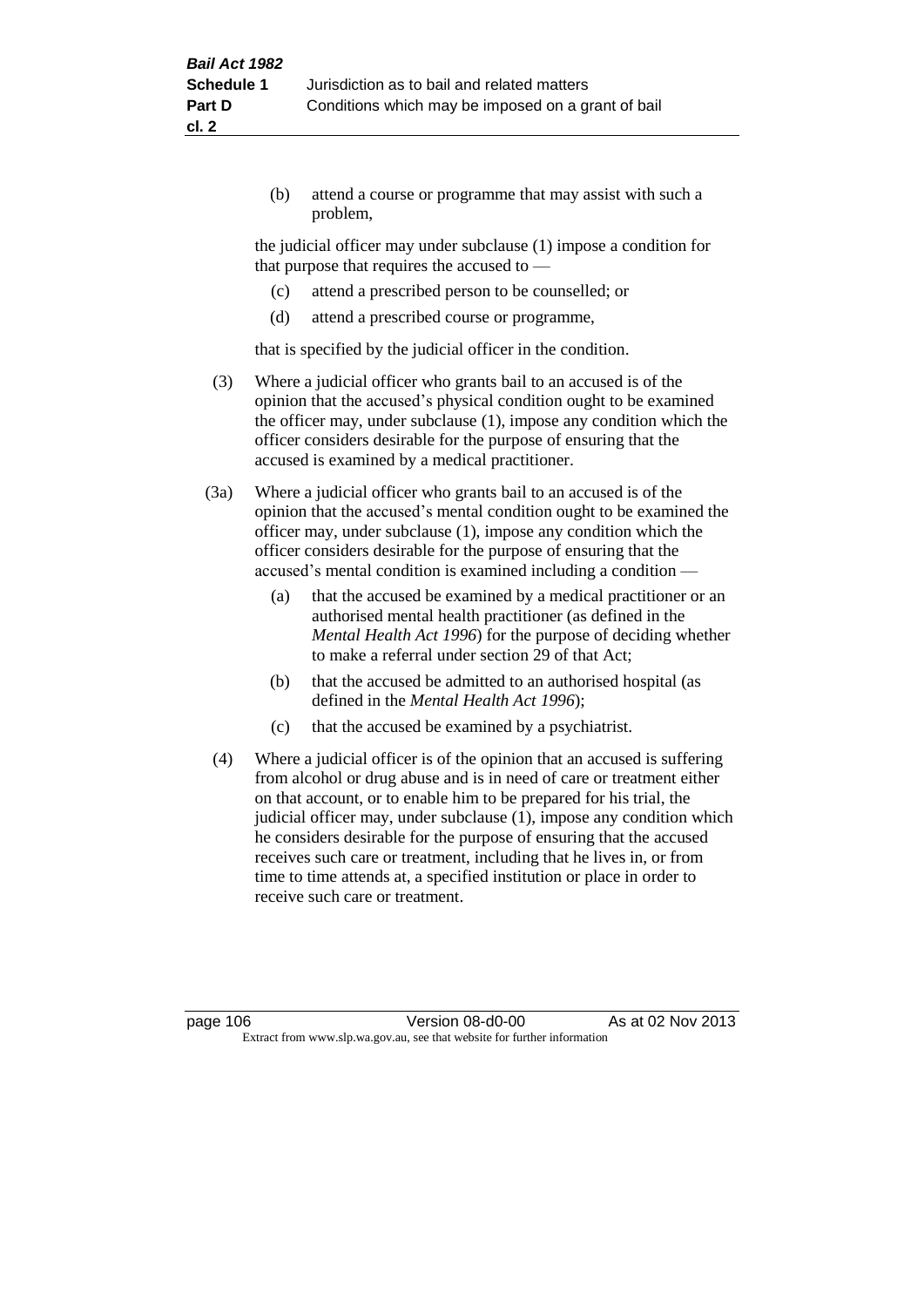(b) attend a course or programme that may assist with such a problem,

the judicial officer may under subclause (1) impose a condition for that purpose that requires the accused to —

(c) attend a prescribed person to be counselled; or

(d) attend a prescribed course or programme,

that is specified by the judicial officer in the condition.

(3) Where a judicial officer who grants bail to an accused is of the opinion that the accused's physical condition ought to be examined the officer may, under subclause (1), impose any condition which the officer considers desirable for the purpose of ensuring that the accused is examined by a medical practitioner.

(3a) Where a judicial officer who grants bail to an accused is of the opinion that the accused's mental condition ought to be examined the officer may, under subclause (1), impose any condition which the officer considers desirable for the purpose of ensuring that the accused's mental condition is examined including a condition —

(a) that the accused be examined by a medical practitioner or an authorised mental health practitioner (as defined in the *Mental Health Act 1996*) for the purpose of deciding whether to make a referral under section 29 of that Act;

(b) that the accused be admitted to an authorised hospital (as defined in the *Mental Health Act 1996*);

(c) that the accused be examined by a psychiatrist.

(4) Where a judicial officer is of the opinion that an accused is suffering from alcohol or drug abuse and is in need of care or treatment either on that account, or to enable him to be prepared for his trial, the judicial officer may, under subclause (1), impose any condition which he considers desirable for the purpose of ensuring that the accused receives such care or treatment, including that he lives in, or from time to time attends at, a specified institution or place in order to receive such care or treatment.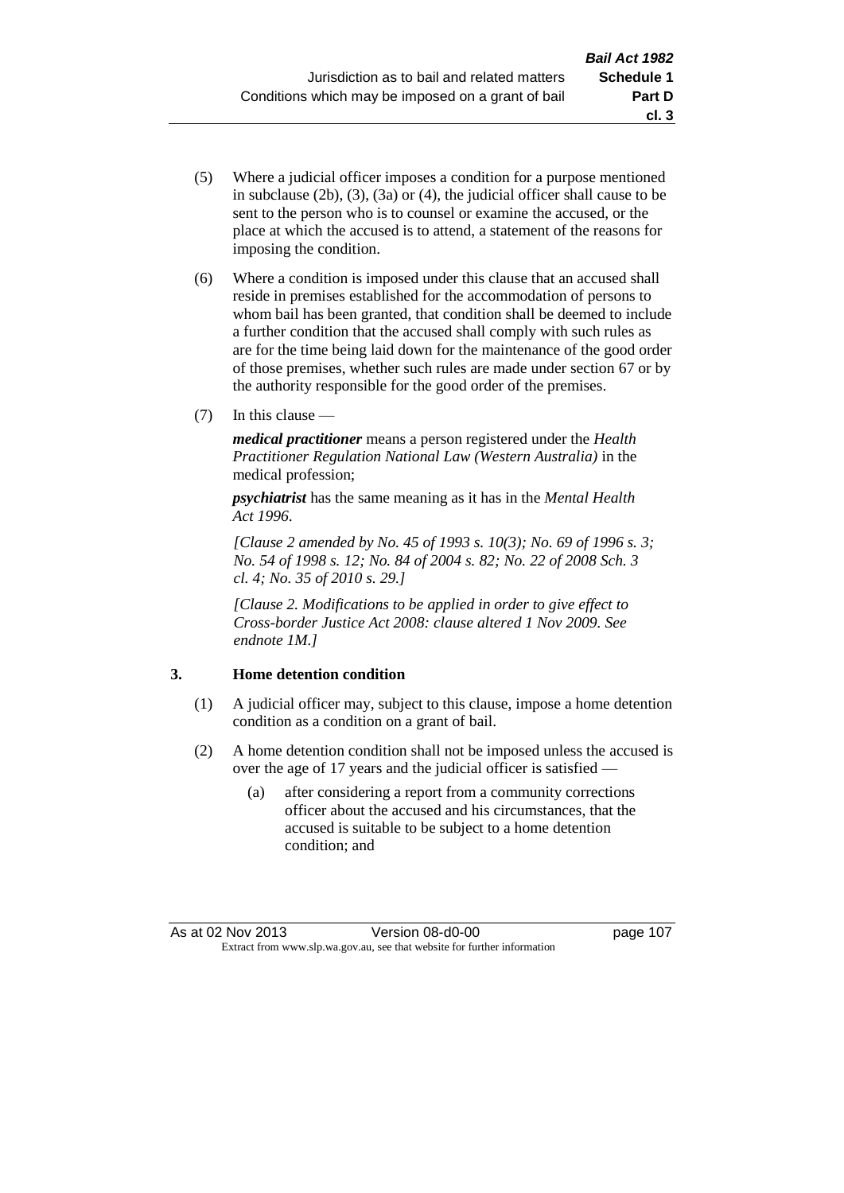(5) Where a judicial officer imposes a condition for a purpose mentioned in subclause (2b), (3), (3a) or (4), the judicial officer shall cause to be sent to the person who is to counsel or examine the accused, or the place at which the accused is to attend, a statement of the reasons for imposing the condition.

(6) Where a condition is imposed under this clause that an accused shall reside in premises established for the accommodation of persons to whom bail has been granted, that condition shall be deemed to include a further condition that the accused shall comply with such rules as are for the time being laid down for the maintenance of the good order of those premises, whether such rules are made under section 67 or by the authority responsible for the good order of the premises.

(7) In this clause —

***medical practitioner*** means a person registered under the *Health Practitioner Regulation National Law (Western Australia)* in the medical profession;

***psychiatrist*** has the same meaning as it has in the *Mental Health Act 1996*.

*[Clause 2 amended by No. 45 of 1993 s. 10(3); No. 69 of 1996 s. 3; No. 54 of 1998 s. 12; No. 84 of 2004 s. 82; No. 22 of 2008 Sch. 3 cl. 4; No. 35 of 2010 s. 29.]*

*[Clause 2. Modifications to be applied in order to give effect to Cross-border Justice Act 2008: clause altered 1 Nov 2009. See endnote 1M.]*

### 3. Home detention condition

(1) A judicial officer may, subject to this clause, impose a home detention condition as a condition on a grant of bail.

(2) A home detention condition shall not be imposed unless the accused is over the age of 17 years and the judicial officer is satisfied —

(a) after considering a report from a community corrections officer about the accused and his circumstances, that the accused is suitable to be subject to a home detention condition; and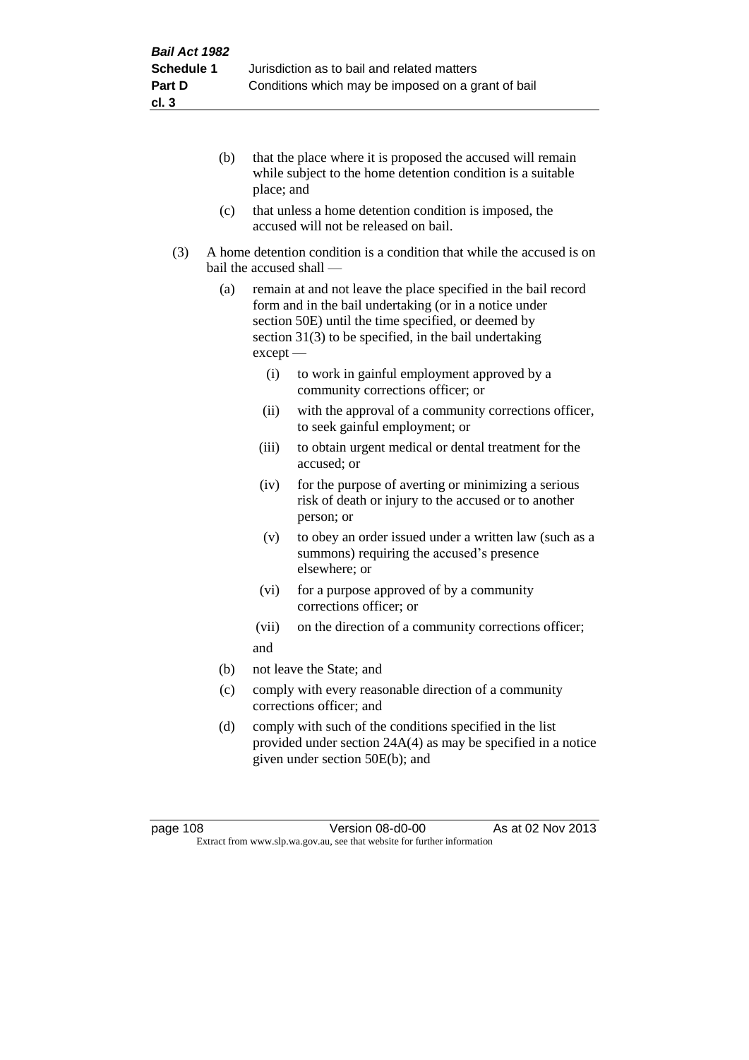(b) that the place where it is proposed the accused will remain while subject to the home detention condition is a suitable place; and

(c) that unless a home detention condition is imposed, the accused will not be released on bail.

(3) A home detention condition is a condition that while the accused is on bail the accused shall —

(a) remain at and not leave the place specified in the bail record form and in the bail undertaking (or in a notice under section 50E) until the time specified, or deemed by section 31(3) to be specified, in the bail undertaking except —

  (i) to work in gainful employment approved by a community corrections officer; or

  (ii) with the approval of a community corrections officer, to seek gainful employment; or

  (iii) to obtain urgent medical or dental treatment for the accused; or

  (iv) for the purpose of averting or minimizing a serious risk of death or injury to the accused or to another person; or

  (v) to obey an order issued under a written law (such as a summons) requiring the accused's presence elsewhere; or

  (vi) for a purpose approved of by a community corrections officer; or

  (vii) on the direction of a community corrections officer;

  and

(b) not leave the State; and

(c) comply with every reasonable direction of a community corrections officer; and

(d) comply with such of the conditions specified in the list provided under section 24A(4) as may be specified in a notice given under section 50E(b); and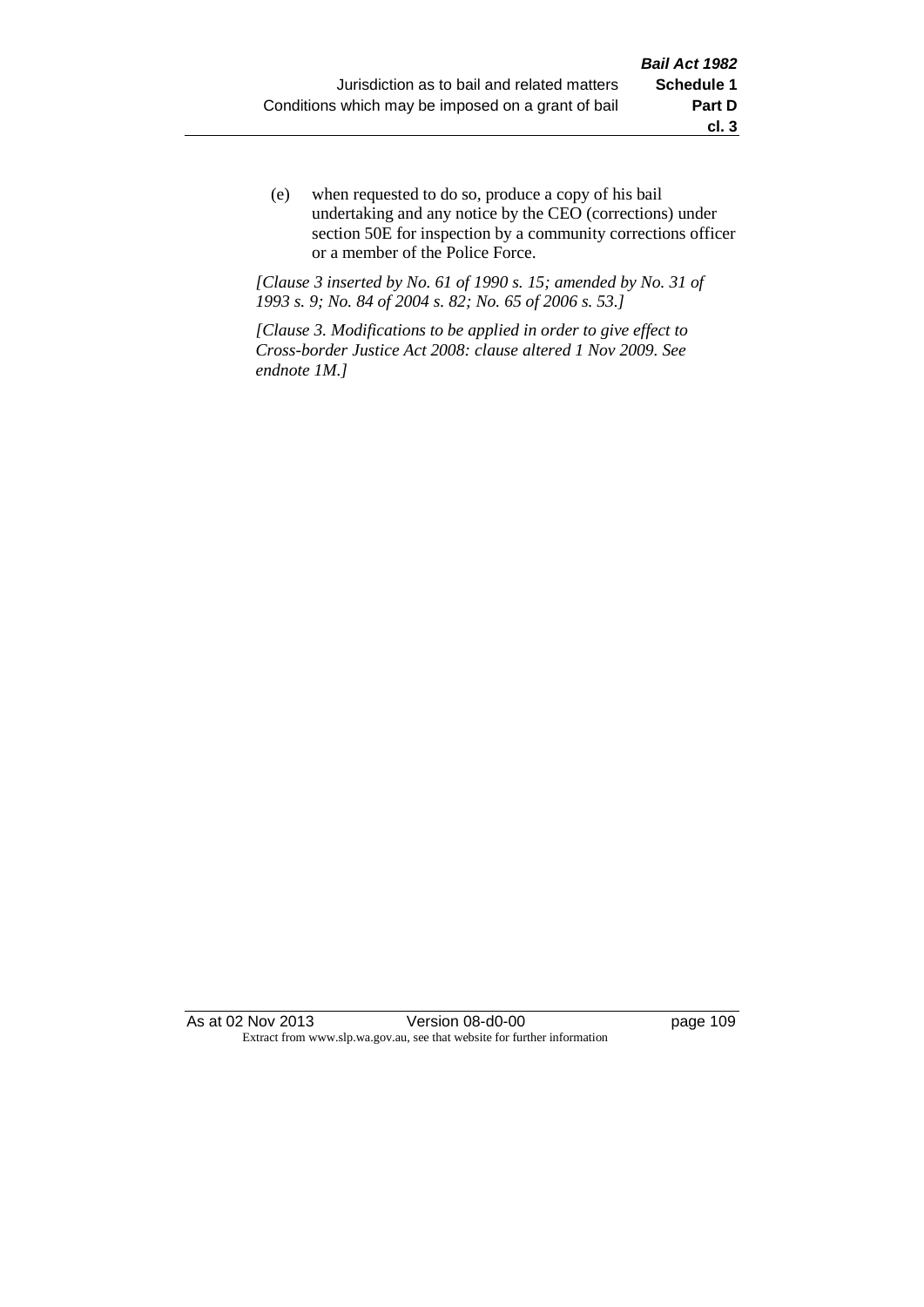(e) when requested to do so, produce a copy of his bail undertaking and any notice by the CEO (corrections) under section 50E for inspection by a community corrections officer or a member of the Police Force.

*[Clause 3 inserted by No. 61 of 1990 s. 15; amended by No. 31 of 1993 s. 9; No. 84 of 2004 s. 82; No. 65 of 2006 s. 53.]*

*[Clause 3. Modifications to be applied in order to give effect to Cross-border Justice Act 2008: clause altered 1 Nov 2009. See endnote 1M.]*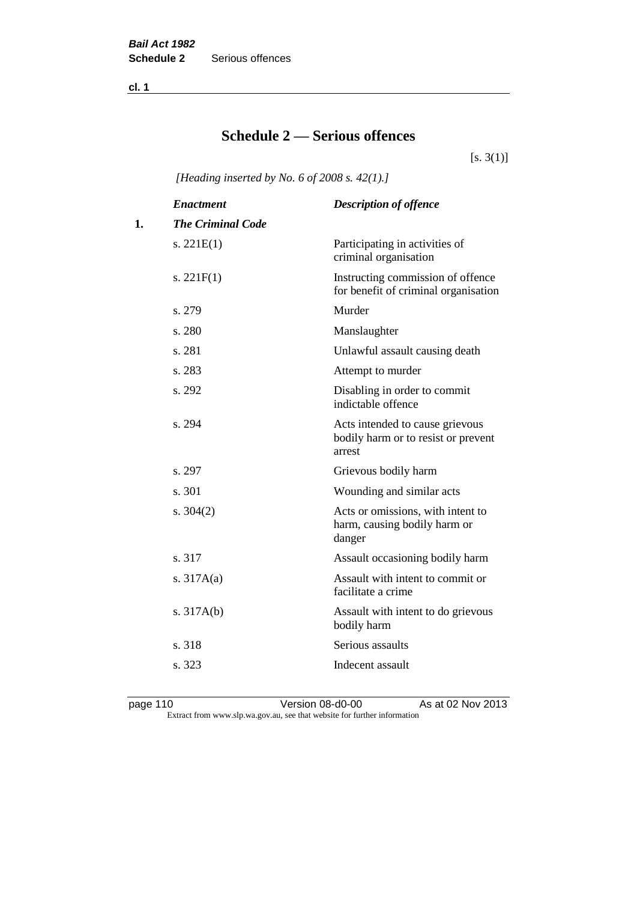# Schedule 2 — Serious offences

[s. 3(1)]

*[Heading inserted by No. 6 of 2008 s. 42(1).]*

| | *Enactment* | *Description of offence* |
|---|---|---|
| **1.** | ***The Criminal Code*** | |
| | s. 221E(1) | Participating in activities of criminal organisation |
| | s. 221F(1) | Instructing commission of offence for benefit of criminal organisation |
| | s. 279 | Murder |
| | s. 280 | Manslaughter |
| | s. 281 | Unlawful assault causing death |
| | s. 283 | Attempt to murder |
| | s. 292 | Disabling in order to commit indictable offence |
| | s. 294 | Acts intended to cause grievous bodily harm or to resist or prevent arrest |
| | s. 297 | Grievous bodily harm |
| | s. 301 | Wounding and similar acts |
| | s. 304(2) | Acts or omissions, with intent to harm, causing bodily harm or danger |
| | s. 317 | Assault occasioning bodily harm |
| | s. 317A(a) | Assault with intent to commit or facilitate a crime |
| | s. 317A(b) | Assault with intent to do grievous bodily harm |
| | s. 318 | Serious assaults |
| | s. 323 | Indecent assault |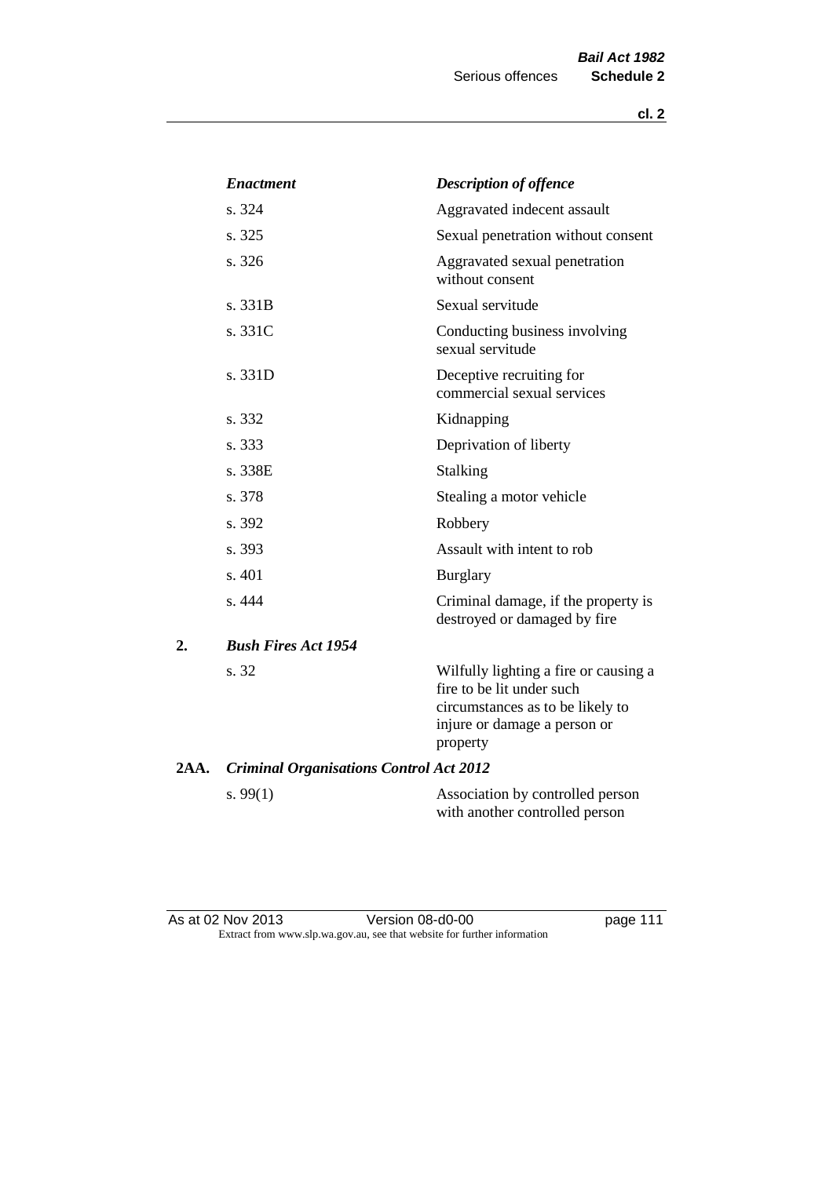| *Enactment* | *Description of offence* |
|---|---|
| s. 324 | Aggravated indecent assault |
| s. 325 | Sexual penetration without consent |
| s. 326 | Aggravated sexual penetration without consent |
| s. 331B | Sexual servitude |
| s. 331C | Conducting business involving sexual servitude |
| s. 331D | Deceptive recruiting for commercial sexual services |
| s. 332 | Kidnapping |
| s. 333 | Deprivation of liberty |
| s. 338E | Stalking |
| s. 378 | Stealing a motor vehicle |
| s. 392 | Robbery |
| s. 393 | Assault with intent to rob |
| s. 401 | Burglary |
| s. 444 | Criminal damage, if the property is destroyed or damaged by fire |

**2. *Bush Fires Act 1954***

| | |
|---|---|
| s. 32 | Wilfully lighting a fire or causing a fire to be lit under such circumstances as to be likely to injure or damage a person or property |

**2AA. *Criminal Organisations Control Act 2012***

| | |
|---|---|
| s. 99(1) | Association by controlled person with another controlled person |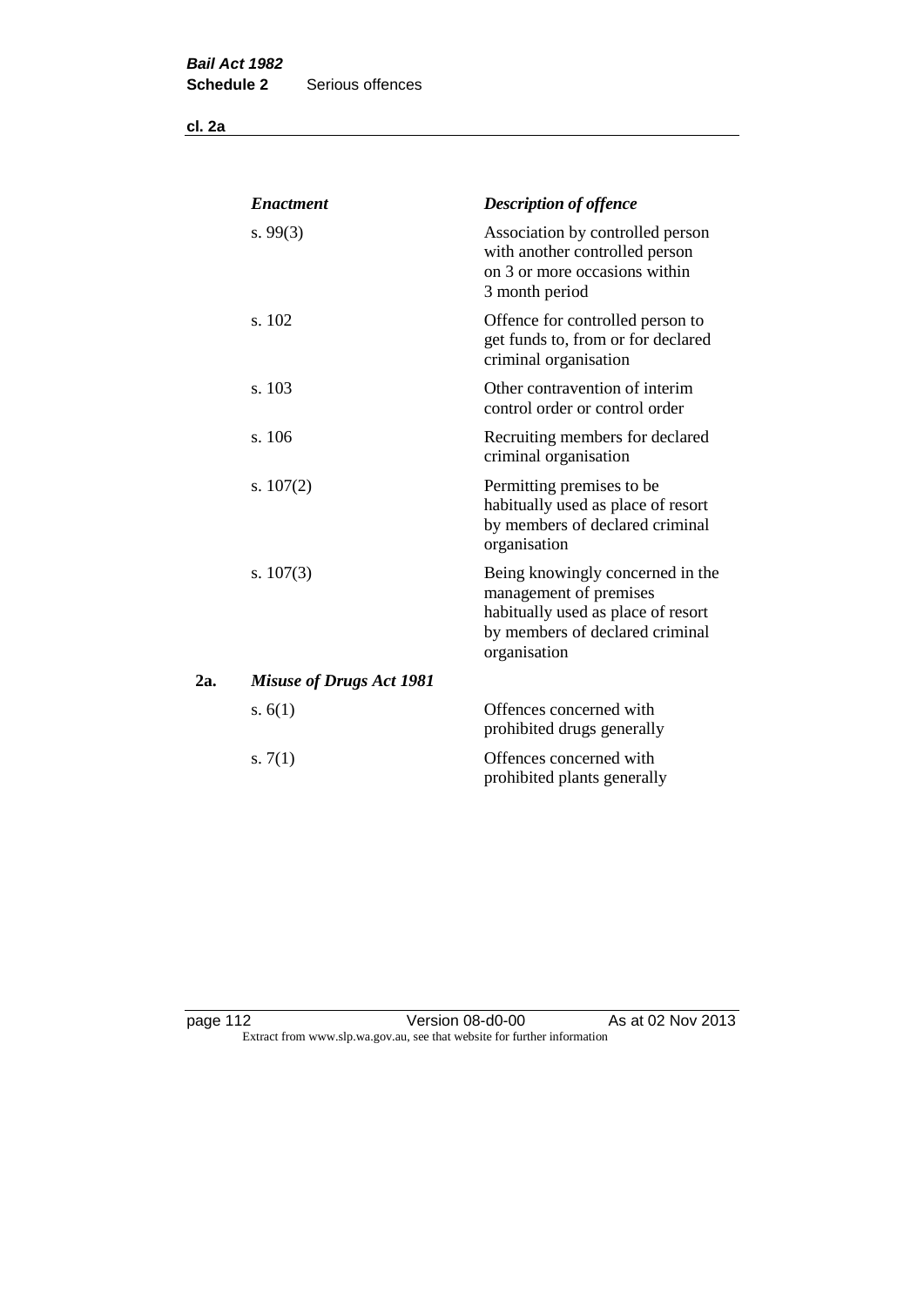| | *Enactment* | *Description of offence* |
|---|---|---|
| | s. 99(3) | Association by controlled person with another controlled person on 3 or more occasions within 3 month period |
| | s. 102 | Offence for controlled person to get funds to, from or for declared criminal organisation |
| | s. 103 | Other contravention of interim control order or control order |
| | s. 106 | Recruiting members for declared criminal organisation |
| | s. 107(2) | Permitting premises to be habitually used as place of resort by members of declared criminal organisation |
| | s. 107(3) | Being knowingly concerned in the management of premises habitually used as place of resort by members of declared criminal organisation |
| **2a.** | ***Misuse of Drugs Act 1981*** | |
| | s. 6(1) | Offences concerned with prohibited drugs generally |
| | s. 7(1) | Offences concerned with prohibited plants generally |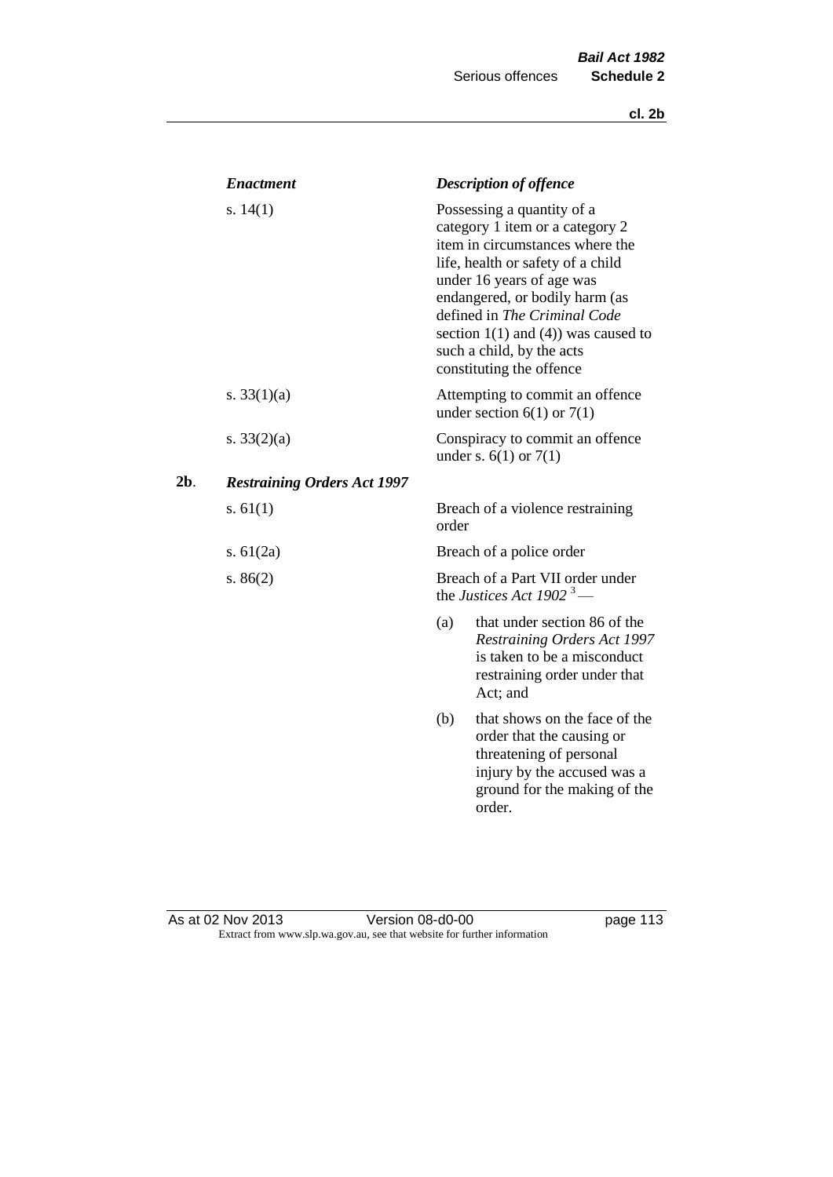| *Enactment* | *Description of offence* |
|---|---|
| s. 14(1) | Possessing a quantity of a category 1 item or a category 2 item in circumstances where the life, health or safety of a child under 16 years of age was endangered, or bodily harm (as defined in *The Criminal Code* section 1(1) and (4)) was caused to such a child, by the acts constituting the offence |
| s. 33(1)(a) | Attempting to commit an offence under section 6(1) or 7(1) |
| s. 33(2)(a) | Conspiracy to commit an offence under s. 6(1) or 7(1) |

**2b**. ***Restraining Orders Act 1997***

| | |
|---|---|
| s. 61(1) | Breach of a violence restraining order |
| s. 61(2a) | Breach of a police order |
| s. 86(2) | Breach of a Part VII order under the *Justices Act 1902* [3] —<br>(a) that under section 86 of the *Restraining Orders Act 1997* is taken to be a misconduct restraining order under that Act; and<br>(b) that shows on the face of the order that the causing or threatening of personal injury by the accused was a ground for the making of the order. |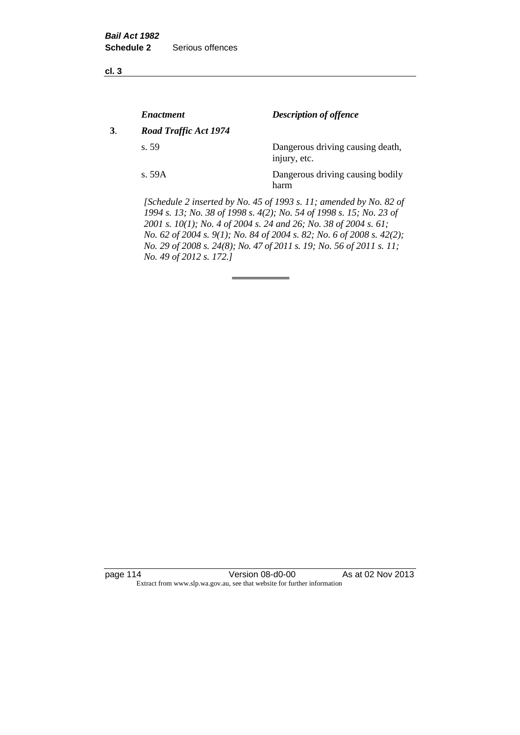| | Enactment | Description of offence |
|---|---|---|
| **3**. | ***Road Traffic Act 1974*** | |
| | s. 59 | Dangerous driving causing death, injury, etc. |
| | s. 59A | Dangerous driving causing bodily harm |

*[Schedule 2 inserted by No. 45 of 1993 s. 11; amended by No. 82 of 1994 s. 13; No. 38 of 1998 s. 4(2); No. 54 of 1998 s. 15; No. 23 of 2001 s. 10(1); No. 4 of 2004 s. 24 and 26; No. 38 of 2004 s. 61; No. 62 of 2004 s. 9(1); No. 84 of 2004 s. 82; No. 6 of 2008 s. 42(2); No. 29 of 2008 s. 24(8); No. 47 of 2011 s. 19; No. 56 of 2011 s. 11; No. 49 of 2012 s. 172.]*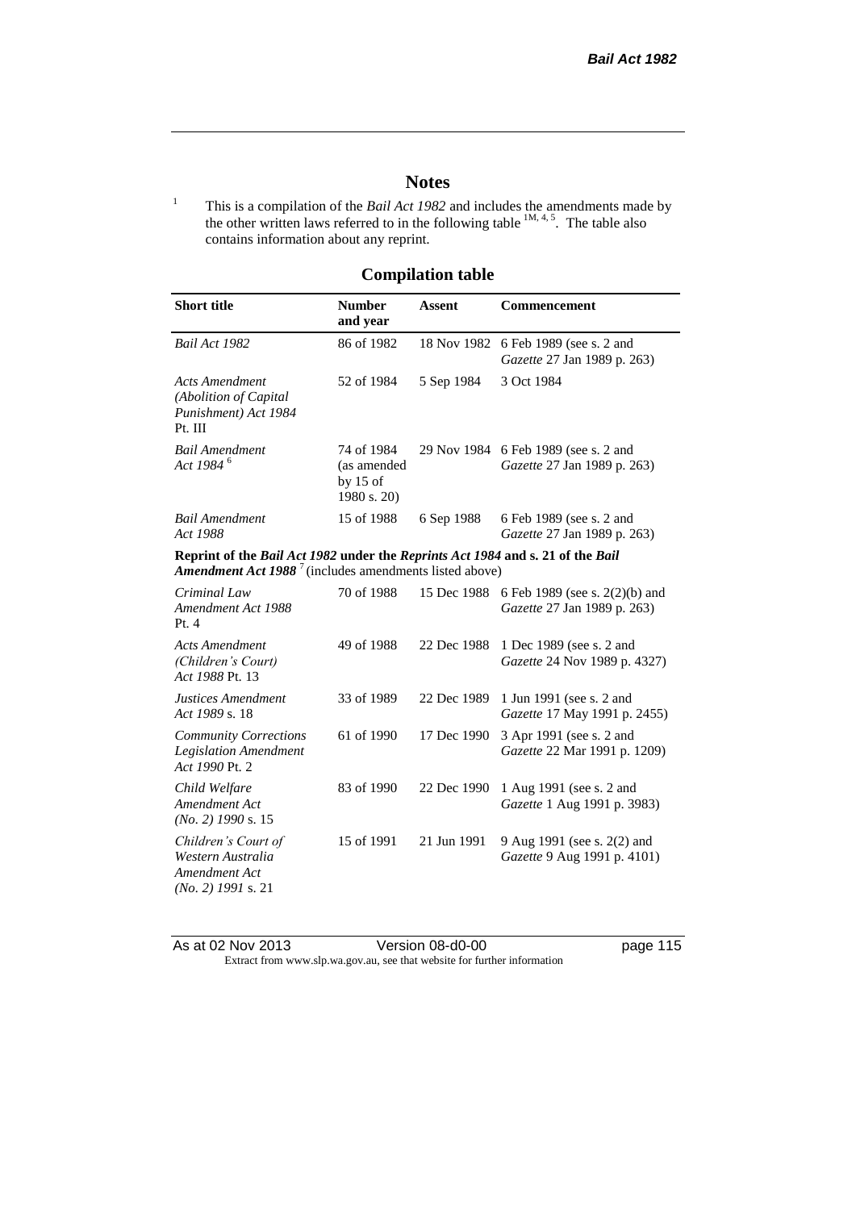# Notes

[1] This is a compilation of the *Bail Act 1982* and includes the amendments made by the other written laws referred to in the following table [1M, 4, 5]. The table also contains information about any reprint.

## Compilation table

| Short title | Number and year | Assent | Commencement |
|---|---|---|---|
| *Bail Act 1982* | 86 of 1982 | 18 Nov 1982 | 6 Feb 1989 (see s. 2 and *Gazette* 27 Jan 1989 p. 263) |
| *Acts Amendment (Abolition of Capital Punishment) Act 1984* Pt. III | 52 of 1984 | 5 Sep 1984 | 3 Oct 1984 |
| *Bail Amendment Act 1984* [6] | 74 of 1984 (as amended by 15 of 1980 s. 20) | 29 Nov 1984 | 6 Feb 1989 (see s. 2 and *Gazette* 27 Jan 1989 p. 263) |
| *Bail Amendment Act 1988* | 15 of 1988 | 6 Sep 1988 | 6 Feb 1989 (see s. 2 and *Gazette* 27 Jan 1989 p. 263) |
| **Reprint of the *Bail Act 1982* under the *Reprints Act 1984* and s. 21 of the *Bail Amendment Act 1988*** [7] (includes amendments listed above) | | | |
| *Criminal Law Amendment Act 1988* Pt. 4 | 70 of 1988 | 15 Dec 1988 | 6 Feb 1989 (see s. 2(2)(b) and *Gazette* 27 Jan 1989 p. 263) |
| *Acts Amendment (Children's Court) Act 1988* Pt. 13 | 49 of 1988 | 22 Dec 1988 | 1 Dec 1989 (see s. 2 and *Gazette* 24 Nov 1989 p. 4327) |
| *Justices Amendment Act 1989* s. 18 | 33 of 1989 | 22 Dec 1989 | 1 Jun 1991 (see s. 2 and *Gazette* 17 May 1991 p. 2455) |
| *Community Corrections Legislation Amendment Act 1990* Pt. 2 | 61 of 1990 | 17 Dec 1990 | 3 Apr 1991 (see s. 2 and *Gazette* 22 Mar 1991 p. 1209) |
| *Child Welfare Amendment Act (No. 2) 1990* s. 15 | 83 of 1990 | 22 Dec 1990 | 1 Aug 1991 (see s. 2 and *Gazette* 1 Aug 1991 p. 3983) |
| *Children's Court of Western Australia Amendment Act (No. 2) 1991* s. 21 | 15 of 1991 | 21 Jun 1991 | 9 Aug 1991 (see s. 2(2) and *Gazette* 9 Aug 1991 p. 4101) |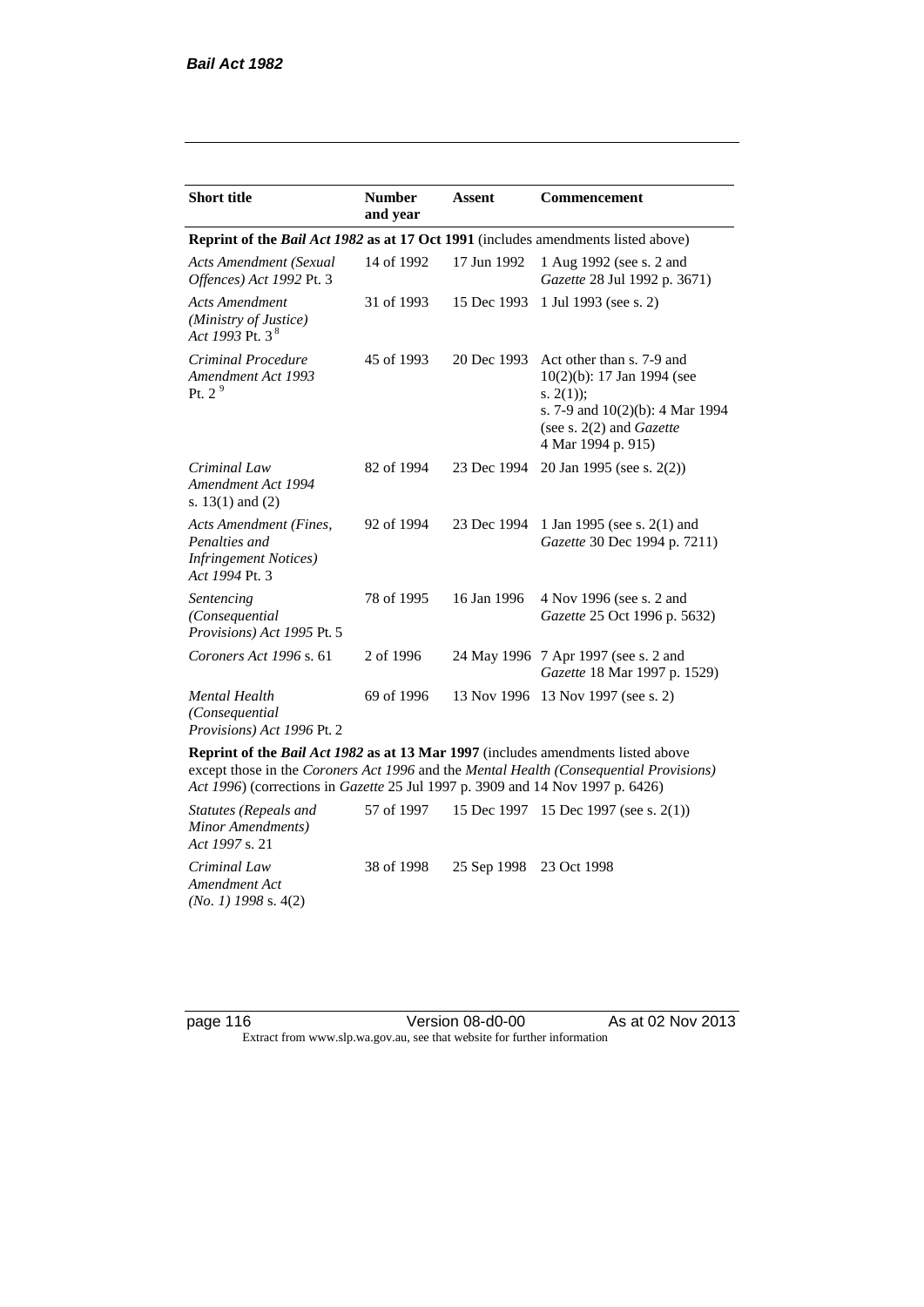| Short title | Number and year | Assent | Commencement |
|---|---|---|---|
| **Reprint of the *Bail Act 1982* as at 17 Oct 1991** (includes amendments listed above) | | | |
| *Acts Amendment (Sexual Offences) Act 1992* Pt. 3 | 14 of 1992 | 17 Jun 1992 | 1 Aug 1992 (see s. 2 and *Gazette* 28 Jul 1992 p. 3671) |
| *Acts Amendment (Ministry of Justice) Act 1993* Pt. 3 [8] | 31 of 1993 | 15 Dec 1993 | 1 Jul 1993 (see s. 2) |
| *Criminal Procedure Amendment Act 1993* Pt. 2 [9] | 45 of 1993 | 20 Dec 1993 | Act other than s. 7-9 and 10(2)(b): 17 Jan 1994 (see s. 2(1)); s. 7-9 and 10(2)(b): 4 Mar 1994 (see s. 2(2) and *Gazette* 4 Mar 1994 p. 915) |
| *Criminal Law Amendment Act 1994* s. 13(1) and (2) | 82 of 1994 | 23 Dec 1994 | 20 Jan 1995 (see s. 2(2)) |
| *Acts Amendment (Fines, Penalties and Infringement Notices) Act 1994* Pt. 3 | 92 of 1994 | 23 Dec 1994 | 1 Jan 1995 (see s. 2(1) and *Gazette* 30 Dec 1994 p. 7211) |
| *Sentencing (Consequential Provisions) Act 1995* Pt. 5 | 78 of 1995 | 16 Jan 1996 | 4 Nov 1996 (see s. 2 and *Gazette* 25 Oct 1996 p. 5632) |
| *Coroners Act 1996* s. 61 | 2 of 1996 | 24 May 1996 | 7 Apr 1997 (see s. 2 and *Gazette* 18 Mar 1997 p. 1529) |
| *Mental Health (Consequential Provisions) Act 1996* Pt. 2 | 69 of 1996 | 13 Nov 1996 | 13 Nov 1997 (see s. 2) |
| **Reprint of the *Bail Act 1982* as at 13 Mar 1997** (includes amendments listed above except those in the *Coroners Act 1996* and the *Mental Health (Consequential Provisions) Act 1996*) (corrections in *Gazette* 25 Jul 1997 p. 3909 and 14 Nov 1997 p. 6426) | | | |
| *Statutes (Repeals and Minor Amendments) Act 1997* s. 21 | 57 of 1997 | 15 Dec 1997 | 15 Dec 1997 (see s. 2(1)) |
| *Criminal Law Amendment Act (No. 1) 1998* s. 4(2) | 38 of 1998 | 25 Sep 1998 | 23 Oct 1998 |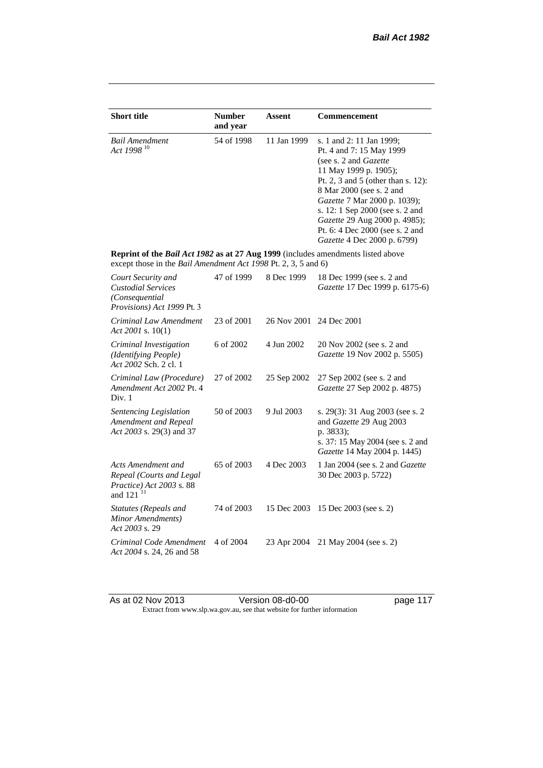| Short title | Number and year | Assent | Commencement |
|---|---|---|---|
| *Bail Amendment Act 1998* [10] | 54 of 1998 | 11 Jan 1999 | s. 1 and 2: 11 Jan 1999; Pt. 4 and 7: 15 May 1999 (see s. 2 and *Gazette* 11 May 1999 p. 1905); Pt. 2, 3 and 5 (other than s. 12): 8 Mar 2000 (see s. 2 and *Gazette* 7 Mar 2000 p. 1039); s. 12: 1 Sep 2000 (see s. 2 and *Gazette* 29 Aug 2000 p. 4985); Pt. 6: 4 Dec 2000 (see s. 2 and *Gazette* 4 Dec 2000 p. 6799) |
| **Reprint of the *Bail Act 1982* as at 27 Aug 1999** (includes amendments listed above except those in the *Bail Amendment Act 1998* Pt. 2, 3, 5 and 6) | | | |
| *Court Security and Custodial Services (Consequential Provisions) Act 1999* Pt. 3 | 47 of 1999 | 8 Dec 1999 | 18 Dec 1999 (see s. 2 and *Gazette* 17 Dec 1999 p. 6175-6) |
| *Criminal Law Amendment Act 2001* s. 10(1) | 23 of 2001 | 26 Nov 2001 | 24 Dec 2001 |
| *Criminal Investigation (Identifying People) Act 2002* Sch. 2 cl. 1 | 6 of 2002 | 4 Jun 2002 | 20 Nov 2002 (see s. 2 and *Gazette* 19 Nov 2002 p. 5505) |
| *Criminal Law (Procedure) Amendment Act 2002* Pt. 4 Div. 1 | 27 of 2002 | 25 Sep 2002 | 27 Sep 2002 (see s. 2 and *Gazette* 27 Sep 2002 p. 4875) |
| *Sentencing Legislation Amendment and Repeal Act 2003* s. 29(3) and 37 | 50 of 2003 | 9 Jul 2003 | s. 29(3): 31 Aug 2003 (see s. 2 and *Gazette* 29 Aug 2003 p. 3833); s. 37: 15 May 2004 (see s. 2 and *Gazette* 14 May 2004 p. 1445) |
| *Acts Amendment and Repeal (Courts and Legal Practice) Act 2003* s. 88 and 121 [11] | 65 of 2003 | 4 Dec 2003 | 1 Jan 2004 (see s. 2 and *Gazette* 30 Dec 2003 p. 5722) |
| *Statutes (Repeals and Minor Amendments) Act 2003* s. 29 | 74 of 2003 | 15 Dec 2003 | 15 Dec 2003 (see s. 2) |
| *Criminal Code Amendment Act 2004* s. 24, 26 and 58 | 4 of 2004 | 23 Apr 2004 | 21 May 2004 (see s. 2) |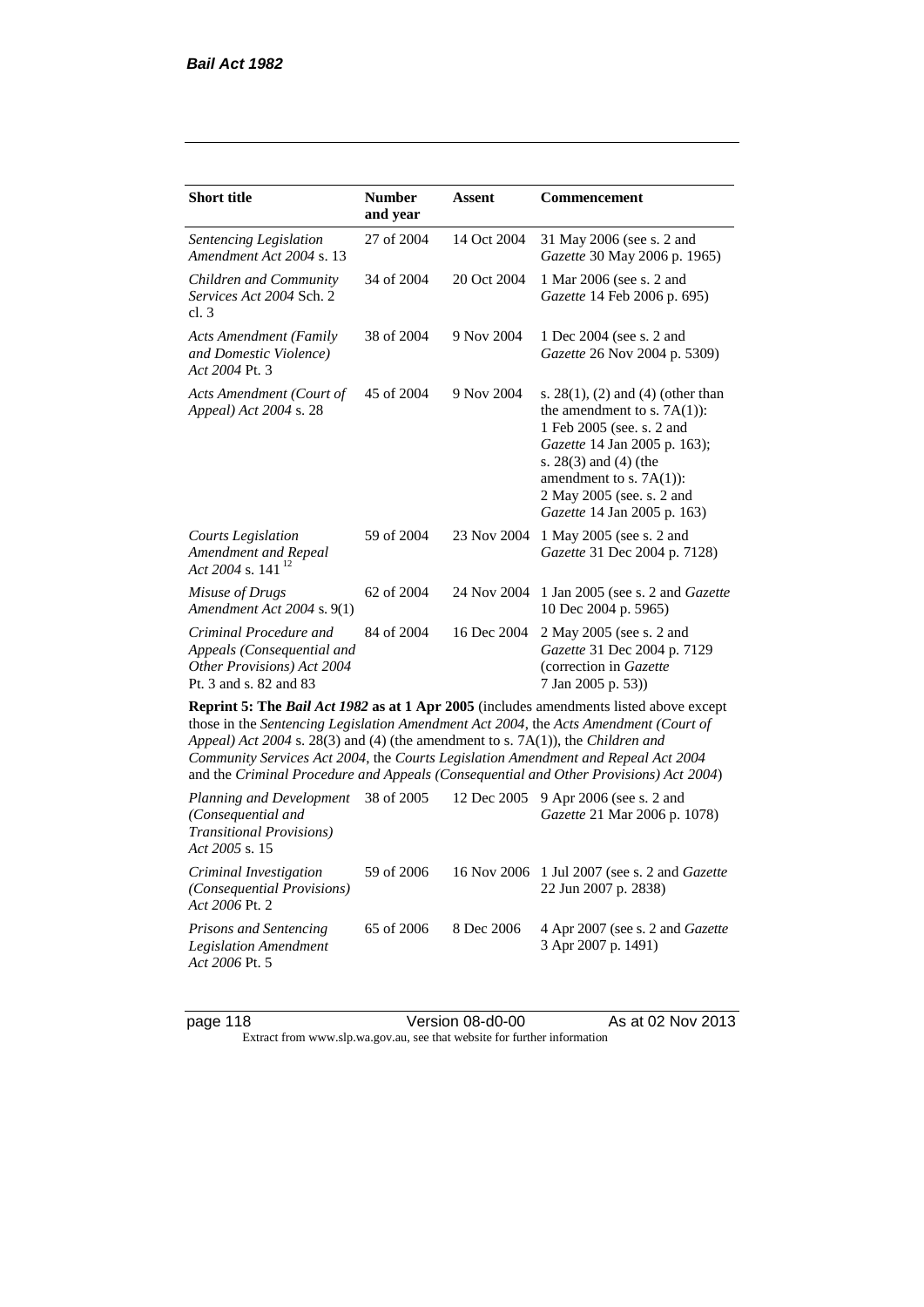| Short title | Number and year | Assent | Commencement |
|---|---|---|---|
| *Sentencing Legislation Amendment Act 2004* s. 13 | 27 of 2004 | 14 Oct 2004 | 31 May 2006 (see s. 2 and *Gazette* 30 May 2006 p. 1965) |
| *Children and Community Services Act 2004* Sch. 2 cl. 3 | 34 of 2004 | 20 Oct 2004 | 1 Mar 2006 (see s. 2 and *Gazette* 14 Feb 2006 p. 695) |
| *Acts Amendment (Family and Domestic Violence) Act 2004* Pt. 3 | 38 of 2004 | 9 Nov 2004 | 1 Dec 2004 (see s. 2 and *Gazette* 26 Nov 2004 p. 5309) |
| *Acts Amendment (Court of Appeal) Act 2004* s. 28 | 45 of 2004 | 9 Nov 2004 | s. 28(1), (2) and (4) (other than the amendment to s. 7A(1)): 1 Feb 2005 (see. s. 2 and *Gazette* 14 Jan 2005 p. 163); s. 28(3) and (4) (the amendment to s. 7A(1)): 2 May 2005 (see. s. 2 and *Gazette* 14 Jan 2005 p. 163) |
| *Courts Legislation Amendment and Repeal Act 2004* s. 141 [12] | 59 of 2004 | 23 Nov 2004 | 1 May 2005 (see s. 2 and *Gazette* 31 Dec 2004 p. 7128) |
| *Misuse of Drugs Amendment Act 2004* s. 9(1) | 62 of 2004 | 24 Nov 2004 | 1 Jan 2005 (see s. 2 and *Gazette* 10 Dec 2004 p. 5965) |
| *Criminal Procedure and Appeals (Consequential and Other Provisions) Act 2004* Pt. 3 and s. 82 and 83 | 84 of 2004 | 16 Dec 2004 | 2 May 2005 (see s. 2 and *Gazette* 31 Dec 2004 p. 7129 (correction in *Gazette* 7 Jan 2005 p. 53)) |
| **Reprint 5: The *Bail Act 1982* as at 1 Apr 2005** (includes amendments listed above except those in the *Sentencing Legislation Amendment Act 2004*, the *Acts Amendment (Court of Appeal) Act 2004* s. 28(3) and (4) (the amendment to s. 7A(1)), the *Children and Community Services Act 2004*, the *Courts Legislation Amendment and Repeal Act 2004* and the *Criminal Procedure and Appeals (Consequential and Other Provisions) Act 2004*) | | | |
| *Planning and Development (Consequential and Transitional Provisions) Act 2005* s. 15 | 38 of 2005 | 12 Dec 2005 | 9 Apr 2006 (see s. 2 and *Gazette* 21 Mar 2006 p. 1078) |
| *Criminal Investigation (Consequential Provisions) Act 2006* Pt. 2 | 59 of 2006 | 16 Nov 2006 | 1 Jul 2007 (see s. 2 and *Gazette* 22 Jun 2007 p. 2838) |
| *Prisons and Sentencing Legislation Amendment Act 2006* Pt. 5 | 65 of 2006 | 8 Dec 2006 | 4 Apr 2007 (see s. 2 and *Gazette* 3 Apr 2007 p. 1491) |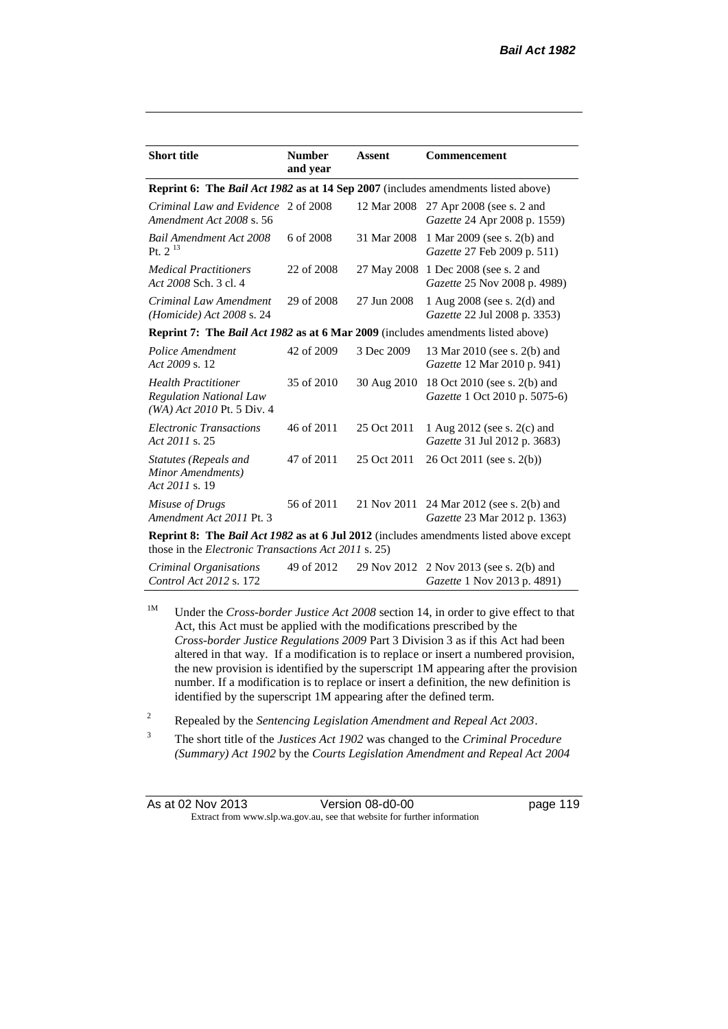| Short title | Number and year | Assent | Commencement |
|---|---|---|---|
| **Reprint 6: The *Bail Act 1982* as at 14 Sep 2007** (includes amendments listed above) | | | |
| *Criminal Law and Evidence Amendment Act 2008* s. 56 | 2 of 2008 | 12 Mar 2008 | 27 Apr 2008 (see s. 2 and *Gazette* 24 Apr 2008 p. 1559) |
| *Bail Amendment Act 2008* Pt. 2 [13] | 6 of 2008 | 31 Mar 2008 | 1 Mar 2009 (see s. 2(b) and *Gazette* 27 Feb 2009 p. 511) |
| *Medical Practitioners Act 2008* Sch. 3 cl. 4 | 22 of 2008 | 27 May 2008 | 1 Dec 2008 (see s. 2 and *Gazette* 25 Nov 2008 p. 4989) |
| *Criminal Law Amendment (Homicide) Act 2008* s. 24 | 29 of 2008 | 27 Jun 2008 | 1 Aug 2008 (see s. 2(d) and *Gazette* 22 Jul 2008 p. 3353) |
| **Reprint 7: The *Bail Act 1982* as at 6 Mar 2009** (includes amendments listed above) | | | |
| *Police Amendment Act 2009* s. 12 | 42 of 2009 | 3 Dec 2009 | 13 Mar 2010 (see s. 2(b) and *Gazette* 12 Mar 2010 p. 941) |
| *Health Practitioner Regulation National Law (WA) Act 2010* Pt. 5 Div. 4 | 35 of 2010 | 30 Aug 2010 | 18 Oct 2010 (see s. 2(b) and *Gazette* 1 Oct 2010 p. 5075-6) |
| *Electronic Transactions Act 2011* s. 25 | 46 of 2011 | 25 Oct 2011 | 1 Aug 2012 (see s. 2(c) and *Gazette* 31 Jul 2012 p. 3683) |
| *Statutes (Repeals and Minor Amendments) Act 2011* s. 19 | 47 of 2011 | 25 Oct 2011 | 26 Oct 2011 (see s. 2(b)) |
| *Misuse of Drugs Amendment Act 2011* Pt. 3 | 56 of 2011 | 21 Nov 2011 | 24 Mar 2012 (see s. 2(b) and *Gazette* 23 Mar 2012 p. 1363) |
| **Reprint 8: The *Bail Act 1982* as at 6 Jul 2012** (includes amendments listed above except those in the *Electronic Transactions Act 2011* s. 25) | | | |
| *Criminal Organisations Control Act 2012* s. 172 | 49 of 2012 | 29 Nov 2012 | 2 Nov 2013 (see s. 2(b) and *Gazette* 1 Nov 2013 p. 4891) |

[1M] Under the *Cross-border Justice Act 2008* section 14, in order to give effect to that Act, this Act must be applied with the modifications prescribed by the *Cross-border Justice Regulations 2009* Part 3 Division 3 as if this Act had been altered in that way. If a modification is to replace or insert a numbered provision, the new provision is identified by the superscript 1M appearing after the provision number. If a modification is to replace or insert a definition, the new definition is identified by the superscript 1M appearing after the defined term.

[2] Repealed by the *Sentencing Legislation Amendment and Repeal Act 2003*.

[3] The short title of the *Justices Act 1902* was changed to the *Criminal Procedure (Summary) Act 1902* by the *Courts Legislation Amendment and Repeal Act 2004*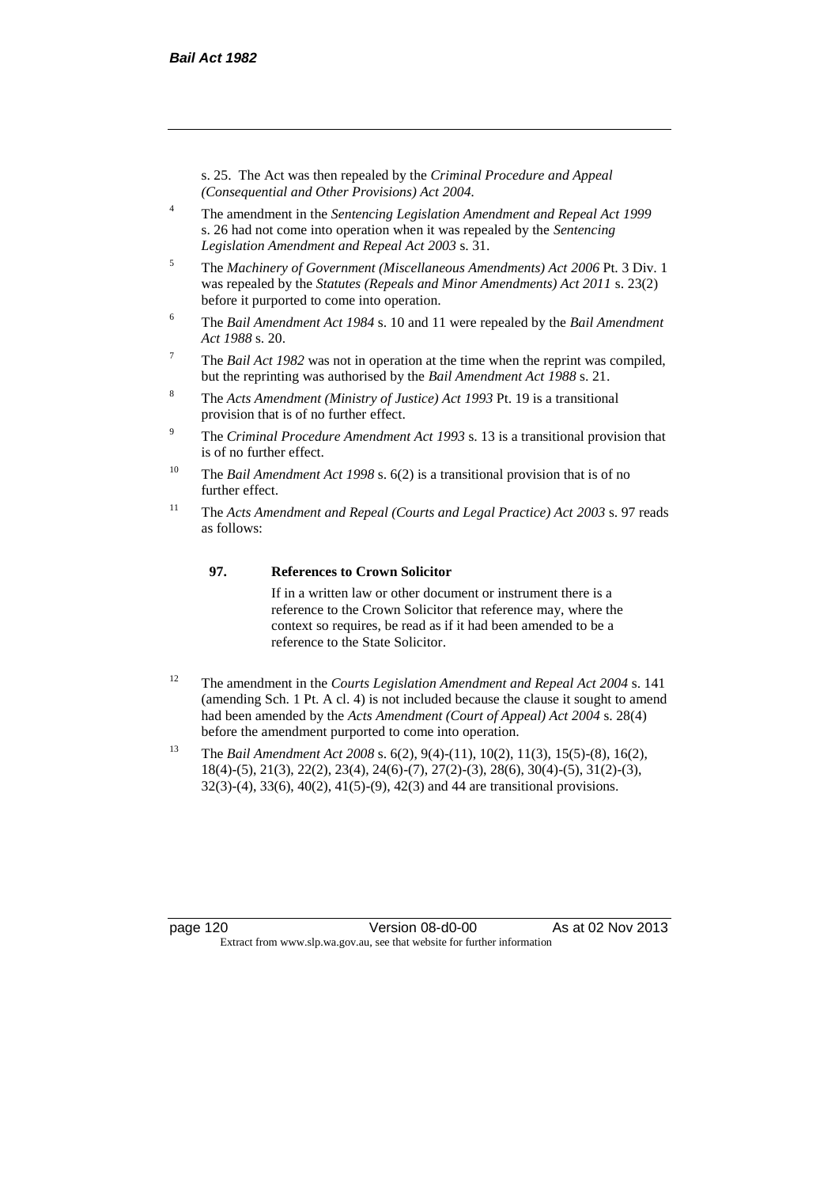s. 25. The Act was then repealed by the *Criminal Procedure and Appeal (Consequential and Other Provisions) Act 2004*.

[4] The amendment in the *Sentencing Legislation Amendment and Repeal Act 1999* s. 26 had not come into operation when it was repealed by the *Sentencing Legislation Amendment and Repeal Act 2003* s. 31.

[5] The *Machinery of Government (Miscellaneous Amendments) Act 2006* Pt. 3 Div. 1 was repealed by the *Statutes (Repeals and Minor Amendments) Act 2011* s. 23(2) before it purported to come into operation.

[6] The *Bail Amendment Act 1984* s. 10 and 11 were repealed by the *Bail Amendment Act 1988* s. 20.

[7] The *Bail Act 1982* was not in operation at the time when the reprint was compiled, but the reprinting was authorised by the *Bail Amendment Act 1988* s. 21.

[8] The *Acts Amendment (Ministry of Justice) Act 1993* Pt. 19 is a transitional provision that is of no further effect.

[9] The *Criminal Procedure Amendment Act 1993* s. 13 is a transitional provision that is of no further effect.

[10] The *Bail Amendment Act 1998* s. 6(2) is a transitional provision that is of no further effect.

[11] The *Acts Amendment and Repeal (Courts and Legal Practice) Act 2003* s. 97 reads as follows:

> **97. References to Crown Solicitor**
>
> If in a written law or other document or instrument there is a reference to the Crown Solicitor that reference may, where the context so requires, be read as if it had been amended to be a reference to the State Solicitor.

[12] The amendment in the *Courts Legislation Amendment and Repeal Act 2004* s. 141 (amending Sch. 1 Pt. A cl. 4) is not included because the clause it sought to amend had been amended by the *Acts Amendment (Court of Appeal) Act 2004* s. 28(4) before the amendment purported to come into operation.

[13] The *Bail Amendment Act 2008* s. 6(2), 9(4)-(11), 10(2), 11(3), 15(5)-(8), 16(2), 18(4)-(5), 21(3), 22(2), 23(4), 24(6)-(7), 27(2)-(3), 28(6), 30(4)-(5), 31(2)-(3), 32(3)-(4), 33(6), 40(2), 41(5)-(9), 42(3) and 44 are transitional provisions.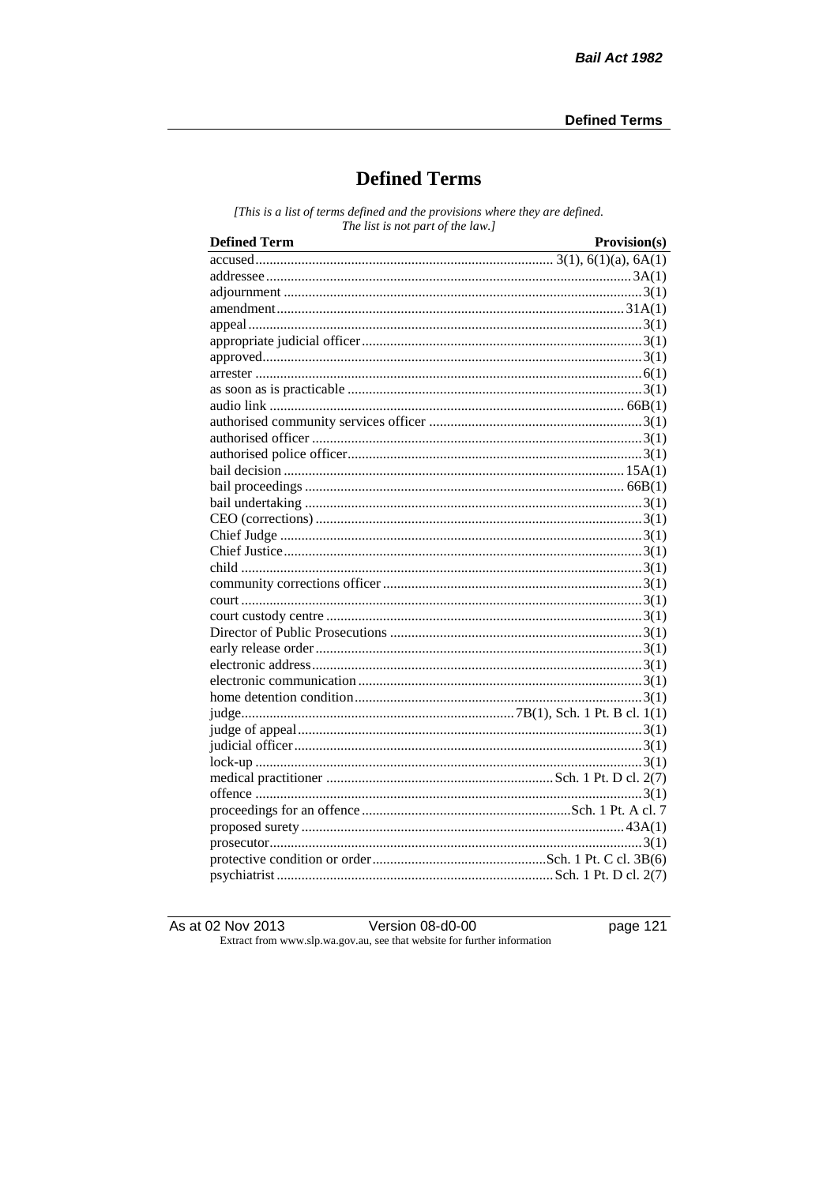# Defined Terms

*[This is a list of terms defined and the provisions where they are defined. The list is not part of the law.]*

| Defined Term | Provision(s) |
|---|---|
| accused | 3(1), 6(1)(a), 6A(1) |
| addressee | 3A(1) |
| adjournment | 3(1) |
| amendment | 31A(1) |
| appeal | 3(1) |
| appropriate judicial officer | 3(1) |
| approved | 3(1) |
| arrester | 6(1) |
| as soon as is practicable | 3(1) |
| audio link | 66B(1) |
| authorised community services officer | 3(1) |
| authorised officer | 3(1) |
| authorised police officer | 3(1) |
| bail decision | 15A(1) |
| bail proceedings | 66B(1) |
| bail undertaking | 3(1) |
| CEO (corrections) | 3(1) |
| Chief Judge | 3(1) |
| Chief Justice | 3(1) |
| child | 3(1) |
| community corrections officer | 3(1) |
| court | 3(1) |
| court custody centre | 3(1) |
| Director of Public Prosecutions | 3(1) |
| early release order | 3(1) |
| electronic address | 3(1) |
| electronic communication | 3(1) |
| home detention condition | 3(1) |
| judge | 7B(1), Sch. 1 Pt. B cl. 1(1) |
| judge of appeal | 3(1) |
| judicial officer | 3(1) |
| lock-up | 3(1) |
| medical practitioner | Sch. 1 Pt. D cl. 2(7) |
| offence | 3(1) |
| proceedings for an offence | Sch. 1 Pt. A cl. 7 |
| proposed surety | 43A(1) |
| prosecutor | 3(1) |
| protective condition or order | Sch. 1 Pt. C cl. 3B(6) |
| psychiatrist | Sch. 1 Pt. D cl. 2(7) |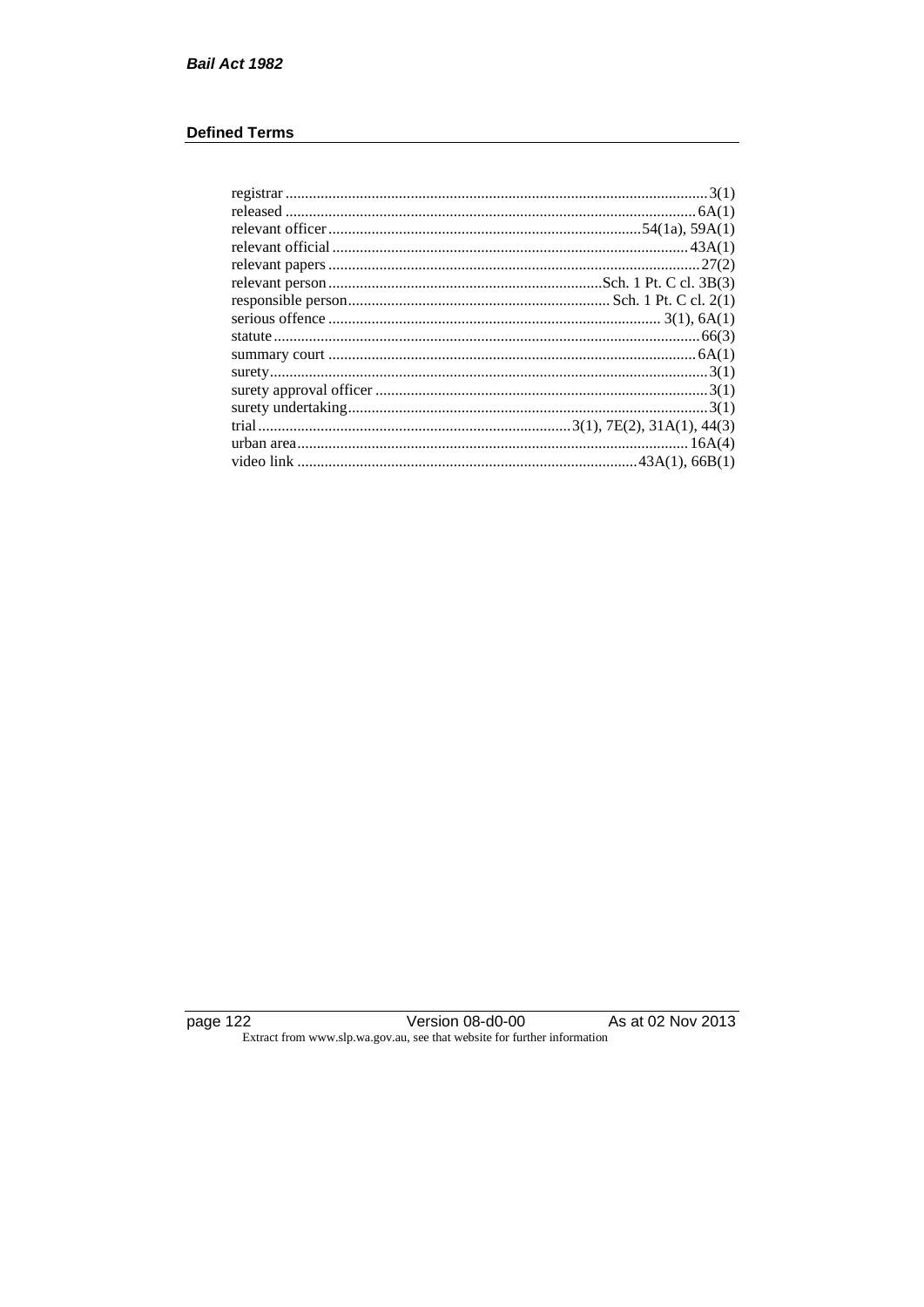## Defined Terms

registrar .......................................................................................................3(1)
released ........................................................................................................ 6A(1)
relevant officer ..............................................................................54(1a), 59A(1)
relevant official .......................................................................................... 43A(1)
relevant papers ..............................................................................................27(2)
relevant person.....................................................................Sch. 1 Pt. C cl. 3B(3)
responsible person.................................................................. Sch. 1 Pt. C cl. 2(1)
serious offence .................................................................................. 3(1), 6A(1)
statute ............................................................................................................66(3)
summary court ............................................................................................ 6A(1)
surety...............................................................................................................3(1)
surety approval officer ...................................................................................3(1)
surety undertaking...........................................................................................3(1)
trial ...............................................................................3(1), 7E(2), 31A(1), 44(3)
urban area................................................................................................... 16A(4)
video link .....................................................................................43A(1), 66B(1)